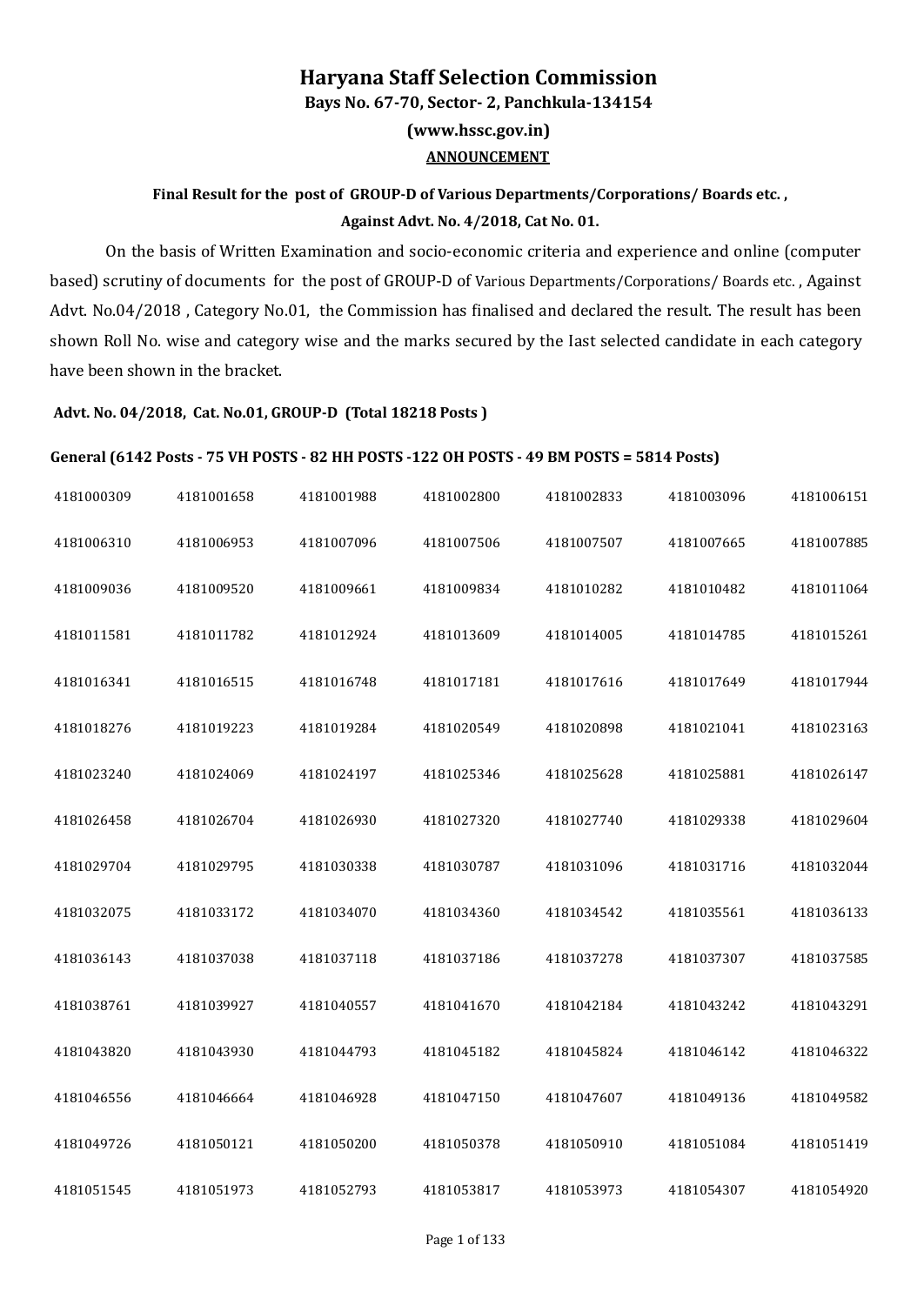# Haryana Staff Selection Commission

**Bays No. 67-70, Sector- 2, Panchkula-134154**

**(www.hssc.gov.in)**

**ANNOUNCEMENT**

**Final Result for the post of GROUP-D of Various Departments/Corporations/ Boards etc. , Against Advt. No. 4/2018, Cat No. 01.**

On the basis of Written Examination and socio-economic criteria and experience and online (computer based) scrutiny of documents for the post of GROUP-D of Various Departments/Corporations/ Boards etc. , Against Advt. No.04/2018 , Category No.01, the Commission has finalised and declared the result. The result has been shown Roll No. wise and category wise and the marks secured by the Iast selected candidate in each category have been shown in the bracket.

**Advt. No. 04/2018, Cat. No.01, GROUP-D (Total 18218 Posts )**

**General (6142 Posts - 75 VH POSTS - 82 HH POSTS -122 OH POSTS - 49 BM POSTS = 5814 Posts)**

| | | | | | | |
|---|---|---|---|---|---|---|
| 4181000309 | 4181001658 | 4181001988 | 4181002800 | 4181002833 | 4181003096 | 4181006151 |
| 4181006310 | 4181006953 | 4181007096 | 4181007506 | 4181007507 | 4181007665 | 4181007885 |
| 4181009036 | 4181009520 | 4181009661 | 4181009834 | 4181010282 | 4181010482 | 4181011064 |
| 4181011581 | 4181011782 | 4181012924 | 4181013609 | 4181014005 | 4181014785 | 4181015261 |
| 4181016341 | 4181016515 | 4181016748 | 4181017181 | 4181017616 | 4181017649 | 4181017944 |
| 4181018276 | 4181019223 | 4181019284 | 4181020549 | 4181020898 | 4181021041 | 4181023163 |
| 4181023240 | 4181024069 | 4181024197 | 4181025346 | 4181025628 | 4181025881 | 4181026147 |
| 4181026458 | 4181026704 | 4181026930 | 4181027320 | 4181027740 | 4181029338 | 4181029604 |
| 4181029704 | 4181029795 | 4181030338 | 4181030787 | 4181031096 | 4181031716 | 4181032044 |
| 4181032075 | 4181033172 | 4181034070 | 4181034360 | 4181034542 | 4181035561 | 4181036133 |
| 4181036143 | 4181037038 | 4181037118 | 4181037186 | 4181037278 | 4181037307 | 4181037585 |
| 4181038761 | 4181039927 | 4181040557 | 4181041670 | 4181042184 | 4181043242 | 4181043291 |
| 4181043820 | 4181043930 | 4181044793 | 4181045182 | 4181045824 | 4181046142 | 4181046322 |
| 4181046556 | 4181046664 | 4181046928 | 4181047150 | 4181047607 | 4181049136 | 4181049582 |
| 4181049726 | 4181050121 | 4181050200 | 4181050378 | 4181050910 | 4181051084 | 4181051419 |
| 4181051545 | 4181051973 | 4181052793 | 4181053817 | 4181053973 | 4181054307 | 4181054920 |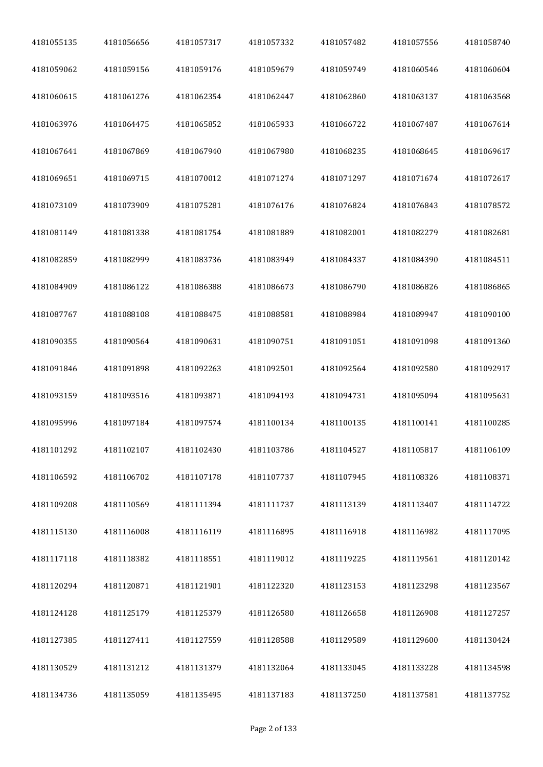| 4181055135 | 4181056656 | 4181057317 | 4181057332 | 4181057482 | 4181057556 | 4181058740 |
|---|---|---|---|---|---|---|
| 4181059062 | 4181059156 | 4181059176 | 4181059679 | 4181059749 | 4181060546 | 4181060604 |
| 4181060615 | 4181061276 | 4181062354 | 4181062447 | 4181062860 | 4181063137 | 4181063568 |
| 4181063976 | 4181064475 | 4181065852 | 4181065933 | 4181066722 | 4181067487 | 4181067614 |
| 4181067641 | 4181067869 | 4181067940 | 4181067980 | 4181068235 | 4181068645 | 4181069617 |
| 4181069651 | 4181069715 | 4181070012 | 4181071274 | 4181071297 | 4181071674 | 4181072617 |
| 4181073109 | 4181073909 | 4181075281 | 4181076176 | 4181076824 | 4181076843 | 4181078572 |
| 4181081149 | 4181081338 | 4181081754 | 4181081889 | 4181082001 | 4181082279 | 4181082681 |
| 4181082859 | 4181082999 | 4181083736 | 4181083949 | 4181084337 | 4181084390 | 4181084511 |
| 4181084909 | 4181086122 | 4181086388 | 4181086673 | 4181086790 | 4181086826 | 4181086865 |
| 4181087767 | 4181088108 | 4181088475 | 4181088581 | 4181088984 | 4181089947 | 4181090100 |
| 4181090355 | 4181090564 | 4181090631 | 4181090751 | 4181091051 | 4181091098 | 4181091360 |
| 4181091846 | 4181091898 | 4181092263 | 4181092501 | 4181092564 | 4181092580 | 4181092917 |
| 4181093159 | 4181093516 | 4181093871 | 4181094193 | 4181094731 | 4181095094 | 4181095631 |
| 4181095996 | 4181097184 | 4181097574 | 4181100134 | 4181100135 | 4181100141 | 4181100285 |
| 4181101292 | 4181102107 | 4181102430 | 4181103786 | 4181104527 | 4181105817 | 4181106109 |
| 4181106592 | 4181106702 | 4181107178 | 4181107737 | 4181107945 | 4181108326 | 4181108371 |
| 4181109208 | 4181110569 | 4181111394 | 4181111737 | 4181113139 | 4181113407 | 4181114722 |
| 4181115130 | 4181116008 | 4181116119 | 4181116895 | 4181116918 | 4181116982 | 4181117095 |
| 4181117118 | 4181118382 | 4181118551 | 4181119012 | 4181119225 | 4181119561 | 4181120142 |
| 4181120294 | 4181120871 | 4181121901 | 4181122320 | 4181123153 | 4181123298 | 4181123567 |
| 4181124128 | 4181125179 | 4181125379 | 4181126580 | 4181126658 | 4181126908 | 4181127257 |
| 4181127385 | 4181127411 | 4181127559 | 4181128588 | 4181129589 | 4181129600 | 4181130424 |
| 4181130529 | 4181131212 | 4181131379 | 4181132064 | 4181133045 | 4181133228 | 4181134598 |
| 4181134736 | 4181135059 | 4181135495 | 4181137183 | 4181137250 | 4181137581 | 4181137752 |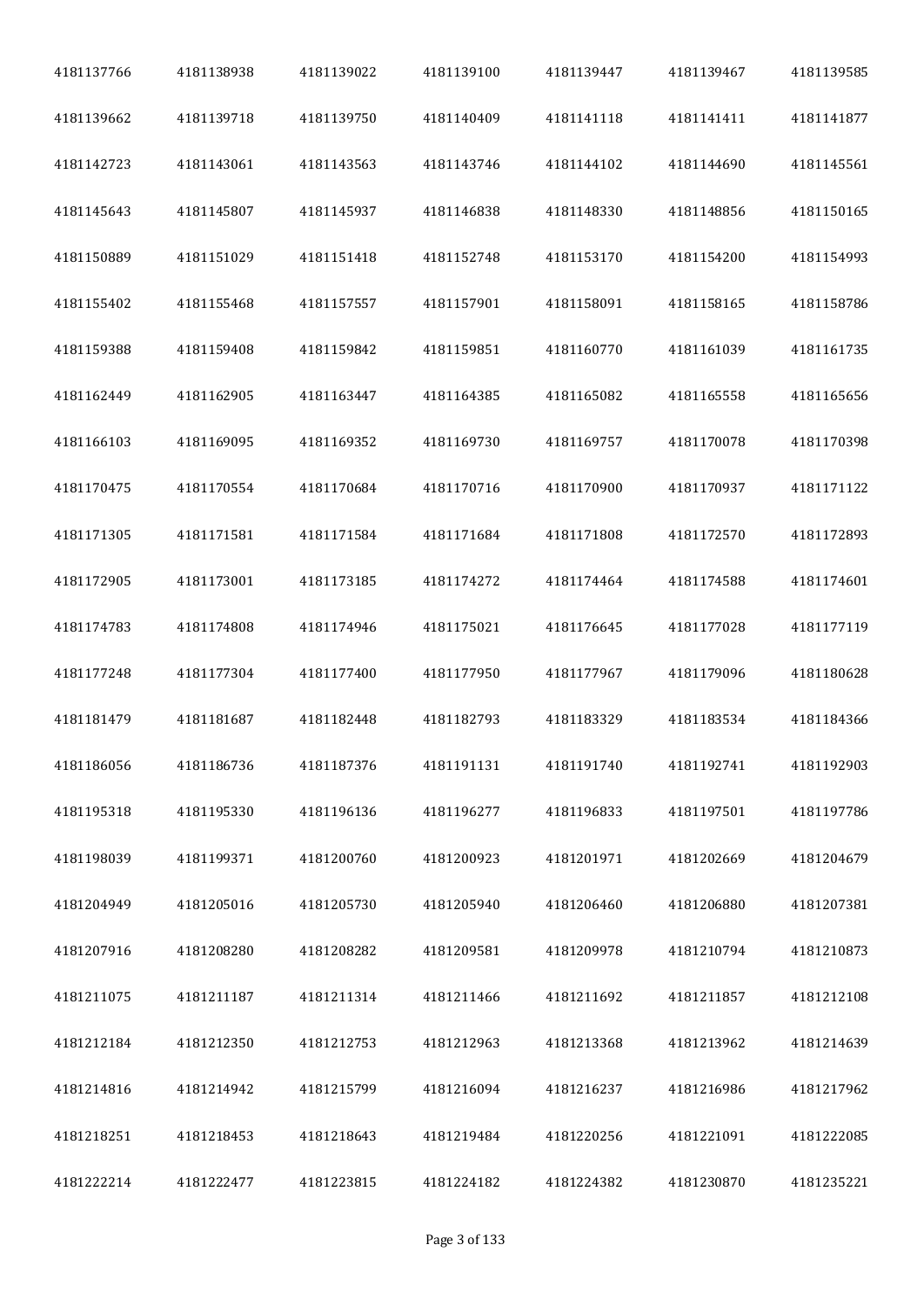| | | | | | | |
|---|---|---|---|---|---|---|
| 4181137766 | 4181138938 | 4181139022 | 4181139100 | 4181139447 | 4181139467 | 4181139585 |
| 4181139662 | 4181139718 | 4181139750 | 4181140409 | 4181141118 | 4181141411 | 4181141877 |
| 4181142723 | 4181143061 | 4181143563 | 4181143746 | 4181144102 | 4181144690 | 4181145561 |
| 4181145643 | 4181145807 | 4181145937 | 4181146838 | 4181148330 | 4181148856 | 4181150165 |
| 4181150889 | 4181151029 | 4181151418 | 4181152748 | 4181153170 | 4181154200 | 4181154993 |
| 4181155402 | 4181155468 | 4181157557 | 4181157901 | 4181158091 | 4181158165 | 4181158786 |
| 4181159388 | 4181159408 | 4181159842 | 4181159851 | 4181160770 | 4181161039 | 4181161735 |
| 4181162449 | 4181162905 | 4181163447 | 4181164385 | 4181165082 | 4181165558 | 4181165656 |
| 4181166103 | 4181169095 | 4181169352 | 4181169730 | 4181169757 | 4181170078 | 4181170398 |
| 4181170475 | 4181170554 | 4181170684 | 4181170716 | 4181170900 | 4181170937 | 4181171122 |
| 4181171305 | 4181171581 | 4181171584 | 4181171684 | 4181171808 | 4181172570 | 4181172893 |
| 4181172905 | 4181173001 | 4181173185 | 4181174272 | 4181174464 | 4181174588 | 4181174601 |
| 4181174783 | 4181174808 | 4181174946 | 4181175021 | 4181176645 | 4181177028 | 4181177119 |
| 4181177248 | 4181177304 | 4181177400 | 4181177950 | 4181177967 | 4181179096 | 4181180628 |
| 4181181479 | 4181181687 | 4181182448 | 4181182793 | 4181183329 | 4181183534 | 4181184366 |
| 4181186056 | 4181186736 | 4181187376 | 4181191131 | 4181191740 | 4181192741 | 4181192903 |
| 4181195318 | 4181195330 | 4181196136 | 4181196277 | 4181196833 | 4181197501 | 4181197786 |
| 4181198039 | 4181199371 | 4181200760 | 4181200923 | 4181201971 | 4181202669 | 4181204679 |
| 4181204949 | 4181205016 | 4181205730 | 4181205940 | 4181206460 | 4181206880 | 4181207381 |
| 4181207916 | 4181208280 | 4181208282 | 4181209581 | 4181209978 | 4181210794 | 4181210873 |
| 4181211075 | 4181211187 | 4181211314 | 4181211466 | 4181211692 | 4181211857 | 4181212108 |
| 4181212184 | 4181212350 | 4181212753 | 4181212963 | 4181213368 | 4181213962 | 4181214639 |
| 4181214816 | 4181214942 | 4181215799 | 4181216094 | 4181216237 | 4181216986 | 4181217962 |
| 4181218251 | 4181218453 | 4181218643 | 4181219484 | 4181220256 | 4181221091 | 4181222085 |
| 4181222214 | 4181222477 | 4181223815 | 4181224182 | 4181224382 | 4181230870 | 4181235221 |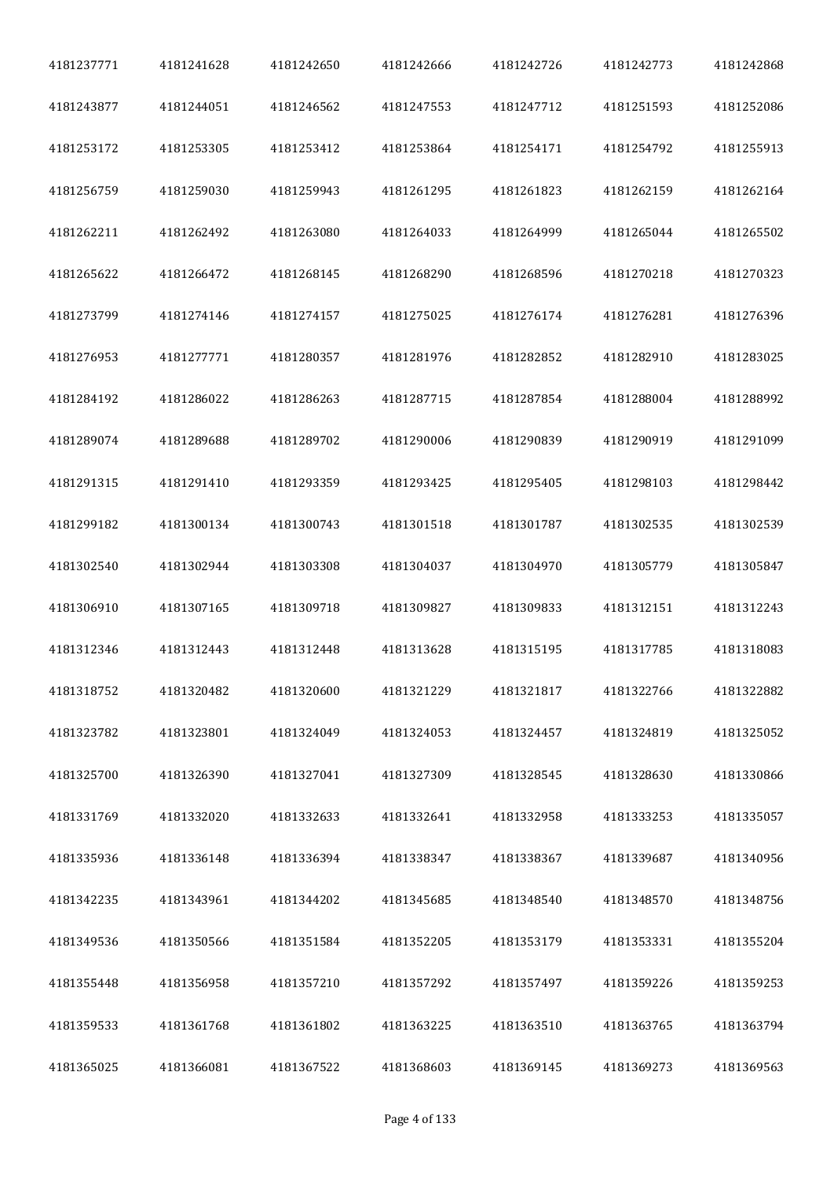| | | | | | | |
|---|---|---|---|---|---|---|
| 4181237771 | 4181241628 | 4181242650 | 4181242666 | 4181242726 | 4181242773 | 4181242868 |
| 4181243877 | 4181244051 | 4181246562 | 4181247553 | 4181247712 | 4181251593 | 4181252086 |
| 4181253172 | 4181253305 | 4181253412 | 4181253864 | 4181254171 | 4181254792 | 4181255913 |
| 4181256759 | 4181259030 | 4181259943 | 4181261295 | 4181261823 | 4181262159 | 4181262164 |
| 4181262211 | 4181262492 | 4181263080 | 4181264033 | 4181264999 | 4181265044 | 4181265502 |
| 4181265622 | 4181266472 | 4181268145 | 4181268290 | 4181268596 | 4181270218 | 4181270323 |
| 4181273799 | 4181274146 | 4181274157 | 4181275025 | 4181276174 | 4181276281 | 4181276396 |
| 4181276953 | 4181277771 | 4181280357 | 4181281976 | 4181282852 | 4181282910 | 4181283025 |
| 4181284192 | 4181286022 | 4181286263 | 4181287715 | 4181287854 | 4181288004 | 4181288992 |
| 4181289074 | 4181289688 | 4181289702 | 4181290006 | 4181290839 | 4181290919 | 4181291099 |
| 4181291315 | 4181291410 | 4181293359 | 4181293425 | 4181295405 | 4181298103 | 4181298442 |
| 4181299182 | 4181300134 | 4181300743 | 4181301518 | 4181301787 | 4181302535 | 4181302539 |
| 4181302540 | 4181302944 | 4181303308 | 4181304037 | 4181304970 | 4181305779 | 4181305847 |
| 4181306910 | 4181307165 | 4181309718 | 4181309827 | 4181309833 | 4181312151 | 4181312243 |
| 4181312346 | 4181312443 | 4181312448 | 4181313628 | 4181315195 | 4181317785 | 4181318083 |
| 4181318752 | 4181320482 | 4181320600 | 4181321229 | 4181321817 | 4181322766 | 4181322882 |
| 4181323782 | 4181323801 | 4181324049 | 4181324053 | 4181324457 | 4181324819 | 4181325052 |
| 4181325700 | 4181326390 | 4181327041 | 4181327309 | 4181328545 | 4181328630 | 4181330866 |
| 4181331769 | 4181332020 | 4181332633 | 4181332641 | 4181332958 | 4181333253 | 4181335057 |
| 4181335936 | 4181336148 | 4181336394 | 4181338347 | 4181338367 | 4181339687 | 4181340956 |
| 4181342235 | 4181343961 | 4181344202 | 4181345685 | 4181348540 | 4181348570 | 4181348756 |
| 4181349536 | 4181350566 | 4181351584 | 4181352205 | 4181353179 | 4181353331 | 4181355204 |
| 4181355448 | 4181356958 | 4181357210 | 4181357292 | 4181357497 | 4181359226 | 4181359253 |
| 4181359533 | 4181361768 | 4181361802 | 4181363225 | 4181363510 | 4181363765 | 4181363794 |
| 4181365025 | 4181366081 | 4181367522 | 4181368603 | 4181369145 | 4181369273 | 4181369563 |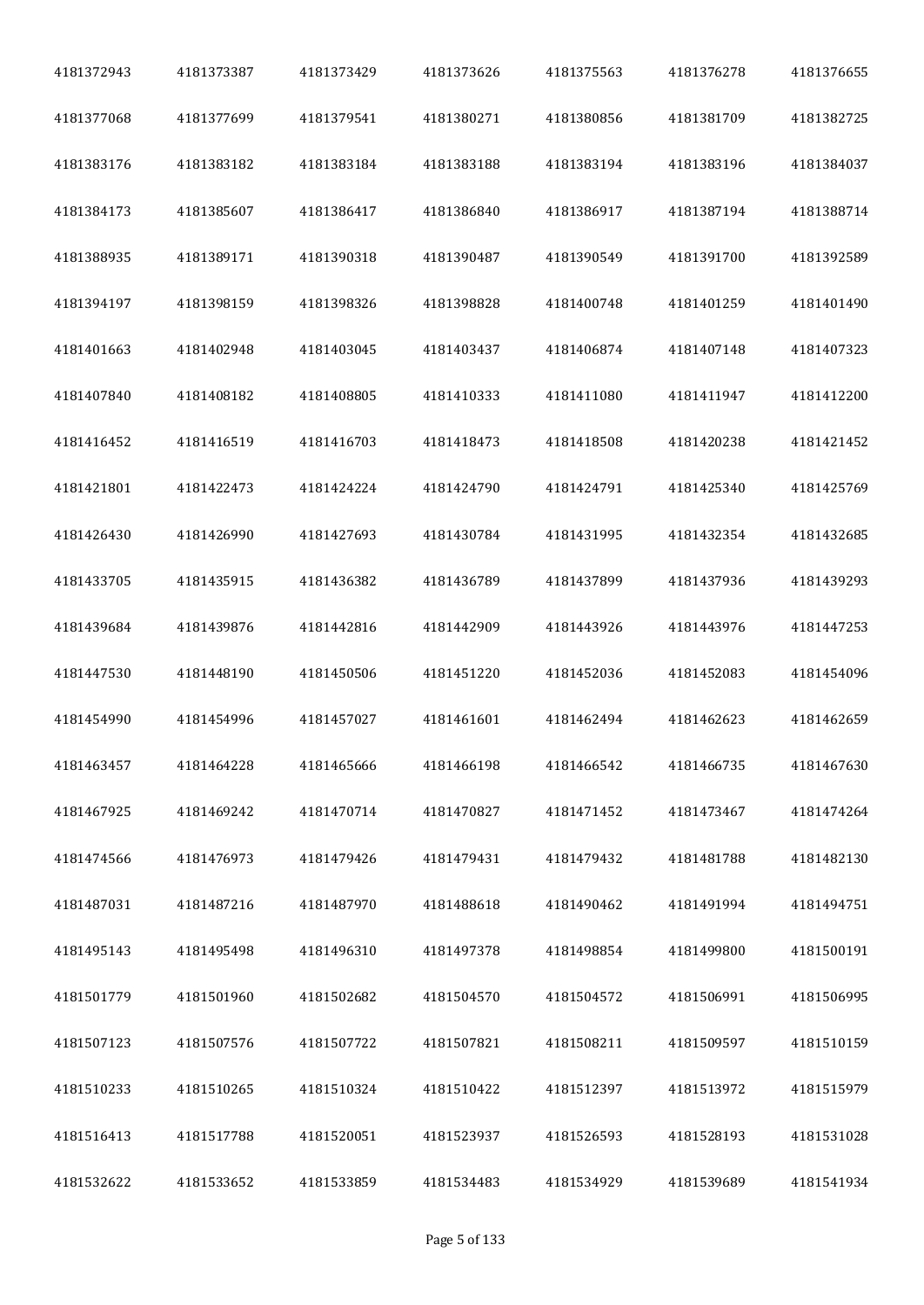| | | | | | | |
|---|---|---|---|---|---|---|
| 4181372943 | 4181373387 | 4181373429 | 4181373626 | 4181375563 | 4181376278 | 4181376655 |
| 4181377068 | 4181377699 | 4181379541 | 4181380271 | 4181380856 | 4181381709 | 4181382725 |
| 4181383176 | 4181383182 | 4181383184 | 4181383188 | 4181383194 | 4181383196 | 4181384037 |
| 4181384173 | 4181385607 | 4181386417 | 4181386840 | 4181386917 | 4181387194 | 4181388714 |
| 4181388935 | 4181389171 | 4181390318 | 4181390487 | 4181390549 | 4181391700 | 4181392589 |
| 4181394197 | 4181398159 | 4181398326 | 4181398828 | 4181400748 | 4181401259 | 4181401490 |
| 4181401663 | 4181402948 | 4181403045 | 4181403437 | 4181406874 | 4181407148 | 4181407323 |
| 4181407840 | 4181408182 | 4181408805 | 4181410333 | 4181411080 | 4181411947 | 4181412200 |
| 4181416452 | 4181416519 | 4181416703 | 4181418473 | 4181418508 | 4181420238 | 4181421452 |
| 4181421801 | 4181422473 | 4181424224 | 4181424790 | 4181424791 | 4181425340 | 4181425769 |
| 4181426430 | 4181426990 | 4181427693 | 4181430784 | 4181431995 | 4181432354 | 4181432685 |
| 4181433705 | 4181435915 | 4181436382 | 4181436789 | 4181437899 | 4181437936 | 4181439293 |
| 4181439684 | 4181439876 | 4181442816 | 4181442909 | 4181443926 | 4181443976 | 4181447253 |
| 4181447530 | 4181448190 | 4181450506 | 4181451220 | 4181452036 | 4181452083 | 4181454096 |
| 4181454990 | 4181454996 | 4181457027 | 4181461601 | 4181462494 | 4181462623 | 4181462659 |
| 4181463457 | 4181464228 | 4181465666 | 4181466198 | 4181466542 | 4181466735 | 4181467630 |
| 4181467925 | 4181469242 | 4181470714 | 4181470827 | 4181471452 | 4181473467 | 4181474264 |
| 4181474566 | 4181476973 | 4181479426 | 4181479431 | 4181479432 | 4181481788 | 4181482130 |
| 4181487031 | 4181487216 | 4181487970 | 4181488618 | 4181490462 | 4181491994 | 4181494751 |
| 4181495143 | 4181495498 | 4181496310 | 4181497378 | 4181498854 | 4181499800 | 4181500191 |
| 4181501779 | 4181501960 | 4181502682 | 4181504570 | 4181504572 | 4181506991 | 4181506995 |
| 4181507123 | 4181507576 | 4181507722 | 4181507821 | 4181508211 | 4181509597 | 4181510159 |
| 4181510233 | 4181510265 | 4181510324 | 4181510422 | 4181512397 | 4181513972 | 4181515979 |
| 4181516413 | 4181517788 | 4181520051 | 4181523937 | 4181526593 | 4181528193 | 4181531028 |
| 4181532622 | 4181533652 | 4181533859 | 4181534483 | 4181534929 | 4181539689 | 4181541934 |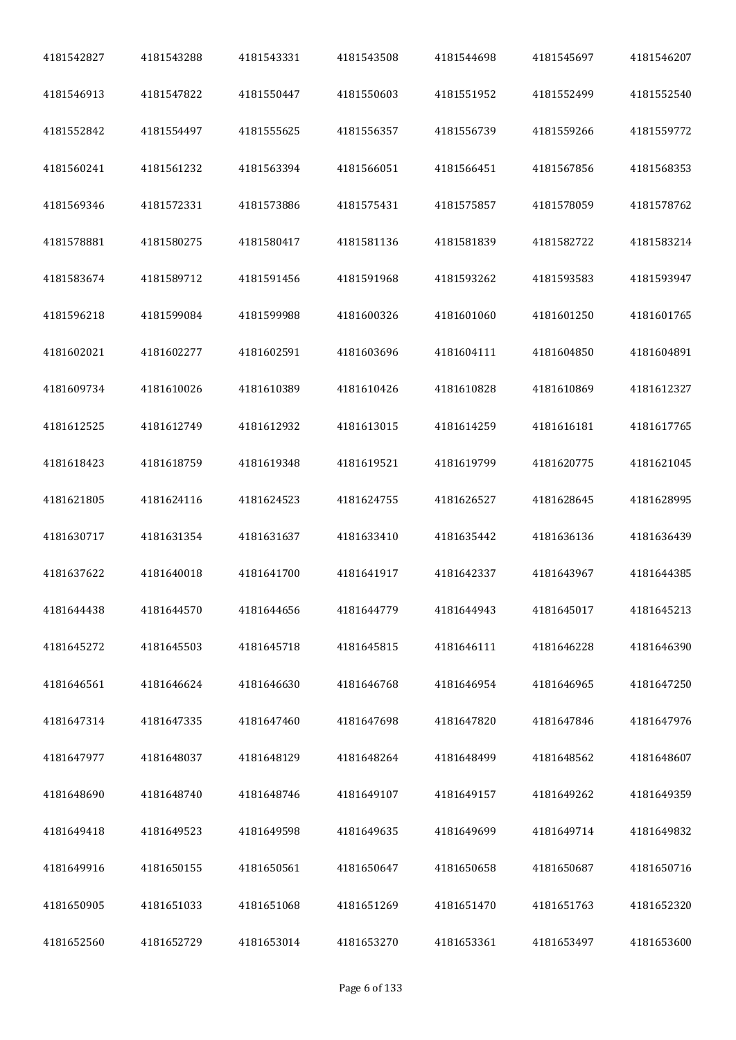| | | | | | | |
|---|---|---|---|---|---|---|
| 4181542827 | 4181543288 | 4181543331 | 4181543508 | 4181544698 | 4181545697 | 4181546207 |
| 4181546913 | 4181547822 | 4181550447 | 4181550603 | 4181551952 | 4181552499 | 4181552540 |
| 4181552842 | 4181554497 | 4181555625 | 4181556357 | 4181556739 | 4181559266 | 4181559772 |
| 4181560241 | 4181561232 | 4181563394 | 4181566051 | 4181566451 | 4181567856 | 4181568353 |
| 4181569346 | 4181572331 | 4181573886 | 4181575431 | 4181575857 | 4181578059 | 4181578762 |
| 4181578881 | 4181580275 | 4181580417 | 4181581136 | 4181581839 | 4181582722 | 4181583214 |
| 4181583674 | 4181589712 | 4181591456 | 4181591968 | 4181593262 | 4181593583 | 4181593947 |
| 4181596218 | 4181599084 | 4181599988 | 4181600326 | 4181601060 | 4181601250 | 4181601765 |
| 4181602021 | 4181602277 | 4181602591 | 4181603696 | 4181604111 | 4181604850 | 4181604891 |
| 4181609734 | 4181610026 | 4181610389 | 4181610426 | 4181610828 | 4181610869 | 4181612327 |
| 4181612525 | 4181612749 | 4181612932 | 4181613015 | 4181614259 | 4181616181 | 4181617765 |
| 4181618423 | 4181618759 | 4181619348 | 4181619521 | 4181619799 | 4181620775 | 4181621045 |
| 4181621805 | 4181624116 | 4181624523 | 4181624755 | 4181626527 | 4181628645 | 4181628995 |
| 4181630717 | 4181631354 | 4181631637 | 4181633410 | 4181635442 | 4181636136 | 4181636439 |
| 4181637622 | 4181640018 | 4181641700 | 4181641917 | 4181642337 | 4181643967 | 4181644385 |
| 4181644438 | 4181644570 | 4181644656 | 4181644779 | 4181644943 | 4181645017 | 4181645213 |
| 4181645272 | 4181645503 | 4181645718 | 4181645815 | 4181646111 | 4181646228 | 4181646390 |
| 4181646561 | 4181646624 | 4181646630 | 4181646768 | 4181646954 | 4181646965 | 4181647250 |
| 4181647314 | 4181647335 | 4181647460 | 4181647698 | 4181647820 | 4181647846 | 4181647976 |
| 4181647977 | 4181648037 | 4181648129 | 4181648264 | 4181648499 | 4181648562 | 4181648607 |
| 4181648690 | 4181648740 | 4181648746 | 4181649107 | 4181649157 | 4181649262 | 4181649359 |
| 4181649418 | 4181649523 | 4181649598 | 4181649635 | 4181649699 | 4181649714 | 4181649832 |
| 4181649916 | 4181650155 | 4181650561 | 4181650647 | 4181650658 | 4181650687 | 4181650716 |
| 4181650905 | 4181651033 | 4181651068 | 4181651269 | 4181651470 | 4181651763 | 4181652320 |
| 4181652560 | 4181652729 | 4181653014 | 4181653270 | 4181653361 | 4181653497 | 4181653600 |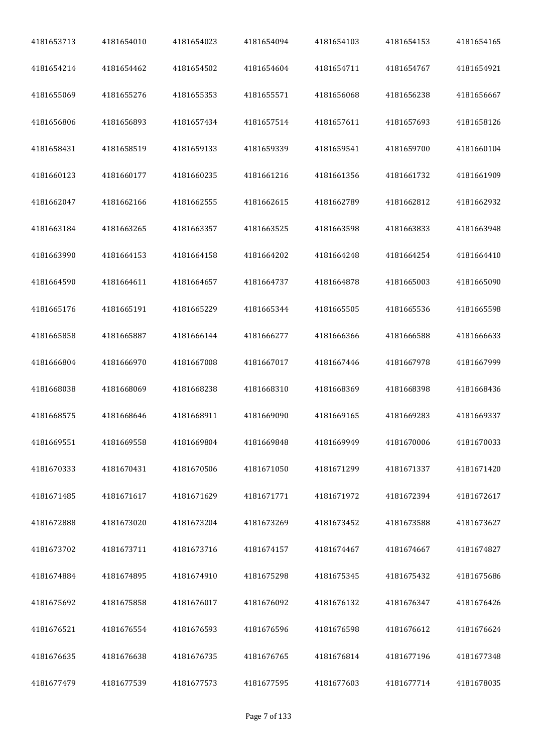| | | | | | | |
|---|---|---|---|---|---|---|
| 4181653713 | 4181654010 | 4181654023 | 4181654094 | 4181654103 | 4181654153 | 4181654165 |
| 4181654214 | 4181654462 | 4181654502 | 4181654604 | 4181654711 | 4181654767 | 4181654921 |
| 4181655069 | 4181655276 | 4181655353 | 4181655571 | 4181656068 | 4181656238 | 4181656667 |
| 4181656806 | 4181656893 | 4181657434 | 4181657514 | 4181657611 | 4181657693 | 4181658126 |
| 4181658431 | 4181658519 | 4181659133 | 4181659339 | 4181659541 | 4181659700 | 4181660104 |
| 4181660123 | 4181660177 | 4181660235 | 4181661216 | 4181661356 | 4181661732 | 4181661909 |
| 4181662047 | 4181662166 | 4181662555 | 4181662615 | 4181662789 | 4181662812 | 4181662932 |
| 4181663184 | 4181663265 | 4181663357 | 4181663525 | 4181663598 | 4181663833 | 4181663948 |
| 4181663990 | 4181664153 | 4181664158 | 4181664202 | 4181664248 | 4181664254 | 4181664410 |
| 4181664590 | 4181664611 | 4181664657 | 4181664737 | 4181664878 | 4181665003 | 4181665090 |
| 4181665176 | 4181665191 | 4181665229 | 4181665344 | 4181665505 | 4181665536 | 4181665598 |
| 4181665858 | 4181665887 | 4181666144 | 4181666277 | 4181666366 | 4181666588 | 4181666633 |
| 4181666804 | 4181666970 | 4181667008 | 4181667017 | 4181667446 | 4181667978 | 4181667999 |
| 4181668038 | 4181668069 | 4181668238 | 4181668310 | 4181668369 | 4181668398 | 4181668436 |
| 4181668575 | 4181668646 | 4181668911 | 4181669090 | 4181669165 | 4181669283 | 4181669337 |
| 4181669551 | 4181669558 | 4181669804 | 4181669848 | 4181669949 | 4181670006 | 4181670033 |
| 4181670333 | 4181670431 | 4181670506 | 4181671050 | 4181671299 | 4181671337 | 4181671420 |
| 4181671485 | 4181671617 | 4181671629 | 4181671771 | 4181671972 | 4181672394 | 4181672617 |
| 4181672888 | 4181673020 | 4181673204 | 4181673269 | 4181673452 | 4181673588 | 4181673627 |
| 4181673702 | 4181673711 | 4181673716 | 4181674157 | 4181674467 | 4181674667 | 4181674827 |
| 4181674884 | 4181674895 | 4181674910 | 4181675298 | 4181675345 | 4181675432 | 4181675686 |
| 4181675692 | 4181675858 | 4181676017 | 4181676092 | 4181676132 | 4181676347 | 4181676426 |
| 4181676521 | 4181676554 | 4181676593 | 4181676596 | 4181676598 | 4181676612 | 4181676624 |
| 4181676635 | 4181676638 | 4181676735 | 4181676765 | 4181676814 | 4181677196 | 4181677348 |
| 4181677479 | 4181677539 | 4181677573 | 4181677595 | 4181677603 | 4181677714 | 4181678035 |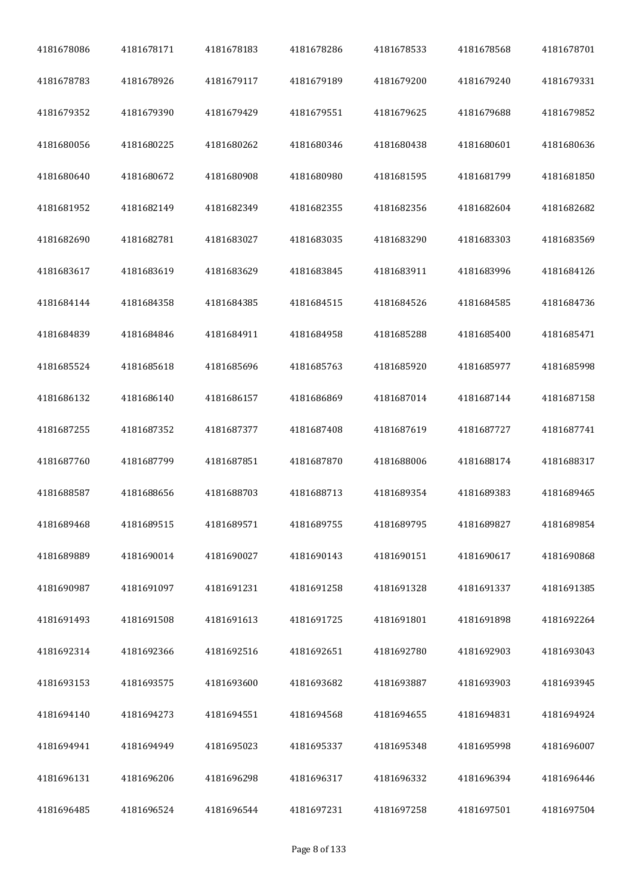| | | | | | | |
|---|---|---|---|---|---|---|
| 4181678086 | 4181678171 | 4181678183 | 4181678286 | 4181678533 | 4181678568 | 4181678701 |
| 4181678783 | 4181678926 | 4181679117 | 4181679189 | 4181679200 | 4181679240 | 4181679331 |
| 4181679352 | 4181679390 | 4181679429 | 4181679551 | 4181679625 | 4181679688 | 4181679852 |
| 4181680056 | 4181680225 | 4181680262 | 4181680346 | 4181680438 | 4181680601 | 4181680636 |
| 4181680640 | 4181680672 | 4181680908 | 4181680980 | 4181681595 | 4181681799 | 4181681850 |
| 4181681952 | 4181682149 | 4181682349 | 4181682355 | 4181682356 | 4181682604 | 4181682682 |
| 4181682690 | 4181682781 | 4181683027 | 4181683035 | 4181683290 | 4181683303 | 4181683569 |
| 4181683617 | 4181683619 | 4181683629 | 4181683845 | 4181683911 | 4181683996 | 4181684126 |
| 4181684144 | 4181684358 | 4181684385 | 4181684515 | 4181684526 | 4181684585 | 4181684736 |
| 4181684839 | 4181684846 | 4181684911 | 4181684958 | 4181685288 | 4181685400 | 4181685471 |
| 4181685524 | 4181685618 | 4181685696 | 4181685763 | 4181685920 | 4181685977 | 4181685998 |
| 4181686132 | 4181686140 | 4181686157 | 4181686869 | 4181687014 | 4181687144 | 4181687158 |
| 4181687255 | 4181687352 | 4181687377 | 4181687408 | 4181687619 | 4181687727 | 4181687741 |
| 4181687760 | 4181687799 | 4181687851 | 4181687870 | 4181688006 | 4181688174 | 4181688317 |
| 4181688587 | 4181688656 | 4181688703 | 4181688713 | 4181689354 | 4181689383 | 4181689465 |
| 4181689468 | 4181689515 | 4181689571 | 4181689755 | 4181689795 | 4181689827 | 4181689854 |
| 4181689889 | 4181690014 | 4181690027 | 4181690143 | 4181690151 | 4181690617 | 4181690868 |
| 4181690987 | 4181691097 | 4181691231 | 4181691258 | 4181691328 | 4181691337 | 4181691385 |
| 4181691493 | 4181691508 | 4181691613 | 4181691725 | 4181691801 | 4181691898 | 4181692264 |
| 4181692314 | 4181692366 | 4181692516 | 4181692651 | 4181692780 | 4181692903 | 4181693043 |
| 4181693153 | 4181693575 | 4181693600 | 4181693682 | 4181693887 | 4181693903 | 4181693945 |
| 4181694140 | 4181694273 | 4181694551 | 4181694568 | 4181694655 | 4181694831 | 4181694924 |
| 4181694941 | 4181694949 | 4181695023 | 4181695337 | 4181695348 | 4181695998 | 4181696007 |
| 4181696131 | 4181696206 | 4181696298 | 4181696317 | 4181696332 | 4181696394 | 4181696446 |
| 4181696485 | 4181696524 | 4181696544 | 4181697231 | 4181697258 | 4181697501 | 4181697504 |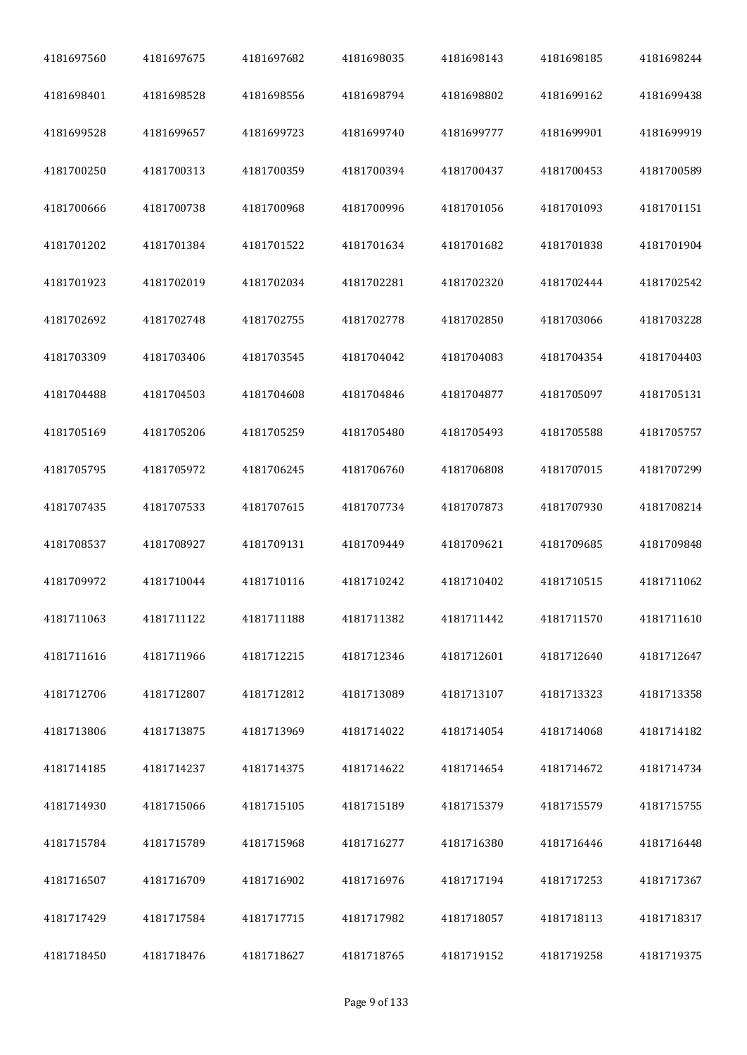| 4181697560 | 4181697675 | 4181697682 | 4181698035 | 4181698143 | 4181698185 | 4181698244 |
|---|---|---|---|---|---|---|
| 4181698401 | 4181698528 | 4181698556 | 4181698794 | 4181698802 | 4181699162 | 4181699438 |
| 4181699528 | 4181699657 | 4181699723 | 4181699740 | 4181699777 | 4181699901 | 4181699919 |
| 4181700250 | 4181700313 | 4181700359 | 4181700394 | 4181700437 | 4181700453 | 4181700589 |
| 4181700666 | 4181700738 | 4181700968 | 4181700996 | 4181701056 | 4181701093 | 4181701151 |
| 4181701202 | 4181701384 | 4181701522 | 4181701634 | 4181701682 | 4181701838 | 4181701904 |
| 4181701923 | 4181702019 | 4181702034 | 4181702281 | 4181702320 | 4181702444 | 4181702542 |
| 4181702692 | 4181702748 | 4181702755 | 4181702778 | 4181702850 | 4181703066 | 4181703228 |
| 4181703309 | 4181703406 | 4181703545 | 4181704042 | 4181704083 | 4181704354 | 4181704403 |
| 4181704488 | 4181704503 | 4181704608 | 4181704846 | 4181704877 | 4181705097 | 4181705131 |
| 4181705169 | 4181705206 | 4181705259 | 4181705480 | 4181705493 | 4181705588 | 4181705757 |
| 4181705795 | 4181705972 | 4181706245 | 4181706760 | 4181706808 | 4181707015 | 4181707299 |
| 4181707435 | 4181707533 | 4181707615 | 4181707734 | 4181707873 | 4181707930 | 4181708214 |
| 4181708537 | 4181708927 | 4181709131 | 4181709449 | 4181709621 | 4181709685 | 4181709848 |
| 4181709972 | 4181710044 | 4181710116 | 4181710242 | 4181710402 | 4181710515 | 4181711062 |
| 4181711063 | 4181711122 | 4181711188 | 4181711382 | 4181711442 | 4181711570 | 4181711610 |
| 4181711616 | 4181711966 | 4181712215 | 4181712346 | 4181712601 | 4181712640 | 4181712647 |
| 4181712706 | 4181712807 | 4181712812 | 4181713089 | 4181713107 | 4181713323 | 4181713358 |
| 4181713806 | 4181713875 | 4181713969 | 4181714022 | 4181714054 | 4181714068 | 4181714182 |
| 4181714185 | 4181714237 | 4181714375 | 4181714622 | 4181714654 | 4181714672 | 4181714734 |
| 4181714930 | 4181715066 | 4181715105 | 4181715189 | 4181715379 | 4181715579 | 4181715755 |
| 4181715784 | 4181715789 | 4181715968 | 4181716277 | 4181716380 | 4181716446 | 4181716448 |
| 4181716507 | 4181716709 | 4181716902 | 4181716976 | 4181717194 | 4181717253 | 4181717367 |
| 4181717429 | 4181717584 | 4181717715 | 4181717982 | 4181718057 | 4181718113 | 4181718317 |
| 4181718450 | 4181718476 | 4181718627 | 4181718765 | 4181719152 | 4181719258 | 4181719375 |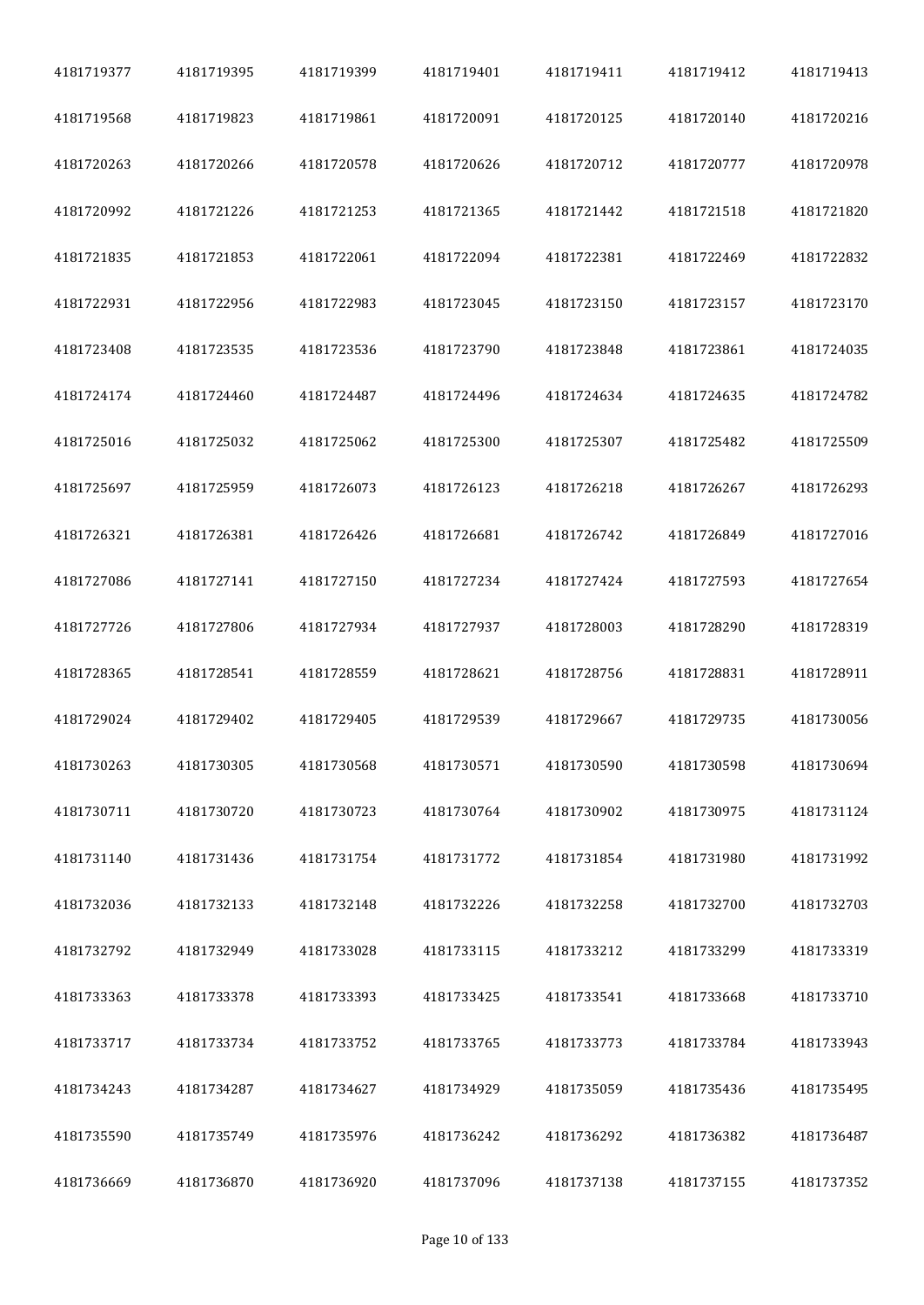| 4181719377 | 4181719395 | 4181719399 | 4181719401 | 4181719411 | 4181719412 | 4181719413 |
|---|---|---|---|---|---|---|
| 4181719568 | 4181719823 | 4181719861 | 4181720091 | 4181720125 | 4181720140 | 4181720216 |
| 4181720263 | 4181720266 | 4181720578 | 4181720626 | 4181720712 | 4181720777 | 4181720978 |
| 4181720992 | 4181721226 | 4181721253 | 4181721365 | 4181721442 | 4181721518 | 4181721820 |
| 4181721835 | 4181721853 | 4181722061 | 4181722094 | 4181722381 | 4181722469 | 4181722832 |
| 4181722931 | 4181722956 | 4181722983 | 4181723045 | 4181723150 | 4181723157 | 4181723170 |
| 4181723408 | 4181723535 | 4181723536 | 4181723790 | 4181723848 | 4181723861 | 4181724035 |
| 4181724174 | 4181724460 | 4181724487 | 4181724496 | 4181724634 | 4181724635 | 4181724782 |
| 4181725016 | 4181725032 | 4181725062 | 4181725300 | 4181725307 | 4181725482 | 4181725509 |
| 4181725697 | 4181725959 | 4181726073 | 4181726123 | 4181726218 | 4181726267 | 4181726293 |
| 4181726321 | 4181726381 | 4181726426 | 4181726681 | 4181726742 | 4181726849 | 4181727016 |
| 4181727086 | 4181727141 | 4181727150 | 4181727234 | 4181727424 | 4181727593 | 4181727654 |
| 4181727726 | 4181727806 | 4181727934 | 4181727937 | 4181728003 | 4181728290 | 4181728319 |
| 4181728365 | 4181728541 | 4181728559 | 4181728621 | 4181728756 | 4181728831 | 4181728911 |
| 4181729024 | 4181729402 | 4181729405 | 4181729539 | 4181729667 | 4181729735 | 4181730056 |
| 4181730263 | 4181730305 | 4181730568 | 4181730571 | 4181730590 | 4181730598 | 4181730694 |
| 4181730711 | 4181730720 | 4181730723 | 4181730764 | 4181730902 | 4181730975 | 4181731124 |
| 4181731140 | 4181731436 | 4181731754 | 4181731772 | 4181731854 | 4181731980 | 4181731992 |
| 4181732036 | 4181732133 | 4181732148 | 4181732226 | 4181732258 | 4181732700 | 4181732703 |
| 4181732792 | 4181732949 | 4181733028 | 4181733115 | 4181733212 | 4181733299 | 4181733319 |
| 4181733363 | 4181733378 | 4181733393 | 4181733425 | 4181733541 | 4181733668 | 4181733710 |
| 4181733717 | 4181733734 | 4181733752 | 4181733765 | 4181733773 | 4181733784 | 4181733943 |
| 4181734243 | 4181734287 | 4181734627 | 4181734929 | 4181735059 | 4181735436 | 4181735495 |
| 4181735590 | 4181735749 | 4181735976 | 4181736242 | 4181736292 | 4181736382 | 4181736487 |
| 4181736669 | 4181736870 | 4181736920 | 4181737096 | 4181737138 | 4181737155 | 4181737352 |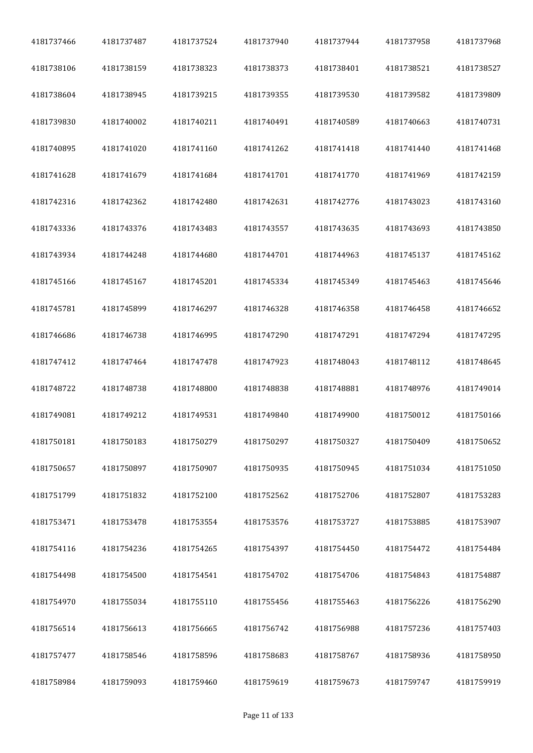| 4181737466 | 4181737487 | 4181737524 | 4181737940 | 4181737944 | 4181737958 | 4181737968 |
|---|---|---|---|---|---|---|
| 4181738106 | 4181738159 | 4181738323 | 4181738373 | 4181738401 | 4181738521 | 4181738527 |
| 4181738604 | 4181738945 | 4181739215 | 4181739355 | 4181739530 | 4181739582 | 4181739809 |
| 4181739830 | 4181740002 | 4181740211 | 4181740491 | 4181740589 | 4181740663 | 4181740731 |
| 4181740895 | 4181741020 | 4181741160 | 4181741262 | 4181741418 | 4181741440 | 4181741468 |
| 4181741628 | 4181741679 | 4181741684 | 4181741701 | 4181741770 | 4181741969 | 4181742159 |
| 4181742316 | 4181742362 | 4181742480 | 4181742631 | 4181742776 | 4181743023 | 4181743160 |
| 4181743336 | 4181743376 | 4181743483 | 4181743557 | 4181743635 | 4181743693 | 4181743850 |
| 4181743934 | 4181744248 | 4181744680 | 4181744701 | 4181744963 | 4181745137 | 4181745162 |
| 4181745166 | 4181745167 | 4181745201 | 4181745334 | 4181745349 | 4181745463 | 4181745646 |
| 4181745781 | 4181745899 | 4181746297 | 4181746328 | 4181746358 | 4181746458 | 4181746652 |
| 4181746686 | 4181746738 | 4181746995 | 4181747290 | 4181747291 | 4181747294 | 4181747295 |
| 4181747412 | 4181747464 | 4181747478 | 4181747923 | 4181748043 | 4181748112 | 4181748645 |
| 4181748722 | 4181748738 | 4181748800 | 4181748838 | 4181748881 | 4181748976 | 4181749014 |
| 4181749081 | 4181749212 | 4181749531 | 4181749840 | 4181749900 | 4181750012 | 4181750166 |
| 4181750181 | 4181750183 | 4181750279 | 4181750297 | 4181750327 | 4181750409 | 4181750652 |
| 4181750657 | 4181750897 | 4181750907 | 4181750935 | 4181750945 | 4181751034 | 4181751050 |
| 4181751799 | 4181751832 | 4181752100 | 4181752562 | 4181752706 | 4181752807 | 4181753283 |
| 4181753471 | 4181753478 | 4181753554 | 4181753576 | 4181753727 | 4181753885 | 4181753907 |
| 4181754116 | 4181754236 | 4181754265 | 4181754397 | 4181754450 | 4181754472 | 4181754484 |
| 4181754498 | 4181754500 | 4181754541 | 4181754702 | 4181754706 | 4181754843 | 4181754887 |
| 4181754970 | 4181755034 | 4181755110 | 4181755456 | 4181755463 | 4181756226 | 4181756290 |
| 4181756514 | 4181756613 | 4181756665 | 4181756742 | 4181756988 | 4181757236 | 4181757403 |
| 4181757477 | 4181758546 | 4181758596 | 4181758683 | 4181758767 | 4181758936 | 4181758950 |
| 4181758984 | 4181759093 | 4181759460 | 4181759619 | 4181759673 | 4181759747 | 4181759919 |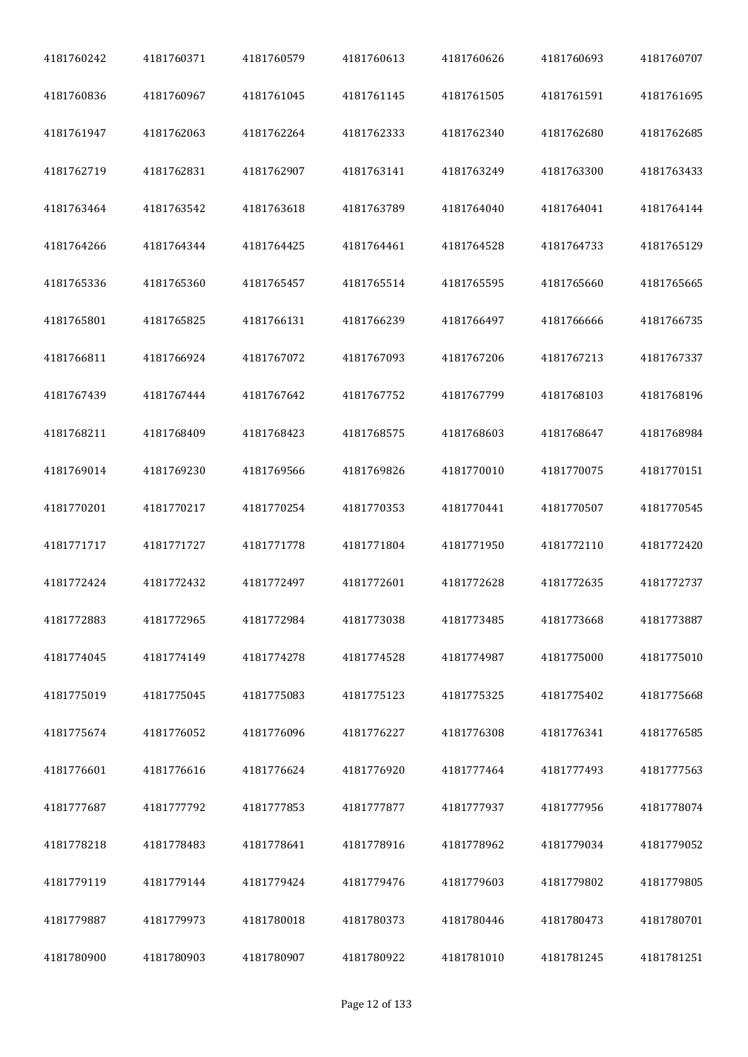| 4181760242 | 4181760371 | 4181760579 | 4181760613 | 4181760626 | 4181760693 | 4181760707 |
|---|---|---|---|---|---|---|
| 4181760836 | 4181760967 | 4181761045 | 4181761145 | 4181761505 | 4181761591 | 4181761695 |
| 4181761947 | 4181762063 | 4181762264 | 4181762333 | 4181762340 | 4181762680 | 4181762685 |
| 4181762719 | 4181762831 | 4181762907 | 4181763141 | 4181763249 | 4181763300 | 4181763433 |
| 4181763464 | 4181763542 | 4181763618 | 4181763789 | 4181764040 | 4181764041 | 4181764144 |
| 4181764266 | 4181764344 | 4181764425 | 4181764461 | 4181764528 | 4181764733 | 4181765129 |
| 4181765336 | 4181765360 | 4181765457 | 4181765514 | 4181765595 | 4181765660 | 4181765665 |
| 4181765801 | 4181765825 | 4181766131 | 4181766239 | 4181766497 | 4181766666 | 4181766735 |
| 4181766811 | 4181766924 | 4181767072 | 4181767093 | 4181767206 | 4181767213 | 4181767337 |
| 4181767439 | 4181767444 | 4181767642 | 4181767752 | 4181767799 | 4181768103 | 4181768196 |
| 4181768211 | 4181768409 | 4181768423 | 4181768575 | 4181768603 | 4181768647 | 4181768984 |
| 4181769014 | 4181769230 | 4181769566 | 4181769826 | 4181770010 | 4181770075 | 4181770151 |
| 4181770201 | 4181770217 | 4181770254 | 4181770353 | 4181770441 | 4181770507 | 4181770545 |
| 4181771717 | 4181771727 | 4181771778 | 4181771804 | 4181771950 | 4181772110 | 4181772420 |
| 4181772424 | 4181772432 | 4181772497 | 4181772601 | 4181772628 | 4181772635 | 4181772737 |
| 4181772883 | 4181772965 | 4181772984 | 4181773038 | 4181773485 | 4181773668 | 4181773887 |
| 4181774045 | 4181774149 | 4181774278 | 4181774528 | 4181774987 | 4181775000 | 4181775010 |
| 4181775019 | 4181775045 | 4181775083 | 4181775123 | 4181775325 | 4181775402 | 4181775668 |
| 4181775674 | 4181776052 | 4181776096 | 4181776227 | 4181776308 | 4181776341 | 4181776585 |
| 4181776601 | 4181776616 | 4181776624 | 4181776920 | 4181777464 | 4181777493 | 4181777563 |
| 4181777687 | 4181777792 | 4181777853 | 4181777877 | 4181777937 | 4181777956 | 4181778074 |
| 4181778218 | 4181778483 | 4181778641 | 4181778916 | 4181778962 | 4181779034 | 4181779052 |
| 4181779119 | 4181779144 | 4181779424 | 4181779476 | 4181779603 | 4181779802 | 4181779805 |
| 4181779887 | 4181779973 | 4181780018 | 4181780373 | 4181780446 | 4181780473 | 4181780701 |
| 4181780900 | 4181780903 | 4181780907 | 4181780922 | 4181781010 | 4181781245 | 4181781251 |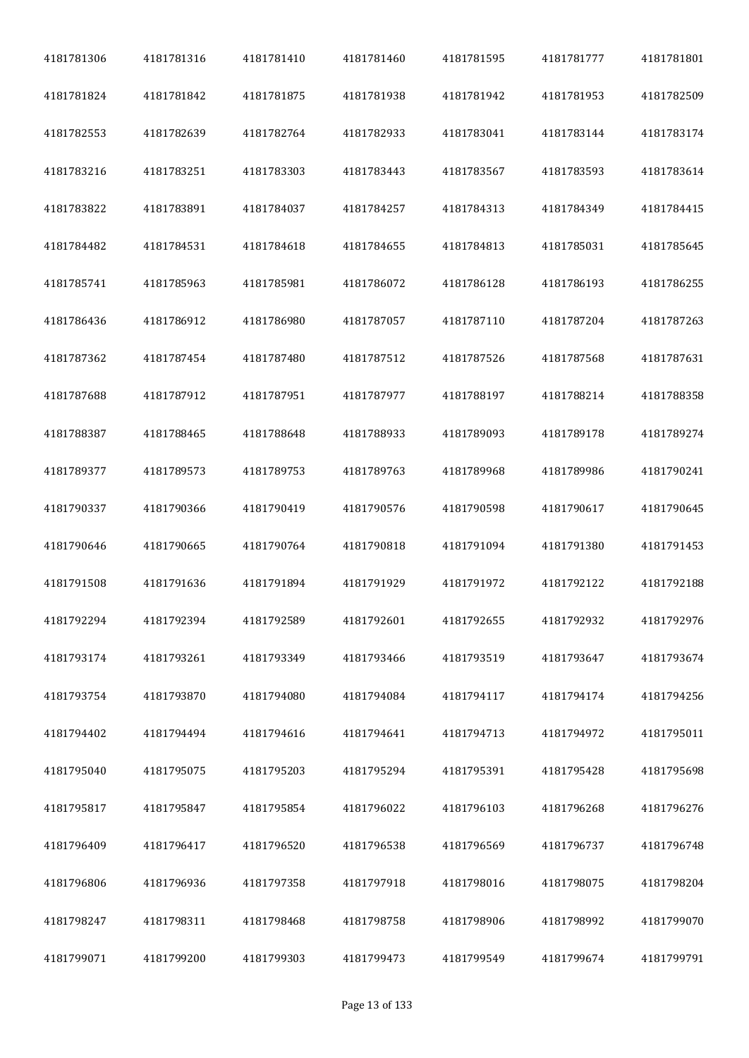| 4181781306 | 4181781316 | 4181781410 | 4181781460 | 4181781595 | 4181781777 | 4181781801 |
|---|---|---|---|---|---|---|
| 4181781824 | 4181781842 | 4181781875 | 4181781938 | 4181781942 | 4181781953 | 4181782509 |
| 4181782553 | 4181782639 | 4181782764 | 4181782933 | 4181783041 | 4181783144 | 4181783174 |
| 4181783216 | 4181783251 | 4181783303 | 4181783443 | 4181783567 | 4181783593 | 4181783614 |
| 4181783822 | 4181783891 | 4181784037 | 4181784257 | 4181784313 | 4181784349 | 4181784415 |
| 4181784482 | 4181784531 | 4181784618 | 4181784655 | 4181784813 | 4181785031 | 4181785645 |
| 4181785741 | 4181785963 | 4181785981 | 4181786072 | 4181786128 | 4181786193 | 4181786255 |
| 4181786436 | 4181786912 | 4181786980 | 4181787057 | 4181787110 | 4181787204 | 4181787263 |
| 4181787362 | 4181787454 | 4181787480 | 4181787512 | 4181787526 | 4181787568 | 4181787631 |
| 4181787688 | 4181787912 | 4181787951 | 4181787977 | 4181788197 | 4181788214 | 4181788358 |
| 4181788387 | 4181788465 | 4181788648 | 4181788933 | 4181789093 | 4181789178 | 4181789274 |
| 4181789377 | 4181789573 | 4181789753 | 4181789763 | 4181789968 | 4181789986 | 4181790241 |
| 4181790337 | 4181790366 | 4181790419 | 4181790576 | 4181790598 | 4181790617 | 4181790645 |
| 4181790646 | 4181790665 | 4181790764 | 4181790818 | 4181791094 | 4181791380 | 4181791453 |
| 4181791508 | 4181791636 | 4181791894 | 4181791929 | 4181791972 | 4181792122 | 4181792188 |
| 4181792294 | 4181792394 | 4181792589 | 4181792601 | 4181792655 | 4181792932 | 4181792976 |
| 4181793174 | 4181793261 | 4181793349 | 4181793466 | 4181793519 | 4181793647 | 4181793674 |
| 4181793754 | 4181793870 | 4181794080 | 4181794084 | 4181794117 | 4181794174 | 4181794256 |
| 4181794402 | 4181794494 | 4181794616 | 4181794641 | 4181794713 | 4181794972 | 4181795011 |
| 4181795040 | 4181795075 | 4181795203 | 4181795294 | 4181795391 | 4181795428 | 4181795698 |
| 4181795817 | 4181795847 | 4181795854 | 4181796022 | 4181796103 | 4181796268 | 4181796276 |
| 4181796409 | 4181796417 | 4181796520 | 4181796538 | 4181796569 | 4181796737 | 4181796748 |
| 4181796806 | 4181796936 | 4181797358 | 4181797918 | 4181798016 | 4181798075 | 4181798204 |
| 4181798247 | 4181798311 | 4181798468 | 4181798758 | 4181798906 | 4181798992 | 4181799070 |
| 4181799071 | 4181799200 | 4181799303 | 4181799473 | 4181799549 | 4181799674 | 4181799791 |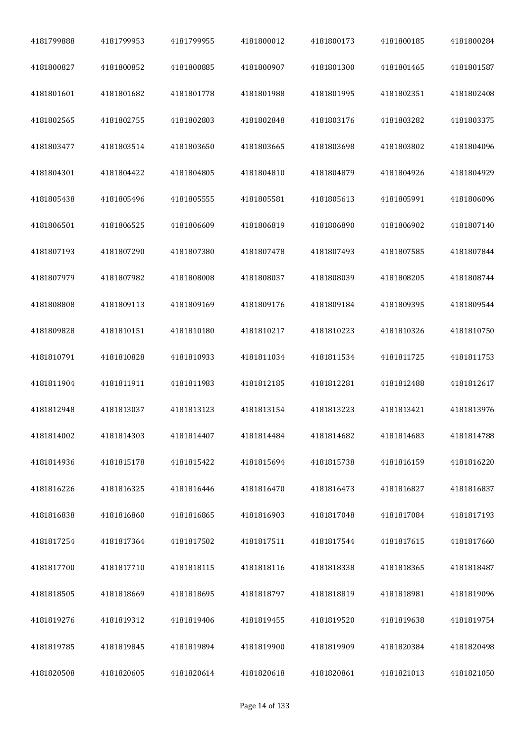| | | | | | | |
|---|---|---|---|---|---|---|
| 4181799888 | 4181799953 | 4181799955 | 4181800012 | 4181800173 | 4181800185 | 4181800284 |
| 4181800827 | 4181800852 | 4181800885 | 4181800907 | 4181801300 | 4181801465 | 4181801587 |
| 4181801601 | 4181801682 | 4181801778 | 4181801988 | 4181801995 | 4181802351 | 4181802408 |
| 4181802565 | 4181802755 | 4181802803 | 4181802848 | 4181803176 | 4181803282 | 4181803375 |
| 4181803477 | 4181803514 | 4181803650 | 4181803665 | 4181803698 | 4181803802 | 4181804096 |
| 4181804301 | 4181804422 | 4181804805 | 4181804810 | 4181804879 | 4181804926 | 4181804929 |
| 4181805438 | 4181805496 | 4181805555 | 4181805581 | 4181805613 | 4181805991 | 4181806096 |
| 4181806501 | 4181806525 | 4181806609 | 4181806819 | 4181806890 | 4181806902 | 4181807140 |
| 4181807193 | 4181807290 | 4181807380 | 4181807478 | 4181807493 | 4181807585 | 4181807844 |
| 4181807979 | 4181807982 | 4181808008 | 4181808037 | 4181808039 | 4181808205 | 4181808744 |
| 4181808808 | 4181809113 | 4181809169 | 4181809176 | 4181809184 | 4181809395 | 4181809544 |
| 4181809828 | 4181810151 | 4181810180 | 4181810217 | 4181810223 | 4181810326 | 4181810750 |
| 4181810791 | 4181810828 | 4181810933 | 4181811034 | 4181811534 | 4181811725 | 4181811753 |
| 4181811904 | 4181811911 | 4181811983 | 4181812185 | 4181812281 | 4181812488 | 4181812617 |
| 4181812948 | 4181813037 | 4181813123 | 4181813154 | 4181813223 | 4181813421 | 4181813976 |
| 4181814002 | 4181814303 | 4181814407 | 4181814484 | 4181814682 | 4181814683 | 4181814788 |
| 4181814936 | 4181815178 | 4181815422 | 4181815694 | 4181815738 | 4181816159 | 4181816220 |
| 4181816226 | 4181816325 | 4181816446 | 4181816470 | 4181816473 | 4181816827 | 4181816837 |
| 4181816838 | 4181816860 | 4181816865 | 4181816903 | 4181817048 | 4181817084 | 4181817193 |
| 4181817254 | 4181817364 | 4181817502 | 4181817511 | 4181817544 | 4181817615 | 4181817660 |
| 4181817700 | 4181817710 | 4181818115 | 4181818116 | 4181818338 | 4181818365 | 4181818487 |
| 4181818505 | 4181818669 | 4181818695 | 4181818797 | 4181818819 | 4181818981 | 4181819096 |
| 4181819276 | 4181819312 | 4181819406 | 4181819455 | 4181819520 | 4181819638 | 4181819754 |
| 4181819785 | 4181819845 | 4181819894 | 4181819900 | 4181819909 | 4181820384 | 4181820498 |
| 4181820508 | 4181820605 | 4181820614 | 4181820618 | 4181820861 | 4181821013 | 4181821050 |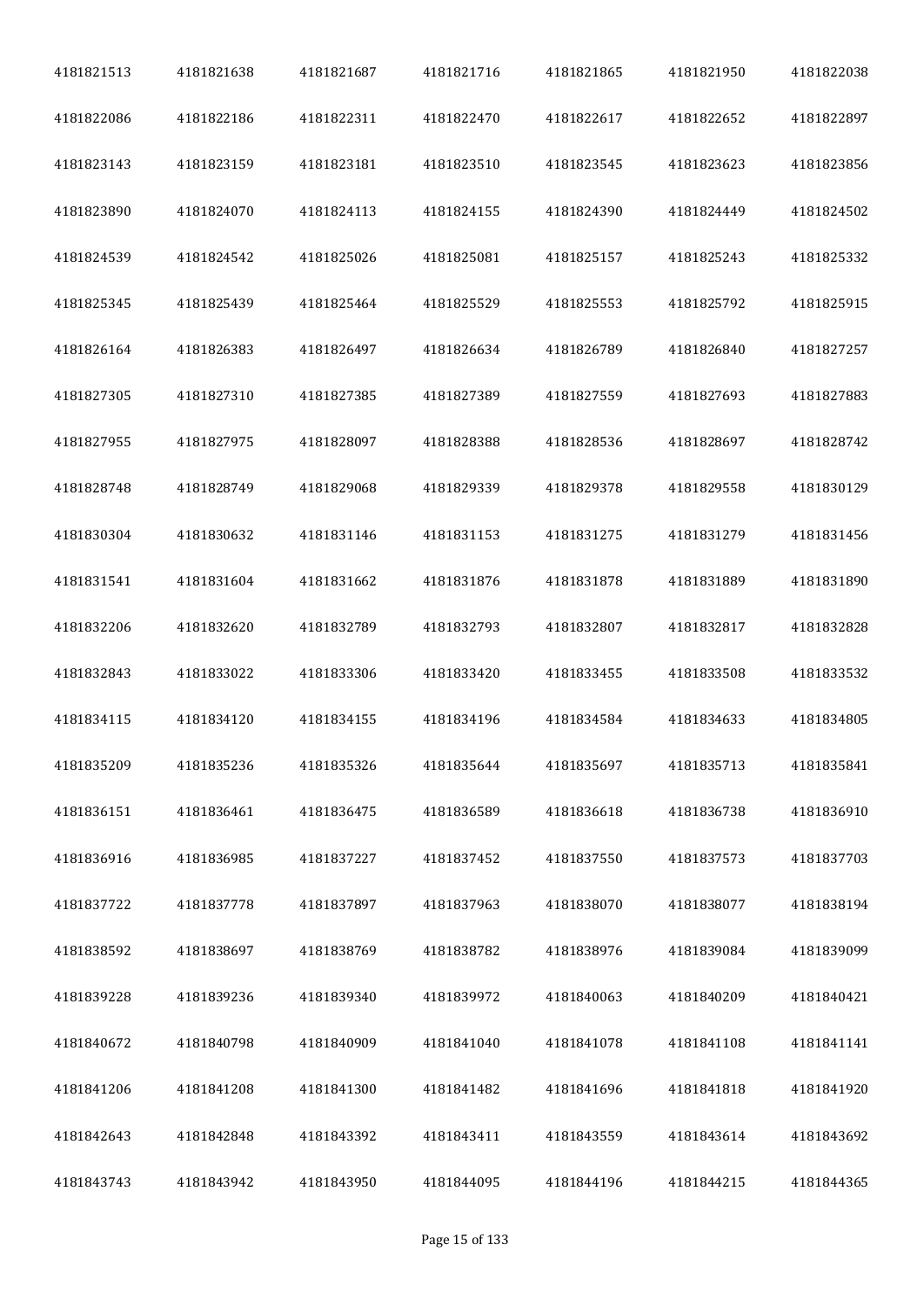| 4181821513 | 4181821638 | 4181821687 | 4181821716 | 4181821865 | 4181821950 | 4181822038 |
|---|---|---|---|---|---|---|
| 4181822086 | 4181822186 | 4181822311 | 4181822470 | 4181822617 | 4181822652 | 4181822897 |
| 4181823143 | 4181823159 | 4181823181 | 4181823510 | 4181823545 | 4181823623 | 4181823856 |
| 4181823890 | 4181824070 | 4181824113 | 4181824155 | 4181824390 | 4181824449 | 4181824502 |
| 4181824539 | 4181824542 | 4181825026 | 4181825081 | 4181825157 | 4181825243 | 4181825332 |
| 4181825345 | 4181825439 | 4181825464 | 4181825529 | 4181825553 | 4181825792 | 4181825915 |
| 4181826164 | 4181826383 | 4181826497 | 4181826634 | 4181826789 | 4181826840 | 4181827257 |
| 4181827305 | 4181827310 | 4181827385 | 4181827389 | 4181827559 | 4181827693 | 4181827883 |
| 4181827955 | 4181827975 | 4181828097 | 4181828388 | 4181828536 | 4181828697 | 4181828742 |
| 4181828748 | 4181828749 | 4181829068 | 4181829339 | 4181829378 | 4181829558 | 4181830129 |
| 4181830304 | 4181830632 | 4181831146 | 4181831153 | 4181831275 | 4181831279 | 4181831456 |
| 4181831541 | 4181831604 | 4181831662 | 4181831876 | 4181831878 | 4181831889 | 4181831890 |
| 4181832206 | 4181832620 | 4181832789 | 4181832793 | 4181832807 | 4181832817 | 4181832828 |
| 4181832843 | 4181833022 | 4181833306 | 4181833420 | 4181833455 | 4181833508 | 4181833532 |
| 4181834115 | 4181834120 | 4181834155 | 4181834196 | 4181834584 | 4181834633 | 4181834805 |
| 4181835209 | 4181835236 | 4181835326 | 4181835644 | 4181835697 | 4181835713 | 4181835841 |
| 4181836151 | 4181836461 | 4181836475 | 4181836589 | 4181836618 | 4181836738 | 4181836910 |
| 4181836916 | 4181836985 | 4181837227 | 4181837452 | 4181837550 | 4181837573 | 4181837703 |
| 4181837722 | 4181837778 | 4181837897 | 4181837963 | 4181838070 | 4181838077 | 4181838194 |
| 4181838592 | 4181838697 | 4181838769 | 4181838782 | 4181838976 | 4181839084 | 4181839099 |
| 4181839228 | 4181839236 | 4181839340 | 4181839972 | 4181840063 | 4181840209 | 4181840421 |
| 4181840672 | 4181840798 | 4181840909 | 4181841040 | 4181841078 | 4181841108 | 4181841141 |
| 4181841206 | 4181841208 | 4181841300 | 4181841482 | 4181841696 | 4181841818 | 4181841920 |
| 4181842643 | 4181842848 | 4181843392 | 4181843411 | 4181843559 | 4181843614 | 4181843692 |
| 4181843743 | 4181843942 | 4181843950 | 4181844095 | 4181844196 | 4181844215 | 4181844365 |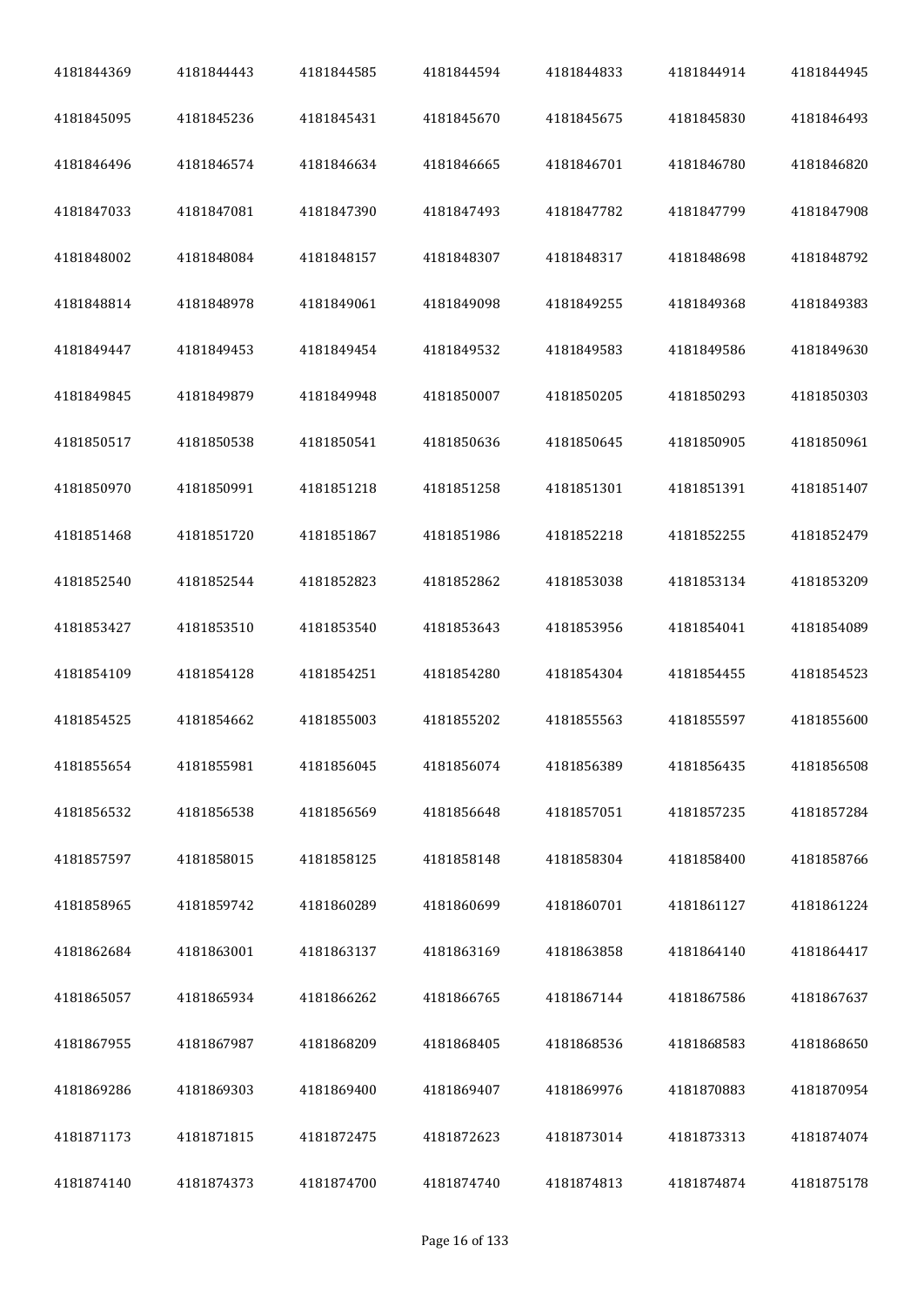| 4181844369 | 4181844443 | 4181844585 | 4181844594 | 4181844833 | 4181844914 | 4181844945 |
|---|---|---|---|---|---|---|
| 4181845095 | 4181845236 | 4181845431 | 4181845670 | 4181845675 | 4181845830 | 4181846493 |
| 4181846496 | 4181846574 | 4181846634 | 4181846665 | 4181846701 | 4181846780 | 4181846820 |
| 4181847033 | 4181847081 | 4181847390 | 4181847493 | 4181847782 | 4181847799 | 4181847908 |
| 4181848002 | 4181848084 | 4181848157 | 4181848307 | 4181848317 | 4181848698 | 4181848792 |
| 4181848814 | 4181848978 | 4181849061 | 4181849098 | 4181849255 | 4181849368 | 4181849383 |
| 4181849447 | 4181849453 | 4181849454 | 4181849532 | 4181849583 | 4181849586 | 4181849630 |
| 4181849845 | 4181849879 | 4181849948 | 4181850007 | 4181850205 | 4181850293 | 4181850303 |
| 4181850517 | 4181850538 | 4181850541 | 4181850636 | 4181850645 | 4181850905 | 4181850961 |
| 4181850970 | 4181850991 | 4181851218 | 4181851258 | 4181851301 | 4181851391 | 4181851407 |
| 4181851468 | 4181851720 | 4181851867 | 4181851986 | 4181852218 | 4181852255 | 4181852479 |
| 4181852540 | 4181852544 | 4181852823 | 4181852862 | 4181853038 | 4181853134 | 4181853209 |
| 4181853427 | 4181853510 | 4181853540 | 4181853643 | 4181853956 | 4181854041 | 4181854089 |
| 4181854109 | 4181854128 | 4181854251 | 4181854280 | 4181854304 | 4181854455 | 4181854523 |
| 4181854525 | 4181854662 | 4181855003 | 4181855202 | 4181855563 | 4181855597 | 4181855600 |
| 4181855654 | 4181855981 | 4181856045 | 4181856074 | 4181856389 | 4181856435 | 4181856508 |
| 4181856532 | 4181856538 | 4181856569 | 4181856648 | 4181857051 | 4181857235 | 4181857284 |
| 4181857597 | 4181858015 | 4181858125 | 4181858148 | 4181858304 | 4181858400 | 4181858766 |
| 4181858965 | 4181859742 | 4181860289 | 4181860699 | 4181860701 | 4181861127 | 4181861224 |
| 4181862684 | 4181863001 | 4181863137 | 4181863169 | 4181863858 | 4181864140 | 4181864417 |
| 4181865057 | 4181865934 | 4181866262 | 4181866765 | 4181867144 | 4181867586 | 4181867637 |
| 4181867955 | 4181867987 | 4181868209 | 4181868405 | 4181868536 | 4181868583 | 4181868650 |
| 4181869286 | 4181869303 | 4181869400 | 4181869407 | 4181869976 | 4181870883 | 4181870954 |
| 4181871173 | 4181871815 | 4181872475 | 4181872623 | 4181873014 | 4181873313 | 4181874074 |
| 4181874140 | 4181874373 | 4181874700 | 4181874740 | 4181874813 | 4181874874 | 4181875178 |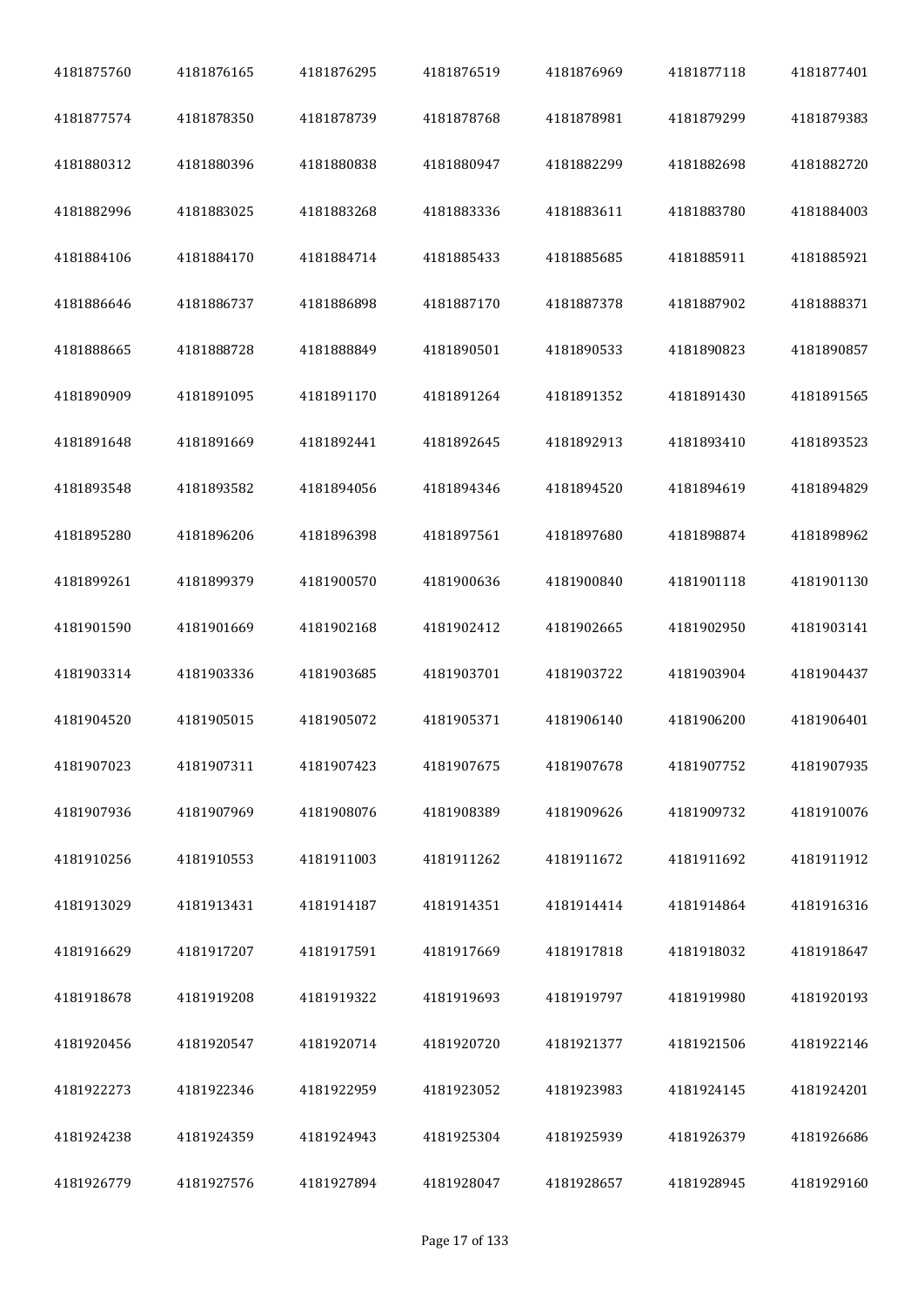| 4181875760 | 4181876165 | 4181876295 | 4181876519 | 4181876969 | 4181877118 | 4181877401 |
|---|---|---|---|---|---|---|
| 4181877574 | 4181878350 | 4181878739 | 4181878768 | 4181878981 | 4181879299 | 4181879383 |
| 4181880312 | 4181880396 | 4181880838 | 4181880947 | 4181882299 | 4181882698 | 4181882720 |
| 4181882996 | 4181883025 | 4181883268 | 4181883336 | 4181883611 | 4181883780 | 4181884003 |
| 4181884106 | 4181884170 | 4181884714 | 4181885433 | 4181885685 | 4181885911 | 4181885921 |
| 4181886646 | 4181886737 | 4181886898 | 4181887170 | 4181887378 | 4181887902 | 4181888371 |
| 4181888665 | 4181888728 | 4181888849 | 4181890501 | 4181890533 | 4181890823 | 4181890857 |
| 4181890909 | 4181891095 | 4181891170 | 4181891264 | 4181891352 | 4181891430 | 4181891565 |
| 4181891648 | 4181891669 | 4181892441 | 4181892645 | 4181892913 | 4181893410 | 4181893523 |
| 4181893548 | 4181893582 | 4181894056 | 4181894346 | 4181894520 | 4181894619 | 4181894829 |
| 4181895280 | 4181896206 | 4181896398 | 4181897561 | 4181897680 | 4181898874 | 4181898962 |
| 4181899261 | 4181899379 | 4181900570 | 4181900636 | 4181900840 | 4181901118 | 4181901130 |
| 4181901590 | 4181901669 | 4181902168 | 4181902412 | 4181902665 | 4181902950 | 4181903141 |
| 4181903314 | 4181903336 | 4181903685 | 4181903701 | 4181903722 | 4181903904 | 4181904437 |
| 4181904520 | 4181905015 | 4181905072 | 4181905371 | 4181906140 | 4181906200 | 4181906401 |
| 4181907023 | 4181907311 | 4181907423 | 4181907675 | 4181907678 | 4181907752 | 4181907935 |
| 4181907936 | 4181907969 | 4181908076 | 4181908389 | 4181909626 | 4181909732 | 4181910076 |
| 4181910256 | 4181910553 | 4181911003 | 4181911262 | 4181911672 | 4181911692 | 4181911912 |
| 4181913029 | 4181913431 | 4181914187 | 4181914351 | 4181914414 | 4181914864 | 4181916316 |
| 4181916629 | 4181917207 | 4181917591 | 4181917669 | 4181917818 | 4181918032 | 4181918647 |
| 4181918678 | 4181919208 | 4181919322 | 4181919693 | 4181919797 | 4181919980 | 4181920193 |
| 4181920456 | 4181920547 | 4181920714 | 4181920720 | 4181921377 | 4181921506 | 4181922146 |
| 4181922273 | 4181922346 | 4181922959 | 4181923052 | 4181923983 | 4181924145 | 4181924201 |
| 4181924238 | 4181924359 | 4181924943 | 4181925304 | 4181925939 | 4181926379 | 4181926686 |
| 4181926779 | 4181927576 | 4181927894 | 4181928047 | 4181928657 | 4181928945 | 4181929160 |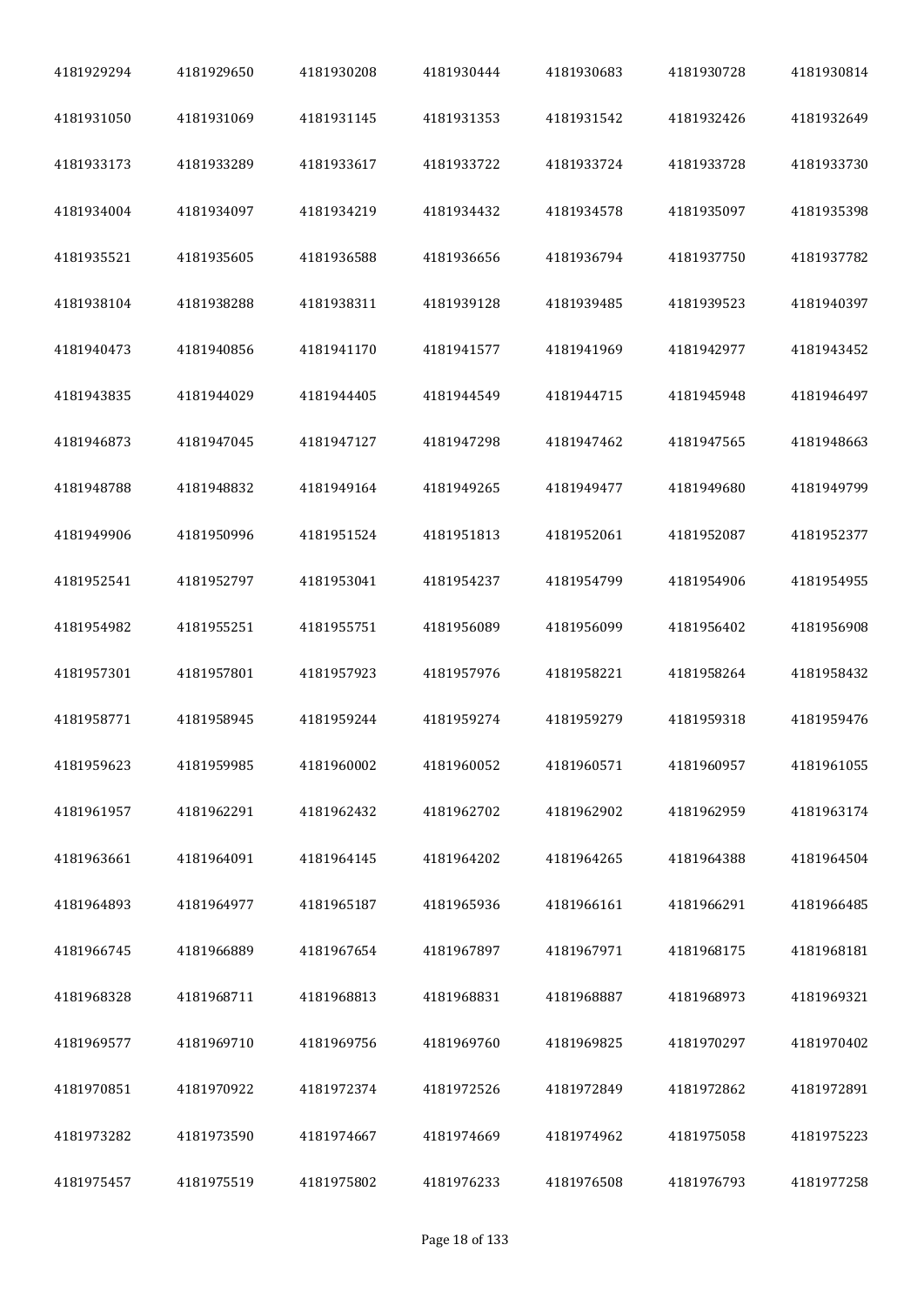| | | | | | | |
|---|---|---|---|---|---|---|
| 4181929294 | 4181929650 | 4181930208 | 4181930444 | 4181930683 | 4181930728 | 4181930814 |
| 4181931050 | 4181931069 | 4181931145 | 4181931353 | 4181931542 | 4181932426 | 4181932649 |
| 4181933173 | 4181933289 | 4181933617 | 4181933722 | 4181933724 | 4181933728 | 4181933730 |
| 4181934004 | 4181934097 | 4181934219 | 4181934432 | 4181934578 | 4181935097 | 4181935398 |
| 4181935521 | 4181935605 | 4181936588 | 4181936656 | 4181936794 | 4181937750 | 4181937782 |
| 4181938104 | 4181938288 | 4181938311 | 4181939128 | 4181939485 | 4181939523 | 4181940397 |
| 4181940473 | 4181940856 | 4181941170 | 4181941577 | 4181941969 | 4181942977 | 4181943452 |
| 4181943835 | 4181944029 | 4181944405 | 4181944549 | 4181944715 | 4181945948 | 4181946497 |
| 4181946873 | 4181947045 | 4181947127 | 4181947298 | 4181947462 | 4181947565 | 4181948663 |
| 4181948788 | 4181948832 | 4181949164 | 4181949265 | 4181949477 | 4181949680 | 4181949799 |
| 4181949906 | 4181950996 | 4181951524 | 4181951813 | 4181952061 | 4181952087 | 4181952377 |
| 4181952541 | 4181952797 | 4181953041 | 4181954237 | 4181954799 | 4181954906 | 4181954955 |
| 4181954982 | 4181955251 | 4181955751 | 4181956089 | 4181956099 | 4181956402 | 4181956908 |
| 4181957301 | 4181957801 | 4181957923 | 4181957976 | 4181958221 | 4181958264 | 4181958432 |
| 4181958771 | 4181958945 | 4181959244 | 4181959274 | 4181959279 | 4181959318 | 4181959476 |
| 4181959623 | 4181959985 | 4181960002 | 4181960052 | 4181960571 | 4181960957 | 4181961055 |
| 4181961957 | 4181962291 | 4181962432 | 4181962702 | 4181962902 | 4181962959 | 4181963174 |
| 4181963661 | 4181964091 | 4181964145 | 4181964202 | 4181964265 | 4181964388 | 4181964504 |
| 4181964893 | 4181964977 | 4181965187 | 4181965936 | 4181966161 | 4181966291 | 4181966485 |
| 4181966745 | 4181966889 | 4181967654 | 4181967897 | 4181967971 | 4181968175 | 4181968181 |
| 4181968328 | 4181968711 | 4181968813 | 4181968831 | 4181968887 | 4181968973 | 4181969321 |
| 4181969577 | 4181969710 | 4181969756 | 4181969760 | 4181969825 | 4181970297 | 4181970402 |
| 4181970851 | 4181970922 | 4181972374 | 4181972526 | 4181972849 | 4181972862 | 4181972891 |
| 4181973282 | 4181973590 | 4181974667 | 4181974669 | 4181974962 | 4181975058 | 4181975223 |
| 4181975457 | 4181975519 | 4181975802 | 4181976233 | 4181976508 | 4181976793 | 4181977258 |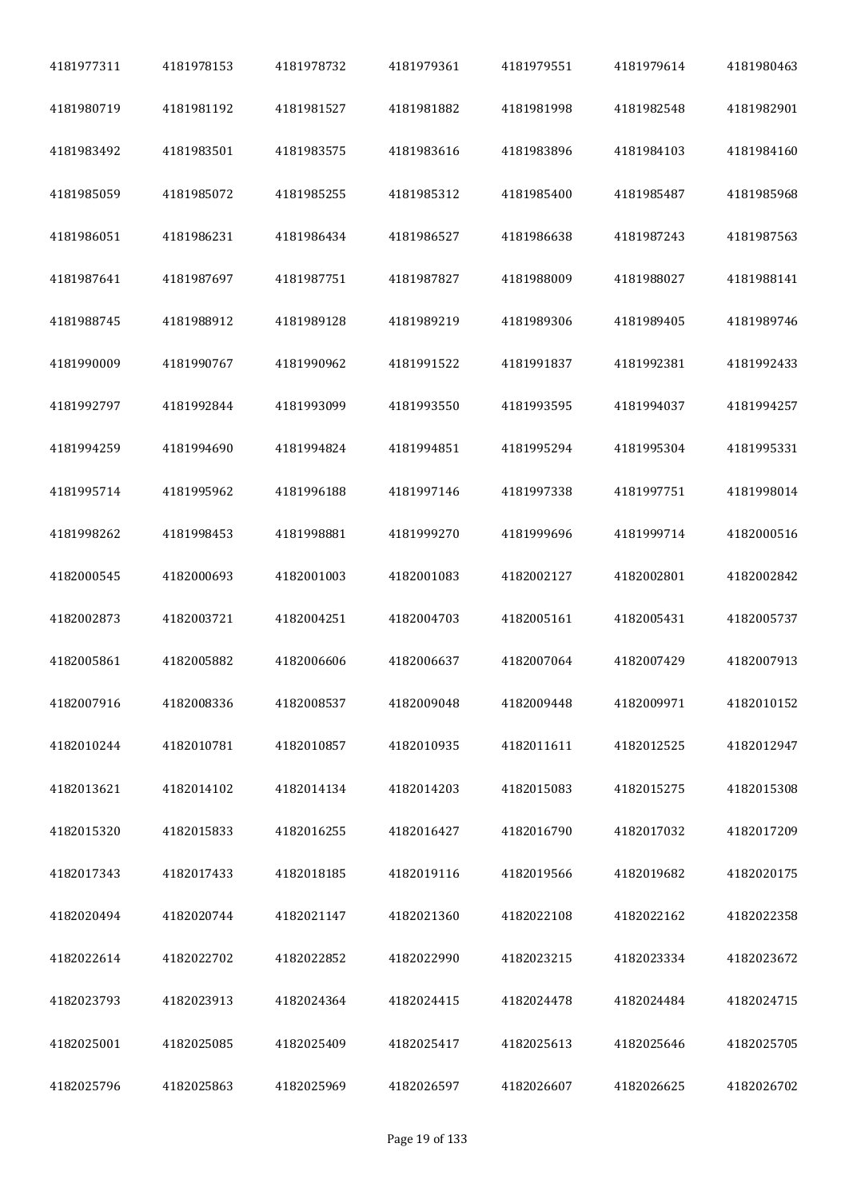| | | | | | | |
|---|---|---|---|---|---|---|
| 4181977311 | 4181978153 | 4181978732 | 4181979361 | 4181979551 | 4181979614 | 4181980463 |
| 4181980719 | 4181981192 | 4181981527 | 4181981882 | 4181981998 | 4181982548 | 4181982901 |
| 4181983492 | 4181983501 | 4181983575 | 4181983616 | 4181983896 | 4181984103 | 4181984160 |
| 4181985059 | 4181985072 | 4181985255 | 4181985312 | 4181985400 | 4181985487 | 4181985968 |
| 4181986051 | 4181986231 | 4181986434 | 4181986527 | 4181986638 | 4181987243 | 4181987563 |
| 4181987641 | 4181987697 | 4181987751 | 4181987827 | 4181988009 | 4181988027 | 4181988141 |
| 4181988745 | 4181988912 | 4181989128 | 4181989219 | 4181989306 | 4181989405 | 4181989746 |
| 4181990009 | 4181990767 | 4181990962 | 4181991522 | 4181991837 | 4181992381 | 4181992433 |
| 4181992797 | 4181992844 | 4181993099 | 4181993550 | 4181993595 | 4181994037 | 4181994257 |
| 4181994259 | 4181994690 | 4181994824 | 4181994851 | 4181995294 | 4181995304 | 4181995331 |
| 4181995714 | 4181995962 | 4181996188 | 4181997146 | 4181997338 | 4181997751 | 4181998014 |
| 4181998262 | 4181998453 | 4181998881 | 4181999270 | 4181999696 | 4181999714 | 4182000516 |
| 4182000545 | 4182000693 | 4182001003 | 4182001083 | 4182002127 | 4182002801 | 4182002842 |
| 4182002873 | 4182003721 | 4182004251 | 4182004703 | 4182005161 | 4182005431 | 4182005737 |
| 4182005861 | 4182005882 | 4182006606 | 4182006637 | 4182007064 | 4182007429 | 4182007913 |
| 4182007916 | 4182008336 | 4182008537 | 4182009048 | 4182009448 | 4182009971 | 4182010152 |
| 4182010244 | 4182010781 | 4182010857 | 4182010935 | 4182011611 | 4182012525 | 4182012947 |
| 4182013621 | 4182014102 | 4182014134 | 4182014203 | 4182015083 | 4182015275 | 4182015308 |
| 4182015320 | 4182015833 | 4182016255 | 4182016427 | 4182016790 | 4182017032 | 4182017209 |
| 4182017343 | 4182017433 | 4182018185 | 4182019116 | 4182019566 | 4182019682 | 4182020175 |
| 4182020494 | 4182020744 | 4182021147 | 4182021360 | 4182022108 | 4182022162 | 4182022358 |
| 4182022614 | 4182022702 | 4182022852 | 4182022990 | 4182023215 | 4182023334 | 4182023672 |
| 4182023793 | 4182023913 | 4182024364 | 4182024415 | 4182024478 | 4182024484 | 4182024715 |
| 4182025001 | 4182025085 | 4182025409 | 4182025417 | 4182025613 | 4182025646 | 4182025705 |
| 4182025796 | 4182025863 | 4182025969 | 4182026597 | 4182026607 | 4182026625 | 4182026702 |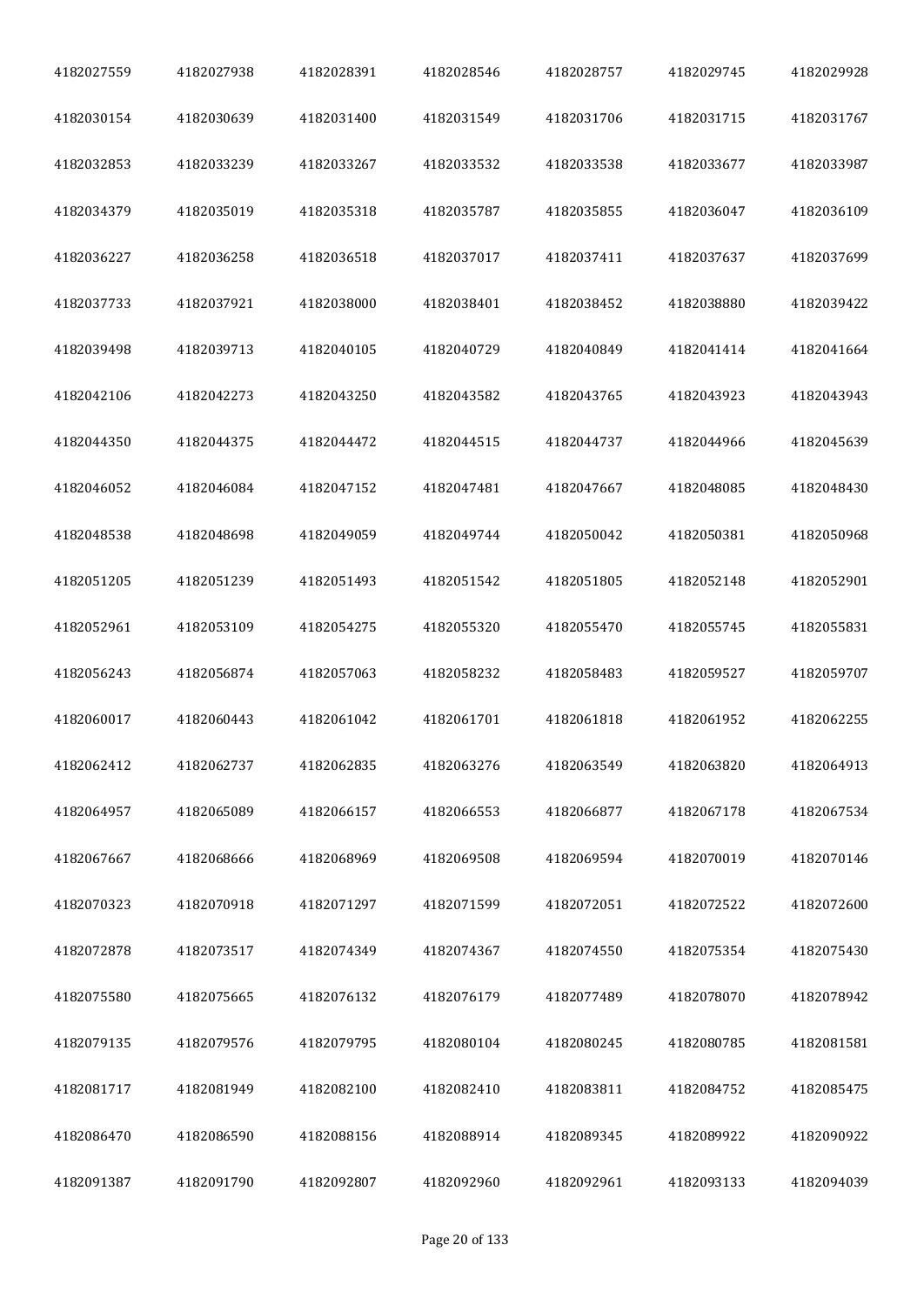| 4182027559 | 4182027938 | 4182028391 | 4182028546 | 4182028757 | 4182029745 | 4182029928 |
|---|---|---|---|---|---|---|
| 4182030154 | 4182030639 | 4182031400 | 4182031549 | 4182031706 | 4182031715 | 4182031767 |
| 4182032853 | 4182033239 | 4182033267 | 4182033532 | 4182033538 | 4182033677 | 4182033987 |
| 4182034379 | 4182035019 | 4182035318 | 4182035787 | 4182035855 | 4182036047 | 4182036109 |
| 4182036227 | 4182036258 | 4182036518 | 4182037017 | 4182037411 | 4182037637 | 4182037699 |
| 4182037733 | 4182037921 | 4182038000 | 4182038401 | 4182038452 | 4182038880 | 4182039422 |
| 4182039498 | 4182039713 | 4182040105 | 4182040729 | 4182040849 | 4182041414 | 4182041664 |
| 4182042106 | 4182042273 | 4182043250 | 4182043582 | 4182043765 | 4182043923 | 4182043943 |
| 4182044350 | 4182044375 | 4182044472 | 4182044515 | 4182044737 | 4182044966 | 4182045639 |
| 4182046052 | 4182046084 | 4182047152 | 4182047481 | 4182047667 | 4182048085 | 4182048430 |
| 4182048538 | 4182048698 | 4182049059 | 4182049744 | 4182050042 | 4182050381 | 4182050968 |
| 4182051205 | 4182051239 | 4182051493 | 4182051542 | 4182051805 | 4182052148 | 4182052901 |
| 4182052961 | 4182053109 | 4182054275 | 4182055320 | 4182055470 | 4182055745 | 4182055831 |
| 4182056243 | 4182056874 | 4182057063 | 4182058232 | 4182058483 | 4182059527 | 4182059707 |
| 4182060017 | 4182060443 | 4182061042 | 4182061701 | 4182061818 | 4182061952 | 4182062255 |
| 4182062412 | 4182062737 | 4182062835 | 4182063276 | 4182063549 | 4182063820 | 4182064913 |
| 4182064957 | 4182065089 | 4182066157 | 4182066553 | 4182066877 | 4182067178 | 4182067534 |
| 4182067667 | 4182068666 | 4182068969 | 4182069508 | 4182069594 | 4182070019 | 4182070146 |
| 4182070323 | 4182070918 | 4182071297 | 4182071599 | 4182072051 | 4182072522 | 4182072600 |
| 4182072878 | 4182073517 | 4182074349 | 4182074367 | 4182074550 | 4182075354 | 4182075430 |
| 4182075580 | 4182075665 | 4182076132 | 4182076179 | 4182077489 | 4182078070 | 4182078942 |
| 4182079135 | 4182079576 | 4182079795 | 4182080104 | 4182080245 | 4182080785 | 4182081581 |
| 4182081717 | 4182081949 | 4182082100 | 4182082410 | 4182083811 | 4182084752 | 4182085475 |
| 4182086470 | 4182086590 | 4182088156 | 4182088914 | 4182089345 | 4182089922 | 4182090922 |
| 4182091387 | 4182091790 | 4182092807 | 4182092960 | 4182092961 | 4182093133 | 4182094039 |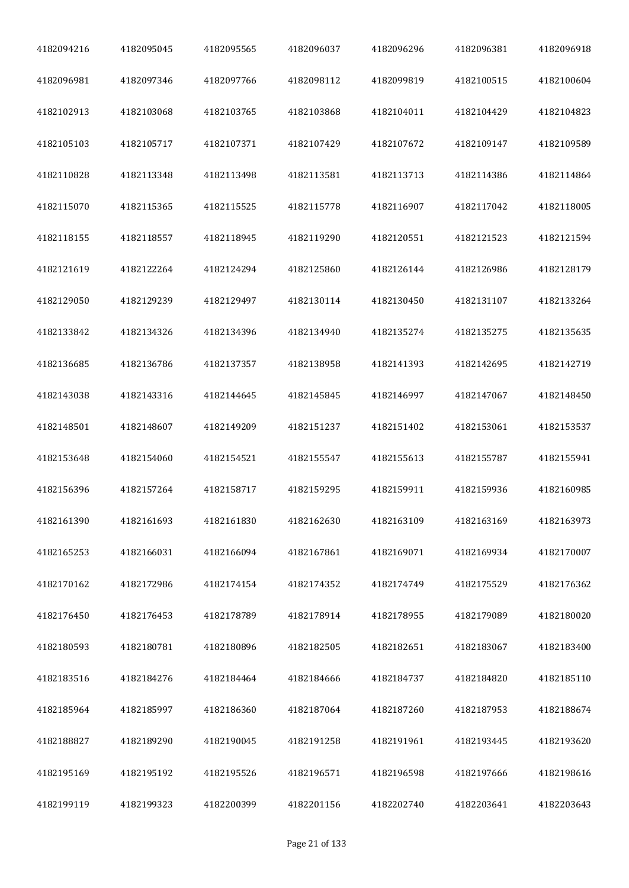| | | | | | | |
|---|---|---|---|---|---|---|
| 4182094216 | 4182095045 | 4182095565 | 4182096037 | 4182096296 | 4182096381 | 4182096918 |
| 4182096981 | 4182097346 | 4182097766 | 4182098112 | 4182099819 | 4182100515 | 4182100604 |
| 4182102913 | 4182103068 | 4182103765 | 4182103868 | 4182104011 | 4182104429 | 4182104823 |
| 4182105103 | 4182105717 | 4182107371 | 4182107429 | 4182107672 | 4182109147 | 4182109589 |
| 4182110828 | 4182113348 | 4182113498 | 4182113581 | 4182113713 | 4182114386 | 4182114864 |
| 4182115070 | 4182115365 | 4182115525 | 4182115778 | 4182116907 | 4182117042 | 4182118005 |
| 4182118155 | 4182118557 | 4182118945 | 4182119290 | 4182120551 | 4182121523 | 4182121594 |
| 4182121619 | 4182122264 | 4182124294 | 4182125860 | 4182126144 | 4182126986 | 4182128179 |
| 4182129050 | 4182129239 | 4182129497 | 4182130114 | 4182130450 | 4182131107 | 4182133264 |
| 4182133842 | 4182134326 | 4182134396 | 4182134940 | 4182135274 | 4182135275 | 4182135635 |
| 4182136685 | 4182136786 | 4182137357 | 4182138958 | 4182141393 | 4182142695 | 4182142719 |
| 4182143038 | 4182143316 | 4182144645 | 4182145845 | 4182146997 | 4182147067 | 4182148450 |
| 4182148501 | 4182148607 | 4182149209 | 4182151237 | 4182151402 | 4182153061 | 4182153537 |
| 4182153648 | 4182154060 | 4182154521 | 4182155547 | 4182155613 | 4182155787 | 4182155941 |
| 4182156396 | 4182157264 | 4182158717 | 4182159295 | 4182159911 | 4182159936 | 4182160985 |
| 4182161390 | 4182161693 | 4182161830 | 4182162630 | 4182163109 | 4182163169 | 4182163973 |
| 4182165253 | 4182166031 | 4182166094 | 4182167861 | 4182169071 | 4182169934 | 4182170007 |
| 4182170162 | 4182172986 | 4182174154 | 4182174352 | 4182174749 | 4182175529 | 4182176362 |
| 4182176450 | 4182176453 | 4182178789 | 4182178914 | 4182178955 | 4182179089 | 4182180020 |
| 4182180593 | 4182180781 | 4182180896 | 4182182505 | 4182182651 | 4182183067 | 4182183400 |
| 4182183516 | 4182184276 | 4182184464 | 4182184666 | 4182184737 | 4182184820 | 4182185110 |
| 4182185964 | 4182185997 | 4182186360 | 4182187064 | 4182187260 | 4182187953 | 4182188674 |
| 4182188827 | 4182189290 | 4182190045 | 4182191258 | 4182191961 | 4182193445 | 4182193620 |
| 4182195169 | 4182195192 | 4182195526 | 4182196571 | 4182196598 | 4182197666 | 4182198616 |
| 4182199119 | 4182199323 | 4182200399 | 4182201156 | 4182202740 | 4182203641 | 4182203643 |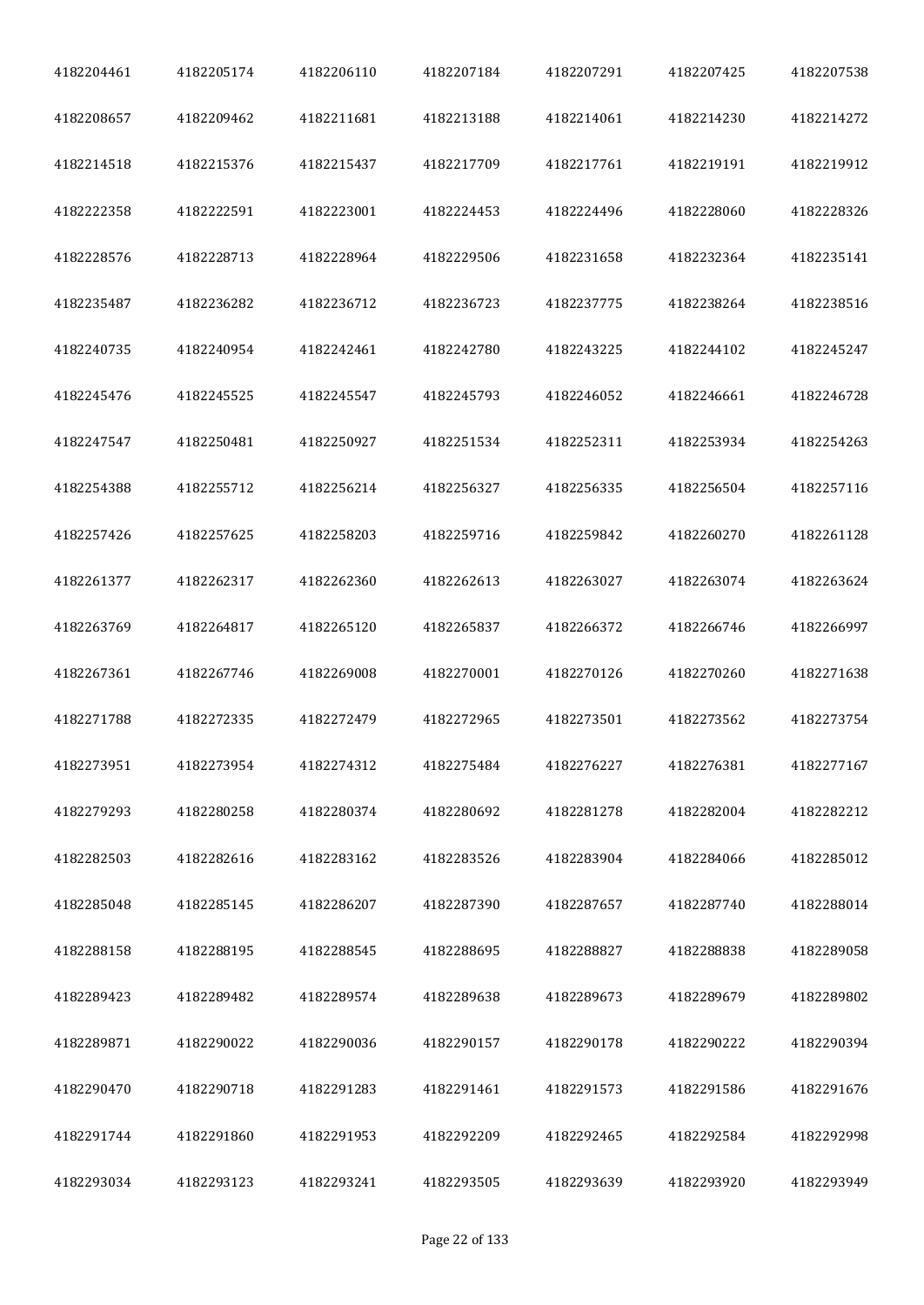| 4182204461 | 4182205174 | 4182206110 | 4182207184 | 4182207291 | 4182207425 | 4182207538 |
|---|---|---|---|---|---|---|
| 4182208657 | 4182209462 | 4182211681 | 4182213188 | 4182214061 | 4182214230 | 4182214272 |
| 4182214518 | 4182215376 | 4182215437 | 4182217709 | 4182217761 | 4182219191 | 4182219912 |
| 4182222358 | 4182222591 | 4182223001 | 4182224453 | 4182224496 | 4182228060 | 4182228326 |
| 4182228576 | 4182228713 | 4182228964 | 4182229506 | 4182231658 | 4182232364 | 4182235141 |
| 4182235487 | 4182236282 | 4182236712 | 4182236723 | 4182237775 | 4182238264 | 4182238516 |
| 4182240735 | 4182240954 | 4182242461 | 4182242780 | 4182243225 | 4182244102 | 4182245247 |
| 4182245476 | 4182245525 | 4182245547 | 4182245793 | 4182246052 | 4182246661 | 4182246728 |
| 4182247547 | 4182250481 | 4182250927 | 4182251534 | 4182252311 | 4182253934 | 4182254263 |
| 4182254388 | 4182255712 | 4182256214 | 4182256327 | 4182256335 | 4182256504 | 4182257116 |
| 4182257426 | 4182257625 | 4182258203 | 4182259716 | 4182259842 | 4182260270 | 4182261128 |
| 4182261377 | 4182262317 | 4182262360 | 4182262613 | 4182263027 | 4182263074 | 4182263624 |
| 4182263769 | 4182264817 | 4182265120 | 4182265837 | 4182266372 | 4182266746 | 4182266997 |
| 4182267361 | 4182267746 | 4182269008 | 4182270001 | 4182270126 | 4182270260 | 4182271638 |
| 4182271788 | 4182272335 | 4182272479 | 4182272965 | 4182273501 | 4182273562 | 4182273754 |
| 4182273951 | 4182273954 | 4182274312 | 4182275484 | 4182276227 | 4182276381 | 4182277167 |
| 4182279293 | 4182280258 | 4182280374 | 4182280692 | 4182281278 | 4182282004 | 4182282212 |
| 4182282503 | 4182282616 | 4182283162 | 4182283526 | 4182283904 | 4182284066 | 4182285012 |
| 4182285048 | 4182285145 | 4182286207 | 4182287390 | 4182287657 | 4182287740 | 4182288014 |
| 4182288158 | 4182288195 | 4182288545 | 4182288695 | 4182288827 | 4182288838 | 4182289058 |
| 4182289423 | 4182289482 | 4182289574 | 4182289638 | 4182289673 | 4182289679 | 4182289802 |
| 4182289871 | 4182290022 | 4182290036 | 4182290157 | 4182290178 | 4182290222 | 4182290394 |
| 4182290470 | 4182290718 | 4182291283 | 4182291461 | 4182291573 | 4182291586 | 4182291676 |
| 4182291744 | 4182291860 | 4182291953 | 4182292209 | 4182292465 | 4182292584 | 4182292998 |
| 4182293034 | 4182293123 | 4182293241 | 4182293505 | 4182293639 | 4182293920 | 4182293949 |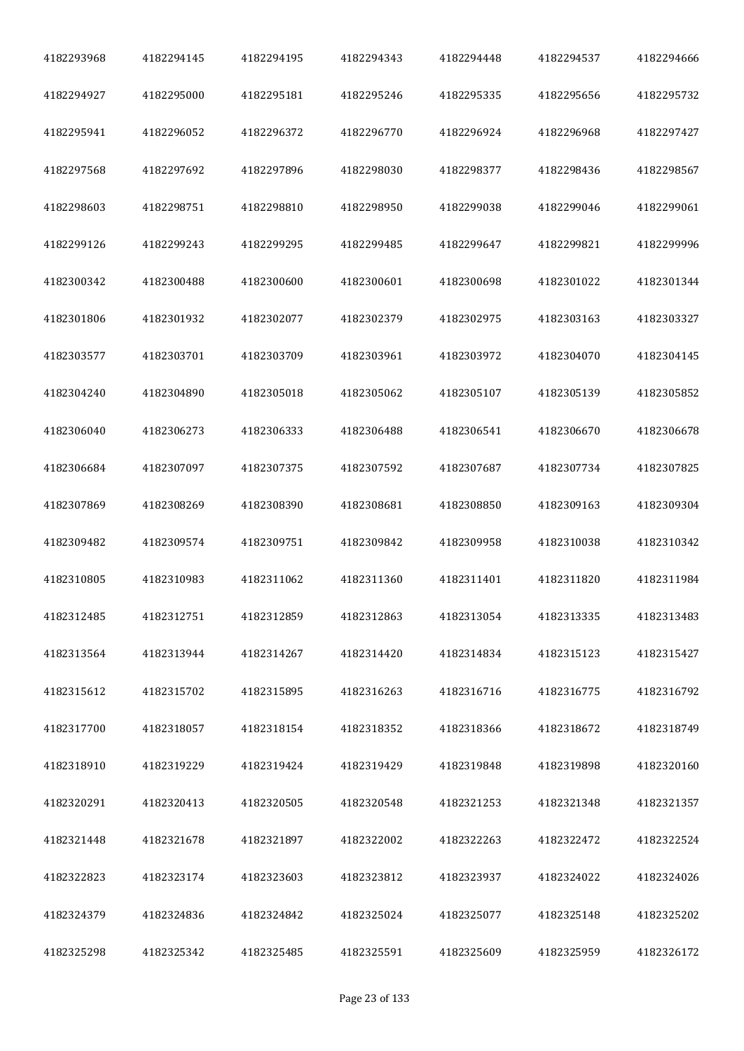| | | | | | | |
|---|---|---|---|---|---|---|
| 4182293968 | 4182294145 | 4182294195 | 4182294343 | 4182294448 | 4182294537 | 4182294666 |
| 4182294927 | 4182295000 | 4182295181 | 4182295246 | 4182295335 | 4182295656 | 4182295732 |
| 4182295941 | 4182296052 | 4182296372 | 4182296770 | 4182296924 | 4182296968 | 4182297427 |
| 4182297568 | 4182297692 | 4182297896 | 4182298030 | 4182298377 | 4182298436 | 4182298567 |
| 4182298603 | 4182298751 | 4182298810 | 4182298950 | 4182299038 | 4182299046 | 4182299061 |
| 4182299126 | 4182299243 | 4182299295 | 4182299485 | 4182299647 | 4182299821 | 4182299996 |
| 4182300342 | 4182300488 | 4182300600 | 4182300601 | 4182300698 | 4182301022 | 4182301344 |
| 4182301806 | 4182301932 | 4182302077 | 4182302379 | 4182302975 | 4182303163 | 4182303327 |
| 4182303577 | 4182303701 | 4182303709 | 4182303961 | 4182303972 | 4182304070 | 4182304145 |
| 4182304240 | 4182304890 | 4182305018 | 4182305062 | 4182305107 | 4182305139 | 4182305852 |
| 4182306040 | 4182306273 | 4182306333 | 4182306488 | 4182306541 | 4182306670 | 4182306678 |
| 4182306684 | 4182307097 | 4182307375 | 4182307592 | 4182307687 | 4182307734 | 4182307825 |
| 4182307869 | 4182308269 | 4182308390 | 4182308681 | 4182308850 | 4182309163 | 4182309304 |
| 4182309482 | 4182309574 | 4182309751 | 4182309842 | 4182309958 | 4182310038 | 4182310342 |
| 4182310805 | 4182310983 | 4182311062 | 4182311360 | 4182311401 | 4182311820 | 4182311984 |
| 4182312485 | 4182312751 | 4182312859 | 4182312863 | 4182313054 | 4182313335 | 4182313483 |
| 4182313564 | 4182313944 | 4182314267 | 4182314420 | 4182314834 | 4182315123 | 4182315427 |
| 4182315612 | 4182315702 | 4182315895 | 4182316263 | 4182316716 | 4182316775 | 4182316792 |
| 4182317700 | 4182318057 | 4182318154 | 4182318352 | 4182318366 | 4182318672 | 4182318749 |
| 4182318910 | 4182319229 | 4182319424 | 4182319429 | 4182319848 | 4182319898 | 4182320160 |
| 4182320291 | 4182320413 | 4182320505 | 4182320548 | 4182321253 | 4182321348 | 4182321357 |
| 4182321448 | 4182321678 | 4182321897 | 4182322002 | 4182322263 | 4182322472 | 4182322524 |
| 4182322823 | 4182323174 | 4182323603 | 4182323812 | 4182323937 | 4182324022 | 4182324026 |
| 4182324379 | 4182324836 | 4182324842 | 4182325024 | 4182325077 | 4182325148 | 4182325202 |
| 4182325298 | 4182325342 | 4182325485 | 4182325591 | 4182325609 | 4182325959 | 4182326172 |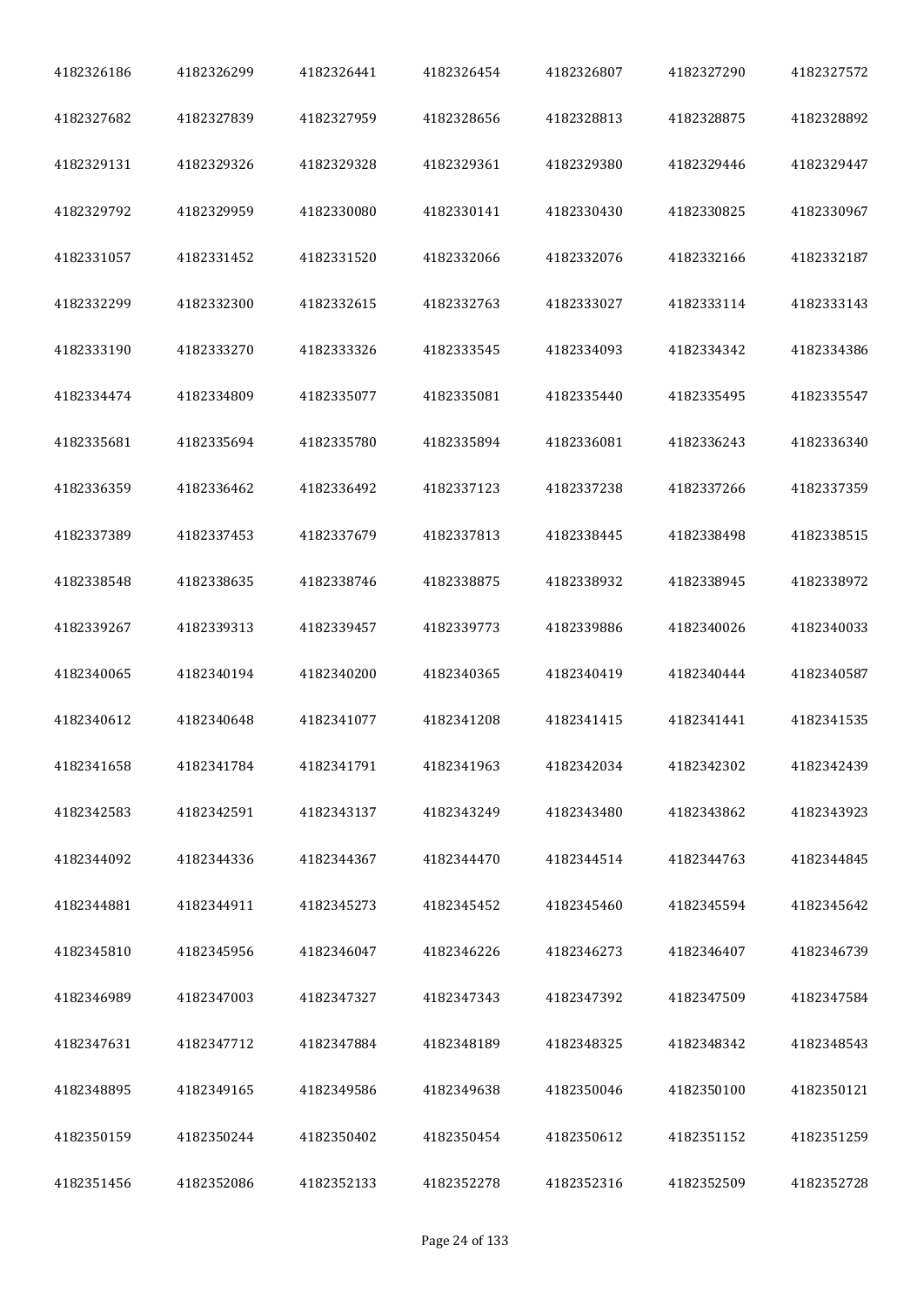| | | | | | | |
|---|---|---|---|---|---|---|
| 4182326186 | 4182326299 | 4182326441 | 4182326454 | 4182326807 | 4182327290 | 4182327572 |
| 4182327682 | 4182327839 | 4182327959 | 4182328656 | 4182328813 | 4182328875 | 4182328892 |
| 4182329131 | 4182329326 | 4182329328 | 4182329361 | 4182329380 | 4182329446 | 4182329447 |
| 4182329792 | 4182329959 | 4182330080 | 4182330141 | 4182330430 | 4182330825 | 4182330967 |
| 4182331057 | 4182331452 | 4182331520 | 4182332066 | 4182332076 | 4182332166 | 4182332187 |
| 4182332299 | 4182332300 | 4182332615 | 4182332763 | 4182333027 | 4182333114 | 4182333143 |
| 4182333190 | 4182333270 | 4182333326 | 4182333545 | 4182334093 | 4182334342 | 4182334386 |
| 4182334474 | 4182334809 | 4182335077 | 4182335081 | 4182335440 | 4182335495 | 4182335547 |
| 4182335681 | 4182335694 | 4182335780 | 4182335894 | 4182336081 | 4182336243 | 4182336340 |
| 4182336359 | 4182336462 | 4182336492 | 4182337123 | 4182337238 | 4182337266 | 4182337359 |
| 4182337389 | 4182337453 | 4182337679 | 4182337813 | 4182338445 | 4182338498 | 4182338515 |
| 4182338548 | 4182338635 | 4182338746 | 4182338875 | 4182338932 | 4182338945 | 4182338972 |
| 4182339267 | 4182339313 | 4182339457 | 4182339773 | 4182339886 | 4182340026 | 4182340033 |
| 4182340065 | 4182340194 | 4182340200 | 4182340365 | 4182340419 | 4182340444 | 4182340587 |
| 4182340612 | 4182340648 | 4182341077 | 4182341208 | 4182341415 | 4182341441 | 4182341535 |
| 4182341658 | 4182341784 | 4182341791 | 4182341963 | 4182342034 | 4182342302 | 4182342439 |
| 4182342583 | 4182342591 | 4182343137 | 4182343249 | 4182343480 | 4182343862 | 4182343923 |
| 4182344092 | 4182344336 | 4182344367 | 4182344470 | 4182344514 | 4182344763 | 4182344845 |
| 4182344881 | 4182344911 | 4182345273 | 4182345452 | 4182345460 | 4182345594 | 4182345642 |
| 4182345810 | 4182345956 | 4182346047 | 4182346226 | 4182346273 | 4182346407 | 4182346739 |
| 4182346989 | 4182347003 | 4182347327 | 4182347343 | 4182347392 | 4182347509 | 4182347584 |
| 4182347631 | 4182347712 | 4182347884 | 4182348189 | 4182348325 | 4182348342 | 4182348543 |
| 4182348895 | 4182349165 | 4182349586 | 4182349638 | 4182350046 | 4182350100 | 4182350121 |
| 4182350159 | 4182350244 | 4182350402 | 4182350454 | 4182350612 | 4182351152 | 4182351259 |
| 4182351456 | 4182352086 | 4182352133 | 4182352278 | 4182352316 | 4182352509 | 4182352728 |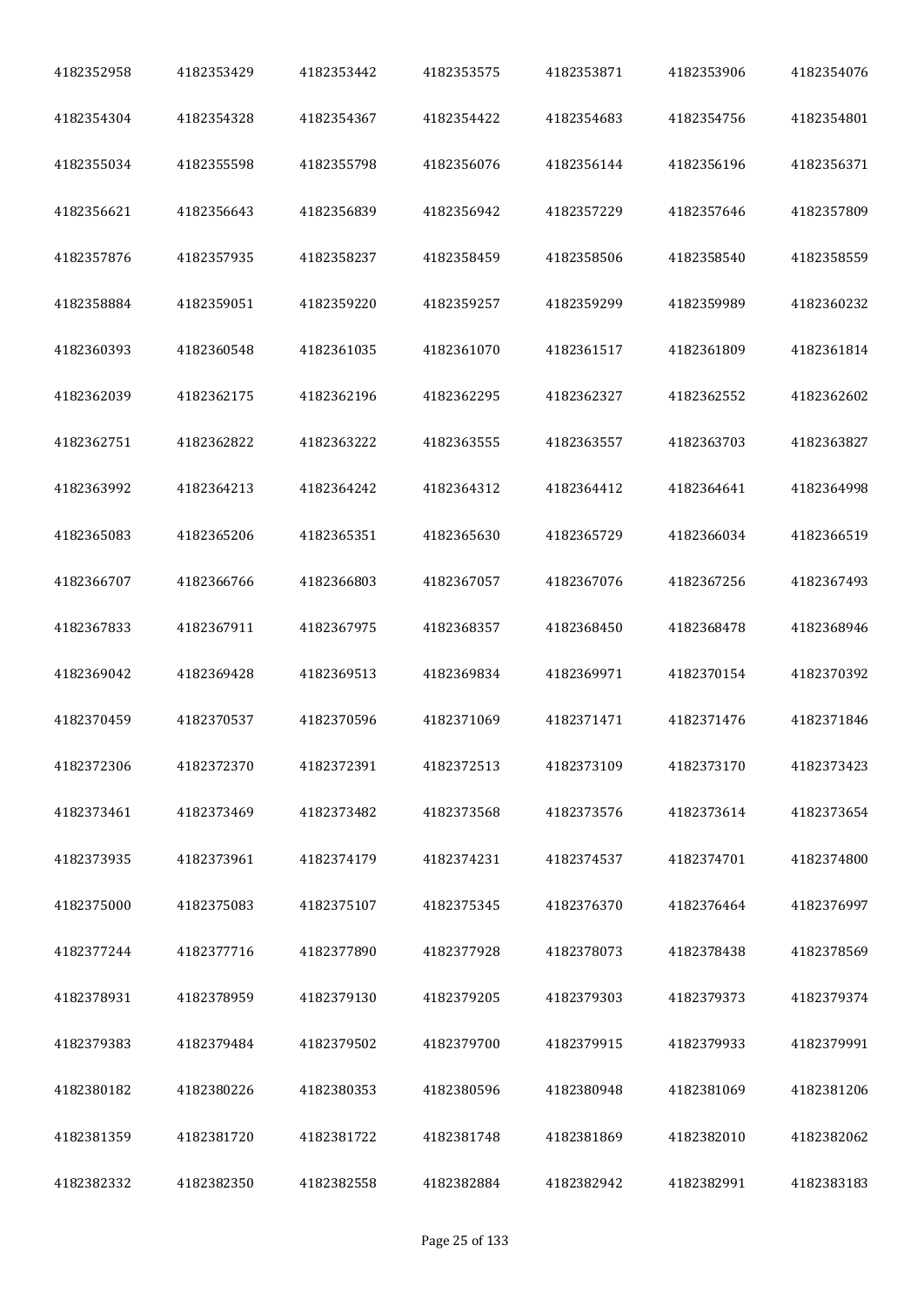| 4182352958 | 4182353429 | 4182353442 | 4182353575 | 4182353871 | 4182353906 | 4182354076 |
|---|---|---|---|---|---|---|
| 4182354304 | 4182354328 | 4182354367 | 4182354422 | 4182354683 | 4182354756 | 4182354801 |
| 4182355034 | 4182355598 | 4182355798 | 4182356076 | 4182356144 | 4182356196 | 4182356371 |
| 4182356621 | 4182356643 | 4182356839 | 4182356942 | 4182357229 | 4182357646 | 4182357809 |
| 4182357876 | 4182357935 | 4182358237 | 4182358459 | 4182358506 | 4182358540 | 4182358559 |
| 4182358884 | 4182359051 | 4182359220 | 4182359257 | 4182359299 | 4182359989 | 4182360232 |
| 4182360393 | 4182360548 | 4182361035 | 4182361070 | 4182361517 | 4182361809 | 4182361814 |
| 4182362039 | 4182362175 | 4182362196 | 4182362295 | 4182362327 | 4182362552 | 4182362602 |
| 4182362751 | 4182362822 | 4182363222 | 4182363555 | 4182363557 | 4182363703 | 4182363827 |
| 4182363992 | 4182364213 | 4182364242 | 4182364312 | 4182364412 | 4182364641 | 4182364998 |
| 4182365083 | 4182365206 | 4182365351 | 4182365630 | 4182365729 | 4182366034 | 4182366519 |
| 4182366707 | 4182366766 | 4182366803 | 4182367057 | 4182367076 | 4182367256 | 4182367493 |
| 4182367833 | 4182367911 | 4182367975 | 4182368357 | 4182368450 | 4182368478 | 4182368946 |
| 4182369042 | 4182369428 | 4182369513 | 4182369834 | 4182369971 | 4182370154 | 4182370392 |
| 4182370459 | 4182370537 | 4182370596 | 4182371069 | 4182371471 | 4182371476 | 4182371846 |
| 4182372306 | 4182372370 | 4182372391 | 4182372513 | 4182373109 | 4182373170 | 4182373423 |
| 4182373461 | 4182373469 | 4182373482 | 4182373568 | 4182373576 | 4182373614 | 4182373654 |
| 4182373935 | 4182373961 | 4182374179 | 4182374231 | 4182374537 | 4182374701 | 4182374800 |
| 4182375000 | 4182375083 | 4182375107 | 4182375345 | 4182376370 | 4182376464 | 4182376997 |
| 4182377244 | 4182377716 | 4182377890 | 4182377928 | 4182378073 | 4182378438 | 4182378569 |
| 4182378931 | 4182378959 | 4182379130 | 4182379205 | 4182379303 | 4182379373 | 4182379374 |
| 4182379383 | 4182379484 | 4182379502 | 4182379700 | 4182379915 | 4182379933 | 4182379991 |
| 4182380182 | 4182380226 | 4182380353 | 4182380596 | 4182380948 | 4182381069 | 4182381206 |
| 4182381359 | 4182381720 | 4182381722 | 4182381748 | 4182381869 | 4182382010 | 4182382062 |
| 4182382332 | 4182382350 | 4182382558 | 4182382884 | 4182382942 | 4182382991 | 4182383183 |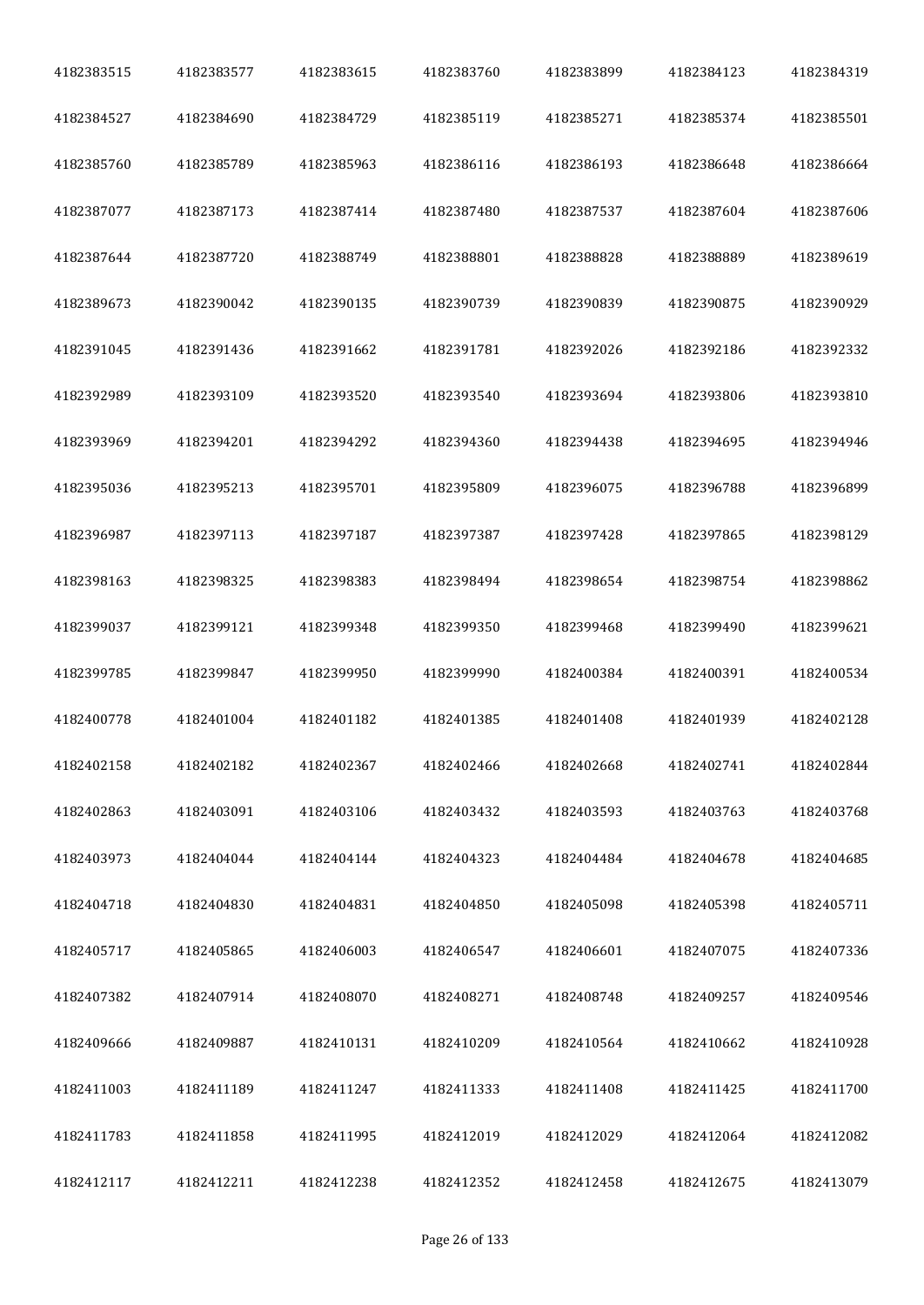| 4182383515 | 4182383577 | 4182383615 | 4182383760 | 4182383899 | 4182384123 | 4182384319 |
|---|---|---|---|---|---|---|
| 4182384527 | 4182384690 | 4182384729 | 4182385119 | 4182385271 | 4182385374 | 4182385501 |
| 4182385760 | 4182385789 | 4182385963 | 4182386116 | 4182386193 | 4182386648 | 4182386664 |
| 4182387077 | 4182387173 | 4182387414 | 4182387480 | 4182387537 | 4182387604 | 4182387606 |
| 4182387644 | 4182387720 | 4182388749 | 4182388801 | 4182388828 | 4182388889 | 4182389619 |
| 4182389673 | 4182390042 | 4182390135 | 4182390739 | 4182390839 | 4182390875 | 4182390929 |
| 4182391045 | 4182391436 | 4182391662 | 4182391781 | 4182392026 | 4182392186 | 4182392332 |
| 4182392989 | 4182393109 | 4182393520 | 4182393540 | 4182393694 | 4182393806 | 4182393810 |
| 4182393969 | 4182394201 | 4182394292 | 4182394360 | 4182394438 | 4182394695 | 4182394946 |
| 4182395036 | 4182395213 | 4182395701 | 4182395809 | 4182396075 | 4182396788 | 4182396899 |
| 4182396987 | 4182397113 | 4182397187 | 4182397387 | 4182397428 | 4182397865 | 4182398129 |
| 4182398163 | 4182398325 | 4182398383 | 4182398494 | 4182398654 | 4182398754 | 4182398862 |
| 4182399037 | 4182399121 | 4182399348 | 4182399350 | 4182399468 | 4182399490 | 4182399621 |
| 4182399785 | 4182399847 | 4182399950 | 4182399990 | 4182400384 | 4182400391 | 4182400534 |
| 4182400778 | 4182401004 | 4182401182 | 4182401385 | 4182401408 | 4182401939 | 4182402128 |
| 4182402158 | 4182402182 | 4182402367 | 4182402466 | 4182402668 | 4182402741 | 4182402844 |
| 4182402863 | 4182403091 | 4182403106 | 4182403432 | 4182403593 | 4182403763 | 4182403768 |
| 4182403973 | 4182404044 | 4182404144 | 4182404323 | 4182404484 | 4182404678 | 4182404685 |
| 4182404718 | 4182404830 | 4182404831 | 4182404850 | 4182405098 | 4182405398 | 4182405711 |
| 4182405717 | 4182405865 | 4182406003 | 4182406547 | 4182406601 | 4182407075 | 4182407336 |
| 4182407382 | 4182407914 | 4182408070 | 4182408271 | 4182408748 | 4182409257 | 4182409546 |
| 4182409666 | 4182409887 | 4182410131 | 4182410209 | 4182410564 | 4182410662 | 4182410928 |
| 4182411003 | 4182411189 | 4182411247 | 4182411333 | 4182411408 | 4182411425 | 4182411700 |
| 4182411783 | 4182411858 | 4182411995 | 4182412019 | 4182412029 | 4182412064 | 4182412082 |
| 4182412117 | 4182412211 | 4182412238 | 4182412352 | 4182412458 | 4182412675 | 4182413079 |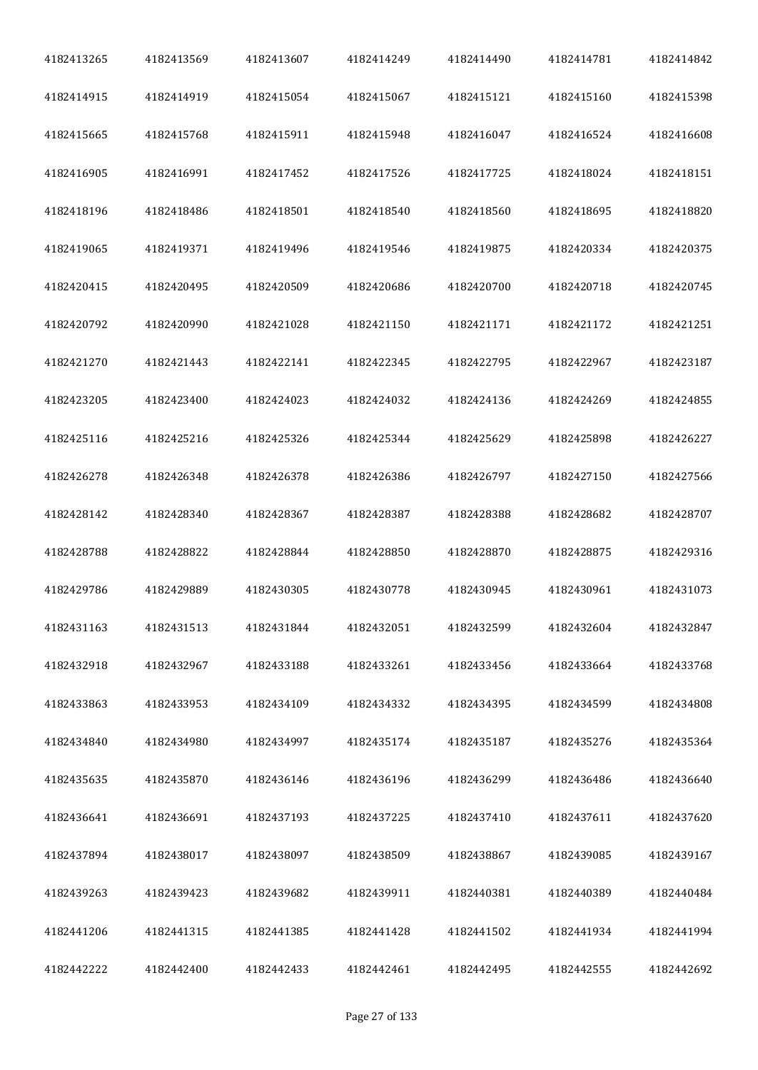| 4182413265 | 4182413569 | 4182413607 | 4182414249 | 4182414490 | 4182414781 | 4182414842 |
|---|---|---|---|---|---|---|
| 4182414915 | 4182414919 | 4182415054 | 4182415067 | 4182415121 | 4182415160 | 4182415398 |
| 4182415665 | 4182415768 | 4182415911 | 4182415948 | 4182416047 | 4182416524 | 4182416608 |
| 4182416905 | 4182416991 | 4182417452 | 4182417526 | 4182417725 | 4182418024 | 4182418151 |
| 4182418196 | 4182418486 | 4182418501 | 4182418540 | 4182418560 | 4182418695 | 4182418820 |
| 4182419065 | 4182419371 | 4182419496 | 4182419546 | 4182419875 | 4182420334 | 4182420375 |
| 4182420415 | 4182420495 | 4182420509 | 4182420686 | 4182420700 | 4182420718 | 4182420745 |
| 4182420792 | 4182420990 | 4182421028 | 4182421150 | 4182421171 | 4182421172 | 4182421251 |
| 4182421270 | 4182421443 | 4182422141 | 4182422345 | 4182422795 | 4182422967 | 4182423187 |
| 4182423205 | 4182423400 | 4182424023 | 4182424032 | 4182424136 | 4182424269 | 4182424855 |
| 4182425116 | 4182425216 | 4182425326 | 4182425344 | 4182425629 | 4182425898 | 4182426227 |
| 4182426278 | 4182426348 | 4182426378 | 4182426386 | 4182426797 | 4182427150 | 4182427566 |
| 4182428142 | 4182428340 | 4182428367 | 4182428387 | 4182428388 | 4182428682 | 4182428707 |
| 4182428788 | 4182428822 | 4182428844 | 4182428850 | 4182428870 | 4182428875 | 4182429316 |
| 4182429786 | 4182429889 | 4182430305 | 4182430778 | 4182430945 | 4182430961 | 4182431073 |
| 4182431163 | 4182431513 | 4182431844 | 4182432051 | 4182432599 | 4182432604 | 4182432847 |
| 4182432918 | 4182432967 | 4182433188 | 4182433261 | 4182433456 | 4182433664 | 4182433768 |
| 4182433863 | 4182433953 | 4182434109 | 4182434332 | 4182434395 | 4182434599 | 4182434808 |
| 4182434840 | 4182434980 | 4182434997 | 4182435174 | 4182435187 | 4182435276 | 4182435364 |
| 4182435635 | 4182435870 | 4182436146 | 4182436196 | 4182436299 | 4182436486 | 4182436640 |
| 4182436641 | 4182436691 | 4182437193 | 4182437225 | 4182437410 | 4182437611 | 4182437620 |
| 4182437894 | 4182438017 | 4182438097 | 4182438509 | 4182438867 | 4182439085 | 4182439167 |
| 4182439263 | 4182439423 | 4182439682 | 4182439911 | 4182440381 | 4182440389 | 4182440484 |
| 4182441206 | 4182441315 | 4182441385 | 4182441428 | 4182441502 | 4182441934 | 4182441994 |
| 4182442222 | 4182442400 | 4182442433 | 4182442461 | 4182442495 | 4182442555 | 4182442692 |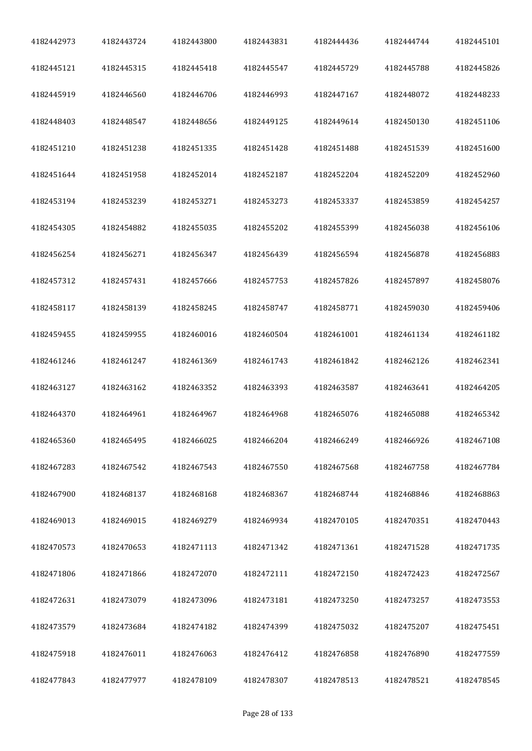| 4182442973 | 4182443724 | 4182443800 | 4182443831 | 4182444436 | 4182444744 | 4182445101 |
|---|---|---|---|---|---|---|
| 4182445121 | 4182445315 | 4182445418 | 4182445547 | 4182445729 | 4182445788 | 4182445826 |
| 4182445919 | 4182446560 | 4182446706 | 4182446993 | 4182447167 | 4182448072 | 4182448233 |
| 4182448403 | 4182448547 | 4182448656 | 4182449125 | 4182449614 | 4182450130 | 4182451106 |
| 4182451210 | 4182451238 | 4182451335 | 4182451428 | 4182451488 | 4182451539 | 4182451600 |
| 4182451644 | 4182451958 | 4182452014 | 4182452187 | 4182452204 | 4182452209 | 4182452960 |
| 4182453194 | 4182453239 | 4182453271 | 4182453273 | 4182453337 | 4182453859 | 4182454257 |
| 4182454305 | 4182454882 | 4182455035 | 4182455202 | 4182455399 | 4182456038 | 4182456106 |
| 4182456254 | 4182456271 | 4182456347 | 4182456439 | 4182456594 | 4182456878 | 4182456883 |
| 4182457312 | 4182457431 | 4182457666 | 4182457753 | 4182457826 | 4182457897 | 4182458076 |
| 4182458117 | 4182458139 | 4182458245 | 4182458747 | 4182458771 | 4182459030 | 4182459406 |
| 4182459455 | 4182459955 | 4182460016 | 4182460504 | 4182461001 | 4182461134 | 4182461182 |
| 4182461246 | 4182461247 | 4182461369 | 4182461743 | 4182461842 | 4182462126 | 4182462341 |
| 4182463127 | 4182463162 | 4182463352 | 4182463393 | 4182463587 | 4182463641 | 4182464205 |
| 4182464370 | 4182464961 | 4182464967 | 4182464968 | 4182465076 | 4182465088 | 4182465342 |
| 4182465360 | 4182465495 | 4182466025 | 4182466204 | 4182466249 | 4182466926 | 4182467108 |
| 4182467283 | 4182467542 | 4182467543 | 4182467550 | 4182467568 | 4182467758 | 4182467784 |
| 4182467900 | 4182468137 | 4182468168 | 4182468367 | 4182468744 | 4182468846 | 4182468863 |
| 4182469013 | 4182469015 | 4182469279 | 4182469934 | 4182470105 | 4182470351 | 4182470443 |
| 4182470573 | 4182470653 | 4182471113 | 4182471342 | 4182471361 | 4182471528 | 4182471735 |
| 4182471806 | 4182471866 | 4182472070 | 4182472111 | 4182472150 | 4182472423 | 4182472567 |
| 4182472631 | 4182473079 | 4182473096 | 4182473181 | 4182473250 | 4182473257 | 4182473553 |
| 4182473579 | 4182473684 | 4182474182 | 4182474399 | 4182475032 | 4182475207 | 4182475451 |
| 4182475918 | 4182476011 | 4182476063 | 4182476412 | 4182476858 | 4182476890 | 4182477559 |
| 4182477843 | 4182477977 | 4182478109 | 4182478307 | 4182478513 | 4182478521 | 4182478545 |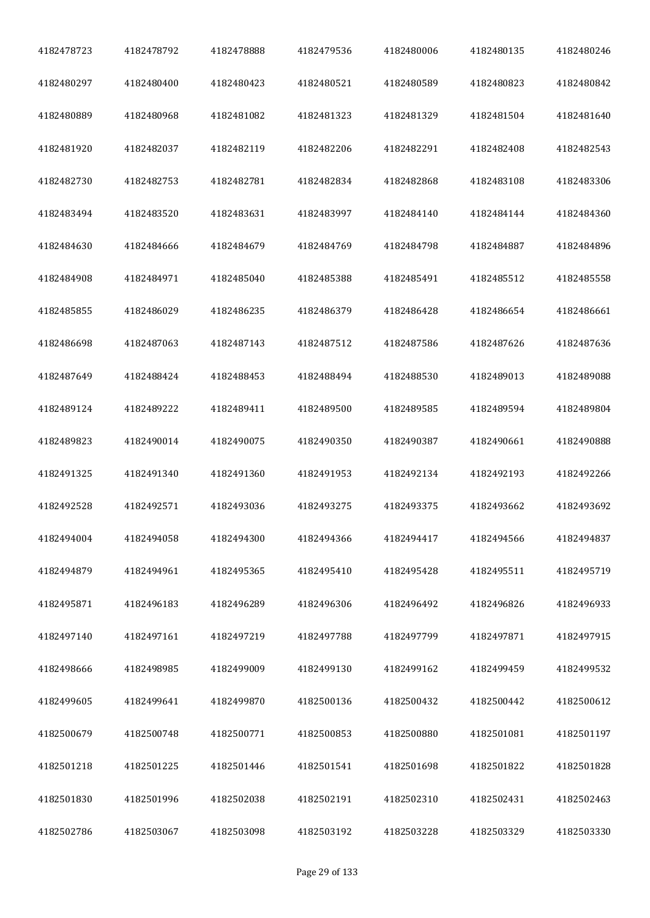| 4182478723 | 4182478792 | 4182478888 | 4182479536 | 4182480006 | 4182480135 | 4182480246 |
|---|---|---|---|---|---|---|
| 4182480297 | 4182480400 | 4182480423 | 4182480521 | 4182480589 | 4182480823 | 4182480842 |
| 4182480889 | 4182480968 | 4182481082 | 4182481323 | 4182481329 | 4182481504 | 4182481640 |
| 4182481920 | 4182482037 | 4182482119 | 4182482206 | 4182482291 | 4182482408 | 4182482543 |
| 4182482730 | 4182482753 | 4182482781 | 4182482834 | 4182482868 | 4182483108 | 4182483306 |
| 4182483494 | 4182483520 | 4182483631 | 4182483997 | 4182484140 | 4182484144 | 4182484360 |
| 4182484630 | 4182484666 | 4182484679 | 4182484769 | 4182484798 | 4182484887 | 4182484896 |
| 4182484908 | 4182484971 | 4182485040 | 4182485388 | 4182485491 | 4182485512 | 4182485558 |
| 4182485855 | 4182486029 | 4182486235 | 4182486379 | 4182486428 | 4182486654 | 4182486661 |
| 4182486698 | 4182487063 | 4182487143 | 4182487512 | 4182487586 | 4182487626 | 4182487636 |
| 4182487649 | 4182488424 | 4182488453 | 4182488494 | 4182488530 | 4182489013 | 4182489088 |
| 4182489124 | 4182489222 | 4182489411 | 4182489500 | 4182489585 | 4182489594 | 4182489804 |
| 4182489823 | 4182490014 | 4182490075 | 4182490350 | 4182490387 | 4182490661 | 4182490888 |
| 4182491325 | 4182491340 | 4182491360 | 4182491953 | 4182492134 | 4182492193 | 4182492266 |
| 4182492528 | 4182492571 | 4182493036 | 4182493275 | 4182493375 | 4182493662 | 4182493692 |
| 4182494004 | 4182494058 | 4182494300 | 4182494366 | 4182494417 | 4182494566 | 4182494837 |
| 4182494879 | 4182494961 | 4182495365 | 4182495410 | 4182495428 | 4182495511 | 4182495719 |
| 4182495871 | 4182496183 | 4182496289 | 4182496306 | 4182496492 | 4182496826 | 4182496933 |
| 4182497140 | 4182497161 | 4182497219 | 4182497788 | 4182497799 | 4182497871 | 4182497915 |
| 4182498666 | 4182498985 | 4182499009 | 4182499130 | 4182499162 | 4182499459 | 4182499532 |
| 4182499605 | 4182499641 | 4182499870 | 4182500136 | 4182500432 | 4182500442 | 4182500612 |
| 4182500679 | 4182500748 | 4182500771 | 4182500853 | 4182500880 | 4182501081 | 4182501197 |
| 4182501218 | 4182501225 | 4182501446 | 4182501541 | 4182501698 | 4182501822 | 4182501828 |
| 4182501830 | 4182501996 | 4182502038 | 4182502191 | 4182502310 | 4182502431 | 4182502463 |
| 4182502786 | 4182503067 | 4182503098 | 4182503192 | 4182503228 | 4182503329 | 4182503330 |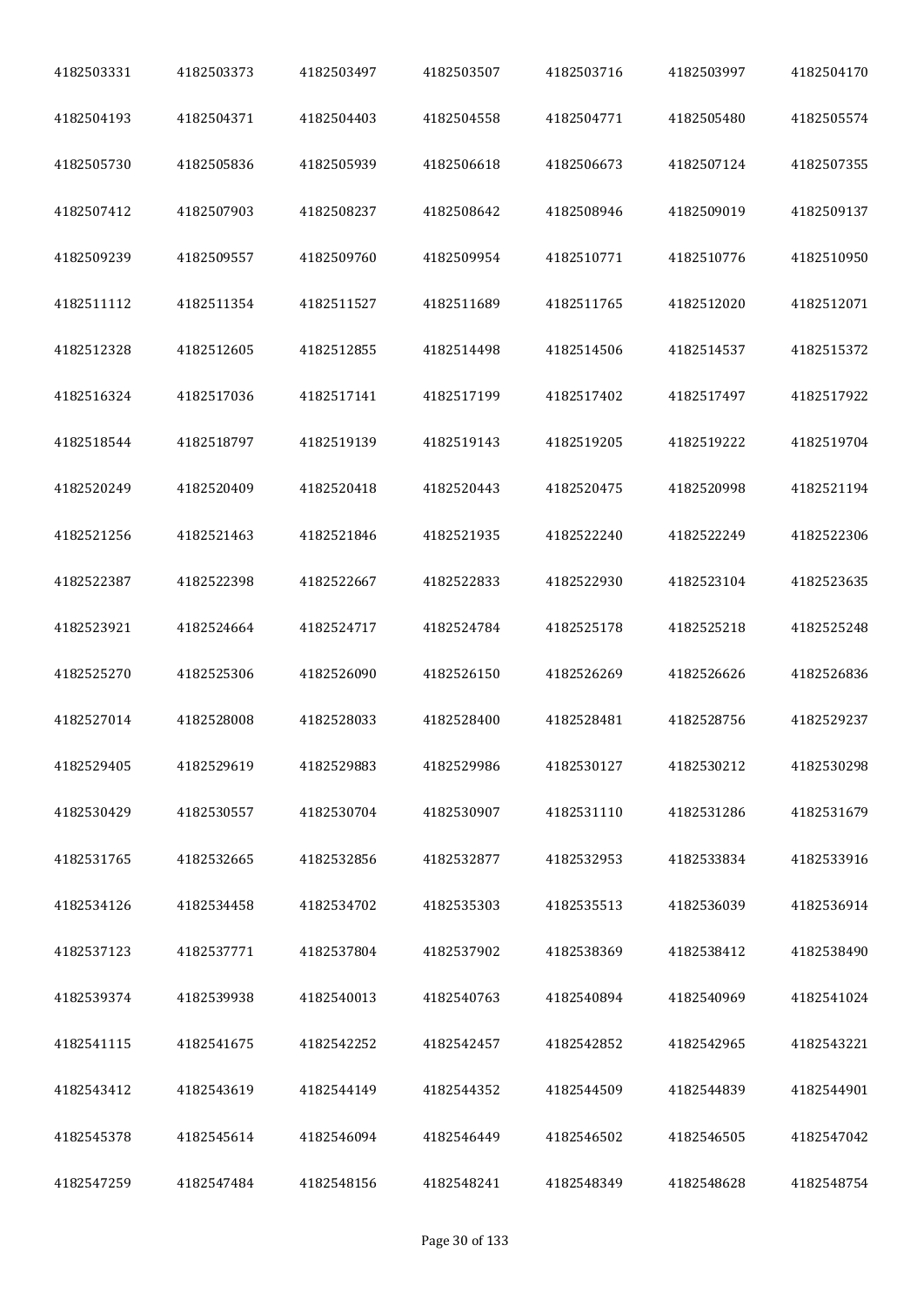| 4182503331 | 4182503373 | 4182503497 | 4182503507 | 4182503716 | 4182503997 | 4182504170 |
|---|---|---|---|---|---|---|
| 4182504193 | 4182504371 | 4182504403 | 4182504558 | 4182504771 | 4182505480 | 4182505574 |
| 4182505730 | 4182505836 | 4182505939 | 4182506618 | 4182506673 | 4182507124 | 4182507355 |
| 4182507412 | 4182507903 | 4182508237 | 4182508642 | 4182508946 | 4182509019 | 4182509137 |
| 4182509239 | 4182509557 | 4182509760 | 4182509954 | 4182510771 | 4182510776 | 4182510950 |
| 4182511112 | 4182511354 | 4182511527 | 4182511689 | 4182511765 | 4182512020 | 4182512071 |
| 4182512328 | 4182512605 | 4182512855 | 4182514498 | 4182514506 | 4182514537 | 4182515372 |
| 4182516324 | 4182517036 | 4182517141 | 4182517199 | 4182517402 | 4182517497 | 4182517922 |
| 4182518544 | 4182518797 | 4182519139 | 4182519143 | 4182519205 | 4182519222 | 4182519704 |
| 4182520249 | 4182520409 | 4182520418 | 4182520443 | 4182520475 | 4182520998 | 4182521194 |
| 4182521256 | 4182521463 | 4182521846 | 4182521935 | 4182522240 | 4182522249 | 4182522306 |
| 4182522387 | 4182522398 | 4182522667 | 4182522833 | 4182522930 | 4182523104 | 4182523635 |
| 4182523921 | 4182524664 | 4182524717 | 4182524784 | 4182525178 | 4182525218 | 4182525248 |
| 4182525270 | 4182525306 | 4182526090 | 4182526150 | 4182526269 | 4182526626 | 4182526836 |
| 4182527014 | 4182528008 | 4182528033 | 4182528400 | 4182528481 | 4182528756 | 4182529237 |
| 4182529405 | 4182529619 | 4182529883 | 4182529986 | 4182530127 | 4182530212 | 4182530298 |
| 4182530429 | 4182530557 | 4182530704 | 4182530907 | 4182531110 | 4182531286 | 4182531679 |
| 4182531765 | 4182532665 | 4182532856 | 4182532877 | 4182532953 | 4182533834 | 4182533916 |
| 4182534126 | 4182534458 | 4182534702 | 4182535303 | 4182535513 | 4182536039 | 4182536914 |
| 4182537123 | 4182537771 | 4182537804 | 4182537902 | 4182538369 | 4182538412 | 4182538490 |
| 4182539374 | 4182539938 | 4182540013 | 4182540763 | 4182540894 | 4182540969 | 4182541024 |
| 4182541115 | 4182541675 | 4182542252 | 4182542457 | 4182542852 | 4182542965 | 4182543221 |
| 4182543412 | 4182543619 | 4182544149 | 4182544352 | 4182544509 | 4182544839 | 4182544901 |
| 4182545378 | 4182545614 | 4182546094 | 4182546449 | 4182546502 | 4182546505 | 4182547042 |
| 4182547259 | 4182547484 | 4182548156 | 4182548241 | 4182548349 | 4182548628 | 4182548754 |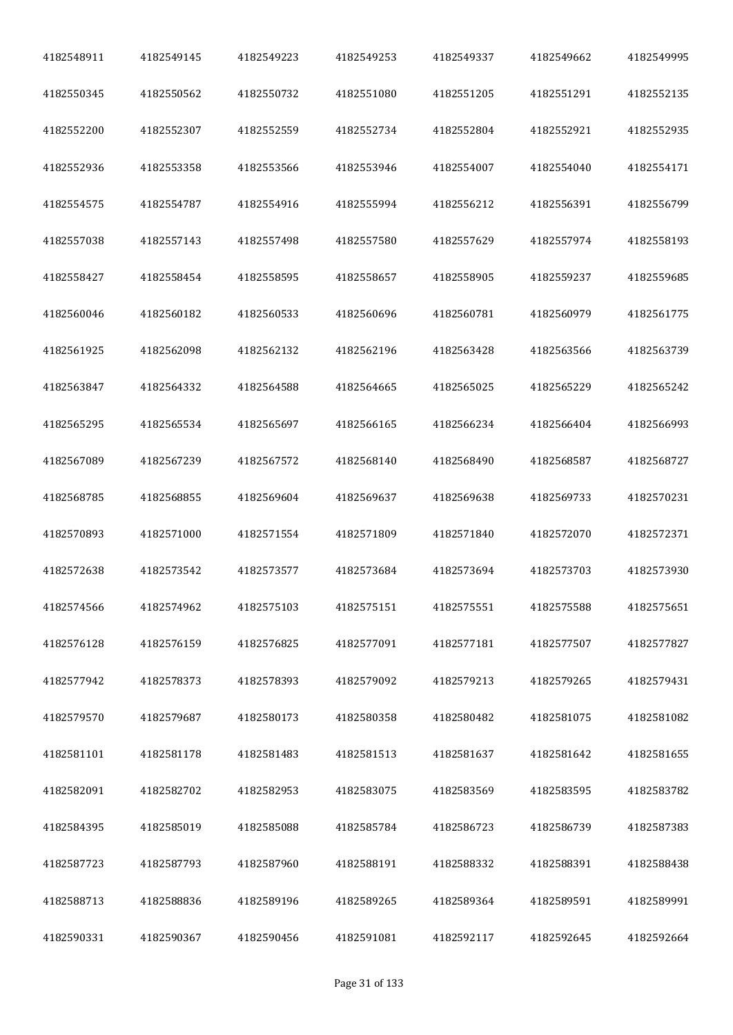| | | | | | | |
|---|---|---|---|---|---|---|
| 4182548911 | 4182549145 | 4182549223 | 4182549253 | 4182549337 | 4182549662 | 4182549995 |
| 4182550345 | 4182550562 | 4182550732 | 4182551080 | 4182551205 | 4182551291 | 4182552135 |
| 4182552200 | 4182552307 | 4182552559 | 4182552734 | 4182552804 | 4182552921 | 4182552935 |
| 4182552936 | 4182553358 | 4182553566 | 4182553946 | 4182554007 | 4182554040 | 4182554171 |
| 4182554575 | 4182554787 | 4182554916 | 4182555994 | 4182556212 | 4182556391 | 4182556799 |
| 4182557038 | 4182557143 | 4182557498 | 4182557580 | 4182557629 | 4182557974 | 4182558193 |
| 4182558427 | 4182558454 | 4182558595 | 4182558657 | 4182558905 | 4182559237 | 4182559685 |
| 4182560046 | 4182560182 | 4182560533 | 4182560696 | 4182560781 | 4182560979 | 4182561775 |
| 4182561925 | 4182562098 | 4182562132 | 4182562196 | 4182563428 | 4182563566 | 4182563739 |
| 4182563847 | 4182564332 | 4182564588 | 4182564665 | 4182565025 | 4182565229 | 4182565242 |
| 4182565295 | 4182565534 | 4182565697 | 4182566165 | 4182566234 | 4182566404 | 4182566993 |
| 4182567089 | 4182567239 | 4182567572 | 4182568140 | 4182568490 | 4182568587 | 4182568727 |
| 4182568785 | 4182568855 | 4182569604 | 4182569637 | 4182569638 | 4182569733 | 4182570231 |
| 4182570893 | 4182571000 | 4182571554 | 4182571809 | 4182571840 | 4182572070 | 4182572371 |
| 4182572638 | 4182573542 | 4182573577 | 4182573684 | 4182573694 | 4182573703 | 4182573930 |
| 4182574566 | 4182574962 | 4182575103 | 4182575151 | 4182575551 | 4182575588 | 4182575651 |
| 4182576128 | 4182576159 | 4182576825 | 4182577091 | 4182577181 | 4182577507 | 4182577827 |
| 4182577942 | 4182578373 | 4182578393 | 4182579092 | 4182579213 | 4182579265 | 4182579431 |
| 4182579570 | 4182579687 | 4182580173 | 4182580358 | 4182580482 | 4182581075 | 4182581082 |
| 4182581101 | 4182581178 | 4182581483 | 4182581513 | 4182581637 | 4182581642 | 4182581655 |
| 4182582091 | 4182582702 | 4182582953 | 4182583075 | 4182583569 | 4182583595 | 4182583782 |
| 4182584395 | 4182585019 | 4182585088 | 4182585784 | 4182586723 | 4182586739 | 4182587383 |
| 4182587723 | 4182587793 | 4182587960 | 4182588191 | 4182588332 | 4182588391 | 4182588438 |
| 4182588713 | 4182588836 | 4182589196 | 4182589265 | 4182589364 | 4182589591 | 4182589991 |
| 4182590331 | 4182590367 | 4182590456 | 4182591081 | 4182592117 | 4182592645 | 4182592664 |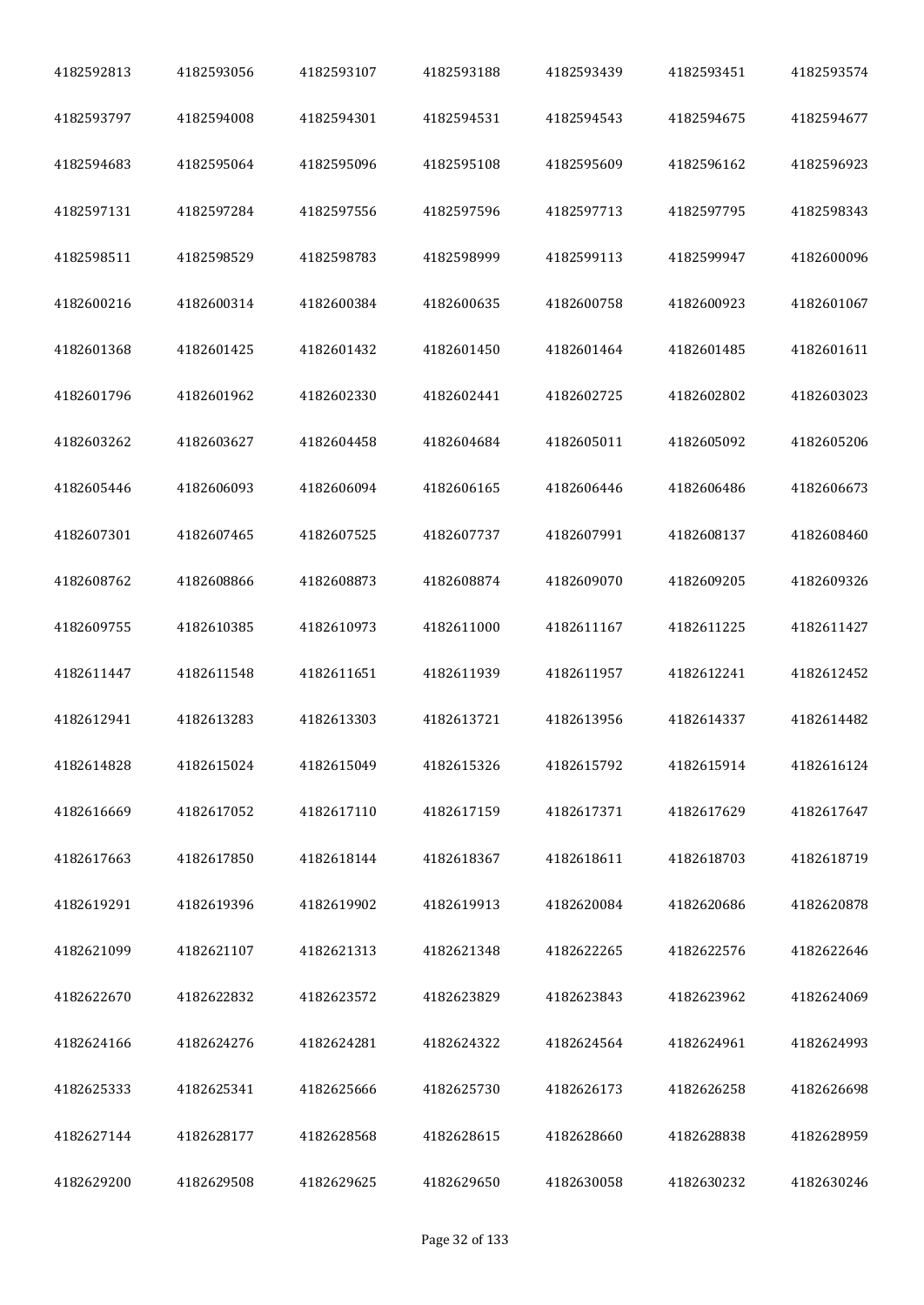| | | | | | | |
|---|---|---|---|---|---|---|
| 4182592813 | 4182593056 | 4182593107 | 4182593188 | 4182593439 | 4182593451 | 4182593574 |
| 4182593797 | 4182594008 | 4182594301 | 4182594531 | 4182594543 | 4182594675 | 4182594677 |
| 4182594683 | 4182595064 | 4182595096 | 4182595108 | 4182595609 | 4182596162 | 4182596923 |
| 4182597131 | 4182597284 | 4182597556 | 4182597596 | 4182597713 | 4182597795 | 4182598343 |
| 4182598511 | 4182598529 | 4182598783 | 4182598999 | 4182599113 | 4182599947 | 4182600096 |
| 4182600216 | 4182600314 | 4182600384 | 4182600635 | 4182600758 | 4182600923 | 4182601067 |
| 4182601368 | 4182601425 | 4182601432 | 4182601450 | 4182601464 | 4182601485 | 4182601611 |
| 4182601796 | 4182601962 | 4182602330 | 4182602441 | 4182602725 | 4182602802 | 4182603023 |
| 4182603262 | 4182603627 | 4182604458 | 4182604684 | 4182605011 | 4182605092 | 4182605206 |
| 4182605446 | 4182606093 | 4182606094 | 4182606165 | 4182606446 | 4182606486 | 4182606673 |
| 4182607301 | 4182607465 | 4182607525 | 4182607737 | 4182607991 | 4182608137 | 4182608460 |
| 4182608762 | 4182608866 | 4182608873 | 4182608874 | 4182609070 | 4182609205 | 4182609326 |
| 4182609755 | 4182610385 | 4182610973 | 4182611000 | 4182611167 | 4182611225 | 4182611427 |
| 4182611447 | 4182611548 | 4182611651 | 4182611939 | 4182611957 | 4182612241 | 4182612452 |
| 4182612941 | 4182613283 | 4182613303 | 4182613721 | 4182613956 | 4182614337 | 4182614482 |
| 4182614828 | 4182615024 | 4182615049 | 4182615326 | 4182615792 | 4182615914 | 4182616124 |
| 4182616669 | 4182617052 | 4182617110 | 4182617159 | 4182617371 | 4182617629 | 4182617647 |
| 4182617663 | 4182617850 | 4182618144 | 4182618367 | 4182618611 | 4182618703 | 4182618719 |
| 4182619291 | 4182619396 | 4182619902 | 4182619913 | 4182620084 | 4182620686 | 4182620878 |
| 4182621099 | 4182621107 | 4182621313 | 4182621348 | 4182622265 | 4182622576 | 4182622646 |
| 4182622670 | 4182622832 | 4182623572 | 4182623829 | 4182623843 | 4182623962 | 4182624069 |
| 4182624166 | 4182624276 | 4182624281 | 4182624322 | 4182624564 | 4182624961 | 4182624993 |
| 4182625333 | 4182625341 | 4182625666 | 4182625730 | 4182626173 | 4182626258 | 4182626698 |
| 4182627144 | 4182628177 | 4182628568 | 4182628615 | 4182628660 | 4182628838 | 4182628959 |
| 4182629200 | 4182629508 | 4182629625 | 4182629650 | 4182630058 | 4182630232 | 4182630246 |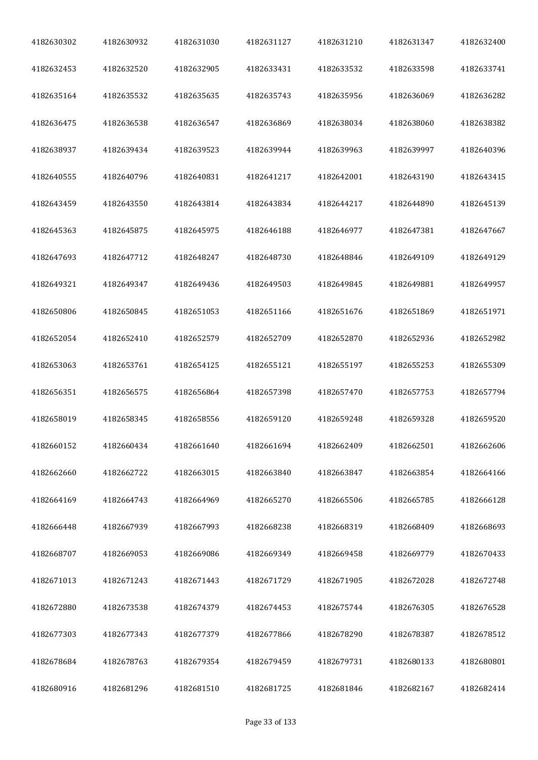| | | | | | | |
|---|---|---|---|---|---|---|
| 4182630302 | 4182630932 | 4182631030 | 4182631127 | 4182631210 | 4182631347 | 4182632400 |
| 4182632453 | 4182632520 | 4182632905 | 4182633431 | 4182633532 | 4182633598 | 4182633741 |
| 4182635164 | 4182635532 | 4182635635 | 4182635743 | 4182635956 | 4182636069 | 4182636282 |
| 4182636475 | 4182636538 | 4182636547 | 4182636869 | 4182638034 | 4182638060 | 4182638382 |
| 4182638937 | 4182639434 | 4182639523 | 4182639944 | 4182639963 | 4182639997 | 4182640396 |
| 4182640555 | 4182640796 | 4182640831 | 4182641217 | 4182642001 | 4182643190 | 4182643415 |
| 4182643459 | 4182643550 | 4182643814 | 4182643834 | 4182644217 | 4182644890 | 4182645139 |
| 4182645363 | 4182645875 | 4182645975 | 4182646188 | 4182646977 | 4182647381 | 4182647667 |
| 4182647693 | 4182647712 | 4182648247 | 4182648730 | 4182648846 | 4182649109 | 4182649129 |
| 4182649321 | 4182649347 | 4182649436 | 4182649503 | 4182649845 | 4182649881 | 4182649957 |
| 4182650806 | 4182650845 | 4182651053 | 4182651166 | 4182651676 | 4182651869 | 4182651971 |
| 4182652054 | 4182652410 | 4182652579 | 4182652709 | 4182652870 | 4182652936 | 4182652982 |
| 4182653063 | 4182653761 | 4182654125 | 4182655121 | 4182655197 | 4182655253 | 4182655309 |
| 4182656351 | 4182656575 | 4182656864 | 4182657398 | 4182657470 | 4182657753 | 4182657794 |
| 4182658019 | 4182658345 | 4182658556 | 4182659120 | 4182659248 | 4182659328 | 4182659520 |
| 4182660152 | 4182660434 | 4182661640 | 4182661694 | 4182662409 | 4182662501 | 4182662606 |
| 4182662660 | 4182662722 | 4182663015 | 4182663840 | 4182663847 | 4182663854 | 4182664166 |
| 4182664169 | 4182664743 | 4182664969 | 4182665270 | 4182665506 | 4182665785 | 4182666128 |
| 4182666448 | 4182667939 | 4182667993 | 4182668238 | 4182668319 | 4182668409 | 4182668693 |
| 4182668707 | 4182669053 | 4182669086 | 4182669349 | 4182669458 | 4182669779 | 4182670433 |
| 4182671013 | 4182671243 | 4182671443 | 4182671729 | 4182671905 | 4182672028 | 4182672748 |
| 4182672880 | 4182673538 | 4182674379 | 4182674453 | 4182675744 | 4182676305 | 4182676528 |
| 4182677303 | 4182677343 | 4182677379 | 4182677866 | 4182678290 | 4182678387 | 4182678512 |
| 4182678684 | 4182678763 | 4182679354 | 4182679459 | 4182679731 | 4182680133 | 4182680801 |
| 4182680916 | 4182681296 | 4182681510 | 4182681725 | 4182681846 | 4182682167 | 4182682414 |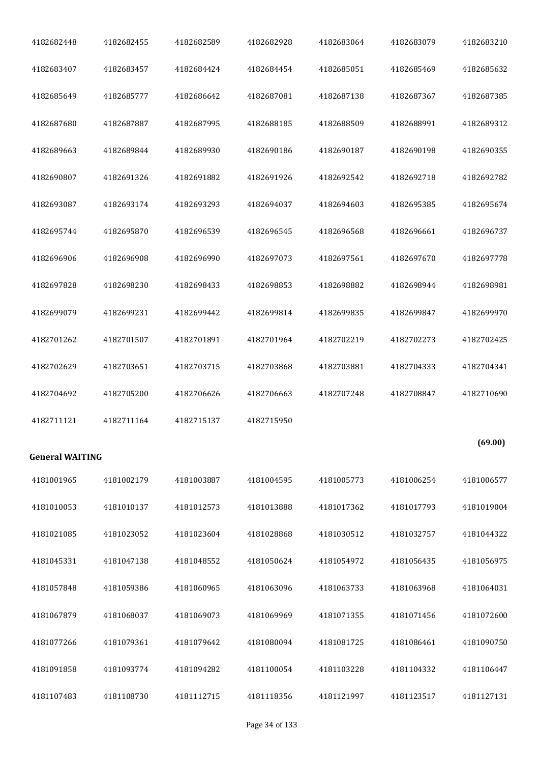| | | | | | | |
|---|---|---|---|---|---|---|
| 4182682448 | 4182682455 | 4182682589 | 4182682928 | 4182683064 | 4182683079 | 4182683210 |
| 4182683407 | 4182683457 | 4182684424 | 4182684454 | 4182685051 | 4182685469 | 4182685632 |
| 4182685649 | 4182685777 | 4182686642 | 4182687081 | 4182687138 | 4182687367 | 4182687385 |
| 4182687680 | 4182687887 | 4182687995 | 4182688185 | 4182688509 | 4182688991 | 4182689312 |
| 4182689663 | 4182689844 | 4182689930 | 4182690186 | 4182690187 | 4182690198 | 4182690355 |
| 4182690807 | 4182691326 | 4182691882 | 4182691926 | 4182692542 | 4182692718 | 4182692782 |
| 4182693087 | 4182693174 | 4182693293 | 4182694037 | 4182694603 | 4182695385 | 4182695674 |
| 4182695744 | 4182695870 | 4182696539 | 4182696545 | 4182696568 | 4182696661 | 4182696737 |
| 4182696906 | 4182696908 | 4182696990 | 4182697073 | 4182697561 | 4182697670 | 4182697778 |
| 4182697828 | 4182698230 | 4182698433 | 4182698853 | 4182698882 | 4182698944 | 4182698981 |
| 4182699079 | 4182699231 | 4182699442 | 4182699814 | 4182699835 | 4182699847 | 4182699970 |
| 4182701262 | 4182701507 | 4182701891 | 4182701964 | 4182702219 | 4182702273 | 4182702425 |
| 4182702629 | 4182703651 | 4182703715 | 4182703868 | 4182703881 | 4182704333 | 4182704341 |
| 4182704692 | 4182705200 | 4182706626 | 4182706663 | 4182707248 | 4182708847 | 4182710690 |
| 4182711121 | 4182711164 | 4182715137 | 4182715950 | | | |

**(69.00)**

**General WAITING**

| | | | | | | |
|---|---|---|---|---|---|---|
| 4181001965 | 4181002179 | 4181003887 | 4181004595 | 4181005773 | 4181006254 | 4181006577 |
| 4181010053 | 4181010137 | 4181012573 | 4181013888 | 4181017362 | 4181017793 | 4181019004 |
| 4181021085 | 4181023052 | 4181023604 | 4181028868 | 4181030512 | 4181032757 | 4181044322 |
| 4181045331 | 4181047138 | 4181048552 | 4181050624 | 4181054972 | 4181056435 | 4181056975 |
| 4181057848 | 4181059386 | 4181060965 | 4181063096 | 4181063733 | 4181063968 | 4181064031 |
| 4181067879 | 4181068037 | 4181069073 | 4181069969 | 4181071355 | 4181071456 | 4181072600 |
| 4181077266 | 4181079361 | 4181079642 | 4181080094 | 4181081725 | 4181086461 | 4181090750 |
| 4181091858 | 4181093774 | 4181094282 | 4181100054 | 4181103228 | 4181104332 | 4181106447 |
| 4181107483 | 4181108730 | 4181112715 | 4181118356 | 4181121997 | 4181123517 | 4181127131 |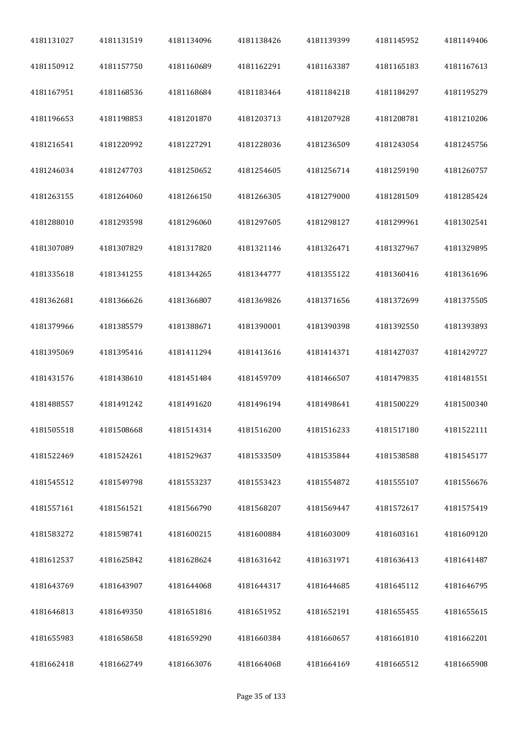| 4181131027 | 4181131519 | 4181134096 | 4181138426 | 4181139399 | 4181145952 | 4181149406 |
|---|---|---|---|---|---|---|
| 4181150912 | 4181157750 | 4181160689 | 4181162291 | 4181163387 | 4181165183 | 4181167613 |
| 4181167951 | 4181168536 | 4181168684 | 4181183464 | 4181184218 | 4181184297 | 4181195279 |
| 4181196653 | 4181198853 | 4181201870 | 4181203713 | 4181207928 | 4181208781 | 4181210206 |
| 4181216541 | 4181220992 | 4181227291 | 4181228036 | 4181236509 | 4181243054 | 4181245756 |
| 4181246034 | 4181247703 | 4181250652 | 4181254605 | 4181256714 | 4181259190 | 4181260757 |
| 4181263155 | 4181264060 | 4181266150 | 4181266305 | 4181279000 | 4181281509 | 4181285424 |
| 4181288010 | 4181293598 | 4181296060 | 4181297605 | 4181298127 | 4181299961 | 4181302541 |
| 4181307089 | 4181307829 | 4181317820 | 4181321146 | 4181326471 | 4181327967 | 4181329895 |
| 4181335618 | 4181341255 | 4181344265 | 4181344777 | 4181355122 | 4181360416 | 4181361696 |
| 4181362681 | 4181366626 | 4181366807 | 4181369826 | 4181371656 | 4181372699 | 4181375505 |
| 4181379966 | 4181385579 | 4181388671 | 4181390001 | 4181390398 | 4181392550 | 4181393893 |
| 4181395069 | 4181395416 | 4181411294 | 4181413616 | 4181414371 | 4181427037 | 4181429727 |
| 4181431576 | 4181438610 | 4181451484 | 4181459709 | 4181466507 | 4181479835 | 4181481551 |
| 4181488557 | 4181491242 | 4181491620 | 4181496194 | 4181498641 | 4181500229 | 4181500340 |
| 4181505518 | 4181508668 | 4181514314 | 4181516200 | 4181516233 | 4181517180 | 4181522111 |
| 4181522469 | 4181524261 | 4181529637 | 4181533509 | 4181535844 | 4181538588 | 4181545177 |
| 4181545512 | 4181549798 | 4181553237 | 4181553423 | 4181554872 | 4181555107 | 4181556676 |
| 4181557161 | 4181561521 | 4181566790 | 4181568207 | 4181569447 | 4181572617 | 4181575419 |
| 4181583272 | 4181598741 | 4181600215 | 4181600884 | 4181603009 | 4181603161 | 4181609120 |
| 4181612537 | 4181625842 | 4181628624 | 4181631642 | 4181631971 | 4181636413 | 4181641487 |
| 4181643769 | 4181643907 | 4181644068 | 4181644317 | 4181644685 | 4181645112 | 4181646795 |
| 4181646813 | 4181649350 | 4181651816 | 4181651952 | 4181652191 | 4181655455 | 4181655615 |
| 4181655983 | 4181658658 | 4181659290 | 4181660384 | 4181660657 | 4181661810 | 4181662201 |
| 4181662418 | 4181662749 | 4181663076 | 4181664068 | 4181664169 | 4181665512 | 4181665908 |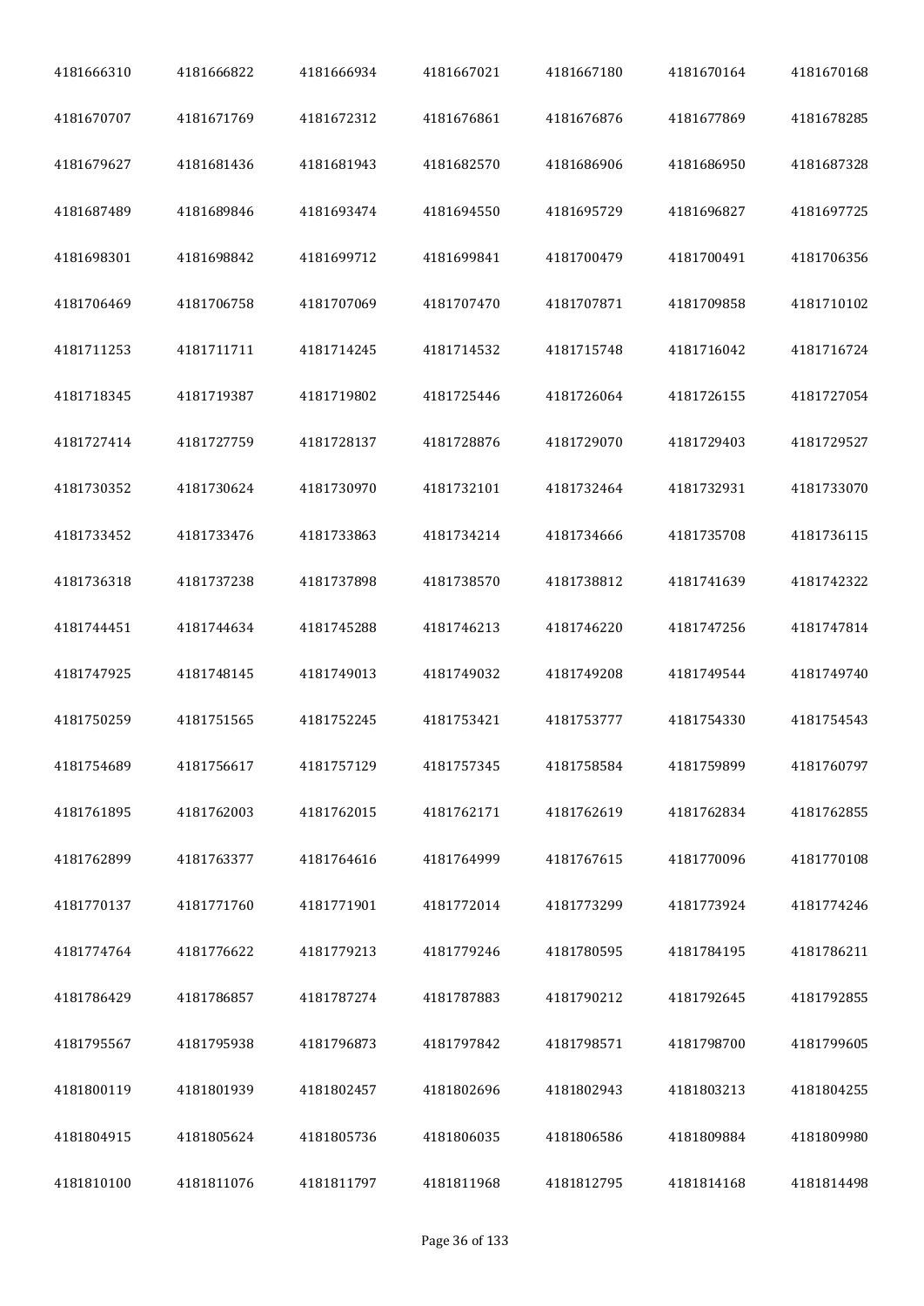| 4181666310 | 4181666822 | 4181666934 | 4181667021 | 4181667180 | 4181670164 | 4181670168 |
|---|---|---|---|---|---|---|
| 4181670707 | 4181671769 | 4181672312 | 4181676861 | 4181676876 | 4181677869 | 4181678285 |
| 4181679627 | 4181681436 | 4181681943 | 4181682570 | 4181686906 | 4181686950 | 4181687328 |
| 4181687489 | 4181689846 | 4181693474 | 4181694550 | 4181695729 | 4181696827 | 4181697725 |
| 4181698301 | 4181698842 | 4181699712 | 4181699841 | 4181700479 | 4181700491 | 4181706356 |
| 4181706469 | 4181706758 | 4181707069 | 4181707470 | 4181707871 | 4181709858 | 4181710102 |
| 4181711253 | 4181711711 | 4181714245 | 4181714532 | 4181715748 | 4181716042 | 4181716724 |
| 4181718345 | 4181719387 | 4181719802 | 4181725446 | 4181726064 | 4181726155 | 4181727054 |
| 4181727414 | 4181727759 | 4181728137 | 4181728876 | 4181729070 | 4181729403 | 4181729527 |
| 4181730352 | 4181730624 | 4181730970 | 4181732101 | 4181732464 | 4181732931 | 4181733070 |
| 4181733452 | 4181733476 | 4181733863 | 4181734214 | 4181734666 | 4181735708 | 4181736115 |
| 4181736318 | 4181737238 | 4181737898 | 4181738570 | 4181738812 | 4181741639 | 4181742322 |
| 4181744451 | 4181744634 | 4181745288 | 4181746213 | 4181746220 | 4181747256 | 4181747814 |
| 4181747925 | 4181748145 | 4181749013 | 4181749032 | 4181749208 | 4181749544 | 4181749740 |
| 4181750259 | 4181751565 | 4181752245 | 4181753421 | 4181753777 | 4181754330 | 4181754543 |
| 4181754689 | 4181756617 | 4181757129 | 4181757345 | 4181758584 | 4181759899 | 4181760797 |
| 4181761895 | 4181762003 | 4181762015 | 4181762171 | 4181762619 | 4181762834 | 4181762855 |
| 4181762899 | 4181763377 | 4181764616 | 4181764999 | 4181767615 | 4181770096 | 4181770108 |
| 4181770137 | 4181771760 | 4181771901 | 4181772014 | 4181773299 | 4181773924 | 4181774246 |
| 4181774764 | 4181776622 | 4181779213 | 4181779246 | 4181780595 | 4181784195 | 4181786211 |
| 4181786429 | 4181786857 | 4181787274 | 4181787883 | 4181790212 | 4181792645 | 4181792855 |
| 4181795567 | 4181795938 | 4181796873 | 4181797842 | 4181798571 | 4181798700 | 4181799605 |
| 4181800119 | 4181801939 | 4181802457 | 4181802696 | 4181802943 | 4181803213 | 4181804255 |
| 4181804915 | 4181805624 | 4181805736 | 4181806035 | 4181806586 | 4181809884 | 4181809980 |
| 4181810100 | 4181811076 | 4181811797 | 4181811968 | 4181812795 | 4181814168 | 4181814498 |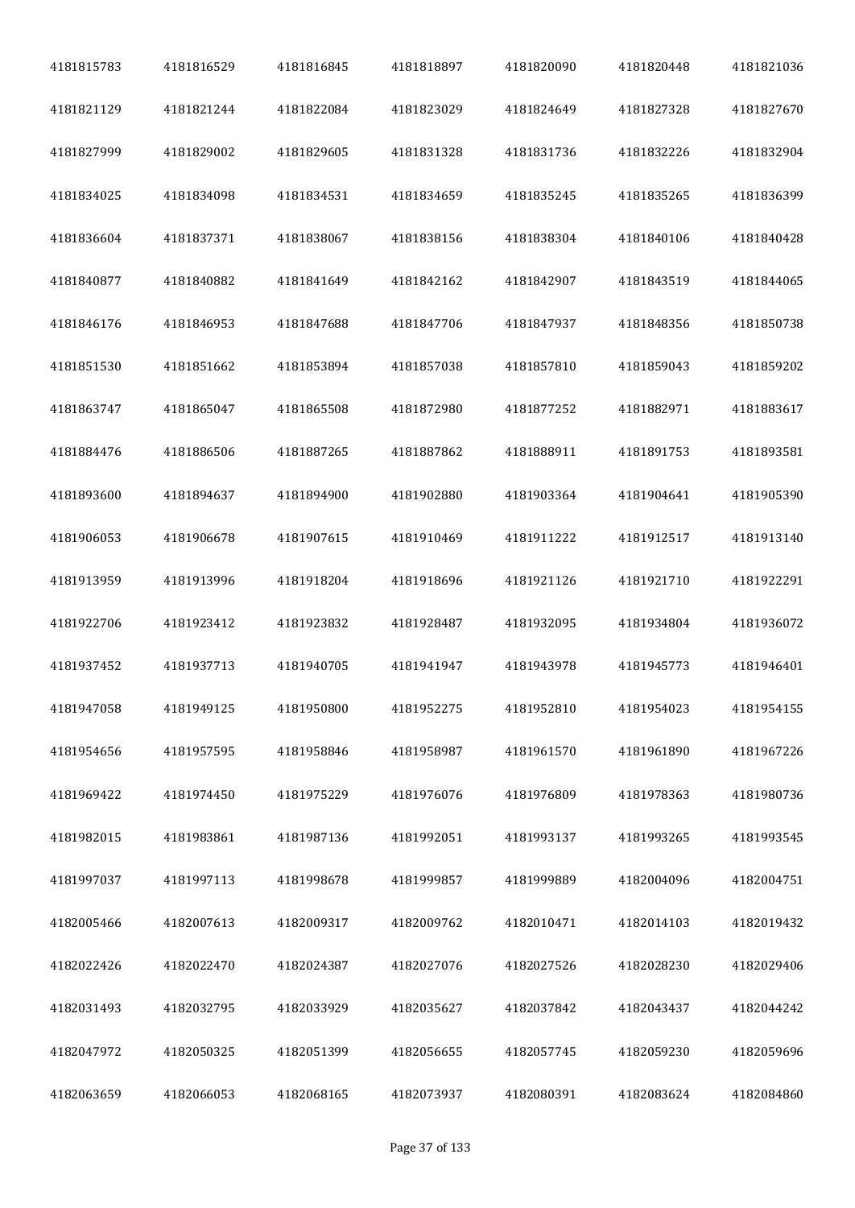| | | | | | | |
|---|---|---|---|---|---|---|
| 4181815783 | 4181816529 | 4181816845 | 4181818897 | 4181820090 | 4181820448 | 4181821036 |
| 4181821129 | 4181821244 | 4181822084 | 4181823029 | 4181824649 | 4181827328 | 4181827670 |
| 4181827999 | 4181829002 | 4181829605 | 4181831328 | 4181831736 | 4181832226 | 4181832904 |
| 4181834025 | 4181834098 | 4181834531 | 4181834659 | 4181835245 | 4181835265 | 4181836399 |
| 4181836604 | 4181837371 | 4181838067 | 4181838156 | 4181838304 | 4181840106 | 4181840428 |
| 4181840877 | 4181840882 | 4181841649 | 4181842162 | 4181842907 | 4181843519 | 4181844065 |
| 4181846176 | 4181846953 | 4181847688 | 4181847706 | 4181847937 | 4181848356 | 4181850738 |
| 4181851530 | 4181851662 | 4181853894 | 4181857038 | 4181857810 | 4181859043 | 4181859202 |
| 4181863747 | 4181865047 | 4181865508 | 4181872980 | 4181877252 | 4181882971 | 4181883617 |
| 4181884476 | 4181886506 | 4181887265 | 4181887862 | 4181888911 | 4181891753 | 4181893581 |
| 4181893600 | 4181894637 | 4181894900 | 4181902880 | 4181903364 | 4181904641 | 4181905390 |
| 4181906053 | 4181906678 | 4181907615 | 4181910469 | 4181911222 | 4181912517 | 4181913140 |
| 4181913959 | 4181913996 | 4181918204 | 4181918696 | 4181921126 | 4181921710 | 4181922291 |
| 4181922706 | 4181923412 | 4181923832 | 4181928487 | 4181932095 | 4181934804 | 4181936072 |
| 4181937452 | 4181937713 | 4181940705 | 4181941947 | 4181943978 | 4181945773 | 4181946401 |
| 4181947058 | 4181949125 | 4181950800 | 4181952275 | 4181952810 | 4181954023 | 4181954155 |
| 4181954656 | 4181957595 | 4181958846 | 4181958987 | 4181961570 | 4181961890 | 4181967226 |
| 4181969422 | 4181974450 | 4181975229 | 4181976076 | 4181976809 | 4181978363 | 4181980736 |
| 4181982015 | 4181983861 | 4181987136 | 4181992051 | 4181993137 | 4181993265 | 4181993545 |
| 4181997037 | 4181997113 | 4181998678 | 4181999857 | 4181999889 | 4182004096 | 4182004751 |
| 4182005466 | 4182007613 | 4182009317 | 4182009762 | 4182010471 | 4182014103 | 4182019432 |
| 4182022426 | 4182022470 | 4182024387 | 4182027076 | 4182027526 | 4182028230 | 4182029406 |
| 4182031493 | 4182032795 | 4182033929 | 4182035627 | 4182037842 | 4182043437 | 4182044242 |
| 4182047972 | 4182050325 | 4182051399 | 4182056655 | 4182057745 | 4182059230 | 4182059696 |
| 4182063659 | 4182066053 | 4182068165 | 4182073937 | 4182080391 | 4182083624 | 4182084860 |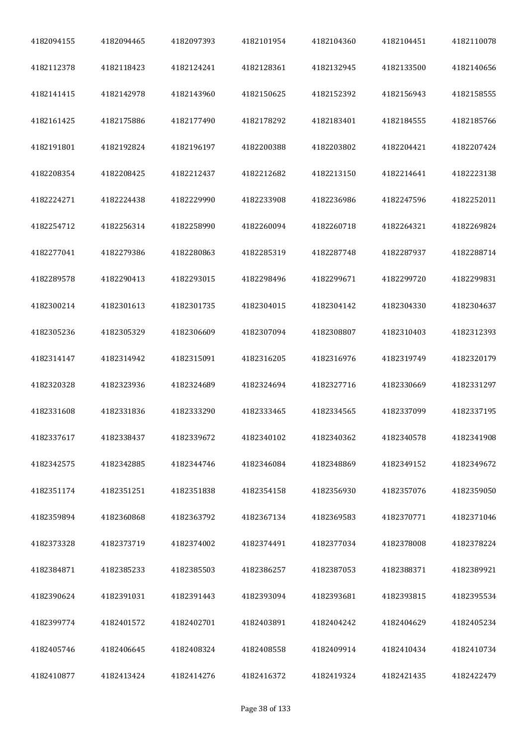| 4182094155 | 4182094465 | 4182097393 | 4182101954 | 4182104360 | 4182104451 | 4182110078 |
|---|---|---|---|---|---|---|
| 4182112378 | 4182118423 | 4182124241 | 4182128361 | 4182132945 | 4182133500 | 4182140656 |
| 4182141415 | 4182142978 | 4182143960 | 4182150625 | 4182152392 | 4182156943 | 4182158555 |
| 4182161425 | 4182175886 | 4182177490 | 4182178292 | 4182183401 | 4182184555 | 4182185766 |
| 4182191801 | 4182192824 | 4182196197 | 4182200388 | 4182203802 | 4182204421 | 4182207424 |
| 4182208354 | 4182208425 | 4182212437 | 4182212682 | 4182213150 | 4182214641 | 4182223138 |
| 4182224271 | 4182224438 | 4182229990 | 4182233908 | 4182236986 | 4182247596 | 4182252011 |
| 4182254712 | 4182256314 | 4182258990 | 4182260094 | 4182260718 | 4182264321 | 4182269824 |
| 4182277041 | 4182279386 | 4182280863 | 4182285319 | 4182287748 | 4182287937 | 4182288714 |
| 4182289578 | 4182290413 | 4182293015 | 4182298496 | 4182299671 | 4182299720 | 4182299831 |
| 4182300214 | 4182301613 | 4182301735 | 4182304015 | 4182304142 | 4182304330 | 4182304637 |
| 4182305236 | 4182305329 | 4182306609 | 4182307094 | 4182308807 | 4182310403 | 4182312393 |
| 4182314147 | 4182314942 | 4182315091 | 4182316205 | 4182316976 | 4182319749 | 4182320179 |
| 4182320328 | 4182323936 | 4182324689 | 4182324694 | 4182327716 | 4182330669 | 4182331297 |
| 4182331608 | 4182331836 | 4182333290 | 4182333465 | 4182334565 | 4182337099 | 4182337195 |
| 4182337617 | 4182338437 | 4182339672 | 4182340102 | 4182340362 | 4182340578 | 4182341908 |
| 4182342575 | 4182342885 | 4182344746 | 4182346084 | 4182348869 | 4182349152 | 4182349672 |
| 4182351174 | 4182351251 | 4182351838 | 4182354158 | 4182356930 | 4182357076 | 4182359050 |
| 4182359894 | 4182360868 | 4182363792 | 4182367134 | 4182369583 | 4182370771 | 4182371046 |
| 4182373328 | 4182373719 | 4182374002 | 4182374491 | 4182377034 | 4182378008 | 4182378224 |
| 4182384871 | 4182385233 | 4182385503 | 4182386257 | 4182387053 | 4182388371 | 4182389921 |
| 4182390624 | 4182391031 | 4182391443 | 4182393094 | 4182393681 | 4182393815 | 4182395534 |
| 4182399774 | 4182401572 | 4182402701 | 4182403891 | 4182404242 | 4182404629 | 4182405234 |
| 4182405746 | 4182406645 | 4182408324 | 4182408558 | 4182409914 | 4182410434 | 4182410734 |
| 4182410877 | 4182413424 | 4182414276 | 4182416372 | 4182419324 | 4182421435 | 4182422479 |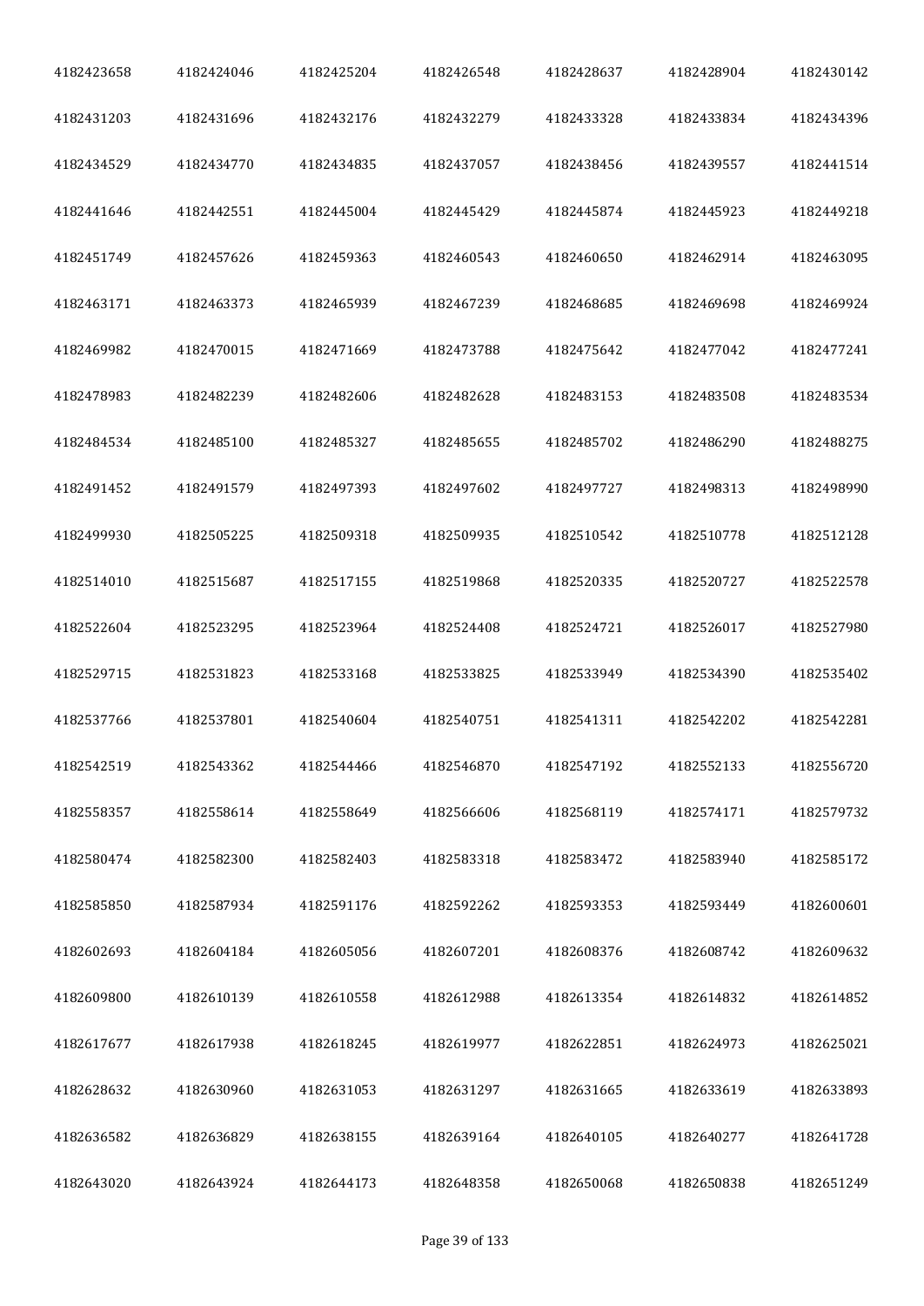| 4182423658 | 4182424046 | 4182425204 | 4182426548 | 4182428637 | 4182428904 | 4182430142 |
|---|---|---|---|---|---|---|
| 4182431203 | 4182431696 | 4182432176 | 4182432279 | 4182433328 | 4182433834 | 4182434396 |
| 4182434529 | 4182434770 | 4182434835 | 4182437057 | 4182438456 | 4182439557 | 4182441514 |
| 4182441646 | 4182442551 | 4182445004 | 4182445429 | 4182445874 | 4182445923 | 4182449218 |
| 4182451749 | 4182457626 | 4182459363 | 4182460543 | 4182460650 | 4182462914 | 4182463095 |
| 4182463171 | 4182463373 | 4182465939 | 4182467239 | 4182468685 | 4182469698 | 4182469924 |
| 4182469982 | 4182470015 | 4182471669 | 4182473788 | 4182475642 | 4182477042 | 4182477241 |
| 4182478983 | 4182482239 | 4182482606 | 4182482628 | 4182483153 | 4182483508 | 4182483534 |
| 4182484534 | 4182485100 | 4182485327 | 4182485655 | 4182485702 | 4182486290 | 4182488275 |
| 4182491452 | 4182491579 | 4182497393 | 4182497602 | 4182497727 | 4182498313 | 4182498990 |
| 4182499930 | 4182505225 | 4182509318 | 4182509935 | 4182510542 | 4182510778 | 4182512128 |
| 4182514010 | 4182515687 | 4182517155 | 4182519868 | 4182520335 | 4182520727 | 4182522578 |
| 4182522604 | 4182523295 | 4182523964 | 4182524408 | 4182524721 | 4182526017 | 4182527980 |
| 4182529715 | 4182531823 | 4182533168 | 4182533825 | 4182533949 | 4182534390 | 4182535402 |
| 4182537766 | 4182537801 | 4182540604 | 4182540751 | 4182541311 | 4182542202 | 4182542281 |
| 4182542519 | 4182543362 | 4182544466 | 4182546870 | 4182547192 | 4182552133 | 4182556720 |
| 4182558357 | 4182558614 | 4182558649 | 4182566606 | 4182568119 | 4182574171 | 4182579732 |
| 4182580474 | 4182582300 | 4182582403 | 4182583318 | 4182583472 | 4182583940 | 4182585172 |
| 4182585850 | 4182587934 | 4182591176 | 4182592262 | 4182593353 | 4182593449 | 4182600601 |
| 4182602693 | 4182604184 | 4182605056 | 4182607201 | 4182608376 | 4182608742 | 4182609632 |
| 4182609800 | 4182610139 | 4182610558 | 4182612988 | 4182613354 | 4182614832 | 4182614852 |
| 4182617677 | 4182617938 | 4182618245 | 4182619977 | 4182622851 | 4182624973 | 4182625021 |
| 4182628632 | 4182630960 | 4182631053 | 4182631297 | 4182631665 | 4182633619 | 4182633893 |
| 4182636582 | 4182636829 | 4182638155 | 4182639164 | 4182640105 | 4182640277 | 4182641728 |
| 4182643020 | 4182643924 | 4182644173 | 4182648358 | 4182650068 | 4182650838 | 4182651249 |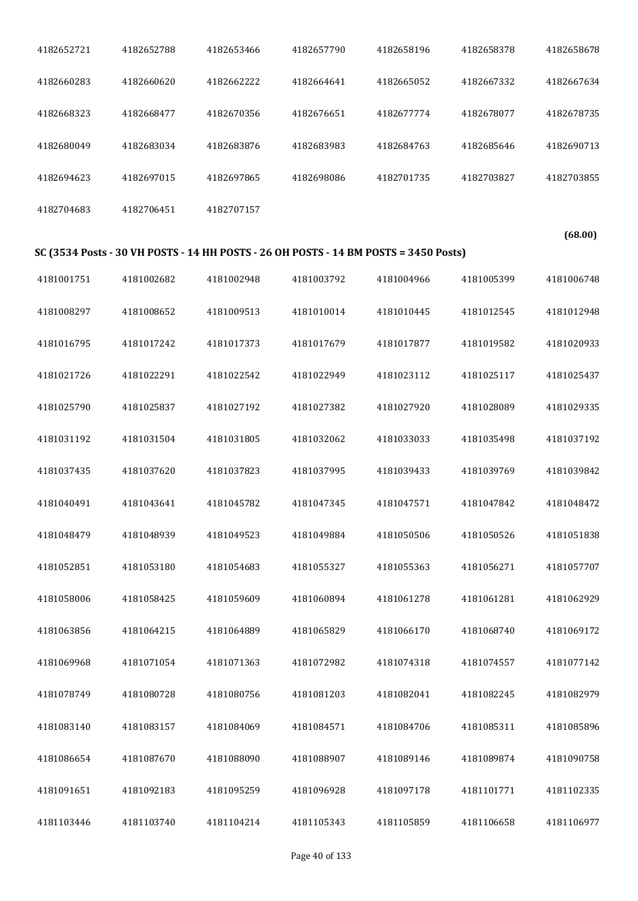| | | | | | | |
|---|---|---|---|---|---|---|
| 4182652721 | 4182652788 | 4182653466 | 4182657790 | 4182658196 | 4182658378 | 4182658678 |
| 4182660283 | 4182660620 | 4182662222 | 4182664641 | 4182665052 | 4182667332 | 4182667634 |
| 4182668323 | 4182668477 | 4182670356 | 4182676651 | 4182677774 | 4182678077 | 4182678735 |
| 4182680049 | 4182683034 | 4182683876 | 4182683983 | 4182684763 | 4182685646 | 4182690713 |
| 4182694623 | 4182697015 | 4182697865 | 4182698086 | 4182701735 | 4182703827 | 4182703855 |
| 4182704683 | 4182706451 | 4182707157 | | | | |

**(68.00)**

**SC (3534 Posts - 30 VH POSTS - 14 HH POSTS - 26 OH POSTS - 14 BM POSTS = 3450 Posts)**

| | | | | | | |
|---|---|---|---|---|---|---|
| 4181001751 | 4181002682 | 4181002948 | 4181003792 | 4181004966 | 4181005399 | 4181006748 |
| 4181008297 | 4181008652 | 4181009513 | 4181010014 | 4181010445 | 4181012545 | 4181012948 |
| 4181016795 | 4181017242 | 4181017373 | 4181017679 | 4181017877 | 4181019582 | 4181020933 |
| 4181021726 | 4181022291 | 4181022542 | 4181022949 | 4181023112 | 4181025117 | 4181025437 |
| 4181025790 | 4181025837 | 4181027192 | 4181027382 | 4181027920 | 4181028089 | 4181029335 |
| 4181031192 | 4181031504 | 4181031805 | 4181032062 | 4181033033 | 4181035498 | 4181037192 |
| 4181037435 | 4181037620 | 4181037823 | 4181037995 | 4181039433 | 4181039769 | 4181039842 |
| 4181040491 | 4181043641 | 4181045782 | 4181047345 | 4181047571 | 4181047842 | 4181048472 |
| 4181048479 | 4181048939 | 4181049523 | 4181049884 | 4181050506 | 4181050526 | 4181051838 |
| 4181052851 | 4181053180 | 4181054683 | 4181055327 | 4181055363 | 4181056271 | 4181057707 |
| 4181058006 | 4181058425 | 4181059609 | 4181060894 | 4181061278 | 4181061281 | 4181062929 |
| 4181063856 | 4181064215 | 4181064889 | 4181065829 | 4181066170 | 4181068740 | 4181069172 |
| 4181069968 | 4181071054 | 4181071363 | 4181072982 | 4181074318 | 4181074557 | 4181077142 |
| 4181078749 | 4181080728 | 4181080756 | 4181081203 | 4181082041 | 4181082245 | 4181082979 |
| 4181083140 | 4181083157 | 4181084069 | 4181084571 | 4181084706 | 4181085311 | 4181085896 |
| 4181086654 | 4181087670 | 4181088090 | 4181088907 | 4181089146 | 4181089874 | 4181090758 |
| 4181091651 | 4181092183 | 4181095259 | 4181096928 | 4181097178 | 4181101771 | 4181102335 |
| 4181103446 | 4181103740 | 4181104214 | 4181105343 | 4181105859 | 4181106658 | 4181106977 |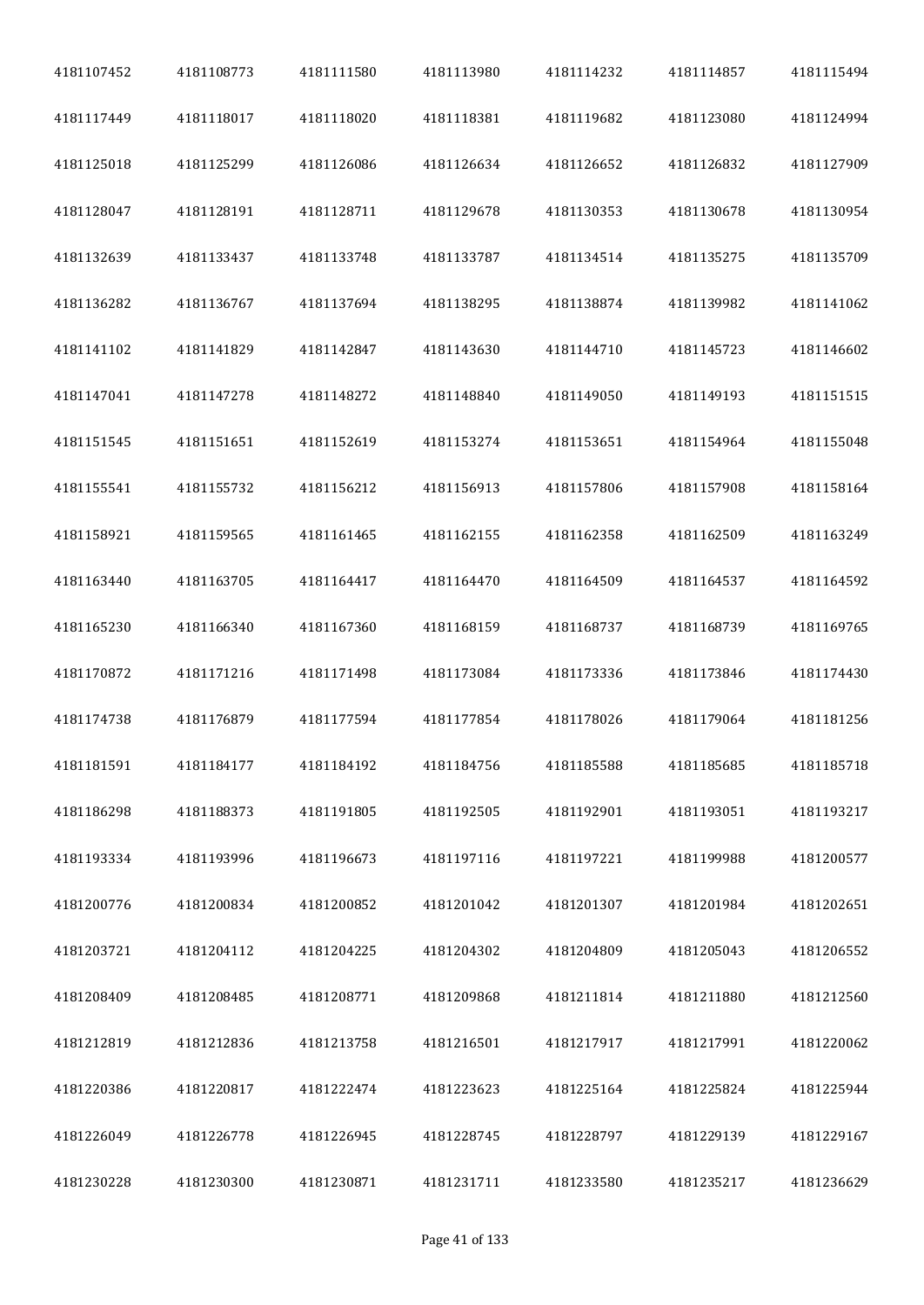| 4181107452 | 4181108773 | 4181111580 | 4181113980 | 4181114232 | 4181114857 | 4181115494 |
|---|---|---|---|---|---|---|
| 4181117449 | 4181118017 | 4181118020 | 4181118381 | 4181119682 | 4181123080 | 4181124994 |
| 4181125018 | 4181125299 | 4181126086 | 4181126634 | 4181126652 | 4181126832 | 4181127909 |
| 4181128047 | 4181128191 | 4181128711 | 4181129678 | 4181130353 | 4181130678 | 4181130954 |
| 4181132639 | 4181133437 | 4181133748 | 4181133787 | 4181134514 | 4181135275 | 4181135709 |
| 4181136282 | 4181136767 | 4181137694 | 4181138295 | 4181138874 | 4181139982 | 4181141062 |
| 4181141102 | 4181141829 | 4181142847 | 4181143630 | 4181144710 | 4181145723 | 4181146602 |
| 4181147041 | 4181147278 | 4181148272 | 4181148840 | 4181149050 | 4181149193 | 4181151515 |
| 4181151545 | 4181151651 | 4181152619 | 4181153274 | 4181153651 | 4181154964 | 4181155048 |
| 4181155541 | 4181155732 | 4181156212 | 4181156913 | 4181157806 | 4181157908 | 4181158164 |
| 4181158921 | 4181159565 | 4181161465 | 4181162155 | 4181162358 | 4181162509 | 4181163249 |
| 4181163440 | 4181163705 | 4181164417 | 4181164470 | 4181164509 | 4181164537 | 4181164592 |
| 4181165230 | 4181166340 | 4181167360 | 4181168159 | 4181168737 | 4181168739 | 4181169765 |
| 4181170872 | 4181171216 | 4181171498 | 4181173084 | 4181173336 | 4181173846 | 4181174430 |
| 4181174738 | 4181176879 | 4181177594 | 4181177854 | 4181178026 | 4181179064 | 4181181256 |
| 4181181591 | 4181184177 | 4181184192 | 4181184756 | 4181185588 | 4181185685 | 4181185718 |
| 4181186298 | 4181188373 | 4181191805 | 4181192505 | 4181192901 | 4181193051 | 4181193217 |
| 4181193334 | 4181193996 | 4181196673 | 4181197116 | 4181197221 | 4181199988 | 4181200577 |
| 4181200776 | 4181200834 | 4181200852 | 4181201042 | 4181201307 | 4181201984 | 4181202651 |
| 4181203721 | 4181204112 | 4181204225 | 4181204302 | 4181204809 | 4181205043 | 4181206552 |
| 4181208409 | 4181208485 | 4181208771 | 4181209868 | 4181211814 | 4181211880 | 4181212560 |
| 4181212819 | 4181212836 | 4181213758 | 4181216501 | 4181217917 | 4181217991 | 4181220062 |
| 4181220386 | 4181220817 | 4181222474 | 4181223623 | 4181225164 | 4181225824 | 4181225944 |
| 4181226049 | 4181226778 | 4181226945 | 4181228745 | 4181228797 | 4181229139 | 4181229167 |
| 4181230228 | 4181230300 | 4181230871 | 4181231711 | 4181233580 | 4181235217 | 4181236629 |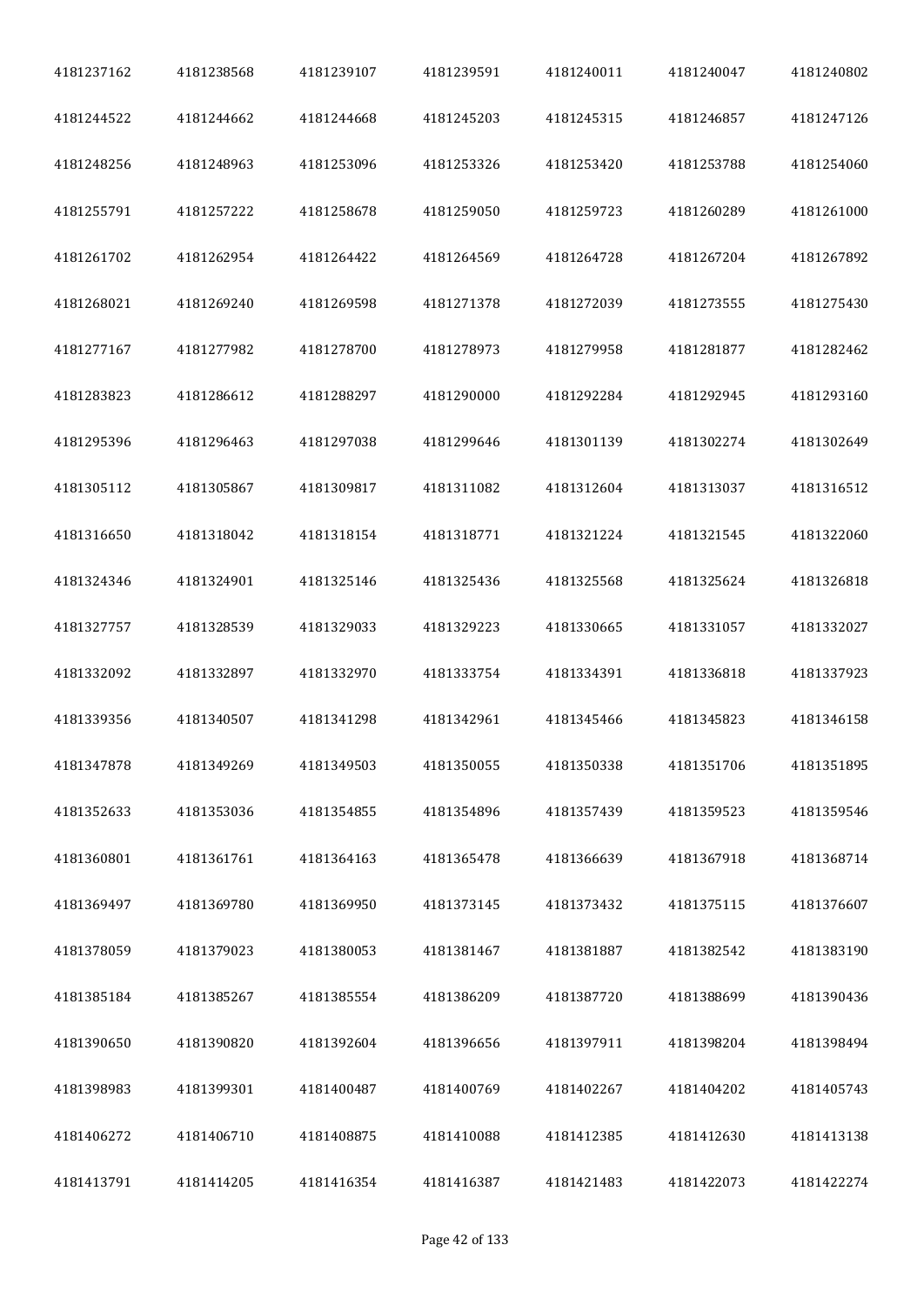| 4181237162 | 4181238568 | 4181239107 | 4181239591 | 4181240011 | 4181240047 | 4181240802 |
|---|---|---|---|---|---|---|
| 4181244522 | 4181244662 | 4181244668 | 4181245203 | 4181245315 | 4181246857 | 4181247126 |
| 4181248256 | 4181248963 | 4181253096 | 4181253326 | 4181253420 | 4181253788 | 4181254060 |
| 4181255791 | 4181257222 | 4181258678 | 4181259050 | 4181259723 | 4181260289 | 4181261000 |
| 4181261702 | 4181262954 | 4181264422 | 4181264569 | 4181264728 | 4181267204 | 4181267892 |
| 4181268021 | 4181269240 | 4181269598 | 4181271378 | 4181272039 | 4181273555 | 4181275430 |
| 4181277167 | 4181277982 | 4181278700 | 4181278973 | 4181279958 | 4181281877 | 4181282462 |
| 4181283823 | 4181286612 | 4181288297 | 4181290000 | 4181292284 | 4181292945 | 4181293160 |
| 4181295396 | 4181296463 | 4181297038 | 4181299646 | 4181301139 | 4181302274 | 4181302649 |
| 4181305112 | 4181305867 | 4181309817 | 4181311082 | 4181312604 | 4181313037 | 4181316512 |
| 4181316650 | 4181318042 | 4181318154 | 4181318771 | 4181321224 | 4181321545 | 4181322060 |
| 4181324346 | 4181324901 | 4181325146 | 4181325436 | 4181325568 | 4181325624 | 4181326818 |
| 4181327757 | 4181328539 | 4181329033 | 4181329223 | 4181330665 | 4181331057 | 4181332027 |
| 4181332092 | 4181332897 | 4181332970 | 4181333754 | 4181334391 | 4181336818 | 4181337923 |
| 4181339356 | 4181340507 | 4181341298 | 4181342961 | 4181345466 | 4181345823 | 4181346158 |
| 4181347878 | 4181349269 | 4181349503 | 4181350055 | 4181350338 | 4181351706 | 4181351895 |
| 4181352633 | 4181353036 | 4181354855 | 4181354896 | 4181357439 | 4181359523 | 4181359546 |
| 4181360801 | 4181361761 | 4181364163 | 4181365478 | 4181366639 | 4181367918 | 4181368714 |
| 4181369497 | 4181369780 | 4181369950 | 4181373145 | 4181373432 | 4181375115 | 4181376607 |
| 4181378059 | 4181379023 | 4181380053 | 4181381467 | 4181381887 | 4181382542 | 4181383190 |
| 4181385184 | 4181385267 | 4181385554 | 4181386209 | 4181387720 | 4181388699 | 4181390436 |
| 4181390650 | 4181390820 | 4181392604 | 4181396656 | 4181397911 | 4181398204 | 4181398494 |
| 4181398983 | 4181399301 | 4181400487 | 4181400769 | 4181402267 | 4181404202 | 4181405743 |
| 4181406272 | 4181406710 | 4181408875 | 4181410088 | 4181412385 | 4181412630 | 4181413138 |
| 4181413791 | 4181414205 | 4181416354 | 4181416387 | 4181421483 | 4181422073 | 4181422274 |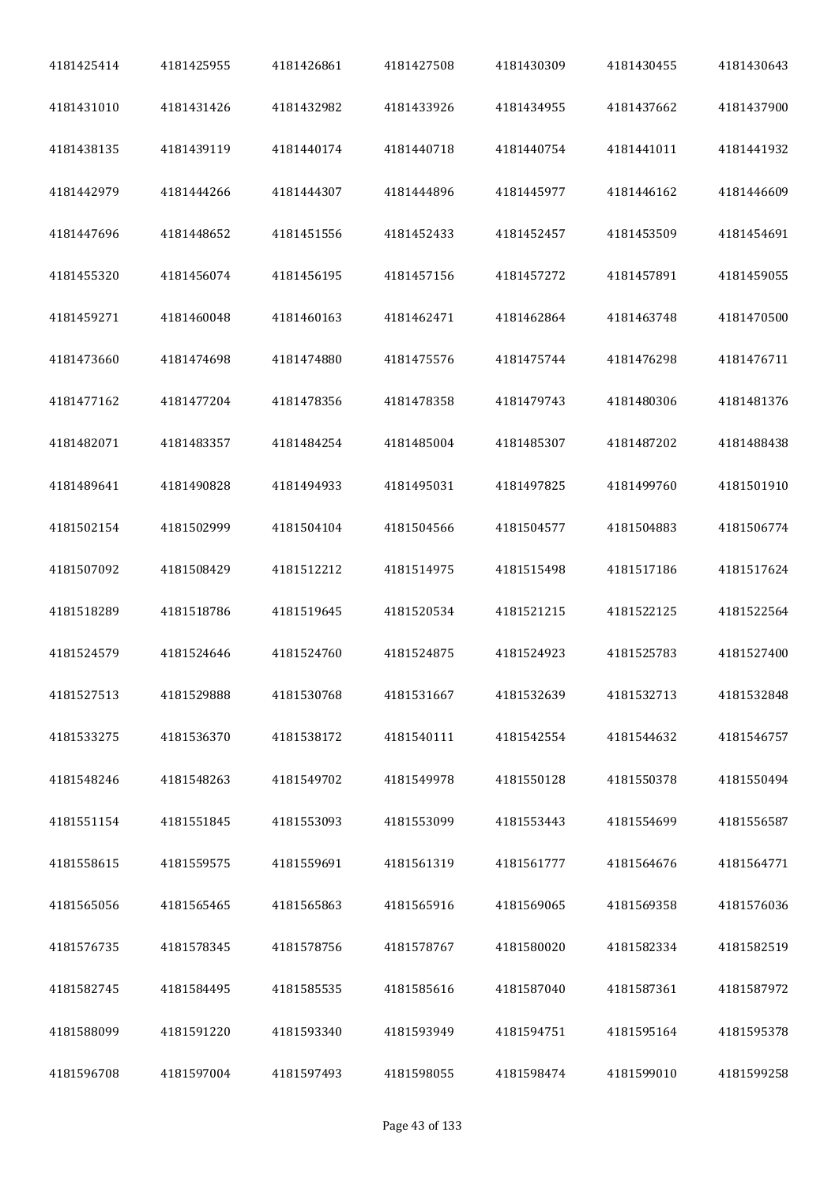| | | | | | | |
|---|---|---|---|---|---|---|
| 4181425414 | 4181425955 | 4181426861 | 4181427508 | 4181430309 | 4181430455 | 4181430643 |
| 4181431010 | 4181431426 | 4181432982 | 4181433926 | 4181434955 | 4181437662 | 4181437900 |
| 4181438135 | 4181439119 | 4181440174 | 4181440718 | 4181440754 | 4181441011 | 4181441932 |
| 4181442979 | 4181444266 | 4181444307 | 4181444896 | 4181445977 | 4181446162 | 4181446609 |
| 4181447696 | 4181448652 | 4181451556 | 4181452433 | 4181452457 | 4181453509 | 4181454691 |
| 4181455320 | 4181456074 | 4181456195 | 4181457156 | 4181457272 | 4181457891 | 4181459055 |
| 4181459271 | 4181460048 | 4181460163 | 4181462471 | 4181462864 | 4181463748 | 4181470500 |
| 4181473660 | 4181474698 | 4181474880 | 4181475576 | 4181475744 | 4181476298 | 4181476711 |
| 4181477162 | 4181477204 | 4181478356 | 4181478358 | 4181479743 | 4181480306 | 4181481376 |
| 4181482071 | 4181483357 | 4181484254 | 4181485004 | 4181485307 | 4181487202 | 4181488438 |
| 4181489641 | 4181490828 | 4181494933 | 4181495031 | 4181497825 | 4181499760 | 4181501910 |
| 4181502154 | 4181502999 | 4181504104 | 4181504566 | 4181504577 | 4181504883 | 4181506774 |
| 4181507092 | 4181508429 | 4181512212 | 4181514975 | 4181515498 | 4181517186 | 4181517624 |
| 4181518289 | 4181518786 | 4181519645 | 4181520534 | 4181521215 | 4181522125 | 4181522564 |
| 4181524579 | 4181524646 | 4181524760 | 4181524875 | 4181524923 | 4181525783 | 4181527400 |
| 4181527513 | 4181529888 | 4181530768 | 4181531667 | 4181532639 | 4181532713 | 4181532848 |
| 4181533275 | 4181536370 | 4181538172 | 4181540111 | 4181542554 | 4181544632 | 4181546757 |
| 4181548246 | 4181548263 | 4181549702 | 4181549978 | 4181550128 | 4181550378 | 4181550494 |
| 4181551154 | 4181551845 | 4181553093 | 4181553099 | 4181553443 | 4181554699 | 4181556587 |
| 4181558615 | 4181559575 | 4181559691 | 4181561319 | 4181561777 | 4181564676 | 4181564771 |
| 4181565056 | 4181565465 | 4181565863 | 4181565916 | 4181569065 | 4181569358 | 4181576036 |
| 4181576735 | 4181578345 | 4181578756 | 4181578767 | 4181580020 | 4181582334 | 4181582519 |
| 4181582745 | 4181584495 | 4181585535 | 4181585616 | 4181587040 | 4181587361 | 4181587972 |
| 4181588099 | 4181591220 | 4181593340 | 4181593949 | 4181594751 | 4181595164 | 4181595378 |
| 4181596708 | 4181597004 | 4181597493 | 4181598055 | 4181598474 | 4181599010 | 4181599258 |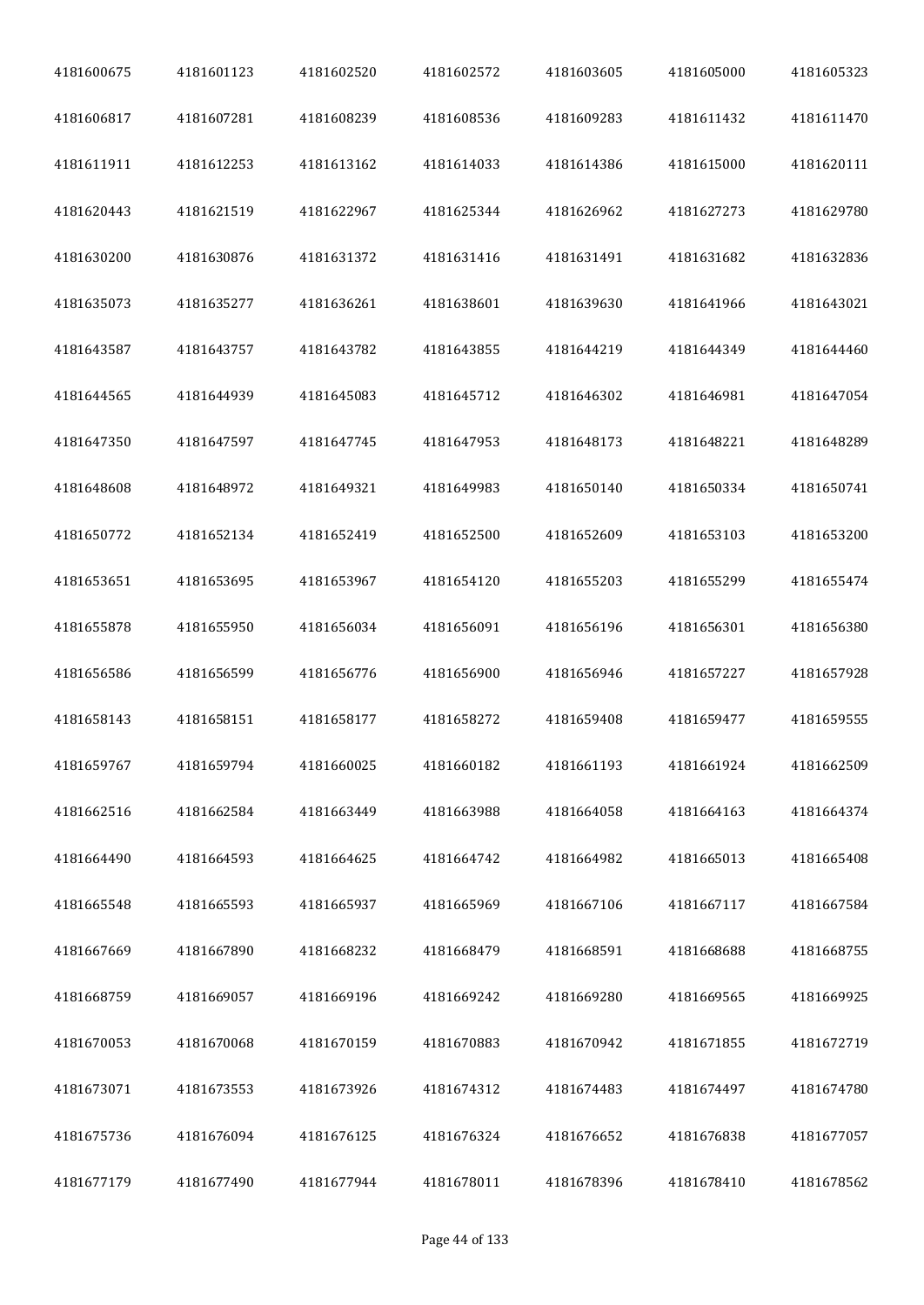| 4181600675 | 4181601123 | 4181602520 | 4181602572 | 4181603605 | 4181605000 | 4181605323 |
|---|---|---|---|---|---|---|
| 4181606817 | 4181607281 | 4181608239 | 4181608536 | 4181609283 | 4181611432 | 4181611470 |
| 4181611911 | 4181612253 | 4181613162 | 4181614033 | 4181614386 | 4181615000 | 4181620111 |
| 4181620443 | 4181621519 | 4181622967 | 4181625344 | 4181626962 | 4181627273 | 4181629780 |
| 4181630200 | 4181630876 | 4181631372 | 4181631416 | 4181631491 | 4181631682 | 4181632836 |
| 4181635073 | 4181635277 | 4181636261 | 4181638601 | 4181639630 | 4181641966 | 4181643021 |
| 4181643587 | 4181643757 | 4181643782 | 4181643855 | 4181644219 | 4181644349 | 4181644460 |
| 4181644565 | 4181644939 | 4181645083 | 4181645712 | 4181646302 | 4181646981 | 4181647054 |
| 4181647350 | 4181647597 | 4181647745 | 4181647953 | 4181648173 | 4181648221 | 4181648289 |
| 4181648608 | 4181648972 | 4181649321 | 4181649983 | 4181650140 | 4181650334 | 4181650741 |
| 4181650772 | 4181652134 | 4181652419 | 4181652500 | 4181652609 | 4181653103 | 4181653200 |
| 4181653651 | 4181653695 | 4181653967 | 4181654120 | 4181655203 | 4181655299 | 4181655474 |
| 4181655878 | 4181655950 | 4181656034 | 4181656091 | 4181656196 | 4181656301 | 4181656380 |
| 4181656586 | 4181656599 | 4181656776 | 4181656900 | 4181656946 | 4181657227 | 4181657928 |
| 4181658143 | 4181658151 | 4181658177 | 4181658272 | 4181659408 | 4181659477 | 4181659555 |
| 4181659767 | 4181659794 | 4181660025 | 4181660182 | 4181661193 | 4181661924 | 4181662509 |
| 4181662516 | 4181662584 | 4181663449 | 4181663988 | 4181664058 | 4181664163 | 4181664374 |
| 4181664490 | 4181664593 | 4181664625 | 4181664742 | 4181664982 | 4181665013 | 4181665408 |
| 4181665548 | 4181665593 | 4181665937 | 4181665969 | 4181667106 | 4181667117 | 4181667584 |
| 4181667669 | 4181667890 | 4181668232 | 4181668479 | 4181668591 | 4181668688 | 4181668755 |
| 4181668759 | 4181669057 | 4181669196 | 4181669242 | 4181669280 | 4181669565 | 4181669925 |
| 4181670053 | 4181670068 | 4181670159 | 4181670883 | 4181670942 | 4181671855 | 4181672719 |
| 4181673071 | 4181673553 | 4181673926 | 4181674312 | 4181674483 | 4181674497 | 4181674780 |
| 4181675736 | 4181676094 | 4181676125 | 4181676324 | 4181676652 | 4181676838 | 4181677057 |
| 4181677179 | 4181677490 | 4181677944 | 4181678011 | 4181678396 | 4181678410 | 4181678562 |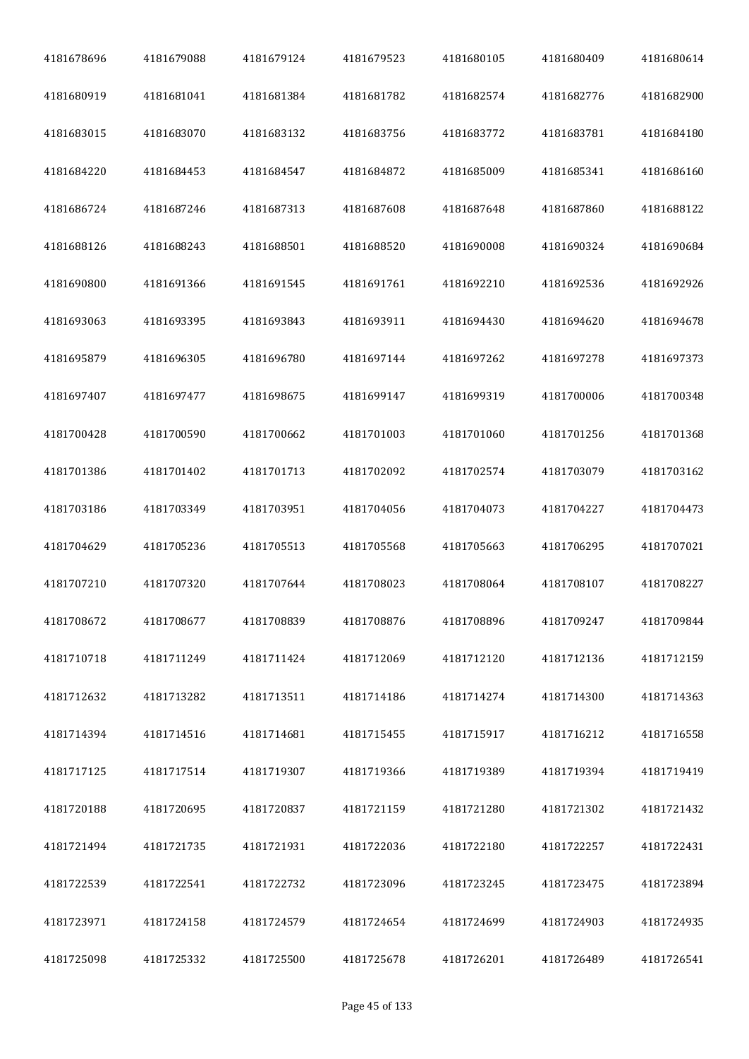| | | | | | | |
|---|---|---|---|---|---|---|
| 4181678696 | 4181679088 | 4181679124 | 4181679523 | 4181680105 | 4181680409 | 4181680614 |
| 4181680919 | 4181681041 | 4181681384 | 4181681782 | 4181682574 | 4181682776 | 4181682900 |
| 4181683015 | 4181683070 | 4181683132 | 4181683756 | 4181683772 | 4181683781 | 4181684180 |
| 4181684220 | 4181684453 | 4181684547 | 4181684872 | 4181685009 | 4181685341 | 4181686160 |
| 4181686724 | 4181687246 | 4181687313 | 4181687608 | 4181687648 | 4181687860 | 4181688122 |
| 4181688126 | 4181688243 | 4181688501 | 4181688520 | 4181690008 | 4181690324 | 4181690684 |
| 4181690800 | 4181691366 | 4181691545 | 4181691761 | 4181692210 | 4181692536 | 4181692926 |
| 4181693063 | 4181693395 | 4181693843 | 4181693911 | 4181694430 | 4181694620 | 4181694678 |
| 4181695879 | 4181696305 | 4181696780 | 4181697144 | 4181697262 | 4181697278 | 4181697373 |
| 4181697407 | 4181697477 | 4181698675 | 4181699147 | 4181699319 | 4181700006 | 4181700348 |
| 4181700428 | 4181700590 | 4181700662 | 4181701003 | 4181701060 | 4181701256 | 4181701368 |
| 4181701386 | 4181701402 | 4181701713 | 4181702092 | 4181702574 | 4181703079 | 4181703162 |
| 4181703186 | 4181703349 | 4181703951 | 4181704056 | 4181704073 | 4181704227 | 4181704473 |
| 4181704629 | 4181705236 | 4181705513 | 4181705568 | 4181705663 | 4181706295 | 4181707021 |
| 4181707210 | 4181707320 | 4181707644 | 4181708023 | 4181708064 | 4181708107 | 4181708227 |
| 4181708672 | 4181708677 | 4181708839 | 4181708876 | 4181708896 | 4181709247 | 4181709844 |
| 4181710718 | 4181711249 | 4181711424 | 4181712069 | 4181712120 | 4181712136 | 4181712159 |
| 4181712632 | 4181713282 | 4181713511 | 4181714186 | 4181714274 | 4181714300 | 4181714363 |
| 4181714394 | 4181714516 | 4181714681 | 4181715455 | 4181715917 | 4181716212 | 4181716558 |
| 4181717125 | 4181717514 | 4181719307 | 4181719366 | 4181719389 | 4181719394 | 4181719419 |
| 4181720188 | 4181720695 | 4181720837 | 4181721159 | 4181721280 | 4181721302 | 4181721432 |
| 4181721494 | 4181721735 | 4181721931 | 4181722036 | 4181722180 | 4181722257 | 4181722431 |
| 4181722539 | 4181722541 | 4181722732 | 4181723096 | 4181723245 | 4181723475 | 4181723894 |
| 4181723971 | 4181724158 | 4181724579 | 4181724654 | 4181724699 | 4181724903 | 4181724935 |
| 4181725098 | 4181725332 | 4181725500 | 4181725678 | 4181726201 | 4181726489 | 4181726541 |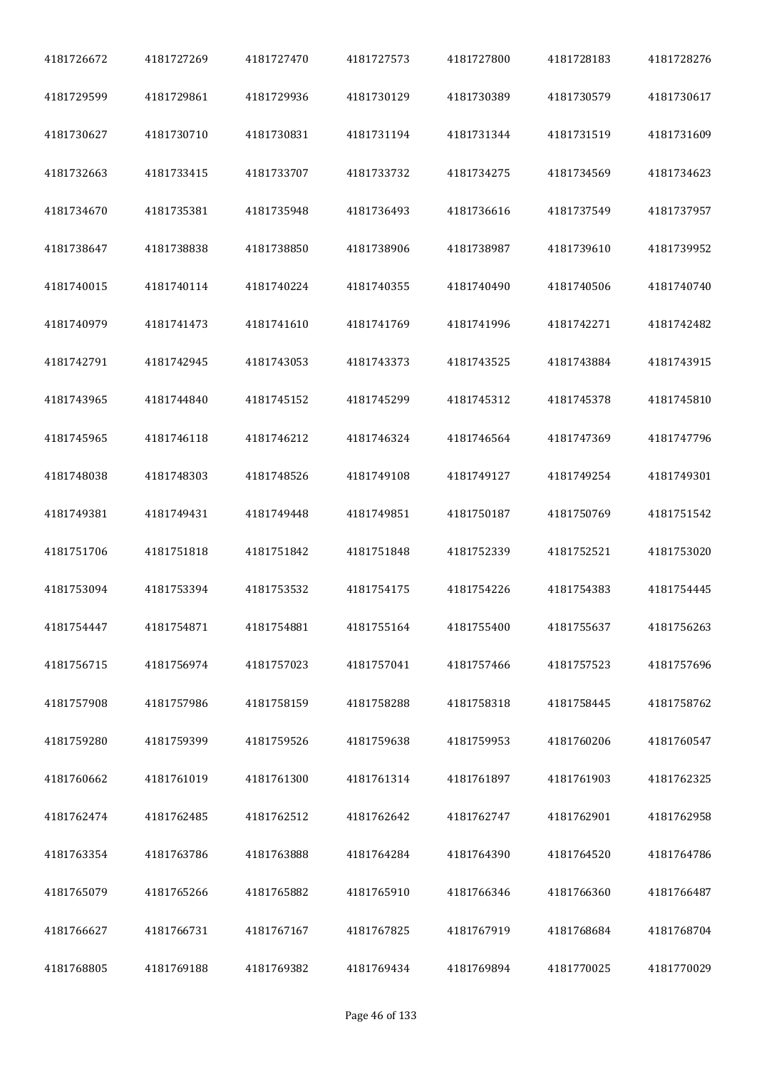| 4181726672 | 4181727269 | 4181727470 | 4181727573 | 4181727800 | 4181728183 | 4181728276 |
|---|---|---|---|---|---|---|
| 4181729599 | 4181729861 | 4181729936 | 4181730129 | 4181730389 | 4181730579 | 4181730617 |
| 4181730627 | 4181730710 | 4181730831 | 4181731194 | 4181731344 | 4181731519 | 4181731609 |
| 4181732663 | 4181733415 | 4181733707 | 4181733732 | 4181734275 | 4181734569 | 4181734623 |
| 4181734670 | 4181735381 | 4181735948 | 4181736493 | 4181736616 | 4181737549 | 4181737957 |
| 4181738647 | 4181738838 | 4181738850 | 4181738906 | 4181738987 | 4181739610 | 4181739952 |
| 4181740015 | 4181740114 | 4181740224 | 4181740355 | 4181740490 | 4181740506 | 4181740740 |
| 4181740979 | 4181741473 | 4181741610 | 4181741769 | 4181741996 | 4181742271 | 4181742482 |
| 4181742791 | 4181742945 | 4181743053 | 4181743373 | 4181743525 | 4181743884 | 4181743915 |
| 4181743965 | 4181744840 | 4181745152 | 4181745299 | 4181745312 | 4181745378 | 4181745810 |
| 4181745965 | 4181746118 | 4181746212 | 4181746324 | 4181746564 | 4181747369 | 4181747796 |
| 4181748038 | 4181748303 | 4181748526 | 4181749108 | 4181749127 | 4181749254 | 4181749301 |
| 4181749381 | 4181749431 | 4181749448 | 4181749851 | 4181750187 | 4181750769 | 4181751542 |
| 4181751706 | 4181751818 | 4181751842 | 4181751848 | 4181752339 | 4181752521 | 4181753020 |
| 4181753094 | 4181753394 | 4181753532 | 4181754175 | 4181754226 | 4181754383 | 4181754445 |
| 4181754447 | 4181754871 | 4181754881 | 4181755164 | 4181755400 | 4181755637 | 4181756263 |
| 4181756715 | 4181756974 | 4181757023 | 4181757041 | 4181757466 | 4181757523 | 4181757696 |
| 4181757908 | 4181757986 | 4181758159 | 4181758288 | 4181758318 | 4181758445 | 4181758762 |
| 4181759280 | 4181759399 | 4181759526 | 4181759638 | 4181759953 | 4181760206 | 4181760547 |
| 4181760662 | 4181761019 | 4181761300 | 4181761314 | 4181761897 | 4181761903 | 4181762325 |
| 4181762474 | 4181762485 | 4181762512 | 4181762642 | 4181762747 | 4181762901 | 4181762958 |
| 4181763354 | 4181763786 | 4181763888 | 4181764284 | 4181764390 | 4181764520 | 4181764786 |
| 4181765079 | 4181765266 | 4181765882 | 4181765910 | 4181766346 | 4181766360 | 4181766487 |
| 4181766627 | 4181766731 | 4181767167 | 4181767825 | 4181767919 | 4181768684 | 4181768704 |
| 4181768805 | 4181769188 | 4181769382 | 4181769434 | 4181769894 | 4181770025 | 4181770029 |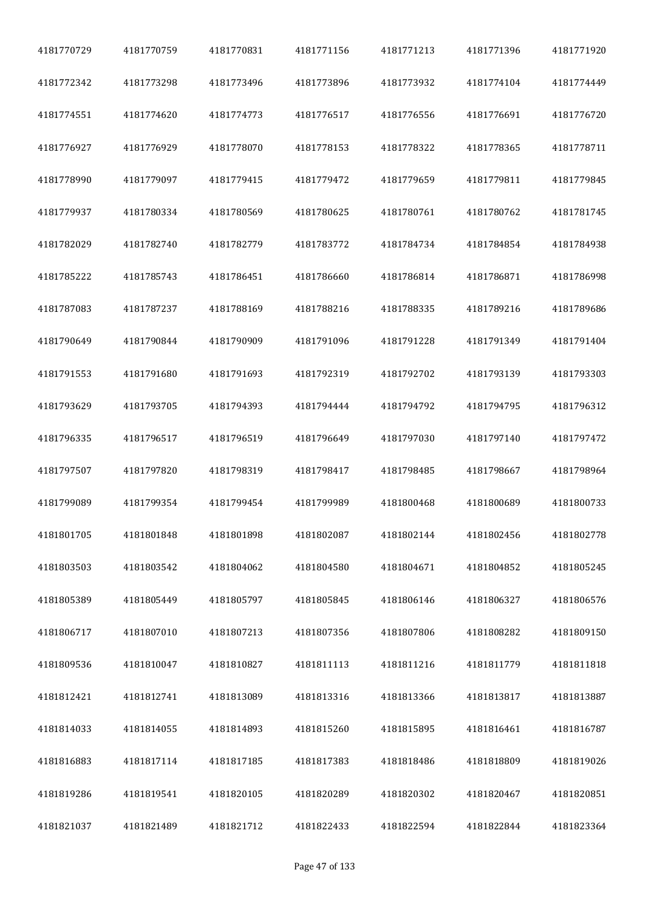| | | | | | | |
|---|---|---|---|---|---|---|
| 4181770729 | 4181770759 | 4181770831 | 4181771156 | 4181771213 | 4181771396 | 4181771920 |
| 4181772342 | 4181773298 | 4181773496 | 4181773896 | 4181773932 | 4181774104 | 4181774449 |
| 4181774551 | 4181774620 | 4181774773 | 4181776517 | 4181776556 | 4181776691 | 4181776720 |
| 4181776927 | 4181776929 | 4181778070 | 4181778153 | 4181778322 | 4181778365 | 4181778711 |
| 4181778990 | 4181779097 | 4181779415 | 4181779472 | 4181779659 | 4181779811 | 4181779845 |
| 4181779937 | 4181780334 | 4181780569 | 4181780625 | 4181780761 | 4181780762 | 4181781745 |
| 4181782029 | 4181782740 | 4181782779 | 4181783772 | 4181784734 | 4181784854 | 4181784938 |
| 4181785222 | 4181785743 | 4181786451 | 4181786660 | 4181786814 | 4181786871 | 4181786998 |
| 4181787083 | 4181787237 | 4181788169 | 4181788216 | 4181788335 | 4181789216 | 4181789686 |
| 4181790649 | 4181790844 | 4181790909 | 4181791096 | 4181791228 | 4181791349 | 4181791404 |
| 4181791553 | 4181791680 | 4181791693 | 4181792319 | 4181792702 | 4181793139 | 4181793303 |
| 4181793629 | 4181793705 | 4181794393 | 4181794444 | 4181794792 | 4181794795 | 4181796312 |
| 4181796335 | 4181796517 | 4181796519 | 4181796649 | 4181797030 | 4181797140 | 4181797472 |
| 4181797507 | 4181797820 | 4181798319 | 4181798417 | 4181798485 | 4181798667 | 4181798964 |
| 4181799089 | 4181799354 | 4181799454 | 4181799989 | 4181800468 | 4181800689 | 4181800733 |
| 4181801705 | 4181801848 | 4181801898 | 4181802087 | 4181802144 | 4181802456 | 4181802778 |
| 4181803503 | 4181803542 | 4181804062 | 4181804580 | 4181804671 | 4181804852 | 4181805245 |
| 4181805389 | 4181805449 | 4181805797 | 4181805845 | 4181806146 | 4181806327 | 4181806576 |
| 4181806717 | 4181807010 | 4181807213 | 4181807356 | 4181807806 | 4181808282 | 4181809150 |
| 4181809536 | 4181810047 | 4181810827 | 4181811113 | 4181811216 | 4181811779 | 4181811818 |
| 4181812421 | 4181812741 | 4181813089 | 4181813316 | 4181813366 | 4181813817 | 4181813887 |
| 4181814033 | 4181814055 | 4181814893 | 4181815260 | 4181815895 | 4181816461 | 4181816787 |
| 4181816883 | 4181817114 | 4181817185 | 4181817383 | 4181818486 | 4181818809 | 4181819026 |
| 4181819286 | 4181819541 | 4181820105 | 4181820289 | 4181820302 | 4181820467 | 4181820851 |
| 4181821037 | 4181821489 | 4181821712 | 4181822433 | 4181822594 | 4181822844 | 4181823364 |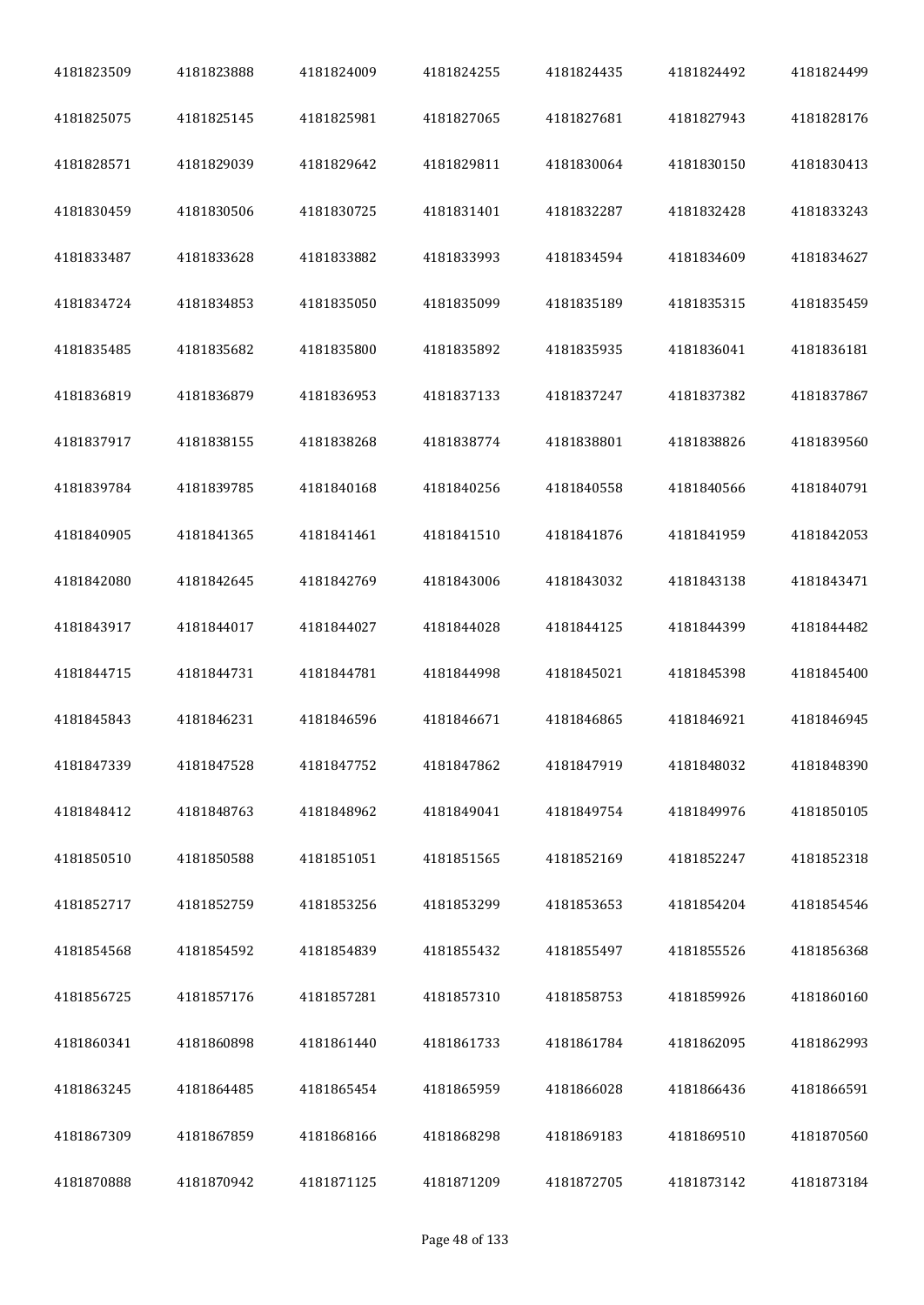| | | | | | | |
|---|---|---|---|---|---|---|
| 4181823509 | 4181823888 | 4181824009 | 4181824255 | 4181824435 | 4181824492 | 4181824499 |
| 4181825075 | 4181825145 | 4181825981 | 4181827065 | 4181827681 | 4181827943 | 4181828176 |
| 4181828571 | 4181829039 | 4181829642 | 4181829811 | 4181830064 | 4181830150 | 4181830413 |
| 4181830459 | 4181830506 | 4181830725 | 4181831401 | 4181832287 | 4181832428 | 4181833243 |
| 4181833487 | 4181833628 | 4181833882 | 4181833993 | 4181834594 | 4181834609 | 4181834627 |
| 4181834724 | 4181834853 | 4181835050 | 4181835099 | 4181835189 | 4181835315 | 4181835459 |
| 4181835485 | 4181835682 | 4181835800 | 4181835892 | 4181835935 | 4181836041 | 4181836181 |
| 4181836819 | 4181836879 | 4181836953 | 4181837133 | 4181837247 | 4181837382 | 4181837867 |
| 4181837917 | 4181838155 | 4181838268 | 4181838774 | 4181838801 | 4181838826 | 4181839560 |
| 4181839784 | 4181839785 | 4181840168 | 4181840256 | 4181840558 | 4181840566 | 4181840791 |
| 4181840905 | 4181841365 | 4181841461 | 4181841510 | 4181841876 | 4181841959 | 4181842053 |
| 4181842080 | 4181842645 | 4181842769 | 4181843006 | 4181843032 | 4181843138 | 4181843471 |
| 4181843917 | 4181844017 | 4181844027 | 4181844028 | 4181844125 | 4181844399 | 4181844482 |
| 4181844715 | 4181844731 | 4181844781 | 4181844998 | 4181845021 | 4181845398 | 4181845400 |
| 4181845843 | 4181846231 | 4181846596 | 4181846671 | 4181846865 | 4181846921 | 4181846945 |
| 4181847339 | 4181847528 | 4181847752 | 4181847862 | 4181847919 | 4181848032 | 4181848390 |
| 4181848412 | 4181848763 | 4181848962 | 4181849041 | 4181849754 | 4181849976 | 4181850105 |
| 4181850510 | 4181850588 | 4181851051 | 4181851565 | 4181852169 | 4181852247 | 4181852318 |
| 4181852717 | 4181852759 | 4181853256 | 4181853299 | 4181853653 | 4181854204 | 4181854546 |
| 4181854568 | 4181854592 | 4181854839 | 4181855432 | 4181855497 | 4181855526 | 4181856368 |
| 4181856725 | 4181857176 | 4181857281 | 4181857310 | 4181858753 | 4181859926 | 4181860160 |
| 4181860341 | 4181860898 | 4181861440 | 4181861733 | 4181861784 | 4181862095 | 4181862993 |
| 4181863245 | 4181864485 | 4181865454 | 4181865959 | 4181866028 | 4181866436 | 4181866591 |
| 4181867309 | 4181867859 | 4181868166 | 4181868298 | 4181869183 | 4181869510 | 4181870560 |
| 4181870888 | 4181870942 | 4181871125 | 4181871209 | 4181872705 | 4181873142 | 4181873184 |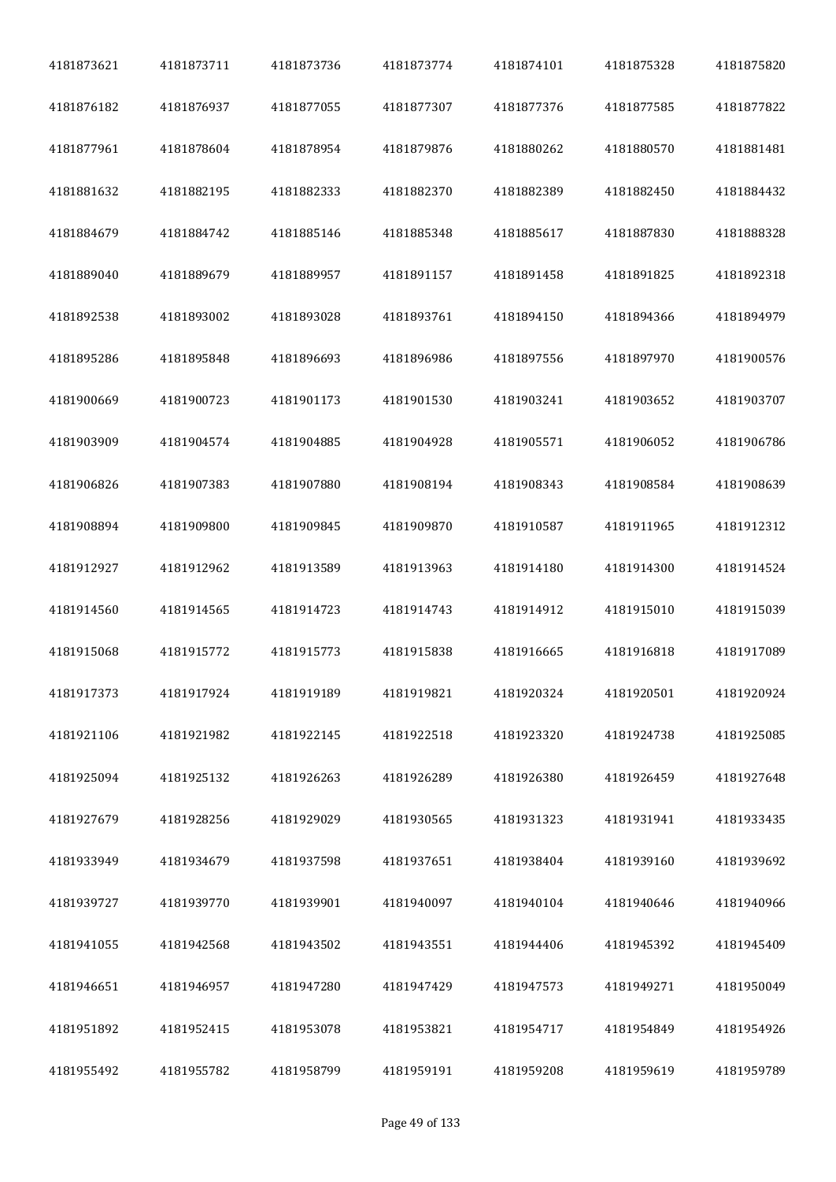| 4181873621 | 4181873711 | 4181873736 | 4181873774 | 4181874101 | 4181875328 | 4181875820 |
|---|---|---|---|---|---|---|
| 4181876182 | 4181876937 | 4181877055 | 4181877307 | 4181877376 | 4181877585 | 4181877822 |
| 4181877961 | 4181878604 | 4181878954 | 4181879876 | 4181880262 | 4181880570 | 4181881481 |
| 4181881632 | 4181882195 | 4181882333 | 4181882370 | 4181882389 | 4181882450 | 4181884432 |
| 4181884679 | 4181884742 | 4181885146 | 4181885348 | 4181885617 | 4181887830 | 4181888328 |
| 4181889040 | 4181889679 | 4181889957 | 4181891157 | 4181891458 | 4181891825 | 4181892318 |
| 4181892538 | 4181893002 | 4181893028 | 4181893761 | 4181894150 | 4181894366 | 4181894979 |
| 4181895286 | 4181895848 | 4181896693 | 4181896986 | 4181897556 | 4181897970 | 4181900576 |
| 4181900669 | 4181900723 | 4181901173 | 4181901530 | 4181903241 | 4181903652 | 4181903707 |
| 4181903909 | 4181904574 | 4181904885 | 4181904928 | 4181905571 | 4181906052 | 4181906786 |
| 4181906826 | 4181907383 | 4181907880 | 4181908194 | 4181908343 | 4181908584 | 4181908639 |
| 4181908894 | 4181909800 | 4181909845 | 4181909870 | 4181910587 | 4181911965 | 4181912312 |
| 4181912927 | 4181912962 | 4181913589 | 4181913963 | 4181914180 | 4181914300 | 4181914524 |
| 4181914560 | 4181914565 | 4181914723 | 4181914743 | 4181914912 | 4181915010 | 4181915039 |
| 4181915068 | 4181915772 | 4181915773 | 4181915838 | 4181916665 | 4181916818 | 4181917089 |
| 4181917373 | 4181917924 | 4181919189 | 4181919821 | 4181920324 | 4181920501 | 4181920924 |
| 4181921106 | 4181921982 | 4181922145 | 4181922518 | 4181923320 | 4181924738 | 4181925085 |
| 4181925094 | 4181925132 | 4181926263 | 4181926289 | 4181926380 | 4181926459 | 4181927648 |
| 4181927679 | 4181928256 | 4181929029 | 4181930565 | 4181931323 | 4181931941 | 4181933435 |
| 4181933949 | 4181934679 | 4181937598 | 4181937651 | 4181938404 | 4181939160 | 4181939692 |
| 4181939727 | 4181939770 | 4181939901 | 4181940097 | 4181940104 | 4181940646 | 4181940966 |
| 4181941055 | 4181942568 | 4181943502 | 4181943551 | 4181944406 | 4181945392 | 4181945409 |
| 4181946651 | 4181946957 | 4181947280 | 4181947429 | 4181947573 | 4181949271 | 4181950049 |
| 4181951892 | 4181952415 | 4181953078 | 4181953821 | 4181954717 | 4181954849 | 4181954926 |
| 4181955492 | 4181955782 | 4181958799 | 4181959191 | 4181959208 | 4181959619 | 4181959789 |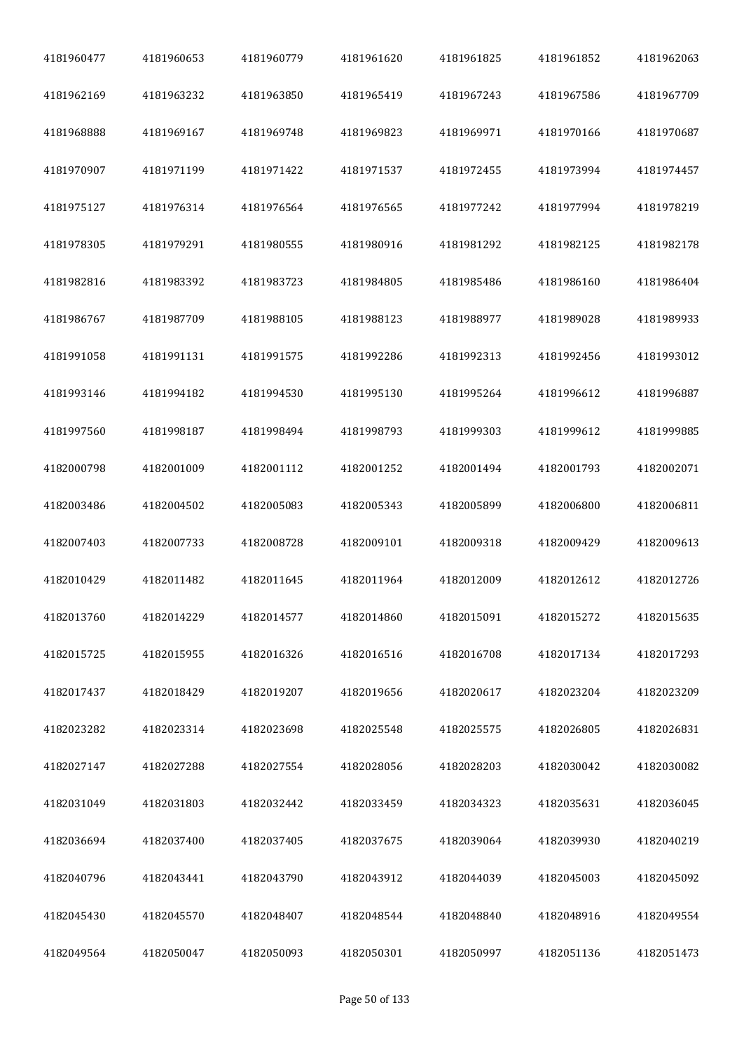| | | | | | | |
|---|---|---|---|---|---|---|
| 4181960477 | 4181960653 | 4181960779 | 4181961620 | 4181961825 | 4181961852 | 4181962063 |
| 4181962169 | 4181963232 | 4181963850 | 4181965419 | 4181967243 | 4181967586 | 4181967709 |
| 4181968888 | 4181969167 | 4181969748 | 4181969823 | 4181969971 | 4181970166 | 4181970687 |
| 4181970907 | 4181971199 | 4181971422 | 4181971537 | 4181972455 | 4181973994 | 4181974457 |
| 4181975127 | 4181976314 | 4181976564 | 4181976565 | 4181977242 | 4181977994 | 4181978219 |
| 4181978305 | 4181979291 | 4181980555 | 4181980916 | 4181981292 | 4181982125 | 4181982178 |
| 4181982816 | 4181983392 | 4181983723 | 4181984805 | 4181985486 | 4181986160 | 4181986404 |
| 4181986767 | 4181987709 | 4181988105 | 4181988123 | 4181988977 | 4181989028 | 4181989933 |
| 4181991058 | 4181991131 | 4181991575 | 4181992286 | 4181992313 | 4181992456 | 4181993012 |
| 4181993146 | 4181994182 | 4181994530 | 4181995130 | 4181995264 | 4181996612 | 4181996887 |
| 4181997560 | 4181998187 | 4181998494 | 4181998793 | 4181999303 | 4181999612 | 4181999885 |
| 4182000798 | 4182001009 | 4182001112 | 4182001252 | 4182001494 | 4182001793 | 4182002071 |
| 4182003486 | 4182004502 | 4182005083 | 4182005343 | 4182005899 | 4182006800 | 4182006811 |
| 4182007403 | 4182007733 | 4182008728 | 4182009101 | 4182009318 | 4182009429 | 4182009613 |
| 4182010429 | 4182011482 | 4182011645 | 4182011964 | 4182012009 | 4182012612 | 4182012726 |
| 4182013760 | 4182014229 | 4182014577 | 4182014860 | 4182015091 | 4182015272 | 4182015635 |
| 4182015725 | 4182015955 | 4182016326 | 4182016516 | 4182016708 | 4182017134 | 4182017293 |
| 4182017437 | 4182018429 | 4182019207 | 4182019656 | 4182020617 | 4182023204 | 4182023209 |
| 4182023282 | 4182023314 | 4182023698 | 4182025548 | 4182025575 | 4182026805 | 4182026831 |
| 4182027147 | 4182027288 | 4182027554 | 4182028056 | 4182028203 | 4182030042 | 4182030082 |
| 4182031049 | 4182031803 | 4182032442 | 4182033459 | 4182034323 | 4182035631 | 4182036045 |
| 4182036694 | 4182037400 | 4182037405 | 4182037675 | 4182039064 | 4182039930 | 4182040219 |
| 4182040796 | 4182043441 | 4182043790 | 4182043912 | 4182044039 | 4182045003 | 4182045092 |
| 4182045430 | 4182045570 | 4182048407 | 4182048544 | 4182048840 | 4182048916 | 4182049554 |
| 4182049564 | 4182050047 | 4182050093 | 4182050301 | 4182050997 | 4182051136 | 4182051473 |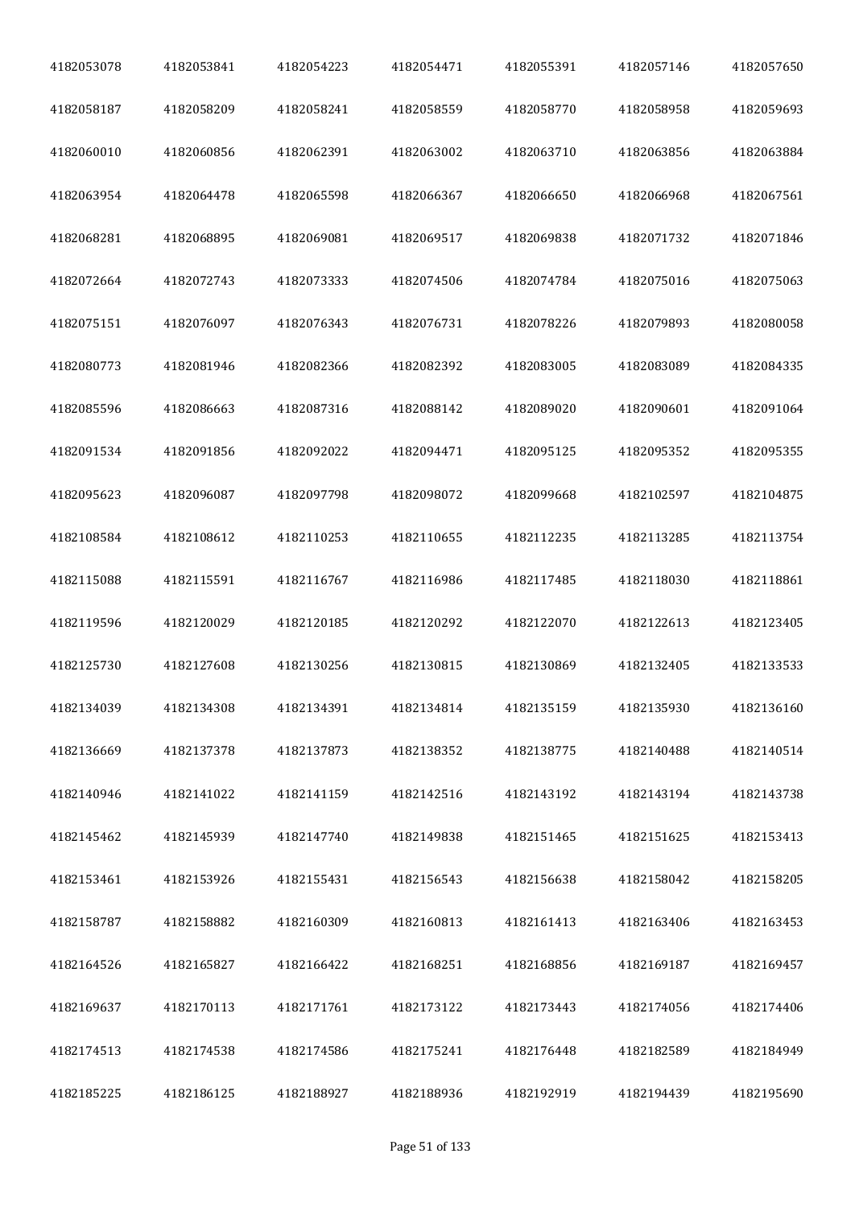| 4182053078 | 4182053841 | 4182054223 | 4182054471 | 4182055391 | 4182057146 | 4182057650 |
|---|---|---|---|---|---|---|
| 4182058187 | 4182058209 | 4182058241 | 4182058559 | 4182058770 | 4182058958 | 4182059693 |
| 4182060010 | 4182060856 | 4182062391 | 4182063002 | 4182063710 | 4182063856 | 4182063884 |
| 4182063954 | 4182064478 | 4182065598 | 4182066367 | 4182066650 | 4182066968 | 4182067561 |
| 4182068281 | 4182068895 | 4182069081 | 4182069517 | 4182069838 | 4182071732 | 4182071846 |
| 4182072664 | 4182072743 | 4182073333 | 4182074506 | 4182074784 | 4182075016 | 4182075063 |
| 4182075151 | 4182076097 | 4182076343 | 4182076731 | 4182078226 | 4182079893 | 4182080058 |
| 4182080773 | 4182081946 | 4182082366 | 4182082392 | 4182083005 | 4182083089 | 4182084335 |
| 4182085596 | 4182086663 | 4182087316 | 4182088142 | 4182089020 | 4182090601 | 4182091064 |
| 4182091534 | 4182091856 | 4182092022 | 4182094471 | 4182095125 | 4182095352 | 4182095355 |
| 4182095623 | 4182096087 | 4182097798 | 4182098072 | 4182099668 | 4182102597 | 4182104875 |
| 4182108584 | 4182108612 | 4182110253 | 4182110655 | 4182112235 | 4182113285 | 4182113754 |
| 4182115088 | 4182115591 | 4182116767 | 4182116986 | 4182117485 | 4182118030 | 4182118861 |
| 4182119596 | 4182120029 | 4182120185 | 4182120292 | 4182122070 | 4182122613 | 4182123405 |
| 4182125730 | 4182127608 | 4182130256 | 4182130815 | 4182130869 | 4182132405 | 4182133533 |
| 4182134039 | 4182134308 | 4182134391 | 4182134814 | 4182135159 | 4182135930 | 4182136160 |
| 4182136669 | 4182137378 | 4182137873 | 4182138352 | 4182138775 | 4182140488 | 4182140514 |
| 4182140946 | 4182141022 | 4182141159 | 4182142516 | 4182143192 | 4182143194 | 4182143738 |
| 4182145462 | 4182145939 | 4182147740 | 4182149838 | 4182151465 | 4182151625 | 4182153413 |
| 4182153461 | 4182153926 | 4182155431 | 4182156543 | 4182156638 | 4182158042 | 4182158205 |
| 4182158787 | 4182158882 | 4182160309 | 4182160813 | 4182161413 | 4182163406 | 4182163453 |
| 4182164526 | 4182165827 | 4182166422 | 4182168251 | 4182168856 | 4182169187 | 4182169457 |
| 4182169637 | 4182170113 | 4182171761 | 4182173122 | 4182173443 | 4182174056 | 4182174406 |
| 4182174513 | 4182174538 | 4182174586 | 4182175241 | 4182176448 | 4182182589 | 4182184949 |
| 4182185225 | 4182186125 | 4182188927 | 4182188936 | 4182192919 | 4182194439 | 4182195690 |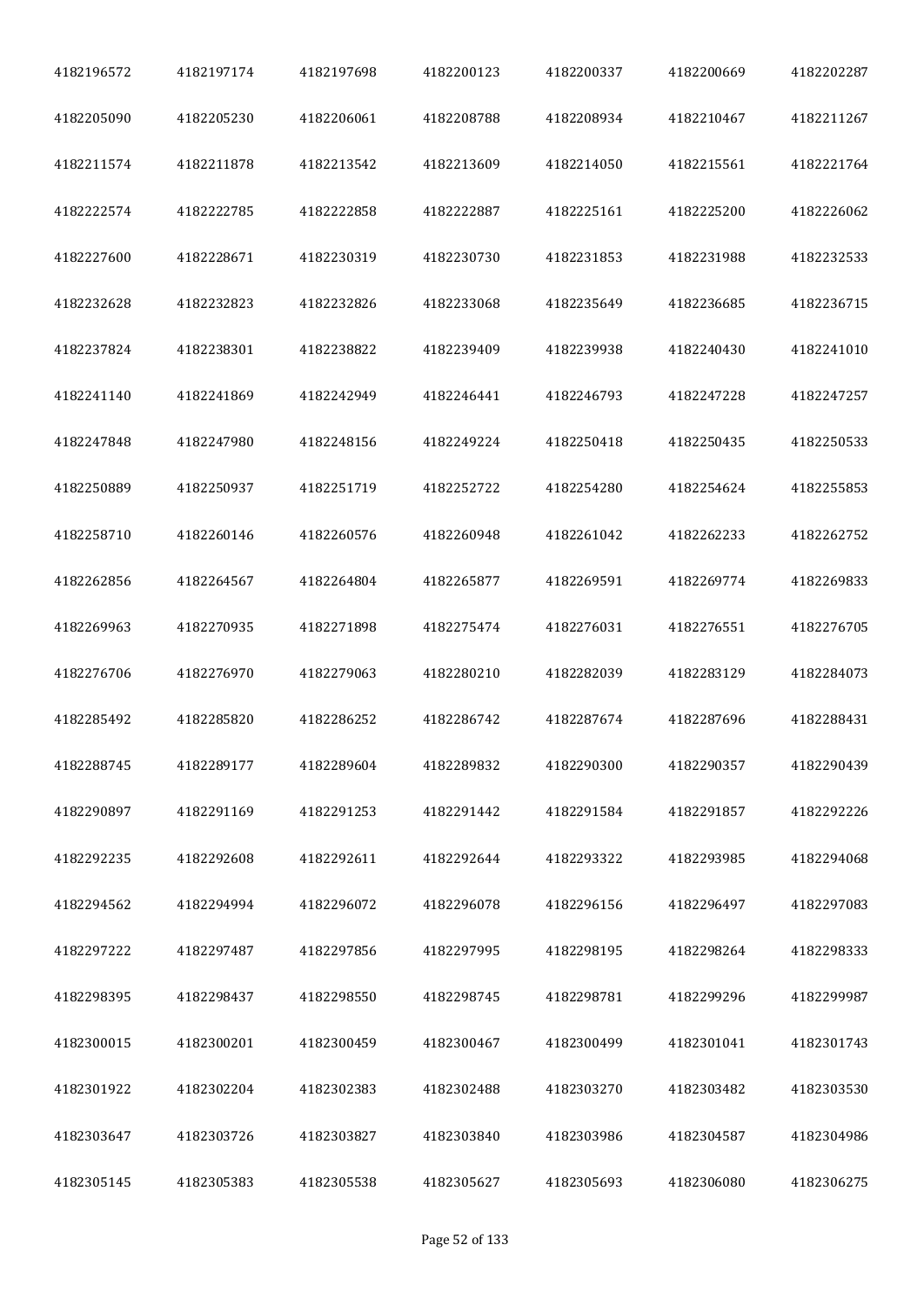| | | | | | | |
|---|---|---|---|---|---|---|
| 4182196572 | 4182197174 | 4182197698 | 4182200123 | 4182200337 | 4182200669 | 4182202287 |
| 4182205090 | 4182205230 | 4182206061 | 4182208788 | 4182208934 | 4182210467 | 4182211267 |
| 4182211574 | 4182211878 | 4182213542 | 4182213609 | 4182214050 | 4182215561 | 4182221764 |
| 4182222574 | 4182222785 | 4182222858 | 4182222887 | 4182225161 | 4182225200 | 4182226062 |
| 4182227600 | 4182228671 | 4182230319 | 4182230730 | 4182231853 | 4182231988 | 4182232533 |
| 4182232628 | 4182232823 | 4182232826 | 4182233068 | 4182235649 | 4182236685 | 4182236715 |
| 4182237824 | 4182238301 | 4182238822 | 4182239409 | 4182239938 | 4182240430 | 4182241010 |
| 4182241140 | 4182241869 | 4182242949 | 4182246441 | 4182246793 | 4182247228 | 4182247257 |
| 4182247848 | 4182247980 | 4182248156 | 4182249224 | 4182250418 | 4182250435 | 4182250533 |
| 4182250889 | 4182250937 | 4182251719 | 4182252722 | 4182254280 | 4182254624 | 4182255853 |
| 4182258710 | 4182260146 | 4182260576 | 4182260948 | 4182261042 | 4182262233 | 4182262752 |
| 4182262856 | 4182264567 | 4182264804 | 4182265877 | 4182269591 | 4182269774 | 4182269833 |
| 4182269963 | 4182270935 | 4182271898 | 4182275474 | 4182276031 | 4182276551 | 4182276705 |
| 4182276706 | 4182276970 | 4182279063 | 4182280210 | 4182282039 | 4182283129 | 4182284073 |
| 4182285492 | 4182285820 | 4182286252 | 4182286742 | 4182287674 | 4182287696 | 4182288431 |
| 4182288745 | 4182289177 | 4182289604 | 4182289832 | 4182290300 | 4182290357 | 4182290439 |
| 4182290897 | 4182291169 | 4182291253 | 4182291442 | 4182291584 | 4182291857 | 4182292226 |
| 4182292235 | 4182292608 | 4182292611 | 4182292644 | 4182293322 | 4182293985 | 4182294068 |
| 4182294562 | 4182294994 | 4182296072 | 4182296078 | 4182296156 | 4182296497 | 4182297083 |
| 4182297222 | 4182297487 | 4182297856 | 4182297995 | 4182298195 | 4182298264 | 4182298333 |
| 4182298395 | 4182298437 | 4182298550 | 4182298745 | 4182298781 | 4182299296 | 4182299987 |
| 4182300015 | 4182300201 | 4182300459 | 4182300467 | 4182300499 | 4182301041 | 4182301743 |
| 4182301922 | 4182302204 | 4182302383 | 4182302488 | 4182303270 | 4182303482 | 4182303530 |
| 4182303647 | 4182303726 | 4182303827 | 4182303840 | 4182303986 | 4182304587 | 4182304986 |
| 4182305145 | 4182305383 | 4182305538 | 4182305627 | 4182305693 | 4182306080 | 4182306275 |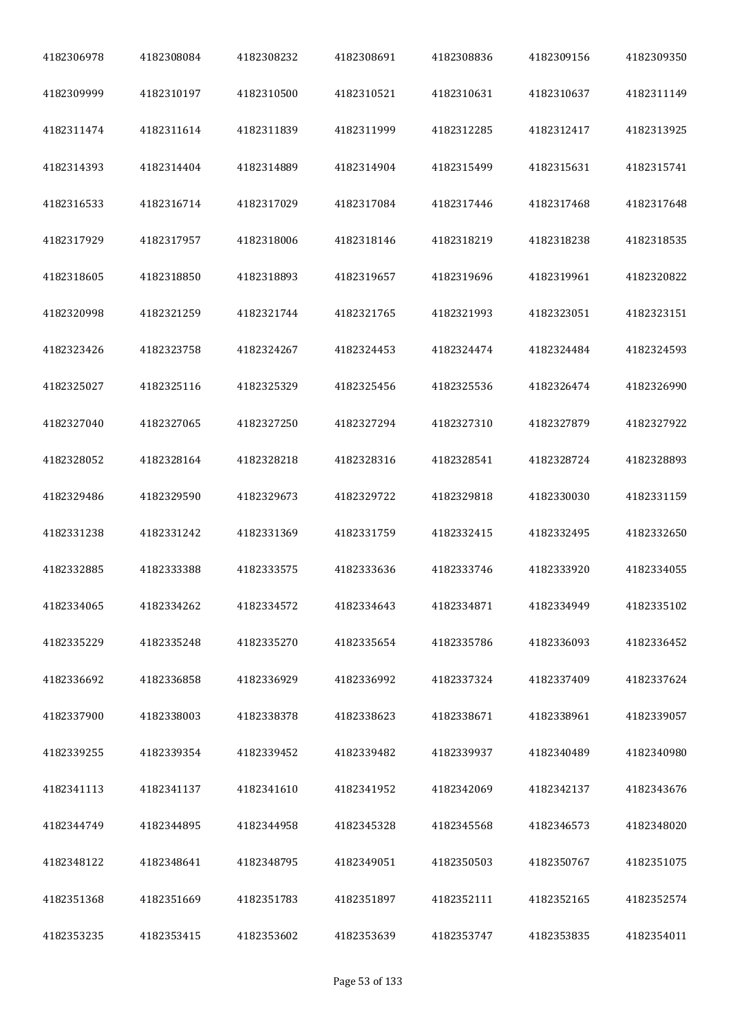| 4182306978 | 4182308084 | 4182308232 | 4182308691 | 4182308836 | 4182309156 | 4182309350 |
|---|---|---|---|---|---|---|
| 4182309999 | 4182310197 | 4182310500 | 4182310521 | 4182310631 | 4182310637 | 4182311149 |
| 4182311474 | 4182311614 | 4182311839 | 4182311999 | 4182312285 | 4182312417 | 4182313925 |
| 4182314393 | 4182314404 | 4182314889 | 4182314904 | 4182315499 | 4182315631 | 4182315741 |
| 4182316533 | 4182316714 | 4182317029 | 4182317084 | 4182317446 | 4182317468 | 4182317648 |
| 4182317929 | 4182317957 | 4182318006 | 4182318146 | 4182318219 | 4182318238 | 4182318535 |
| 4182318605 | 4182318850 | 4182318893 | 4182319657 | 4182319696 | 4182319961 | 4182320822 |
| 4182320998 | 4182321259 | 4182321744 | 4182321765 | 4182321993 | 4182323051 | 4182323151 |
| 4182323426 | 4182323758 | 4182324267 | 4182324453 | 4182324474 | 4182324484 | 4182324593 |
| 4182325027 | 4182325116 | 4182325329 | 4182325456 | 4182325536 | 4182326474 | 4182326990 |
| 4182327040 | 4182327065 | 4182327250 | 4182327294 | 4182327310 | 4182327879 | 4182327922 |
| 4182328052 | 4182328164 | 4182328218 | 4182328316 | 4182328541 | 4182328724 | 4182328893 |
| 4182329486 | 4182329590 | 4182329673 | 4182329722 | 4182329818 | 4182330030 | 4182331159 |
| 4182331238 | 4182331242 | 4182331369 | 4182331759 | 4182332415 | 4182332495 | 4182332650 |
| 4182332885 | 4182333388 | 4182333575 | 4182333636 | 4182333746 | 4182333920 | 4182334055 |
| 4182334065 | 4182334262 | 4182334572 | 4182334643 | 4182334871 | 4182334949 | 4182335102 |
| 4182335229 | 4182335248 | 4182335270 | 4182335654 | 4182335786 | 4182336093 | 4182336452 |
| 4182336692 | 4182336858 | 4182336929 | 4182336992 | 4182337324 | 4182337409 | 4182337624 |
| 4182337900 | 4182338003 | 4182338378 | 4182338623 | 4182338671 | 4182338961 | 4182339057 |
| 4182339255 | 4182339354 | 4182339452 | 4182339482 | 4182339937 | 4182340489 | 4182340980 |
| 4182341113 | 4182341137 | 4182341610 | 4182341952 | 4182342069 | 4182342137 | 4182343676 |
| 4182344749 | 4182344895 | 4182344958 | 4182345328 | 4182345568 | 4182346573 | 4182348020 |
| 4182348122 | 4182348641 | 4182348795 | 4182349051 | 4182350503 | 4182350767 | 4182351075 |
| 4182351368 | 4182351669 | 4182351783 | 4182351897 | 4182352111 | 4182352165 | 4182352574 |
| 4182353235 | 4182353415 | 4182353602 | 4182353639 | 4182353747 | 4182353835 | 4182354011 |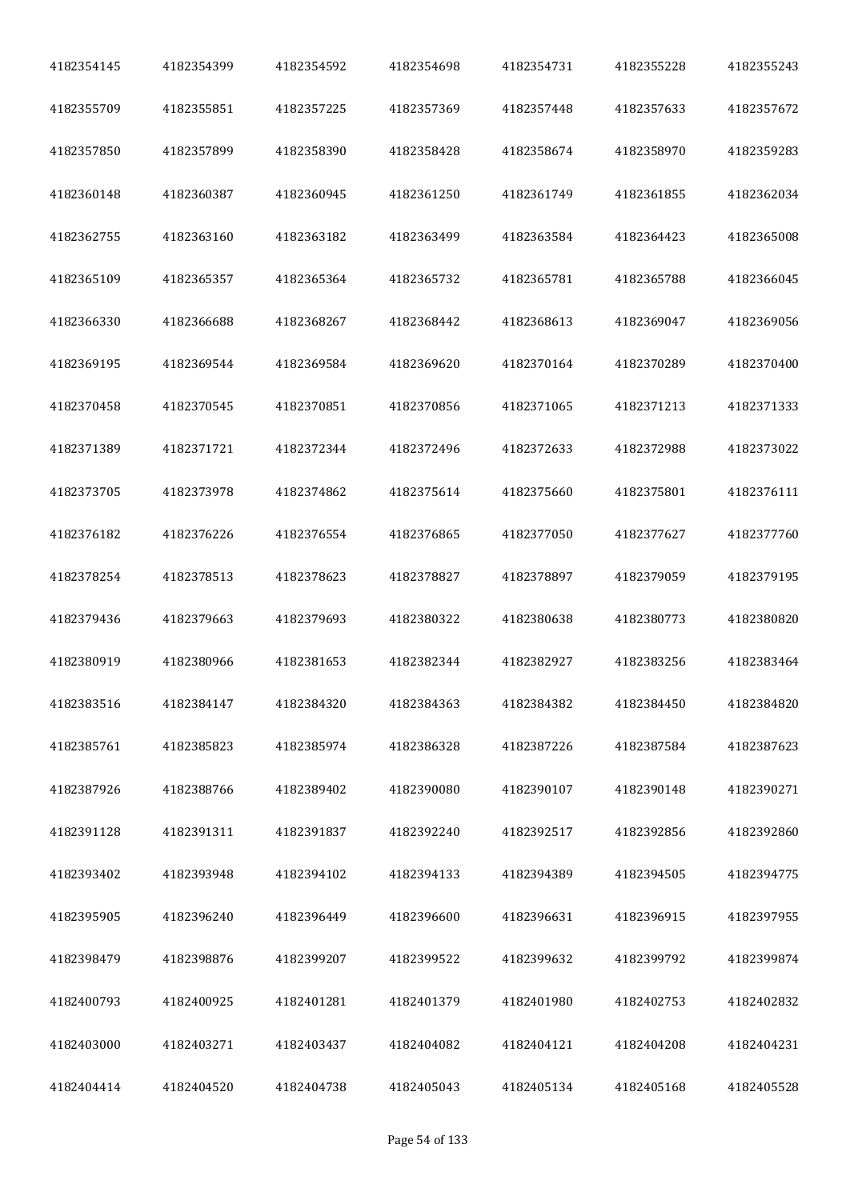| 4182354145 | 4182354399 | 4182354592 | 4182354698 | 4182354731 | 4182355228 | 4182355243 |
|---|---|---|---|---|---|---|
| 4182355709 | 4182355851 | 4182357225 | 4182357369 | 4182357448 | 4182357633 | 4182357672 |
| 4182357850 | 4182357899 | 4182358390 | 4182358428 | 4182358674 | 4182358970 | 4182359283 |
| 4182360148 | 4182360387 | 4182360945 | 4182361250 | 4182361749 | 4182361855 | 4182362034 |
| 4182362755 | 4182363160 | 4182363182 | 4182363499 | 4182363584 | 4182364423 | 4182365008 |
| 4182365109 | 4182365357 | 4182365364 | 4182365732 | 4182365781 | 4182365788 | 4182366045 |
| 4182366330 | 4182366688 | 4182368267 | 4182368442 | 4182368613 | 4182369047 | 4182369056 |
| 4182369195 | 4182369544 | 4182369584 | 4182369620 | 4182370164 | 4182370289 | 4182370400 |
| 4182370458 | 4182370545 | 4182370851 | 4182370856 | 4182371065 | 4182371213 | 4182371333 |
| 4182371389 | 4182371721 | 4182372344 | 4182372496 | 4182372633 | 4182372988 | 4182373022 |
| 4182373705 | 4182373978 | 4182374862 | 4182375614 | 4182375660 | 4182375801 | 4182376111 |
| 4182376182 | 4182376226 | 4182376554 | 4182376865 | 4182377050 | 4182377627 | 4182377760 |
| 4182378254 | 4182378513 | 4182378623 | 4182378827 | 4182378897 | 4182379059 | 4182379195 |
| 4182379436 | 4182379663 | 4182379693 | 4182380322 | 4182380638 | 4182380773 | 4182380820 |
| 4182380919 | 4182380966 | 4182381653 | 4182382344 | 4182382927 | 4182383256 | 4182383464 |
| 4182383516 | 4182384147 | 4182384320 | 4182384363 | 4182384382 | 4182384450 | 4182384820 |
| 4182385761 | 4182385823 | 4182385974 | 4182386328 | 4182387226 | 4182387584 | 4182387623 |
| 4182387926 | 4182388766 | 4182389402 | 4182390080 | 4182390107 | 4182390148 | 4182390271 |
| 4182391128 | 4182391311 | 4182391837 | 4182392240 | 4182392517 | 4182392856 | 4182392860 |
| 4182393402 | 4182393948 | 4182394102 | 4182394133 | 4182394389 | 4182394505 | 4182394775 |
| 4182395905 | 4182396240 | 4182396449 | 4182396600 | 4182396631 | 4182396915 | 4182397955 |
| 4182398479 | 4182398876 | 4182399207 | 4182399522 | 4182399632 | 4182399792 | 4182399874 |
| 4182400793 | 4182400925 | 4182401281 | 4182401379 | 4182401980 | 4182402753 | 4182402832 |
| 4182403000 | 4182403271 | 4182403437 | 4182404082 | 4182404121 | 4182404208 | 4182404231 |
| 4182404414 | 4182404520 | 4182404738 | 4182405043 | 4182405134 | 4182405168 | 4182405528 |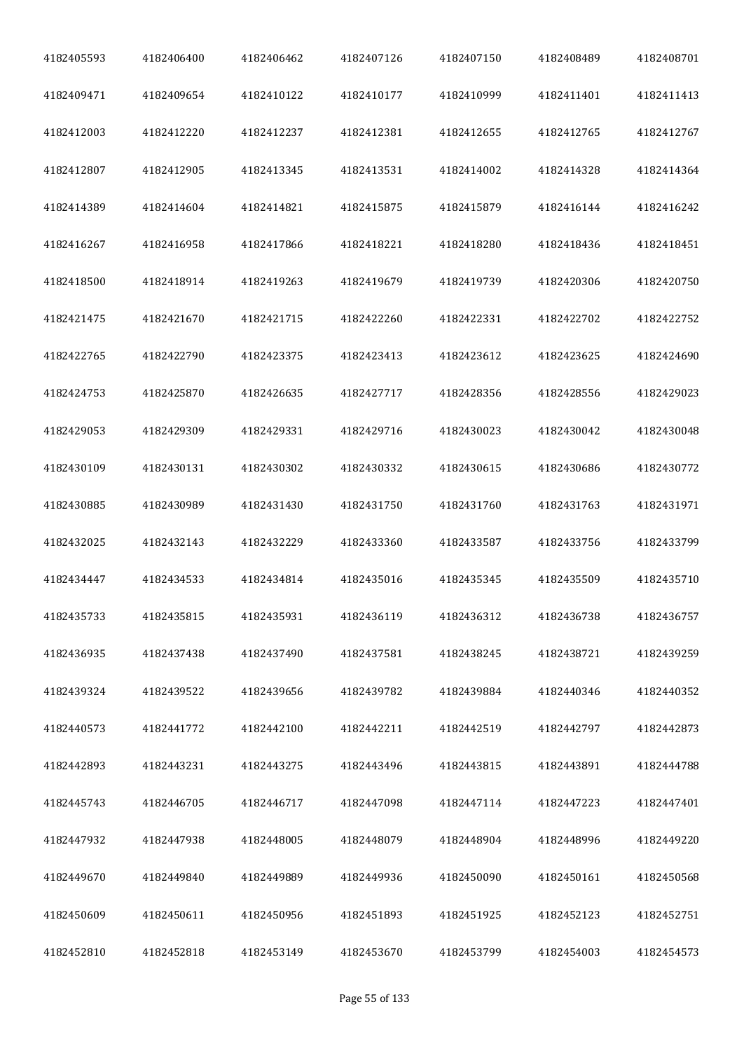| 4182405593 | 4182406400 | 4182406462 | 4182407126 | 4182407150 | 4182408489 | 4182408701 |
|---|---|---|---|---|---|---|
| 4182409471 | 4182409654 | 4182410122 | 4182410177 | 4182410999 | 4182411401 | 4182411413 |
| 4182412003 | 4182412220 | 4182412237 | 4182412381 | 4182412655 | 4182412765 | 4182412767 |
| 4182412807 | 4182412905 | 4182413345 | 4182413531 | 4182414002 | 4182414328 | 4182414364 |
| 4182414389 | 4182414604 | 4182414821 | 4182415875 | 4182415879 | 4182416144 | 4182416242 |
| 4182416267 | 4182416958 | 4182417866 | 4182418221 | 4182418280 | 4182418436 | 4182418451 |
| 4182418500 | 4182418914 | 4182419263 | 4182419679 | 4182419739 | 4182420306 | 4182420750 |
| 4182421475 | 4182421670 | 4182421715 | 4182422260 | 4182422331 | 4182422702 | 4182422752 |
| 4182422765 | 4182422790 | 4182423375 | 4182423413 | 4182423612 | 4182423625 | 4182424690 |
| 4182424753 | 4182425870 | 4182426635 | 4182427717 | 4182428356 | 4182428556 | 4182429023 |
| 4182429053 | 4182429309 | 4182429331 | 4182429716 | 4182430023 | 4182430042 | 4182430048 |
| 4182430109 | 4182430131 | 4182430302 | 4182430332 | 4182430615 | 4182430686 | 4182430772 |
| 4182430885 | 4182430989 | 4182431430 | 4182431750 | 4182431760 | 4182431763 | 4182431971 |
| 4182432025 | 4182432143 | 4182432229 | 4182433360 | 4182433587 | 4182433756 | 4182433799 |
| 4182434447 | 4182434533 | 4182434814 | 4182435016 | 4182435345 | 4182435509 | 4182435710 |
| 4182435733 | 4182435815 | 4182435931 | 4182436119 | 4182436312 | 4182436738 | 4182436757 |
| 4182436935 | 4182437438 | 4182437490 | 4182437581 | 4182438245 | 4182438721 | 4182439259 |
| 4182439324 | 4182439522 | 4182439656 | 4182439782 | 4182439884 | 4182440346 | 4182440352 |
| 4182440573 | 4182441772 | 4182442100 | 4182442211 | 4182442519 | 4182442797 | 4182442873 |
| 4182442893 | 4182443231 | 4182443275 | 4182443496 | 4182443815 | 4182443891 | 4182444788 |
| 4182445743 | 4182446705 | 4182446717 | 4182447098 | 4182447114 | 4182447223 | 4182447401 |
| 4182447932 | 4182447938 | 4182448005 | 4182448079 | 4182448904 | 4182448996 | 4182449220 |
| 4182449670 | 4182449840 | 4182449889 | 4182449936 | 4182450090 | 4182450161 | 4182450568 |
| 4182450609 | 4182450611 | 4182450956 | 4182451893 | 4182451925 | 4182452123 | 4182452751 |
| 4182452810 | 4182452818 | 4182453149 | 4182453670 | 4182453799 | 4182454003 | 4182454573 |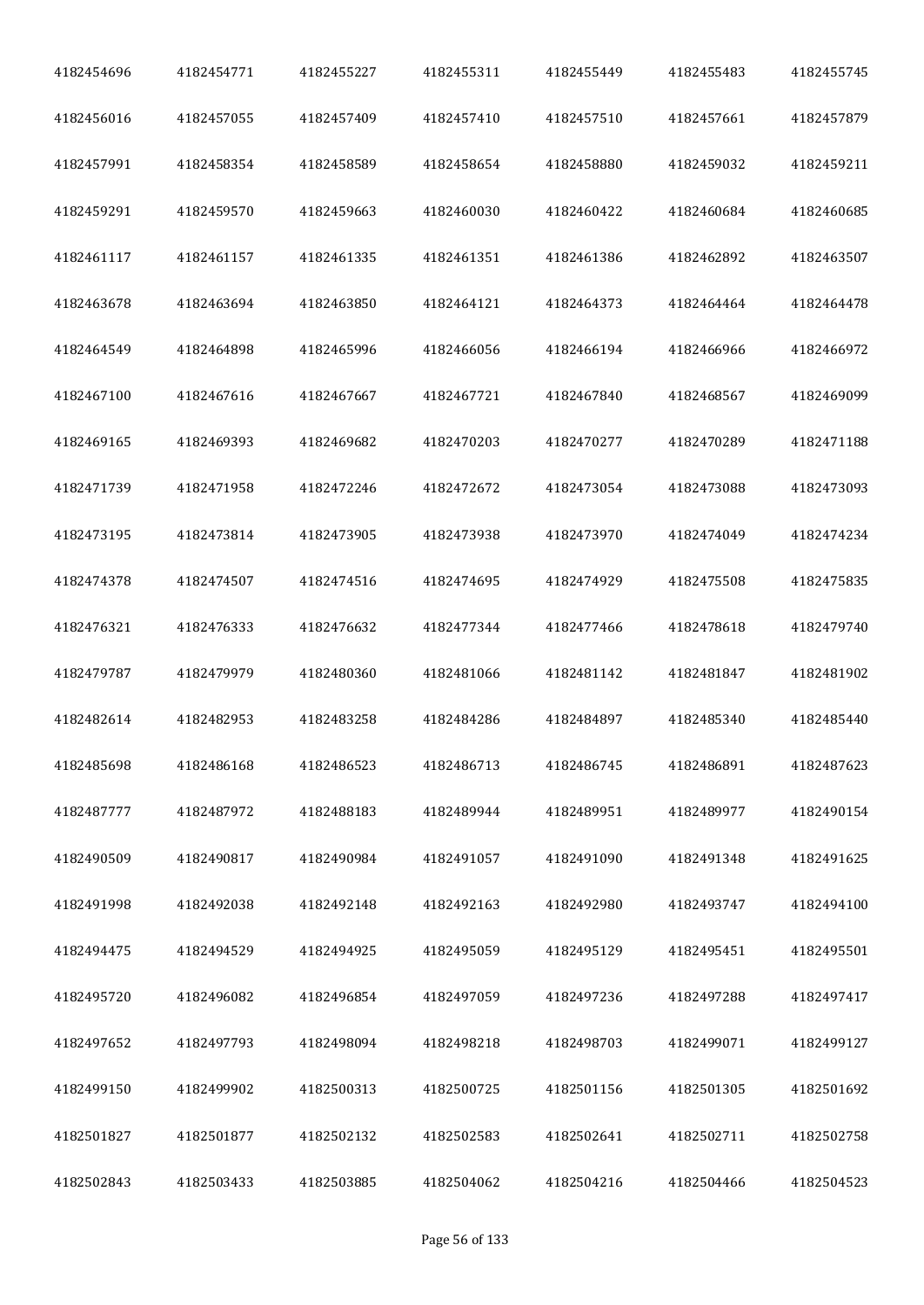| 4182454696 | 4182454771 | 4182455227 | 4182455311 | 4182455449 | 4182455483 | 4182455745 |
|---|---|---|---|---|---|---|
| 4182456016 | 4182457055 | 4182457409 | 4182457410 | 4182457510 | 4182457661 | 4182457879 |
| 4182457991 | 4182458354 | 4182458589 | 4182458654 | 4182458880 | 4182459032 | 4182459211 |
| 4182459291 | 4182459570 | 4182459663 | 4182460030 | 4182460422 | 4182460684 | 4182460685 |
| 4182461117 | 4182461157 | 4182461335 | 4182461351 | 4182461386 | 4182462892 | 4182463507 |
| 4182463678 | 4182463694 | 4182463850 | 4182464121 | 4182464373 | 4182464464 | 4182464478 |
| 4182464549 | 4182464898 | 4182465996 | 4182466056 | 4182466194 | 4182466966 | 4182466972 |
| 4182467100 | 4182467616 | 4182467667 | 4182467721 | 4182467840 | 4182468567 | 4182469099 |
| 4182469165 | 4182469393 | 4182469682 | 4182470203 | 4182470277 | 4182470289 | 4182471188 |
| 4182471739 | 4182471958 | 4182472246 | 4182472672 | 4182473054 | 4182473088 | 4182473093 |
| 4182473195 | 4182473814 | 4182473905 | 4182473938 | 4182473970 | 4182474049 | 4182474234 |
| 4182474378 | 4182474507 | 4182474516 | 4182474695 | 4182474929 | 4182475508 | 4182475835 |
| 4182476321 | 4182476333 | 4182476632 | 4182477344 | 4182477466 | 4182478618 | 4182479740 |
| 4182479787 | 4182479979 | 4182480360 | 4182481066 | 4182481142 | 4182481847 | 4182481902 |
| 4182482614 | 4182482953 | 4182483258 | 4182484286 | 4182484897 | 4182485340 | 4182485440 |
| 4182485698 | 4182486168 | 4182486523 | 4182486713 | 4182486745 | 4182486891 | 4182487623 |
| 4182487777 | 4182487972 | 4182488183 | 4182489944 | 4182489951 | 4182489977 | 4182490154 |
| 4182490509 | 4182490817 | 4182490984 | 4182491057 | 4182491090 | 4182491348 | 4182491625 |
| 4182491998 | 4182492038 | 4182492148 | 4182492163 | 4182492980 | 4182493747 | 4182494100 |
| 4182494475 | 4182494529 | 4182494925 | 4182495059 | 4182495129 | 4182495451 | 4182495501 |
| 4182495720 | 4182496082 | 4182496854 | 4182497059 | 4182497236 | 4182497288 | 4182497417 |
| 4182497652 | 4182497793 | 4182498094 | 4182498218 | 4182498703 | 4182499071 | 4182499127 |
| 4182499150 | 4182499902 | 4182500313 | 4182500725 | 4182501156 | 4182501305 | 4182501692 |
| 4182501827 | 4182501877 | 4182502132 | 4182502583 | 4182502641 | 4182502711 | 4182502758 |
| 4182502843 | 4182503433 | 4182503885 | 4182504062 | 4182504216 | 4182504466 | 4182504523 |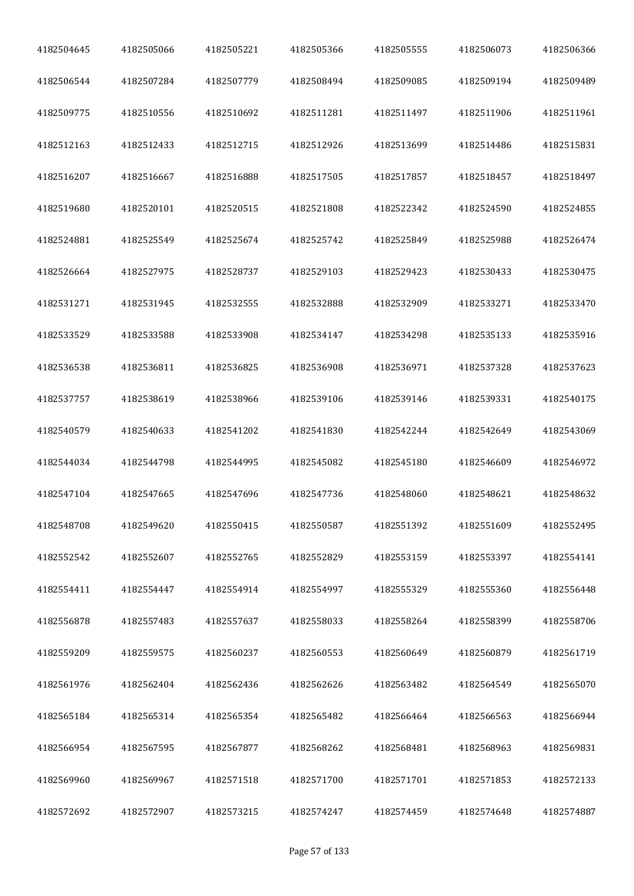| 4182504645 | 4182505066 | 4182505221 | 4182505366 | 4182505555 | 4182506073 | 4182506366 |
|---|---|---|---|---|---|---|
| 4182506544 | 4182507284 | 4182507779 | 4182508494 | 4182509085 | 4182509194 | 4182509489 |
| 4182509775 | 4182510556 | 4182510692 | 4182511281 | 4182511497 | 4182511906 | 4182511961 |
| 4182512163 | 4182512433 | 4182512715 | 4182512926 | 4182513699 | 4182514486 | 4182515831 |
| 4182516207 | 4182516667 | 4182516888 | 4182517505 | 4182517857 | 4182518457 | 4182518497 |
| 4182519680 | 4182520101 | 4182520515 | 4182521808 | 4182522342 | 4182524590 | 4182524855 |
| 4182524881 | 4182525549 | 4182525674 | 4182525742 | 4182525849 | 4182525988 | 4182526474 |
| 4182526664 | 4182527975 | 4182528737 | 4182529103 | 4182529423 | 4182530433 | 4182530475 |
| 4182531271 | 4182531945 | 4182532555 | 4182532888 | 4182532909 | 4182533271 | 4182533470 |
| 4182533529 | 4182533588 | 4182533908 | 4182534147 | 4182534298 | 4182535133 | 4182535916 |
| 4182536538 | 4182536811 | 4182536825 | 4182536908 | 4182536971 | 4182537328 | 4182537623 |
| 4182537757 | 4182538619 | 4182538966 | 4182539106 | 4182539146 | 4182539331 | 4182540175 |
| 4182540579 | 4182540633 | 4182541202 | 4182541830 | 4182542244 | 4182542649 | 4182543069 |
| 4182544034 | 4182544798 | 4182544995 | 4182545082 | 4182545180 | 4182546609 | 4182546972 |
| 4182547104 | 4182547665 | 4182547696 | 4182547736 | 4182548060 | 4182548621 | 4182548632 |
| 4182548708 | 4182549620 | 4182550415 | 4182550587 | 4182551392 | 4182551609 | 4182552495 |
| 4182552542 | 4182552607 | 4182552765 | 4182552829 | 4182553159 | 4182553397 | 4182554141 |
| 4182554411 | 4182554447 | 4182554914 | 4182554997 | 4182555329 | 4182555360 | 4182556448 |
| 4182556878 | 4182557483 | 4182557637 | 4182558033 | 4182558264 | 4182558399 | 4182558706 |
| 4182559209 | 4182559575 | 4182560237 | 4182560553 | 4182560649 | 4182560879 | 4182561719 |
| 4182561976 | 4182562404 | 4182562436 | 4182562626 | 4182563482 | 4182564549 | 4182565070 |
| 4182565184 | 4182565314 | 4182565354 | 4182565482 | 4182566464 | 4182566563 | 4182566944 |
| 4182566954 | 4182567595 | 4182567877 | 4182568262 | 4182568481 | 4182568963 | 4182569831 |
| 4182569960 | 4182569967 | 4182571518 | 4182571700 | 4182571701 | 4182571853 | 4182572133 |
| 4182572692 | 4182572907 | 4182573215 | 4182574247 | 4182574459 | 4182574648 | 4182574887 |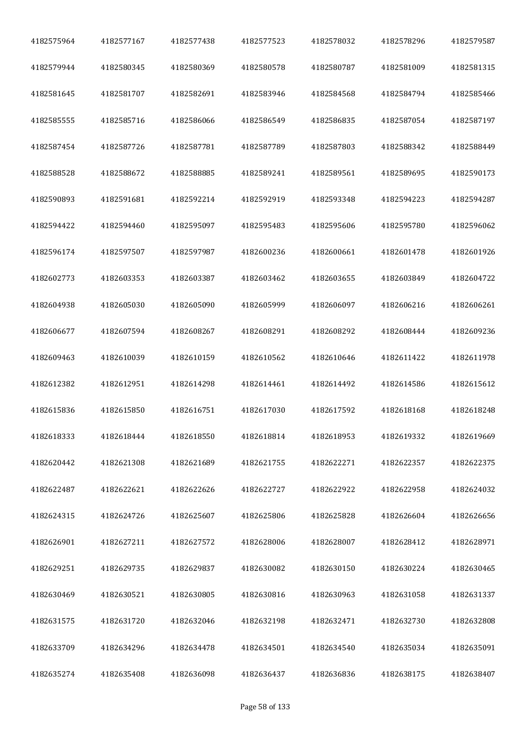| 4182575964 | 4182577167 | 4182577438 | 4182577523 | 4182578032 | 4182578296 | 4182579587 |
|---|---|---|---|---|---|---|
| 4182579944 | 4182580345 | 4182580369 | 4182580578 | 4182580787 | 4182581009 | 4182581315 |
| 4182581645 | 4182581707 | 4182582691 | 4182583946 | 4182584568 | 4182584794 | 4182585466 |
| 4182585555 | 4182585716 | 4182586066 | 4182586549 | 4182586835 | 4182587054 | 4182587197 |
| 4182587454 | 4182587726 | 4182587781 | 4182587789 | 4182587803 | 4182588342 | 4182588449 |
| 4182588528 | 4182588672 | 4182588885 | 4182589241 | 4182589561 | 4182589695 | 4182590173 |
| 4182590893 | 4182591681 | 4182592214 | 4182592919 | 4182593348 | 4182594223 | 4182594287 |
| 4182594422 | 4182594460 | 4182595097 | 4182595483 | 4182595606 | 4182595780 | 4182596062 |
| 4182596174 | 4182597507 | 4182597987 | 4182600236 | 4182600661 | 4182601478 | 4182601926 |
| 4182602773 | 4182603353 | 4182603387 | 4182603462 | 4182603655 | 4182603849 | 4182604722 |
| 4182604938 | 4182605030 | 4182605090 | 4182605999 | 4182606097 | 4182606216 | 4182606261 |
| 4182606677 | 4182607594 | 4182608267 | 4182608291 | 4182608292 | 4182608444 | 4182609236 |
| 4182609463 | 4182610039 | 4182610159 | 4182610562 | 4182610646 | 4182611422 | 4182611978 |
| 4182612382 | 4182612951 | 4182614298 | 4182614461 | 4182614492 | 4182614586 | 4182615612 |
| 4182615836 | 4182615850 | 4182616751 | 4182617030 | 4182617592 | 4182618168 | 4182618248 |
| 4182618333 | 4182618444 | 4182618550 | 4182618814 | 4182618953 | 4182619332 | 4182619669 |
| 4182620442 | 4182621308 | 4182621689 | 4182621755 | 4182622271 | 4182622357 | 4182622375 |
| 4182622487 | 4182622621 | 4182622626 | 4182622727 | 4182622922 | 4182622958 | 4182624032 |
| 4182624315 | 4182624726 | 4182625607 | 4182625806 | 4182625828 | 4182626604 | 4182626656 |
| 4182626901 | 4182627211 | 4182627572 | 4182628006 | 4182628007 | 4182628412 | 4182628971 |
| 4182629251 | 4182629735 | 4182629837 | 4182630082 | 4182630150 | 4182630224 | 4182630465 |
| 4182630469 | 4182630521 | 4182630805 | 4182630816 | 4182630963 | 4182631058 | 4182631337 |
| 4182631575 | 4182631720 | 4182632046 | 4182632198 | 4182632471 | 4182632730 | 4182632808 |
| 4182633709 | 4182634296 | 4182634478 | 4182634501 | 4182634540 | 4182635034 | 4182635091 |
| 4182635274 | 4182635408 | 4182636098 | 4182636437 | 4182636836 | 4182638175 | 4182638407 |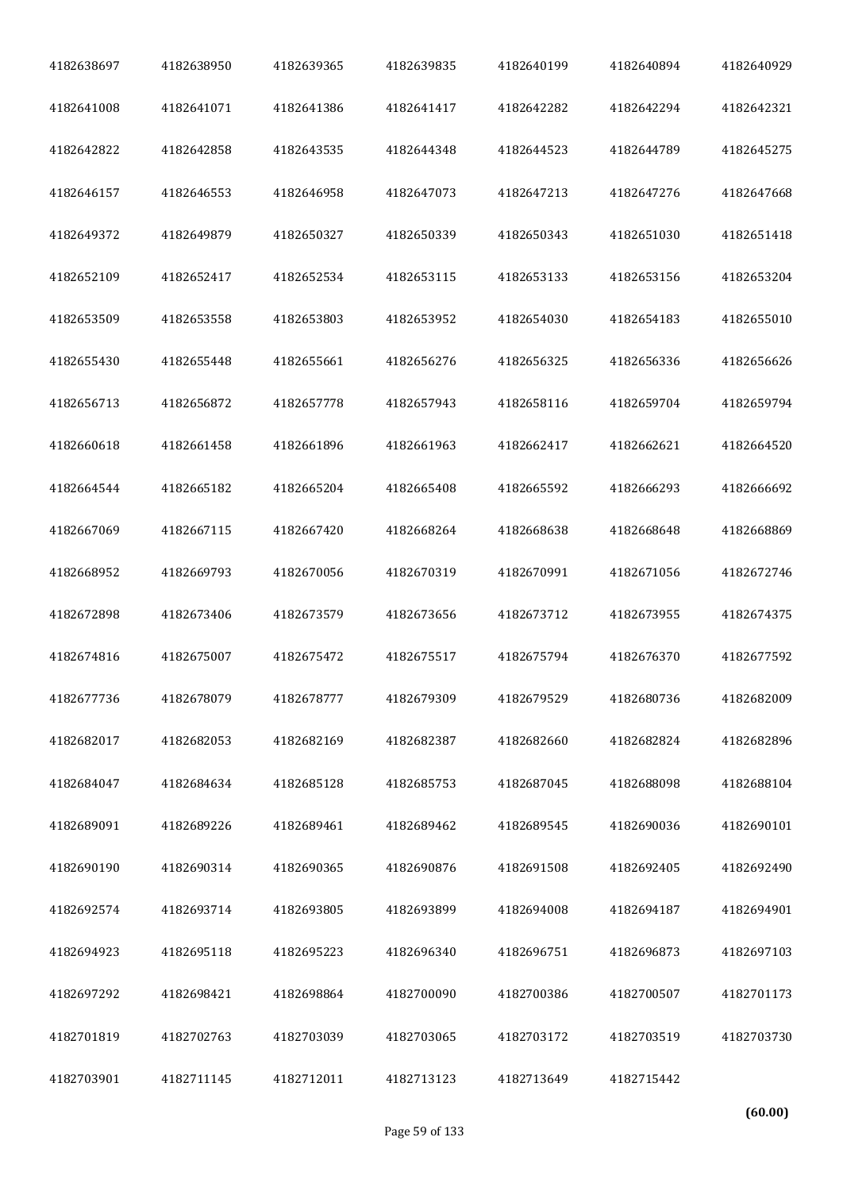| | | | | | | |
|---|---|---|---|---|---|---|
| 4182638697 | 4182638950 | 4182639365 | 4182639835 | 4182640199 | 4182640894 | 4182640929 |
| 4182641008 | 4182641071 | 4182641386 | 4182641417 | 4182642282 | 4182642294 | 4182642321 |
| 4182642822 | 4182642858 | 4182643535 | 4182644348 | 4182644523 | 4182644789 | 4182645275 |
| 4182646157 | 4182646553 | 4182646958 | 4182647073 | 4182647213 | 4182647276 | 4182647668 |
| 4182649372 | 4182649879 | 4182650327 | 4182650339 | 4182650343 | 4182651030 | 4182651418 |
| 4182652109 | 4182652417 | 4182652534 | 4182653115 | 4182653133 | 4182653156 | 4182653204 |
| 4182653509 | 4182653558 | 4182653803 | 4182653952 | 4182654030 | 4182654183 | 4182655010 |
| 4182655430 | 4182655448 | 4182655661 | 4182656276 | 4182656325 | 4182656336 | 4182656626 |
| 4182656713 | 4182656872 | 4182657778 | 4182657943 | 4182658116 | 4182659704 | 4182659794 |
| 4182660618 | 4182661458 | 4182661896 | 4182661963 | 4182662417 | 4182662621 | 4182664520 |
| 4182664544 | 4182665182 | 4182665204 | 4182665408 | 4182665592 | 4182666293 | 4182666692 |
| 4182667069 | 4182667115 | 4182667420 | 4182668264 | 4182668638 | 4182668648 | 4182668869 |
| 4182668952 | 4182669793 | 4182670056 | 4182670319 | 4182670991 | 4182671056 | 4182672746 |
| 4182672898 | 4182673406 | 4182673579 | 4182673656 | 4182673712 | 4182673955 | 4182674375 |
| 4182674816 | 4182675007 | 4182675472 | 4182675517 | 4182675794 | 4182676370 | 4182677592 |
| 4182677736 | 4182678079 | 4182678777 | 4182679309 | 4182679529 | 4182680736 | 4182682009 |
| 4182682017 | 4182682053 | 4182682169 | 4182682387 | 4182682660 | 4182682824 | 4182682896 |
| 4182684047 | 4182684634 | 4182685128 | 4182685753 | 4182687045 | 4182688098 | 4182688104 |
| 4182689091 | 4182689226 | 4182689461 | 4182689462 | 4182689545 | 4182690036 | 4182690101 |
| 4182690190 | 4182690314 | 4182690365 | 4182690876 | 4182691508 | 4182692405 | 4182692490 |
| 4182692574 | 4182693714 | 4182693805 | 4182693899 | 4182694008 | 4182694187 | 4182694901 |
| 4182694923 | 4182695118 | 4182695223 | 4182696340 | 4182696751 | 4182696873 | 4182697103 |
| 4182697292 | 4182698421 | 4182698864 | 4182700090 | 4182700386 | 4182700507 | 4182701173 |
| 4182701819 | 4182702763 | 4182703039 | 4182703065 | 4182703172 | 4182703519 | 4182703730 |
| 4182703901 | 4182711145 | 4182712011 | 4182713123 | 4182713649 | 4182715442 | |

**(60.00)**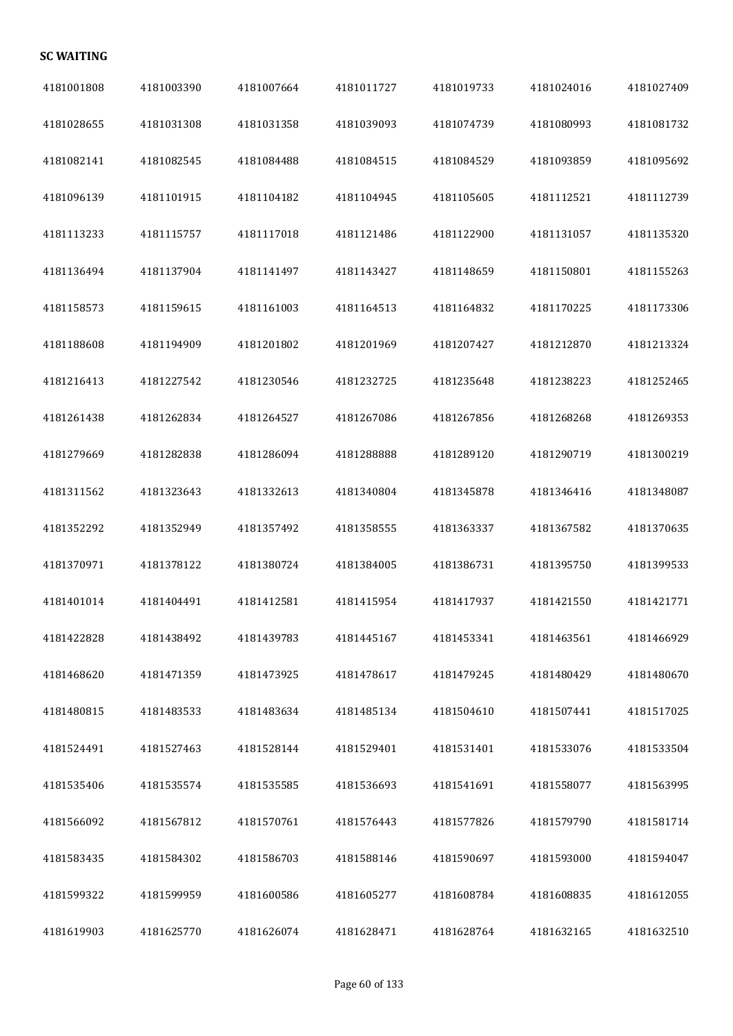**SC WAITING**

| | | | | | | |
|---|---|---|---|---|---|---|
| 4181001808 | 4181003390 | 4181007664 | 4181011727 | 4181019733 | 4181024016 | 4181027409 |
| 4181028655 | 4181031308 | 4181031358 | 4181039093 | 4181074739 | 4181080993 | 4181081732 |
| 4181082141 | 4181082545 | 4181084488 | 4181084515 | 4181084529 | 4181093859 | 4181095692 |
| 4181096139 | 4181101915 | 4181104182 | 4181104945 | 4181105605 | 4181112521 | 4181112739 |
| 4181113233 | 4181115757 | 4181117018 | 4181121486 | 4181122900 | 4181131057 | 4181135320 |
| 4181136494 | 4181137904 | 4181141497 | 4181143427 | 4181148659 | 4181150801 | 4181155263 |
| 4181158573 | 4181159615 | 4181161003 | 4181164513 | 4181164832 | 4181170225 | 4181173306 |
| 4181188608 | 4181194909 | 4181201802 | 4181201969 | 4181207427 | 4181212870 | 4181213324 |
| 4181216413 | 4181227542 | 4181230546 | 4181232725 | 4181235648 | 4181238223 | 4181252465 |
| 4181261438 | 4181262834 | 4181264527 | 4181267086 | 4181267856 | 4181268268 | 4181269353 |
| 4181279669 | 4181282838 | 4181286094 | 4181288888 | 4181289120 | 4181290719 | 4181300219 |
| 4181311562 | 4181323643 | 4181332613 | 4181340804 | 4181345878 | 4181346416 | 4181348087 |
| 4181352292 | 4181352949 | 4181357492 | 4181358555 | 4181363337 | 4181367582 | 4181370635 |
| 4181370971 | 4181378122 | 4181380724 | 4181384005 | 4181386731 | 4181395750 | 4181399533 |
| 4181401014 | 4181404491 | 4181412581 | 4181415954 | 4181417937 | 4181421550 | 4181421771 |
| 4181422828 | 4181438492 | 4181439783 | 4181445167 | 4181453341 | 4181463561 | 4181466929 |
| 4181468620 | 4181471359 | 4181473925 | 4181478617 | 4181479245 | 4181480429 | 4181480670 |
| 4181480815 | 4181483533 | 4181483634 | 4181485134 | 4181504610 | 4181507441 | 4181517025 |
| 4181524491 | 4181527463 | 4181528144 | 4181529401 | 4181531401 | 4181533076 | 4181533504 |
| 4181535406 | 4181535574 | 4181535585 | 4181536693 | 4181541691 | 4181558077 | 4181563995 |
| 4181566092 | 4181567812 | 4181570761 | 4181576443 | 4181577826 | 4181579790 | 4181581714 |
| 4181583435 | 4181584302 | 4181586703 | 4181588146 | 4181590697 | 4181593000 | 4181594047 |
| 4181599322 | 4181599959 | 4181600586 | 4181605277 | 4181608784 | 4181608835 | 4181612055 |
| 4181619903 | 4181625770 | 4181626074 | 4181628471 | 4181628764 | 4181632165 | 4181632510 |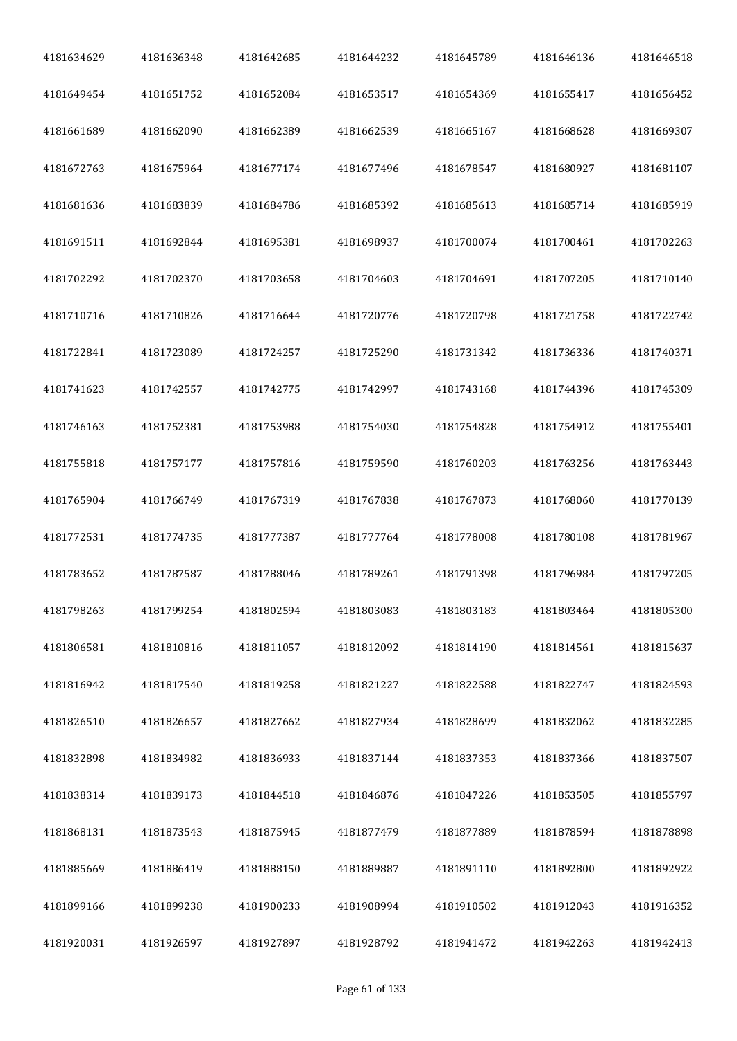| | | | | | | |
|---|---|---|---|---|---|---|
| 4181634629 | 4181636348 | 4181642685 | 4181644232 | 4181645789 | 4181646136 | 4181646518 |
| 4181649454 | 4181651752 | 4181652084 | 4181653517 | 4181654369 | 4181655417 | 4181656452 |
| 4181661689 | 4181662090 | 4181662389 | 4181662539 | 4181665167 | 4181668628 | 4181669307 |
| 4181672763 | 4181675964 | 4181677174 | 4181677496 | 4181678547 | 4181680927 | 4181681107 |
| 4181681636 | 4181683839 | 4181684786 | 4181685392 | 4181685613 | 4181685714 | 4181685919 |
| 4181691511 | 4181692844 | 4181695381 | 4181698937 | 4181700074 | 4181700461 | 4181702263 |
| 4181702292 | 4181702370 | 4181703658 | 4181704603 | 4181704691 | 4181707205 | 4181710140 |
| 4181710716 | 4181710826 | 4181716644 | 4181720776 | 4181720798 | 4181721758 | 4181722742 |
| 4181722841 | 4181723089 | 4181724257 | 4181725290 | 4181731342 | 4181736336 | 4181740371 |
| 4181741623 | 4181742557 | 4181742775 | 4181742997 | 4181743168 | 4181744396 | 4181745309 |
| 4181746163 | 4181752381 | 4181753988 | 4181754030 | 4181754828 | 4181754912 | 4181755401 |
| 4181755818 | 4181757177 | 4181757816 | 4181759590 | 4181760203 | 4181763256 | 4181763443 |
| 4181765904 | 4181766749 | 4181767319 | 4181767838 | 4181767873 | 4181768060 | 4181770139 |
| 4181772531 | 4181774735 | 4181777387 | 4181777764 | 4181778008 | 4181780108 | 4181781967 |
| 4181783652 | 4181787587 | 4181788046 | 4181789261 | 4181791398 | 4181796984 | 4181797205 |
| 4181798263 | 4181799254 | 4181802594 | 4181803083 | 4181803183 | 4181803464 | 4181805300 |
| 4181806581 | 4181810816 | 4181811057 | 4181812092 | 4181814190 | 4181814561 | 4181815637 |
| 4181816942 | 4181817540 | 4181819258 | 4181821227 | 4181822588 | 4181822747 | 4181824593 |
| 4181826510 | 4181826657 | 4181827662 | 4181827934 | 4181828699 | 4181832062 | 4181832285 |
| 4181832898 | 4181834982 | 4181836933 | 4181837144 | 4181837353 | 4181837366 | 4181837507 |
| 4181838314 | 4181839173 | 4181844518 | 4181846876 | 4181847226 | 4181853505 | 4181855797 |
| 4181868131 | 4181873543 | 4181875945 | 4181877479 | 4181877889 | 4181878594 | 4181878898 |
| 4181885669 | 4181886419 | 4181888150 | 4181889887 | 4181891110 | 4181892800 | 4181892922 |
| 4181899166 | 4181899238 | 4181900233 | 4181908994 | 4181910502 | 4181912043 | 4181916352 |
| 4181920031 | 4181926597 | 4181927897 | 4181928792 | 4181941472 | 4181942263 | 4181942413 |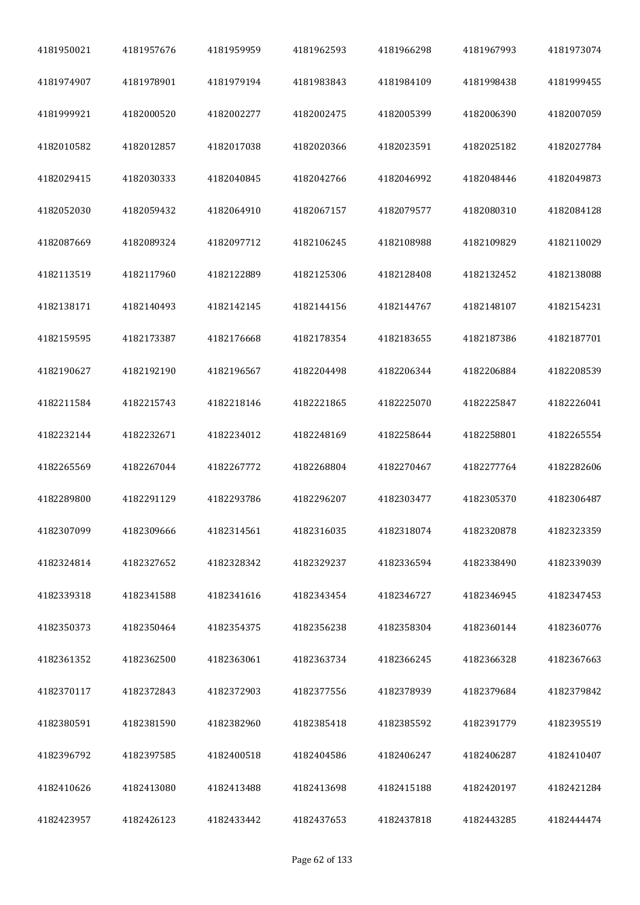| | | | | | | |
|---|---|---|---|---|---|---|
| 4181950021 | 4181957676 | 4181959959 | 4181962593 | 4181966298 | 4181967993 | 4181973074 |
| 4181974907 | 4181978901 | 4181979194 | 4181983843 | 4181984109 | 4181998438 | 4181999455 |
| 4181999921 | 4182000520 | 4182002277 | 4182002475 | 4182005399 | 4182006390 | 4182007059 |
| 4182010582 | 4182012857 | 4182017038 | 4182020366 | 4182023591 | 4182025182 | 4182027784 |
| 4182029415 | 4182030333 | 4182040845 | 4182042766 | 4182046992 | 4182048446 | 4182049873 |
| 4182052030 | 4182059432 | 4182064910 | 4182067157 | 4182079577 | 4182080310 | 4182084128 |
| 4182087669 | 4182089324 | 4182097712 | 4182106245 | 4182108988 | 4182109829 | 4182110029 |
| 4182113519 | 4182117960 | 4182122889 | 4182125306 | 4182128408 | 4182132452 | 4182138088 |
| 4182138171 | 4182140493 | 4182142145 | 4182144156 | 4182144767 | 4182148107 | 4182154231 |
| 4182159595 | 4182173387 | 4182176668 | 4182178354 | 4182183655 | 4182187386 | 4182187701 |
| 4182190627 | 4182192190 | 4182196567 | 4182204498 | 4182206344 | 4182206884 | 4182208539 |
| 4182211584 | 4182215743 | 4182218146 | 4182221865 | 4182225070 | 4182225847 | 4182226041 |
| 4182232144 | 4182232671 | 4182234012 | 4182248169 | 4182258644 | 4182258801 | 4182265554 |
| 4182265569 | 4182267044 | 4182267772 | 4182268804 | 4182270467 | 4182277764 | 4182282606 |
| 4182289800 | 4182291129 | 4182293786 | 4182296207 | 4182303477 | 4182305370 | 4182306487 |
| 4182307099 | 4182309666 | 4182314561 | 4182316035 | 4182318074 | 4182320878 | 4182323359 |
| 4182324814 | 4182327652 | 4182328342 | 4182329237 | 4182336594 | 4182338490 | 4182339039 |
| 4182339318 | 4182341588 | 4182341616 | 4182343454 | 4182346727 | 4182346945 | 4182347453 |
| 4182350373 | 4182350464 | 4182354375 | 4182356238 | 4182358304 | 4182360144 | 4182360776 |
| 4182361352 | 4182362500 | 4182363061 | 4182363734 | 4182366245 | 4182366328 | 4182367663 |
| 4182370117 | 4182372843 | 4182372903 | 4182377556 | 4182378939 | 4182379684 | 4182379842 |
| 4182380591 | 4182381590 | 4182382960 | 4182385418 | 4182385592 | 4182391779 | 4182395519 |
| 4182396792 | 4182397585 | 4182400518 | 4182404586 | 4182406247 | 4182406287 | 4182410407 |
| 4182410626 | 4182413080 | 4182413488 | 4182413698 | 4182415188 | 4182420197 | 4182421284 |
| 4182423957 | 4182426123 | 4182433442 | 4182437653 | 4182437818 | 4182443285 | 4182444474 |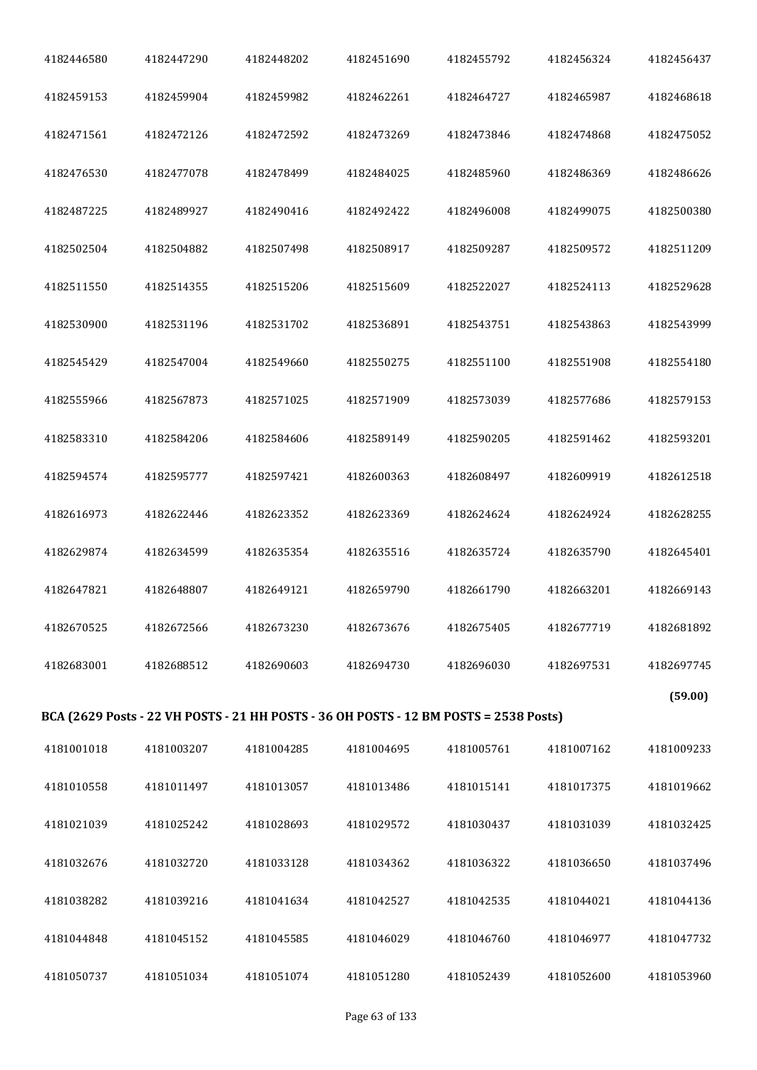| | | | | | | |
|---|---|---|---|---|---|---|
| 4182446580 | 4182447290 | 4182448202 | 4182451690 | 4182455792 | 4182456324 | 4182456437 |
| 4182459153 | 4182459904 | 4182459982 | 4182462261 | 4182464727 | 4182465987 | 4182468618 |
| 4182471561 | 4182472126 | 4182472592 | 4182473269 | 4182473846 | 4182474868 | 4182475052 |
| 4182476530 | 4182477078 | 4182478499 | 4182484025 | 4182485960 | 4182486369 | 4182486626 |
| 4182487225 | 4182489927 | 4182490416 | 4182492422 | 4182496008 | 4182499075 | 4182500380 |
| 4182502504 | 4182504882 | 4182507498 | 4182508917 | 4182509287 | 4182509572 | 4182511209 |
| 4182511550 | 4182514355 | 4182515206 | 4182515609 | 4182522027 | 4182524113 | 4182529628 |
| 4182530900 | 4182531196 | 4182531702 | 4182536891 | 4182543751 | 4182543863 | 4182543999 |
| 4182545429 | 4182547004 | 4182549660 | 4182550275 | 4182551100 | 4182551908 | 4182554180 |
| 4182555966 | 4182567873 | 4182571025 | 4182571909 | 4182573039 | 4182577686 | 4182579153 |
| 4182583310 | 4182584206 | 4182584606 | 4182589149 | 4182590205 | 4182591462 | 4182593201 |
| 4182594574 | 4182595777 | 4182597421 | 4182600363 | 4182608497 | 4182609919 | 4182612518 |
| 4182616973 | 4182622446 | 4182623352 | 4182623369 | 4182624624 | 4182624924 | 4182628255 |
| 4182629874 | 4182634599 | 4182635354 | 4182635516 | 4182635724 | 4182635790 | 4182645401 |
| 4182647821 | 4182648807 | 4182649121 | 4182659790 | 4182661790 | 4182663201 | 4182669143 |
| 4182670525 | 4182672566 | 4182673230 | 4182673676 | 4182675405 | 4182677719 | 4182681892 |
| 4182683001 | 4182688512 | 4182690603 | 4182694730 | 4182696030 | 4182697531 | 4182697745 |

**(59.00)**

**BCA (2629 Posts - 22 VH POSTS - 21 HH POSTS - 36 OH POSTS - 12 BM POSTS = 2538 Posts)**

| | | | | | | |
|---|---|---|---|---|---|---|
| 4181001018 | 4181003207 | 4181004285 | 4181004695 | 4181005761 | 4181007162 | 4181009233 |
| 4181010558 | 4181011497 | 4181013057 | 4181013486 | 4181015141 | 4181017375 | 4181019662 |
| 4181021039 | 4181025242 | 4181028693 | 4181029572 | 4181030437 | 4181031039 | 4181032425 |
| 4181032676 | 4181032720 | 4181033128 | 4181034362 | 4181036322 | 4181036650 | 4181037496 |
| 4181038282 | 4181039216 | 4181041634 | 4181042527 | 4181042535 | 4181044021 | 4181044136 |
| 4181044848 | 4181045152 | 4181045585 | 4181046029 | 4181046760 | 4181046977 | 4181047732 |
| 4181050737 | 4181051034 | 4181051074 | 4181051280 | 4181052439 | 4181052600 | 4181053960 |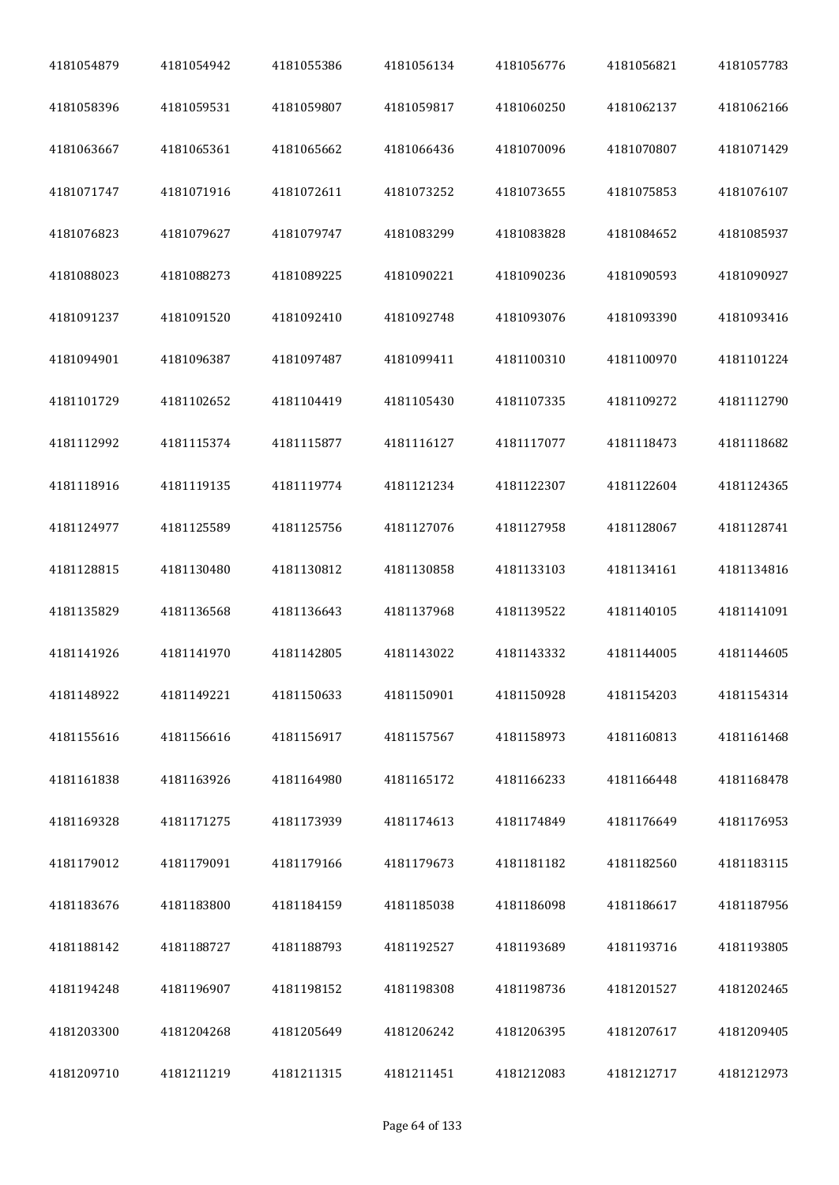| 4181054879 | 4181054942 | 4181055386 | 4181056134 | 4181056776 | 4181056821 | 4181057783 |
|---|---|---|---|---|---|---|
| 4181058396 | 4181059531 | 4181059807 | 4181059817 | 4181060250 | 4181062137 | 4181062166 |
| 4181063667 | 4181065361 | 4181065662 | 4181066436 | 4181070096 | 4181070807 | 4181071429 |
| 4181071747 | 4181071916 | 4181072611 | 4181073252 | 4181073655 | 4181075853 | 4181076107 |
| 4181076823 | 4181079627 | 4181079747 | 4181083299 | 4181083828 | 4181084652 | 4181085937 |
| 4181088023 | 4181088273 | 4181089225 | 4181090221 | 4181090236 | 4181090593 | 4181090927 |
| 4181091237 | 4181091520 | 4181092410 | 4181092748 | 4181093076 | 4181093390 | 4181093416 |
| 4181094901 | 4181096387 | 4181097487 | 4181099411 | 4181100310 | 4181100970 | 4181101224 |
| 4181101729 | 4181102652 | 4181104419 | 4181105430 | 4181107335 | 4181109272 | 4181112790 |
| 4181112992 | 4181115374 | 4181115877 | 4181116127 | 4181117077 | 4181118473 | 4181118682 |
| 4181118916 | 4181119135 | 4181119774 | 4181121234 | 4181122307 | 4181122604 | 4181124365 |
| 4181124977 | 4181125589 | 4181125756 | 4181127076 | 4181127958 | 4181128067 | 4181128741 |
| 4181128815 | 4181130480 | 4181130812 | 4181130858 | 4181133103 | 4181134161 | 4181134816 |
| 4181135829 | 4181136568 | 4181136643 | 4181137968 | 4181139522 | 4181140105 | 4181141091 |
| 4181141926 | 4181141970 | 4181142805 | 4181143022 | 4181143332 | 4181144005 | 4181144605 |
| 4181148922 | 4181149221 | 4181150633 | 4181150901 | 4181150928 | 4181154203 | 4181154314 |
| 4181155616 | 4181156616 | 4181156917 | 4181157567 | 4181158973 | 4181160813 | 4181161468 |
| 4181161838 | 4181163926 | 4181164980 | 4181165172 | 4181166233 | 4181166448 | 4181168478 |
| 4181169328 | 4181171275 | 4181173939 | 4181174613 | 4181174849 | 4181176649 | 4181176953 |
| 4181179012 | 4181179091 | 4181179166 | 4181179673 | 4181181182 | 4181182560 | 4181183115 |
| 4181183676 | 4181183800 | 4181184159 | 4181185038 | 4181186098 | 4181186617 | 4181187956 |
| 4181188142 | 4181188727 | 4181188793 | 4181192527 | 4181193689 | 4181193716 | 4181193805 |
| 4181194248 | 4181196907 | 4181198152 | 4181198308 | 4181198736 | 4181201527 | 4181202465 |
| 4181203300 | 4181204268 | 4181205649 | 4181206242 | 4181206395 | 4181207617 | 4181209405 |
| 4181209710 | 4181211219 | 4181211315 | 4181211451 | 4181212083 | 4181212717 | 4181212973 |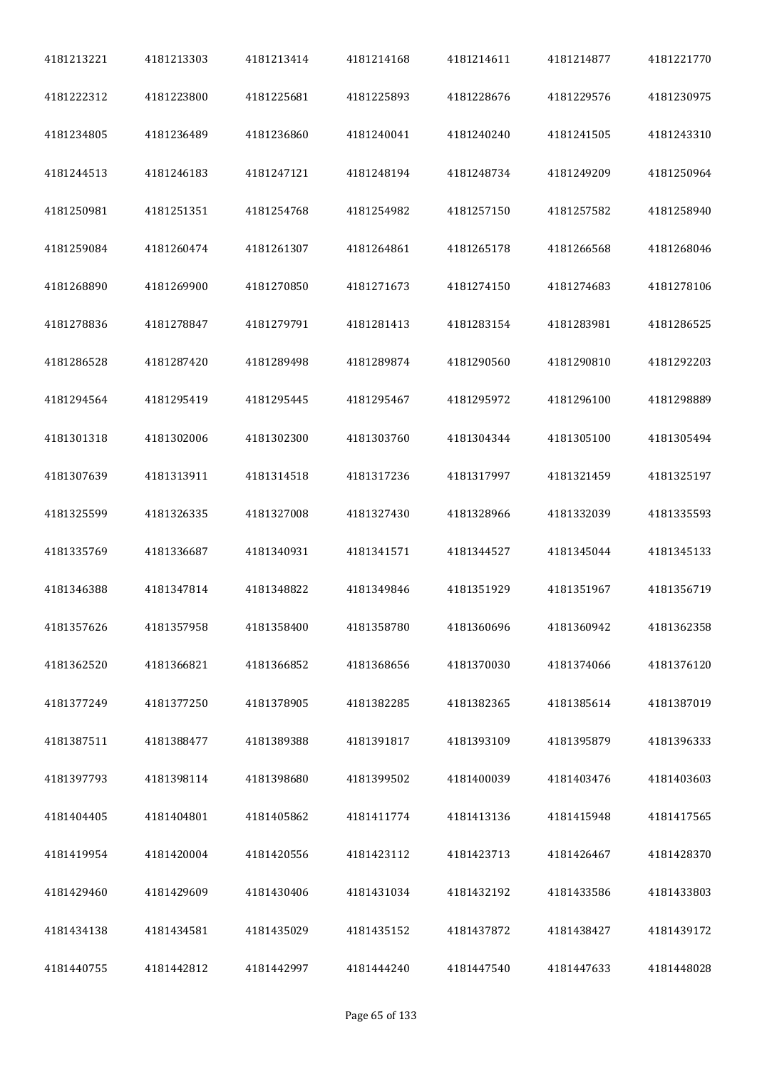| 4181213221 | 4181213303 | 4181213414 | 4181214168 | 4181214611 | 4181214877 | 4181221770 |
|---|---|---|---|---|---|---|
| 4181222312 | 4181223800 | 4181225681 | 4181225893 | 4181228676 | 4181229576 | 4181230975 |
| 4181234805 | 4181236489 | 4181236860 | 4181240041 | 4181240240 | 4181241505 | 4181243310 |
| 4181244513 | 4181246183 | 4181247121 | 4181248194 | 4181248734 | 4181249209 | 4181250964 |
| 4181250981 | 4181251351 | 4181254768 | 4181254982 | 4181257150 | 4181257582 | 4181258940 |
| 4181259084 | 4181260474 | 4181261307 | 4181264861 | 4181265178 | 4181266568 | 4181268046 |
| 4181268890 | 4181269900 | 4181270850 | 4181271673 | 4181274150 | 4181274683 | 4181278106 |
| 4181278836 | 4181278847 | 4181279791 | 4181281413 | 4181283154 | 4181283981 | 4181286525 |
| 4181286528 | 4181287420 | 4181289498 | 4181289874 | 4181290560 | 4181290810 | 4181292203 |
| 4181294564 | 4181295419 | 4181295445 | 4181295467 | 4181295972 | 4181296100 | 4181298889 |
| 4181301318 | 4181302006 | 4181302300 | 4181303760 | 4181304344 | 4181305100 | 4181305494 |
| 4181307639 | 4181313911 | 4181314518 | 4181317236 | 4181317997 | 4181321459 | 4181325197 |
| 4181325599 | 4181326335 | 4181327008 | 4181327430 | 4181328966 | 4181332039 | 4181335593 |
| 4181335769 | 4181336687 | 4181340931 | 4181341571 | 4181344527 | 4181345044 | 4181345133 |
| 4181346388 | 4181347814 | 4181348822 | 4181349846 | 4181351929 | 4181351967 | 4181356719 |
| 4181357626 | 4181357958 | 4181358400 | 4181358780 | 4181360696 | 4181360942 | 4181362358 |
| 4181362520 | 4181366821 | 4181366852 | 4181368656 | 4181370030 | 4181374066 | 4181376120 |
| 4181377249 | 4181377250 | 4181378905 | 4181382285 | 4181382365 | 4181385614 | 4181387019 |
| 4181387511 | 4181388477 | 4181389388 | 4181391817 | 4181393109 | 4181395879 | 4181396333 |
| 4181397793 | 4181398114 | 4181398680 | 4181399502 | 4181400039 | 4181403476 | 4181403603 |
| 4181404405 | 4181404801 | 4181405862 | 4181411774 | 4181413136 | 4181415948 | 4181417565 |
| 4181419954 | 4181420004 | 4181420556 | 4181423112 | 4181423713 | 4181426467 | 4181428370 |
| 4181429460 | 4181429609 | 4181430406 | 4181431034 | 4181432192 | 4181433586 | 4181433803 |
| 4181434138 | 4181434581 | 4181435029 | 4181435152 | 4181437872 | 4181438427 | 4181439172 |
| 4181440755 | 4181442812 | 4181442997 | 4181444240 | 4181447540 | 4181447633 | 4181448028 |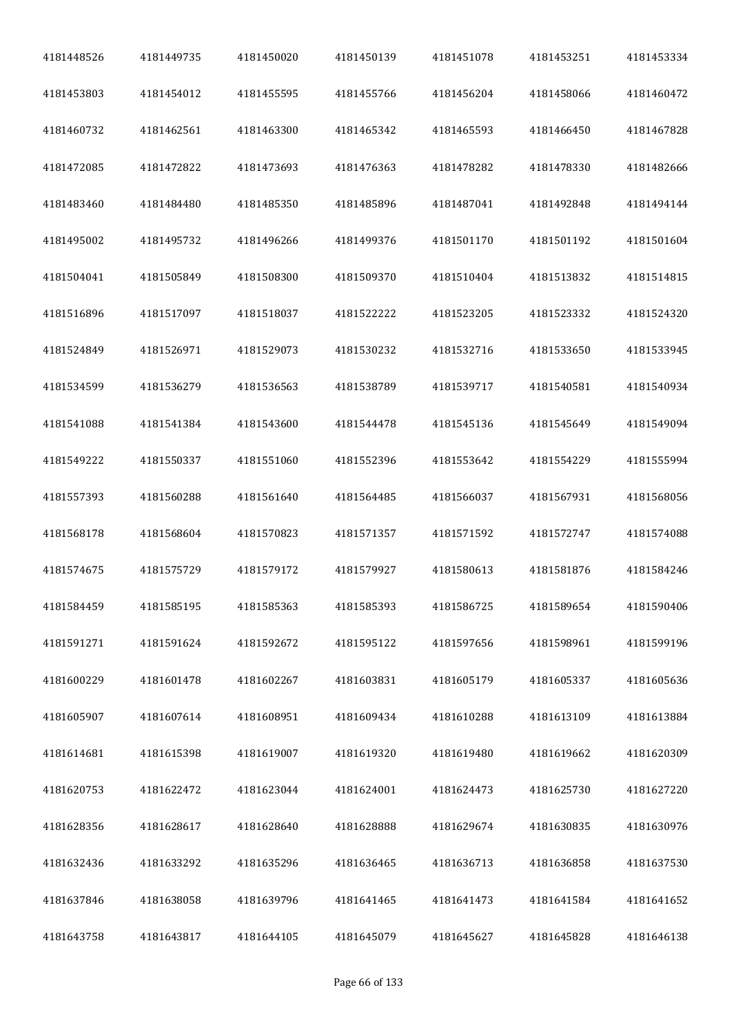| | | | | | | |
|---|---|---|---|---|---|---|
| 4181448526 | 4181449735 | 4181450020 | 4181450139 | 4181451078 | 4181453251 | 4181453334 |
| 4181453803 | 4181454012 | 4181455595 | 4181455766 | 4181456204 | 4181458066 | 4181460472 |
| 4181460732 | 4181462561 | 4181463300 | 4181465342 | 4181465593 | 4181466450 | 4181467828 |
| 4181472085 | 4181472822 | 4181473693 | 4181476363 | 4181478282 | 4181478330 | 4181482666 |
| 4181483460 | 4181484480 | 4181485350 | 4181485896 | 4181487041 | 4181492848 | 4181494144 |
| 4181495002 | 4181495732 | 4181496266 | 4181499376 | 4181501170 | 4181501192 | 4181501604 |
| 4181504041 | 4181505849 | 4181508300 | 4181509370 | 4181510404 | 4181513832 | 4181514815 |
| 4181516896 | 4181517097 | 4181518037 | 4181522222 | 4181523205 | 4181523332 | 4181524320 |
| 4181524849 | 4181526971 | 4181529073 | 4181530232 | 4181532716 | 4181533650 | 4181533945 |
| 4181534599 | 4181536279 | 4181536563 | 4181538789 | 4181539717 | 4181540581 | 4181540934 |
| 4181541088 | 4181541384 | 4181543600 | 4181544478 | 4181545136 | 4181545649 | 4181549094 |
| 4181549222 | 4181550337 | 4181551060 | 4181552396 | 4181553642 | 4181554229 | 4181555994 |
| 4181557393 | 4181560288 | 4181561640 | 4181564485 | 4181566037 | 4181567931 | 4181568056 |
| 4181568178 | 4181568604 | 4181570823 | 4181571357 | 4181571592 | 4181572747 | 4181574088 |
| 4181574675 | 4181575729 | 4181579172 | 4181579927 | 4181580613 | 4181581876 | 4181584246 |
| 4181584459 | 4181585195 | 4181585363 | 4181585393 | 4181586725 | 4181589654 | 4181590406 |
| 4181591271 | 4181591624 | 4181592672 | 4181595122 | 4181597656 | 4181598961 | 4181599196 |
| 4181600229 | 4181601478 | 4181602267 | 4181603831 | 4181605179 | 4181605337 | 4181605636 |
| 4181605907 | 4181607614 | 4181608951 | 4181609434 | 4181610288 | 4181613109 | 4181613884 |
| 4181614681 | 4181615398 | 4181619007 | 4181619320 | 4181619480 | 4181619662 | 4181620309 |
| 4181620753 | 4181622472 | 4181623044 | 4181624001 | 4181624473 | 4181625730 | 4181627220 |
| 4181628356 | 4181628617 | 4181628640 | 4181628888 | 4181629674 | 4181630835 | 4181630976 |
| 4181632436 | 4181633292 | 4181635296 | 4181636465 | 4181636713 | 4181636858 | 4181637530 |
| 4181637846 | 4181638058 | 4181639796 | 4181641465 | 4181641473 | 4181641584 | 4181641652 |
| 4181643758 | 4181643817 | 4181644105 | 4181645079 | 4181645627 | 4181645828 | 4181646138 |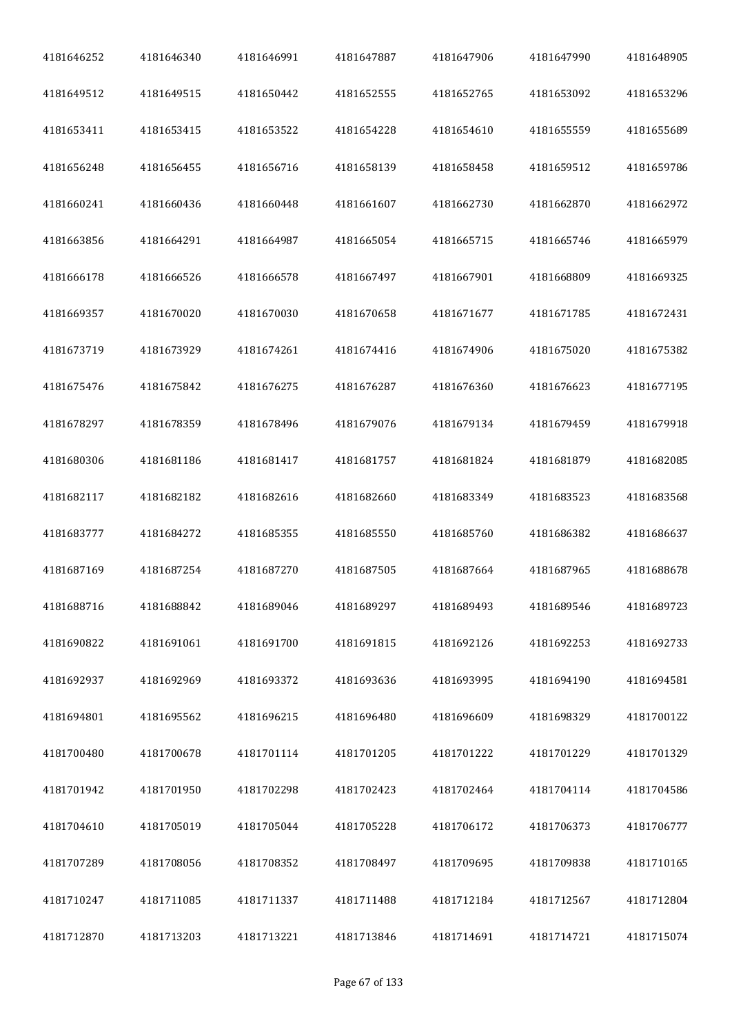| | | | | | | |
|---|---|---|---|---|---|---|
| 4181646252 | 4181646340 | 4181646991 | 4181647887 | 4181647906 | 4181647990 | 4181648905 |
| 4181649512 | 4181649515 | 4181650442 | 4181652555 | 4181652765 | 4181653092 | 4181653296 |
| 4181653411 | 4181653415 | 4181653522 | 4181654228 | 4181654610 | 4181655559 | 4181655689 |
| 4181656248 | 4181656455 | 4181656716 | 4181658139 | 4181658458 | 4181659512 | 4181659786 |
| 4181660241 | 4181660436 | 4181660448 | 4181661607 | 4181662730 | 4181662870 | 4181662972 |
| 4181663856 | 4181664291 | 4181664987 | 4181665054 | 4181665715 | 4181665746 | 4181665979 |
| 4181666178 | 4181666526 | 4181666578 | 4181667497 | 4181667901 | 4181668809 | 4181669325 |
| 4181669357 | 4181670020 | 4181670030 | 4181670658 | 4181671677 | 4181671785 | 4181672431 |
| 4181673719 | 4181673929 | 4181674261 | 4181674416 | 4181674906 | 4181675020 | 4181675382 |
| 4181675476 | 4181675842 | 4181676275 | 4181676287 | 4181676360 | 4181676623 | 4181677195 |
| 4181678297 | 4181678359 | 4181678496 | 4181679076 | 4181679134 | 4181679459 | 4181679918 |
| 4181680306 | 4181681186 | 4181681417 | 4181681757 | 4181681824 | 4181681879 | 4181682085 |
| 4181682117 | 4181682182 | 4181682616 | 4181682660 | 4181683349 | 4181683523 | 4181683568 |
| 4181683777 | 4181684272 | 4181685355 | 4181685550 | 4181685760 | 4181686382 | 4181686637 |
| 4181687169 | 4181687254 | 4181687270 | 4181687505 | 4181687664 | 4181687965 | 4181688678 |
| 4181688716 | 4181688842 | 4181689046 | 4181689297 | 4181689493 | 4181689546 | 4181689723 |
| 4181690822 | 4181691061 | 4181691700 | 4181691815 | 4181692126 | 4181692253 | 4181692733 |
| 4181692937 | 4181692969 | 4181693372 | 4181693636 | 4181693995 | 4181694190 | 4181694581 |
| 4181694801 | 4181695562 | 4181696215 | 4181696480 | 4181696609 | 4181698329 | 4181700122 |
| 4181700480 | 4181700678 | 4181701114 | 4181701205 | 4181701222 | 4181701229 | 4181701329 |
| 4181701942 | 4181701950 | 4181702298 | 4181702423 | 4181702464 | 4181704114 | 4181704586 |
| 4181704610 | 4181705019 | 4181705044 | 4181705228 | 4181706172 | 4181706373 | 4181706777 |
| 4181707289 | 4181708056 | 4181708352 | 4181708497 | 4181709695 | 4181709838 | 4181710165 |
| 4181710247 | 4181711085 | 4181711337 | 4181711488 | 4181712184 | 4181712567 | 4181712804 |
| 4181712870 | 4181713203 | 4181713221 | 4181713846 | 4181714691 | 4181714721 | 4181715074 |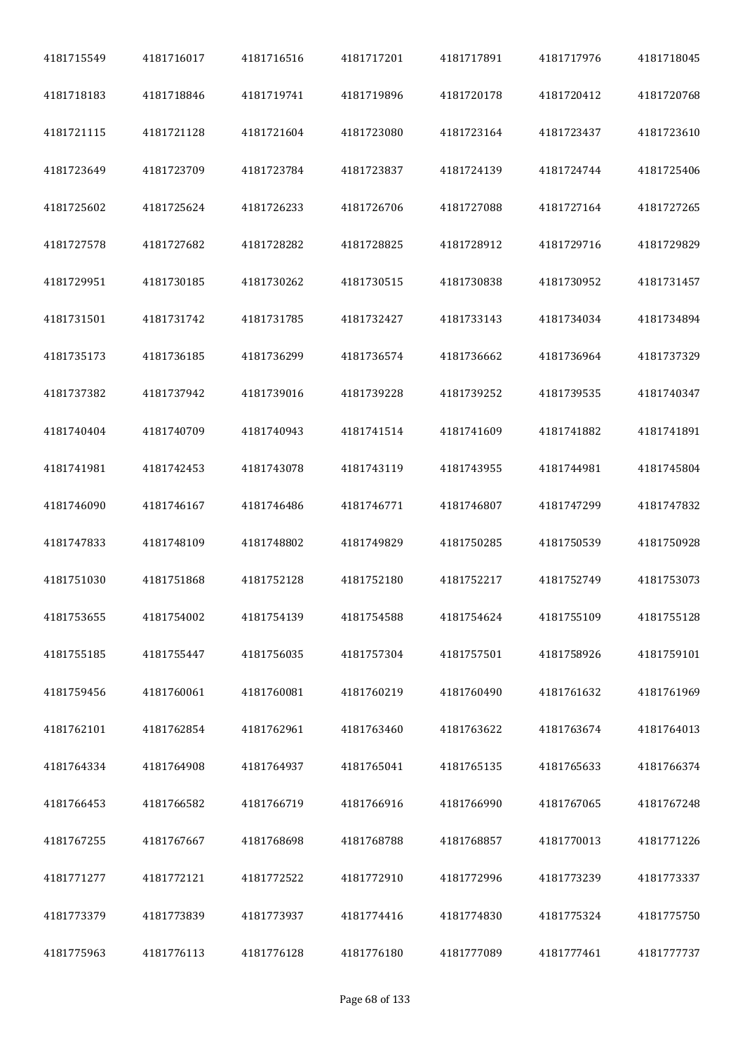| 4181715549 | 4181716017 | 4181716516 | 4181717201 | 4181717891 | 4181717976 | 4181718045 |
|---|---|---|---|---|---|---|
| 4181718183 | 4181718846 | 4181719741 | 4181719896 | 4181720178 | 4181720412 | 4181720768 |
| 4181721115 | 4181721128 | 4181721604 | 4181723080 | 4181723164 | 4181723437 | 4181723610 |
| 4181723649 | 4181723709 | 4181723784 | 4181723837 | 4181724139 | 4181724744 | 4181725406 |
| 4181725602 | 4181725624 | 4181726233 | 4181726706 | 4181727088 | 4181727164 | 4181727265 |
| 4181727578 | 4181727682 | 4181728282 | 4181728825 | 4181728912 | 4181729716 | 4181729829 |
| 4181729951 | 4181730185 | 4181730262 | 4181730515 | 4181730838 | 4181730952 | 4181731457 |
| 4181731501 | 4181731742 | 4181731785 | 4181732427 | 4181733143 | 4181734034 | 4181734894 |
| 4181735173 | 4181736185 | 4181736299 | 4181736574 | 4181736662 | 4181736964 | 4181737329 |
| 4181737382 | 4181737942 | 4181739016 | 4181739228 | 4181739252 | 4181739535 | 4181740347 |
| 4181740404 | 4181740709 | 4181740943 | 4181741514 | 4181741609 | 4181741882 | 4181741891 |
| 4181741981 | 4181742453 | 4181743078 | 4181743119 | 4181743955 | 4181744981 | 4181745804 |
| 4181746090 | 4181746167 | 4181746486 | 4181746771 | 4181746807 | 4181747299 | 4181747832 |
| 4181747833 | 4181748109 | 4181748802 | 4181749829 | 4181750285 | 4181750539 | 4181750928 |
| 4181751030 | 4181751868 | 4181752128 | 4181752180 | 4181752217 | 4181752749 | 4181753073 |
| 4181753655 | 4181754002 | 4181754139 | 4181754588 | 4181754624 | 4181755109 | 4181755128 |
| 4181755185 | 4181755447 | 4181756035 | 4181757304 | 4181757501 | 4181758926 | 4181759101 |
| 4181759456 | 4181760061 | 4181760081 | 4181760219 | 4181760490 | 4181761632 | 4181761969 |
| 4181762101 | 4181762854 | 4181762961 | 4181763460 | 4181763622 | 4181763674 | 4181764013 |
| 4181764334 | 4181764908 | 4181764937 | 4181765041 | 4181765135 | 4181765633 | 4181766374 |
| 4181766453 | 4181766582 | 4181766719 | 4181766916 | 4181766990 | 4181767065 | 4181767248 |
| 4181767255 | 4181767667 | 4181768698 | 4181768788 | 4181768857 | 4181770013 | 4181771226 |
| 4181771277 | 4181772121 | 4181772522 | 4181772910 | 4181772996 | 4181773239 | 4181773337 |
| 4181773379 | 4181773839 | 4181773937 | 4181774416 | 4181774830 | 4181775324 | 4181775750 |
| 4181775963 | 4181776113 | 4181776128 | 4181776180 | 4181777089 | 4181777461 | 4181777737 |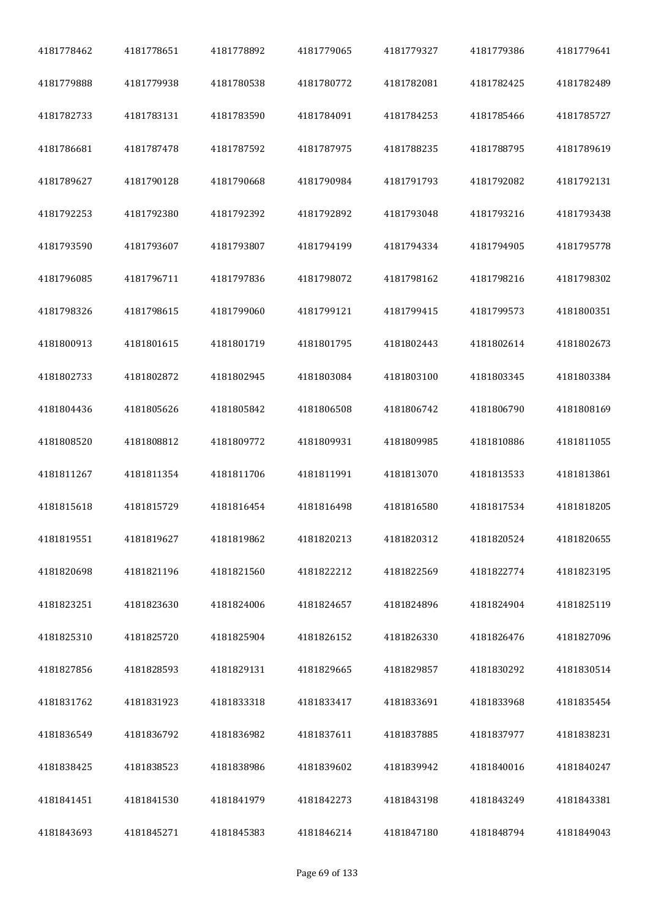| | | | | | | |
|---|---|---|---|---|---|---|
| 4181778462 | 4181778651 | 4181778892 | 4181779065 | 4181779327 | 4181779386 | 4181779641 |
| 4181779888 | 4181779938 | 4181780538 | 4181780772 | 4181782081 | 4181782425 | 4181782489 |
| 4181782733 | 4181783131 | 4181783590 | 4181784091 | 4181784253 | 4181785466 | 4181785727 |
| 4181786681 | 4181787478 | 4181787592 | 4181787975 | 4181788235 | 4181788795 | 4181789619 |
| 4181789627 | 4181790128 | 4181790668 | 4181790984 | 4181791793 | 4181792082 | 4181792131 |
| 4181792253 | 4181792380 | 4181792392 | 4181792892 | 4181793048 | 4181793216 | 4181793438 |
| 4181793590 | 4181793607 | 4181793807 | 4181794199 | 4181794334 | 4181794905 | 4181795778 |
| 4181796085 | 4181796711 | 4181797836 | 4181798072 | 4181798162 | 4181798216 | 4181798302 |
| 4181798326 | 4181798615 | 4181799060 | 4181799121 | 4181799415 | 4181799573 | 4181800351 |
| 4181800913 | 4181801615 | 4181801719 | 4181801795 | 4181802443 | 4181802614 | 4181802673 |
| 4181802733 | 4181802872 | 4181802945 | 4181803084 | 4181803100 | 4181803345 | 4181803384 |
| 4181804436 | 4181805626 | 4181805842 | 4181806508 | 4181806742 | 4181806790 | 4181808169 |
| 4181808520 | 4181808812 | 4181809772 | 4181809931 | 4181809985 | 4181810886 | 4181811055 |
| 4181811267 | 4181811354 | 4181811706 | 4181811991 | 4181813070 | 4181813533 | 4181813861 |
| 4181815618 | 4181815729 | 4181816454 | 4181816498 | 4181816580 | 4181817534 | 4181818205 |
| 4181819551 | 4181819627 | 4181819862 | 4181820213 | 4181820312 | 4181820524 | 4181820655 |
| 4181820698 | 4181821196 | 4181821560 | 4181822212 | 4181822569 | 4181822774 | 4181823195 |
| 4181823251 | 4181823630 | 4181824006 | 4181824657 | 4181824896 | 4181824904 | 4181825119 |
| 4181825310 | 4181825720 | 4181825904 | 4181826152 | 4181826330 | 4181826476 | 4181827096 |
| 4181827856 | 4181828593 | 4181829131 | 4181829665 | 4181829857 | 4181830292 | 4181830514 |
| 4181831762 | 4181831923 | 4181833318 | 4181833417 | 4181833691 | 4181833968 | 4181835454 |
| 4181836549 | 4181836792 | 4181836982 | 4181837611 | 4181837885 | 4181837977 | 4181838231 |
| 4181838425 | 4181838523 | 4181838986 | 4181839602 | 4181839942 | 4181840016 | 4181840247 |
| 4181841451 | 4181841530 | 4181841979 | 4181842273 | 4181843198 | 4181843249 | 4181843381 |
| 4181843693 | 4181845271 | 4181845383 | 4181846214 | 4181847180 | 4181848794 | 4181849043 |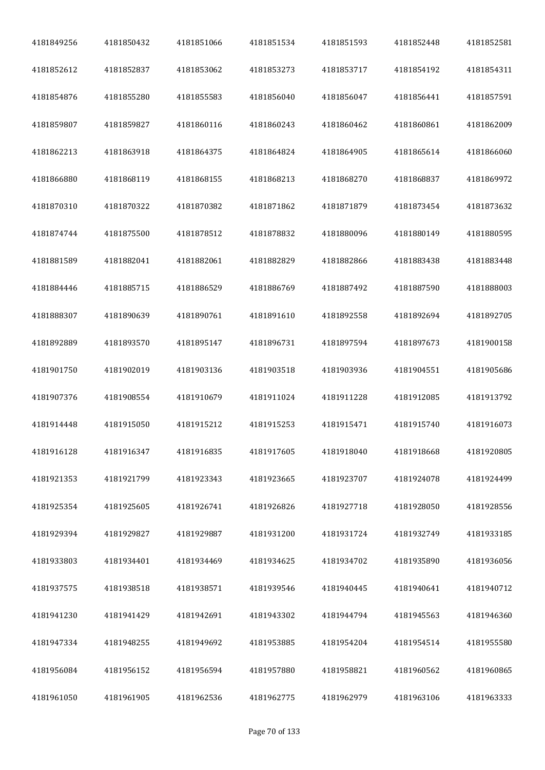| 4181849256 | 4181850432 | 4181851066 | 4181851534 | 4181851593 | 4181852448 | 4181852581 |
|---|---|---|---|---|---|---|
| 4181852612 | 4181852837 | 4181853062 | 4181853273 | 4181853717 | 4181854192 | 4181854311 |
| 4181854876 | 4181855280 | 4181855583 | 4181856040 | 4181856047 | 4181856441 | 4181857591 |
| 4181859807 | 4181859827 | 4181860116 | 4181860243 | 4181860462 | 4181860861 | 4181862009 |
| 4181862213 | 4181863918 | 4181864375 | 4181864824 | 4181864905 | 4181865614 | 4181866060 |
| 4181866880 | 4181868119 | 4181868155 | 4181868213 | 4181868270 | 4181868837 | 4181869972 |
| 4181870310 | 4181870322 | 4181870382 | 4181871862 | 4181871879 | 4181873454 | 4181873632 |
| 4181874744 | 4181875500 | 4181878512 | 4181878832 | 4181880096 | 4181880149 | 4181880595 |
| 4181881589 | 4181882041 | 4181882061 | 4181882829 | 4181882866 | 4181883438 | 4181883448 |
| 4181884446 | 4181885715 | 4181886529 | 4181886769 | 4181887492 | 4181887590 | 4181888003 |
| 4181888307 | 4181890639 | 4181890761 | 4181891610 | 4181892558 | 4181892694 | 4181892705 |
| 4181892889 | 4181893570 | 4181895147 | 4181896731 | 4181897594 | 4181897673 | 4181900158 |
| 4181901750 | 4181902019 | 4181903136 | 4181903518 | 4181903936 | 4181904551 | 4181905686 |
| 4181907376 | 4181908554 | 4181910679 | 4181911024 | 4181911228 | 4181912085 | 4181913792 |
| 4181914448 | 4181915050 | 4181915212 | 4181915253 | 4181915471 | 4181915740 | 4181916073 |
| 4181916128 | 4181916347 | 4181916835 | 4181917605 | 4181918040 | 4181918668 | 4181920805 |
| 4181921353 | 4181921799 | 4181923343 | 4181923665 | 4181923707 | 4181924078 | 4181924499 |
| 4181925354 | 4181925605 | 4181926741 | 4181926826 | 4181927718 | 4181928050 | 4181928556 |
| 4181929394 | 4181929827 | 4181929887 | 4181931200 | 4181931724 | 4181932749 | 4181933185 |
| 4181933803 | 4181934401 | 4181934469 | 4181934625 | 4181934702 | 4181935890 | 4181936056 |
| 4181937575 | 4181938518 | 4181938571 | 4181939546 | 4181940445 | 4181940641 | 4181940712 |
| 4181941230 | 4181941429 | 4181942691 | 4181943302 | 4181944794 | 4181945563 | 4181946360 |
| 4181947334 | 4181948255 | 4181949692 | 4181953885 | 4181954204 | 4181954514 | 4181955580 |
| 4181956084 | 4181956152 | 4181956594 | 4181957880 | 4181958821 | 4181960562 | 4181960865 |
| 4181961050 | 4181961905 | 4181962536 | 4181962775 | 4181962979 | 4181963106 | 4181963333 |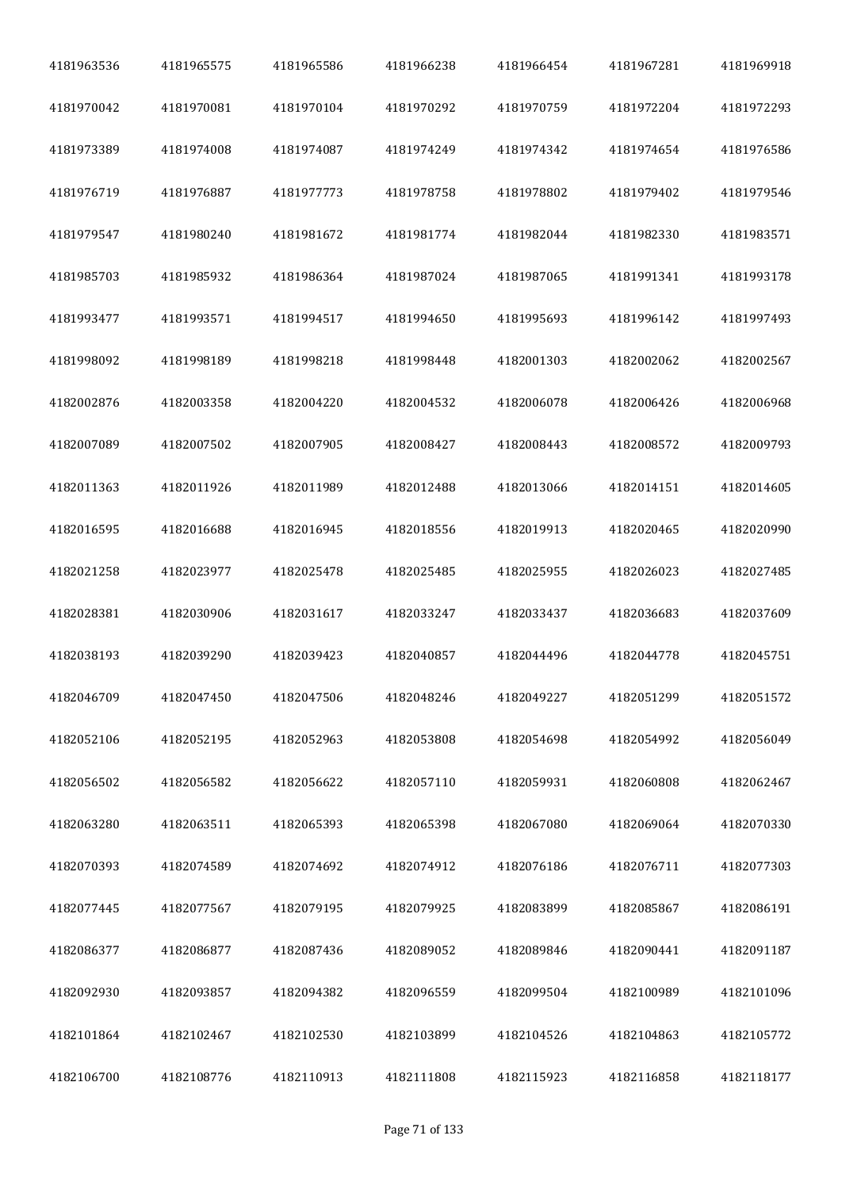| 4181963536 | 4181965575 | 4181965586 | 4181966238 | 4181966454 | 4181967281 | 4181969918 |
|---|---|---|---|---|---|---|
| 4181970042 | 4181970081 | 4181970104 | 4181970292 | 4181970759 | 4181972204 | 4181972293 |
| 4181973389 | 4181974008 | 4181974087 | 4181974249 | 4181974342 | 4181974654 | 4181976586 |
| 4181976719 | 4181976887 | 4181977773 | 4181978758 | 4181978802 | 4181979402 | 4181979546 |
| 4181979547 | 4181980240 | 4181981672 | 4181981774 | 4181982044 | 4181982330 | 4181983571 |
| 4181985703 | 4181985932 | 4181986364 | 4181987024 | 4181987065 | 4181991341 | 4181993178 |
| 4181993477 | 4181993571 | 4181994517 | 4181994650 | 4181995693 | 4181996142 | 4181997493 |
| 4181998092 | 4181998189 | 4181998218 | 4181998448 | 4182001303 | 4182002062 | 4182002567 |
| 4182002876 | 4182003358 | 4182004220 | 4182004532 | 4182006078 | 4182006426 | 4182006968 |
| 4182007089 | 4182007502 | 4182007905 | 4182008427 | 4182008443 | 4182008572 | 4182009793 |
| 4182011363 | 4182011926 | 4182011989 | 4182012488 | 4182013066 | 4182014151 | 4182014605 |
| 4182016595 | 4182016688 | 4182016945 | 4182018556 | 4182019913 | 4182020465 | 4182020990 |
| 4182021258 | 4182023977 | 4182025478 | 4182025485 | 4182025955 | 4182026023 | 4182027485 |
| 4182028381 | 4182030906 | 4182031617 | 4182033247 | 4182033437 | 4182036683 | 4182037609 |
| 4182038193 | 4182039290 | 4182039423 | 4182040857 | 4182044496 | 4182044778 | 4182045751 |
| 4182046709 | 4182047450 | 4182047506 | 4182048246 | 4182049227 | 4182051299 | 4182051572 |
| 4182052106 | 4182052195 | 4182052963 | 4182053808 | 4182054698 | 4182054992 | 4182056049 |
| 4182056502 | 4182056582 | 4182056622 | 4182057110 | 4182059931 | 4182060808 | 4182062467 |
| 4182063280 | 4182063511 | 4182065393 | 4182065398 | 4182067080 | 4182069064 | 4182070330 |
| 4182070393 | 4182074589 | 4182074692 | 4182074912 | 4182076186 | 4182076711 | 4182077303 |
| 4182077445 | 4182077567 | 4182079195 | 4182079925 | 4182083899 | 4182085867 | 4182086191 |
| 4182086377 | 4182086877 | 4182087436 | 4182089052 | 4182089846 | 4182090441 | 4182091187 |
| 4182092930 | 4182093857 | 4182094382 | 4182096559 | 4182099504 | 4182100989 | 4182101096 |
| 4182101864 | 4182102467 | 4182102530 | 4182103899 | 4182104526 | 4182104863 | 4182105772 |
| 4182106700 | 4182108776 | 4182110913 | 4182111808 | 4182115923 | 4182116858 | 4182118177 |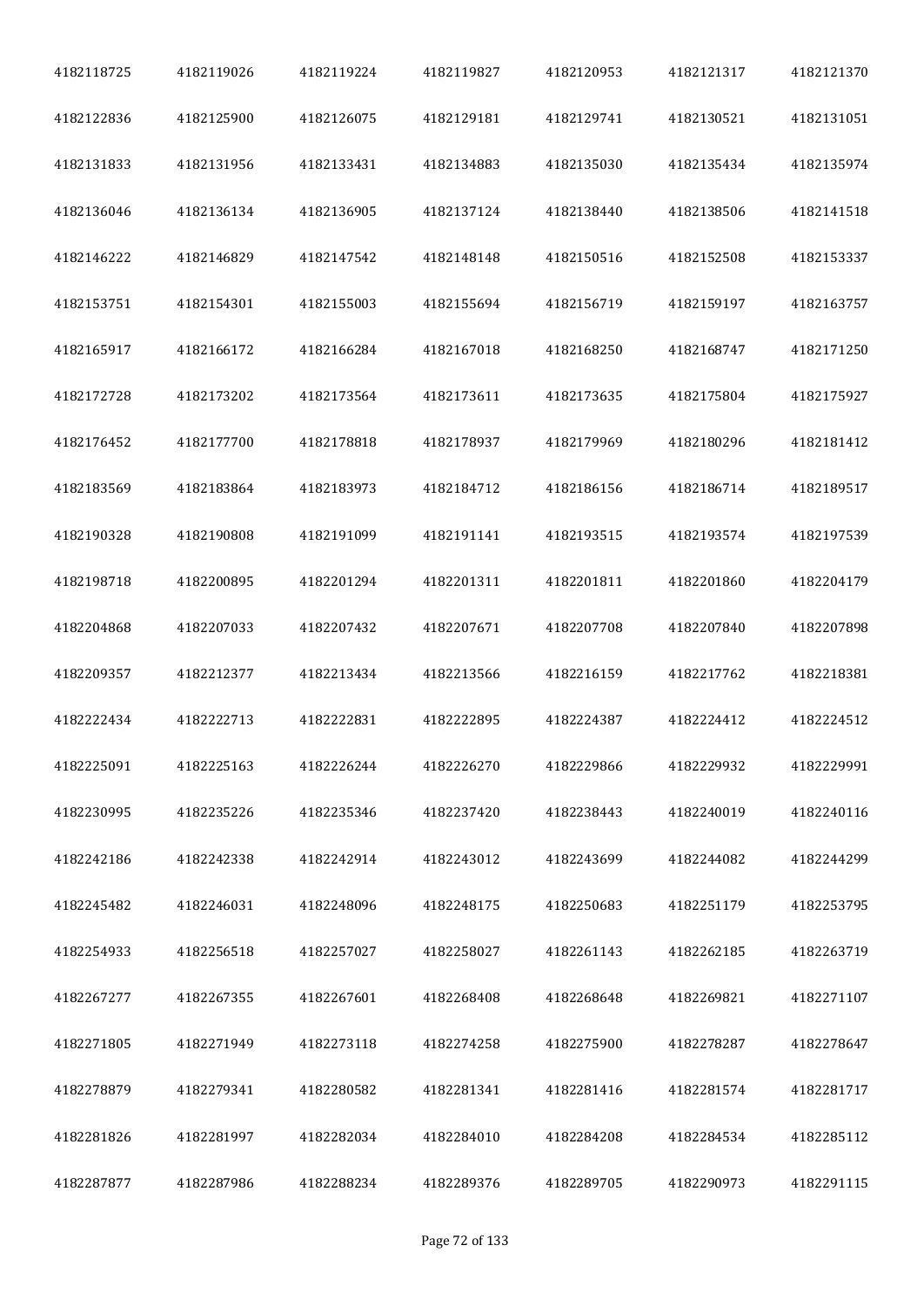| | | | | | | |
|---|---|---|---|---|---|---|
| 4182118725 | 4182119026 | 4182119224 | 4182119827 | 4182120953 | 4182121317 | 4182121370 |
| 4182122836 | 4182125900 | 4182126075 | 4182129181 | 4182129741 | 4182130521 | 4182131051 |
| 4182131833 | 4182131956 | 4182133431 | 4182134883 | 4182135030 | 4182135434 | 4182135974 |
| 4182136046 | 4182136134 | 4182136905 | 4182137124 | 4182138440 | 4182138506 | 4182141518 |
| 4182146222 | 4182146829 | 4182147542 | 4182148148 | 4182150516 | 4182152508 | 4182153337 |
| 4182153751 | 4182154301 | 4182155003 | 4182155694 | 4182156719 | 4182159197 | 4182163757 |
| 4182165917 | 4182166172 | 4182166284 | 4182167018 | 4182168250 | 4182168747 | 4182171250 |
| 4182172728 | 4182173202 | 4182173564 | 4182173611 | 4182173635 | 4182175804 | 4182175927 |
| 4182176452 | 4182177700 | 4182178818 | 4182178937 | 4182179969 | 4182180296 | 4182181412 |
| 4182183569 | 4182183864 | 4182183973 | 4182184712 | 4182186156 | 4182186714 | 4182189517 |
| 4182190328 | 4182190808 | 4182191099 | 4182191141 | 4182193515 | 4182193574 | 4182197539 |
| 4182198718 | 4182200895 | 4182201294 | 4182201311 | 4182201811 | 4182201860 | 4182204179 |
| 4182204868 | 4182207033 | 4182207432 | 4182207671 | 4182207708 | 4182207840 | 4182207898 |
| 4182209357 | 4182212377 | 4182213434 | 4182213566 | 4182216159 | 4182217762 | 4182218381 |
| 4182222434 | 4182222713 | 4182222831 | 4182222895 | 4182224387 | 4182224412 | 4182224512 |
| 4182225091 | 4182225163 | 4182226244 | 4182226270 | 4182229866 | 4182229932 | 4182229991 |
| 4182230995 | 4182235226 | 4182235346 | 4182237420 | 4182238443 | 4182240019 | 4182240116 |
| 4182242186 | 4182242338 | 4182242914 | 4182243012 | 4182243699 | 4182244082 | 4182244299 |
| 4182245482 | 4182246031 | 4182248096 | 4182248175 | 4182250683 | 4182251179 | 4182253795 |
| 4182254933 | 4182256518 | 4182257027 | 4182258027 | 4182261143 | 4182262185 | 4182263719 |
| 4182267277 | 4182267355 | 4182267601 | 4182268408 | 4182268648 | 4182269821 | 4182271107 |
| 4182271805 | 4182271949 | 4182273118 | 4182274258 | 4182275900 | 4182278287 | 4182278647 |
| 4182278879 | 4182279341 | 4182280582 | 4182281341 | 4182281416 | 4182281574 | 4182281717 |
| 4182281826 | 4182281997 | 4182282034 | 4182284010 | 4182284208 | 4182284534 | 4182285112 |
| 4182287877 | 4182287986 | 4182288234 | 4182289376 | 4182289705 | 4182290973 | 4182291115 |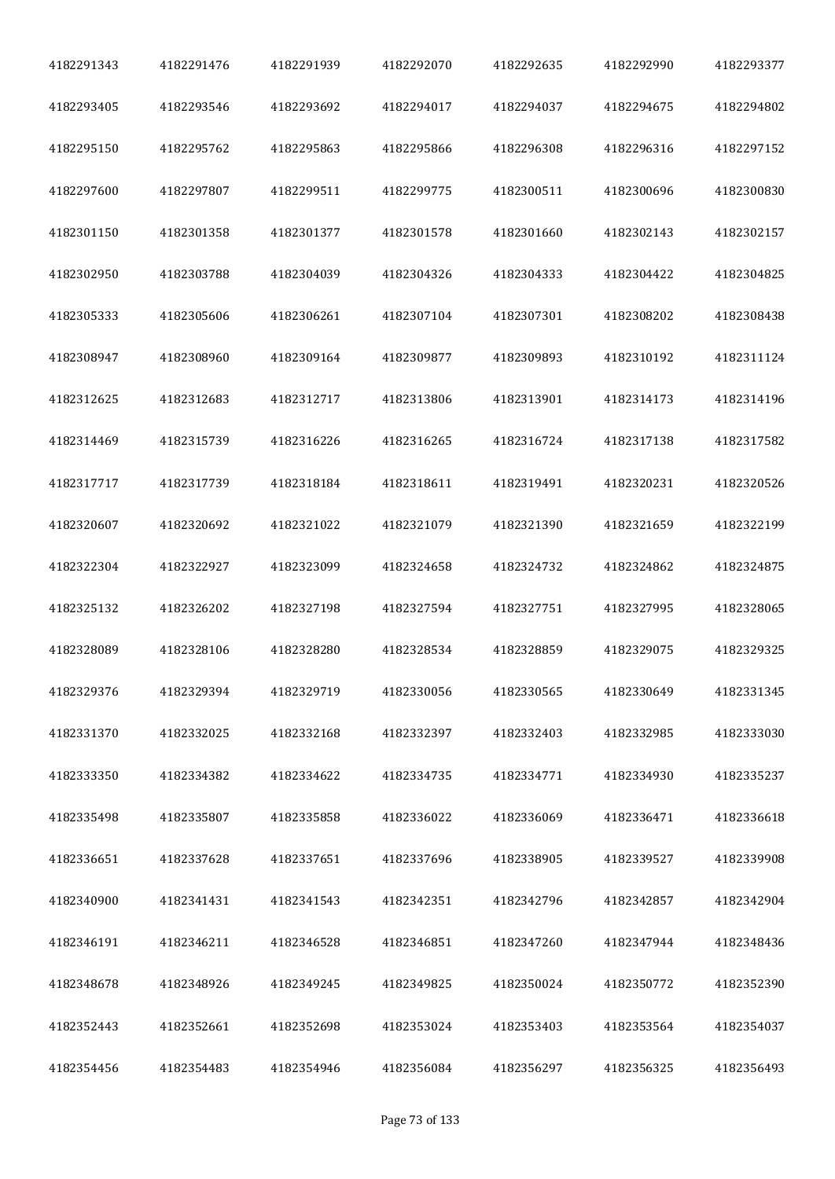| 4182291343 | 4182291476 | 4182291939 | 4182292070 | 4182292635 | 4182292990 | 4182293377 |
|---|---|---|---|---|---|---|
| 4182293405 | 4182293546 | 4182293692 | 4182294017 | 4182294037 | 4182294675 | 4182294802 |
| 4182295150 | 4182295762 | 4182295863 | 4182295866 | 4182296308 | 4182296316 | 4182297152 |
| 4182297600 | 4182297807 | 4182299511 | 4182299775 | 4182300511 | 4182300696 | 4182300830 |
| 4182301150 | 4182301358 | 4182301377 | 4182301578 | 4182301660 | 4182302143 | 4182302157 |
| 4182302950 | 4182303788 | 4182304039 | 4182304326 | 4182304333 | 4182304422 | 4182304825 |
| 4182305333 | 4182305606 | 4182306261 | 4182307104 | 4182307301 | 4182308202 | 4182308438 |
| 4182308947 | 4182308960 | 4182309164 | 4182309877 | 4182309893 | 4182310192 | 4182311124 |
| 4182312625 | 4182312683 | 4182312717 | 4182313806 | 4182313901 | 4182314173 | 4182314196 |
| 4182314469 | 4182315739 | 4182316226 | 4182316265 | 4182316724 | 4182317138 | 4182317582 |
| 4182317717 | 4182317739 | 4182318184 | 4182318611 | 4182319491 | 4182320231 | 4182320526 |
| 4182320607 | 4182320692 | 4182321022 | 4182321079 | 4182321390 | 4182321659 | 4182322199 |
| 4182322304 | 4182322927 | 4182323099 | 4182324658 | 4182324732 | 4182324862 | 4182324875 |
| 4182325132 | 4182326202 | 4182327198 | 4182327594 | 4182327751 | 4182327995 | 4182328065 |
| 4182328089 | 4182328106 | 4182328280 | 4182328534 | 4182328859 | 4182329075 | 4182329325 |
| 4182329376 | 4182329394 | 4182329719 | 4182330056 | 4182330565 | 4182330649 | 4182331345 |
| 4182331370 | 4182332025 | 4182332168 | 4182332397 | 4182332403 | 4182332985 | 4182333030 |
| 4182333350 | 4182334382 | 4182334622 | 4182334735 | 4182334771 | 4182334930 | 4182335237 |
| 4182335498 | 4182335807 | 4182335858 | 4182336022 | 4182336069 | 4182336471 | 4182336618 |
| 4182336651 | 4182337628 | 4182337651 | 4182337696 | 4182338905 | 4182339527 | 4182339908 |
| 4182340900 | 4182341431 | 4182341543 | 4182342351 | 4182342796 | 4182342857 | 4182342904 |
| 4182346191 | 4182346211 | 4182346528 | 4182346851 | 4182347260 | 4182347944 | 4182348436 |
| 4182348678 | 4182348926 | 4182349245 | 4182349825 | 4182350024 | 4182350772 | 4182352390 |
| 4182352443 | 4182352661 | 4182352698 | 4182353024 | 4182353403 | 4182353564 | 4182354037 |
| 4182354456 | 4182354483 | 4182354946 | 4182356084 | 4182356297 | 4182356325 | 4182356493 |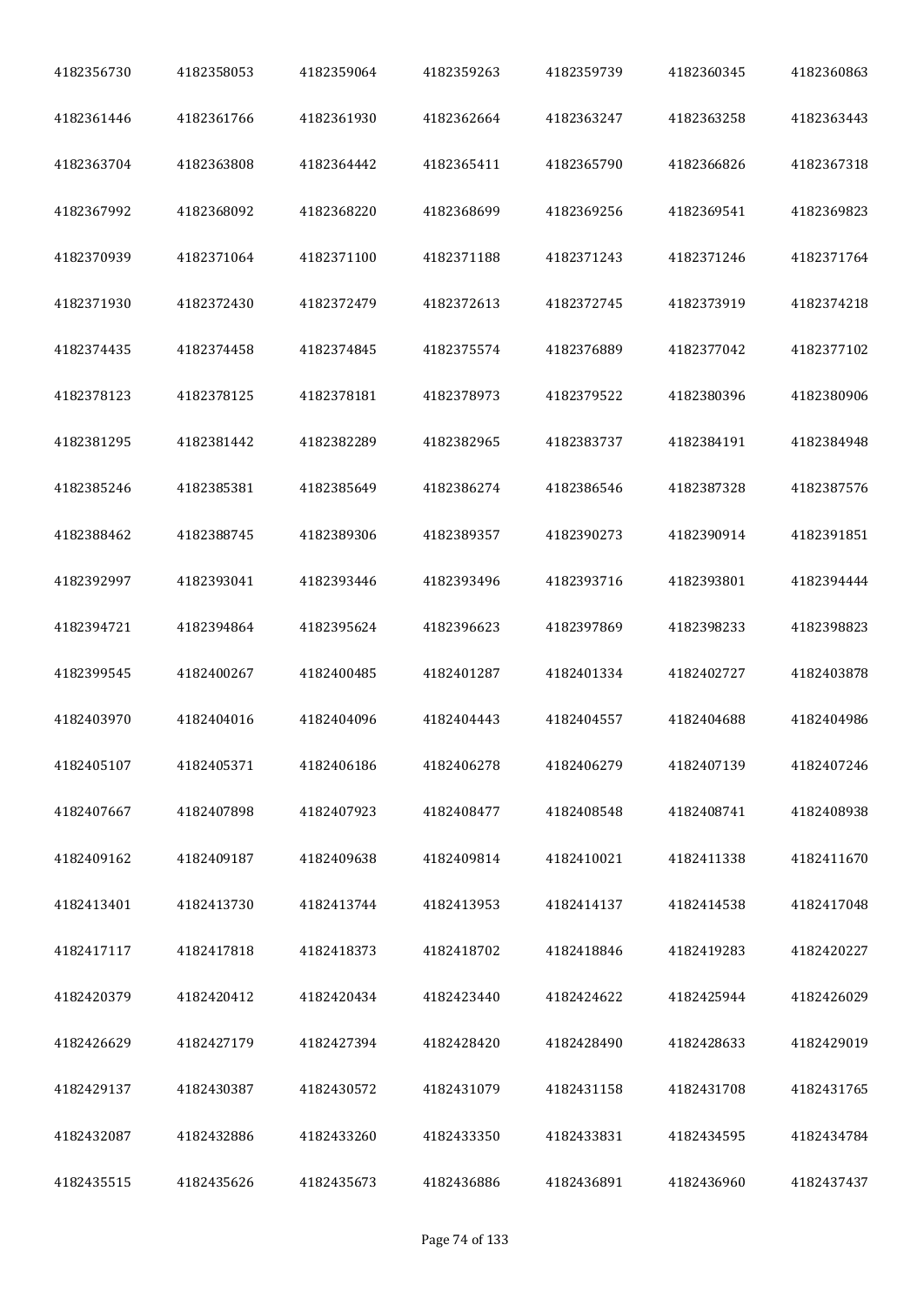| 4182356730 | 4182358053 | 4182359064 | 4182359263 | 4182359739 | 4182360345 | 4182360863 |
|---|---|---|---|---|---|---|
| 4182361446 | 4182361766 | 4182361930 | 4182362664 | 4182363247 | 4182363258 | 4182363443 |
| 4182363704 | 4182363808 | 4182364442 | 4182365411 | 4182365790 | 4182366826 | 4182367318 |
| 4182367992 | 4182368092 | 4182368220 | 4182368699 | 4182369256 | 4182369541 | 4182369823 |
| 4182370939 | 4182371064 | 4182371100 | 4182371188 | 4182371243 | 4182371246 | 4182371764 |
| 4182371930 | 4182372430 | 4182372479 | 4182372613 | 4182372745 | 4182373919 | 4182374218 |
| 4182374435 | 4182374458 | 4182374845 | 4182375574 | 4182376889 | 4182377042 | 4182377102 |
| 4182378123 | 4182378125 | 4182378181 | 4182378973 | 4182379522 | 4182380396 | 4182380906 |
| 4182381295 | 4182381442 | 4182382289 | 4182382965 | 4182383737 | 4182384191 | 4182384948 |
| 4182385246 | 4182385381 | 4182385649 | 4182386274 | 4182386546 | 4182387328 | 4182387576 |
| 4182388462 | 4182388745 | 4182389306 | 4182389357 | 4182390273 | 4182390914 | 4182391851 |
| 4182392997 | 4182393041 | 4182393446 | 4182393496 | 4182393716 | 4182393801 | 4182394444 |
| 4182394721 | 4182394864 | 4182395624 | 4182396623 | 4182397869 | 4182398233 | 4182398823 |
| 4182399545 | 4182400267 | 4182400485 | 4182401287 | 4182401334 | 4182402727 | 4182403878 |
| 4182403970 | 4182404016 | 4182404096 | 4182404443 | 4182404557 | 4182404688 | 4182404986 |
| 4182405107 | 4182405371 | 4182406186 | 4182406278 | 4182406279 | 4182407139 | 4182407246 |
| 4182407667 | 4182407898 | 4182407923 | 4182408477 | 4182408548 | 4182408741 | 4182408938 |
| 4182409162 | 4182409187 | 4182409638 | 4182409814 | 4182410021 | 4182411338 | 4182411670 |
| 4182413401 | 4182413730 | 4182413744 | 4182413953 | 4182414137 | 4182414538 | 4182417048 |
| 4182417117 | 4182417818 | 4182418373 | 4182418702 | 4182418846 | 4182419283 | 4182420227 |
| 4182420379 | 4182420412 | 4182420434 | 4182423440 | 4182424622 | 4182425944 | 4182426029 |
| 4182426629 | 4182427179 | 4182427394 | 4182428420 | 4182428490 | 4182428633 | 4182429019 |
| 4182429137 | 4182430387 | 4182430572 | 4182431079 | 4182431158 | 4182431708 | 4182431765 |
| 4182432087 | 4182432886 | 4182433260 | 4182433350 | 4182433831 | 4182434595 | 4182434784 |
| 4182435515 | 4182435626 | 4182435673 | 4182436886 | 4182436891 | 4182436960 | 4182437437 |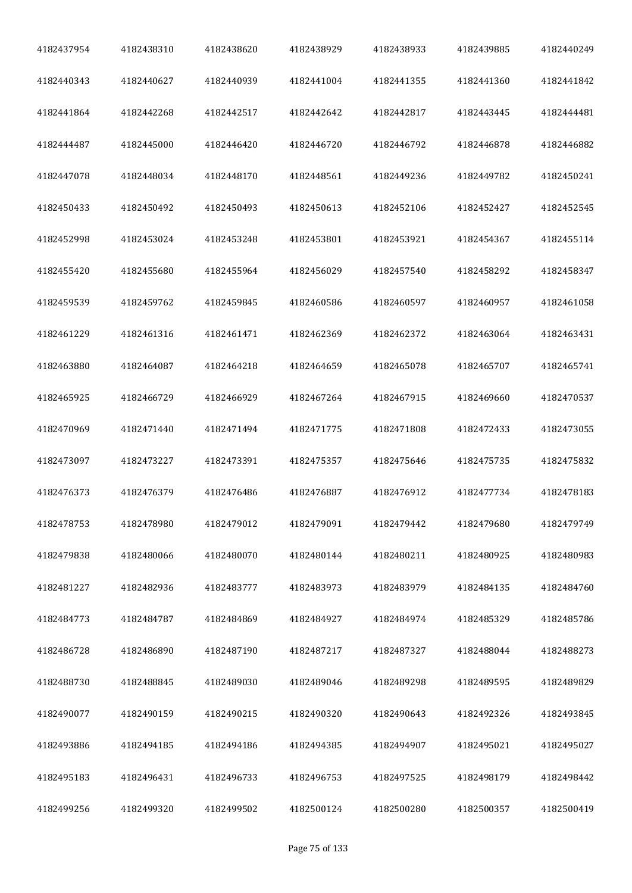| 4182437954 | 4182438310 | 4182438620 | 4182438929 | 4182438933 | 4182439885 | 4182440249 |
|---|---|---|---|---|---|---|
| 4182440343 | 4182440627 | 4182440939 | 4182441004 | 4182441355 | 4182441360 | 4182441842 |
| 4182441864 | 4182442268 | 4182442517 | 4182442642 | 4182442817 | 4182443445 | 4182444481 |
| 4182444487 | 4182445000 | 4182446420 | 4182446720 | 4182446792 | 4182446878 | 4182446882 |
| 4182447078 | 4182448034 | 4182448170 | 4182448561 | 4182449236 | 4182449782 | 4182450241 |
| 4182450433 | 4182450492 | 4182450493 | 4182450613 | 4182452106 | 4182452427 | 4182452545 |
| 4182452998 | 4182453024 | 4182453248 | 4182453801 | 4182453921 | 4182454367 | 4182455114 |
| 4182455420 | 4182455680 | 4182455964 | 4182456029 | 4182457540 | 4182458292 | 4182458347 |
| 4182459539 | 4182459762 | 4182459845 | 4182460586 | 4182460597 | 4182460957 | 4182461058 |
| 4182461229 | 4182461316 | 4182461471 | 4182462369 | 4182462372 | 4182463064 | 4182463431 |
| 4182463880 | 4182464087 | 4182464218 | 4182464659 | 4182465078 | 4182465707 | 4182465741 |
| 4182465925 | 4182466729 | 4182466929 | 4182467264 | 4182467915 | 4182469660 | 4182470537 |
| 4182470969 | 4182471440 | 4182471494 | 4182471775 | 4182471808 | 4182472433 | 4182473055 |
| 4182473097 | 4182473227 | 4182473391 | 4182475357 | 4182475646 | 4182475735 | 4182475832 |
| 4182476373 | 4182476379 | 4182476486 | 4182476887 | 4182476912 | 4182477734 | 4182478183 |
| 4182478753 | 4182478980 | 4182479012 | 4182479091 | 4182479442 | 4182479680 | 4182479749 |
| 4182479838 | 4182480066 | 4182480070 | 4182480144 | 4182480211 | 4182480925 | 4182480983 |
| 4182481227 | 4182482936 | 4182483777 | 4182483973 | 4182483979 | 4182484135 | 4182484760 |
| 4182484773 | 4182484787 | 4182484869 | 4182484927 | 4182484974 | 4182485329 | 4182485786 |
| 4182486728 | 4182486890 | 4182487190 | 4182487217 | 4182487327 | 4182488044 | 4182488273 |
| 4182488730 | 4182488845 | 4182489030 | 4182489046 | 4182489298 | 4182489595 | 4182489829 |
| 4182490077 | 4182490159 | 4182490215 | 4182490320 | 4182490643 | 4182492326 | 4182493845 |
| 4182493886 | 4182494185 | 4182494186 | 4182494385 | 4182494907 | 4182495021 | 4182495027 |
| 4182495183 | 4182496431 | 4182496733 | 4182496753 | 4182497525 | 4182498179 | 4182498442 |
| 4182499256 | 4182499320 | 4182499502 | 4182500124 | 4182500280 | 4182500357 | 4182500419 |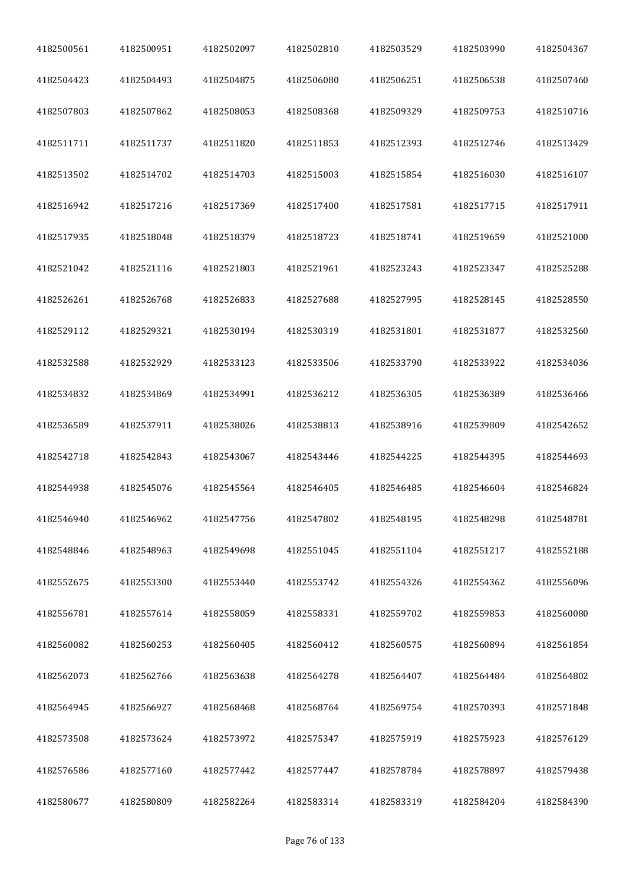| | | | | | | |
|---|---|---|---|---|---|---|
| 4182500561 | 4182500951 | 4182502097 | 4182502810 | 4182503529 | 4182503990 | 4182504367 |
| 4182504423 | 4182504493 | 4182504875 | 4182506080 | 4182506251 | 4182506538 | 4182507460 |
| 4182507803 | 4182507862 | 4182508053 | 4182508368 | 4182509329 | 4182509753 | 4182510716 |
| 4182511711 | 4182511737 | 4182511820 | 4182511853 | 4182512393 | 4182512746 | 4182513429 |
| 4182513502 | 4182514702 | 4182514703 | 4182515003 | 4182515854 | 4182516030 | 4182516107 |
| 4182516942 | 4182517216 | 4182517369 | 4182517400 | 4182517581 | 4182517715 | 4182517911 |
| 4182517935 | 4182518048 | 4182518379 | 4182518723 | 4182518741 | 4182519659 | 4182521000 |
| 4182521042 | 4182521116 | 4182521803 | 4182521961 | 4182523243 | 4182523347 | 4182525288 |
| 4182526261 | 4182526768 | 4182526833 | 4182527688 | 4182527995 | 4182528145 | 4182528550 |
| 4182529112 | 4182529321 | 4182530194 | 4182530319 | 4182531801 | 4182531877 | 4182532560 |
| 4182532588 | 4182532929 | 4182533123 | 4182533506 | 4182533790 | 4182533922 | 4182534036 |
| 4182534832 | 4182534869 | 4182534991 | 4182536212 | 4182536305 | 4182536389 | 4182536466 |
| 4182536589 | 4182537911 | 4182538026 | 4182538813 | 4182538916 | 4182539809 | 4182542652 |
| 4182542718 | 4182542843 | 4182543067 | 4182543446 | 4182544225 | 4182544395 | 4182544693 |
| 4182544938 | 4182545076 | 4182545564 | 4182546405 | 4182546485 | 4182546604 | 4182546824 |
| 4182546940 | 4182546962 | 4182547756 | 4182547802 | 4182548195 | 4182548298 | 4182548781 |
| 4182548846 | 4182548963 | 4182549698 | 4182551045 | 4182551104 | 4182551217 | 4182552188 |
| 4182552675 | 4182553300 | 4182553440 | 4182553742 | 4182554326 | 4182554362 | 4182556096 |
| 4182556781 | 4182557614 | 4182558059 | 4182558331 | 4182559702 | 4182559853 | 4182560080 |
| 4182560082 | 4182560253 | 4182560405 | 4182560412 | 4182560575 | 4182560894 | 4182561854 |
| 4182562073 | 4182562766 | 4182563638 | 4182564278 | 4182564407 | 4182564484 | 4182564802 |
| 4182564945 | 4182566927 | 4182568468 | 4182568764 | 4182569754 | 4182570393 | 4182571848 |
| 4182573508 | 4182573624 | 4182573972 | 4182575347 | 4182575919 | 4182575923 | 4182576129 |
| 4182576586 | 4182577160 | 4182577442 | 4182577447 | 4182578784 | 4182578897 | 4182579438 |
| 4182580677 | 4182580809 | 4182582264 | 4182583314 | 4182583319 | 4182584204 | 4182584390 |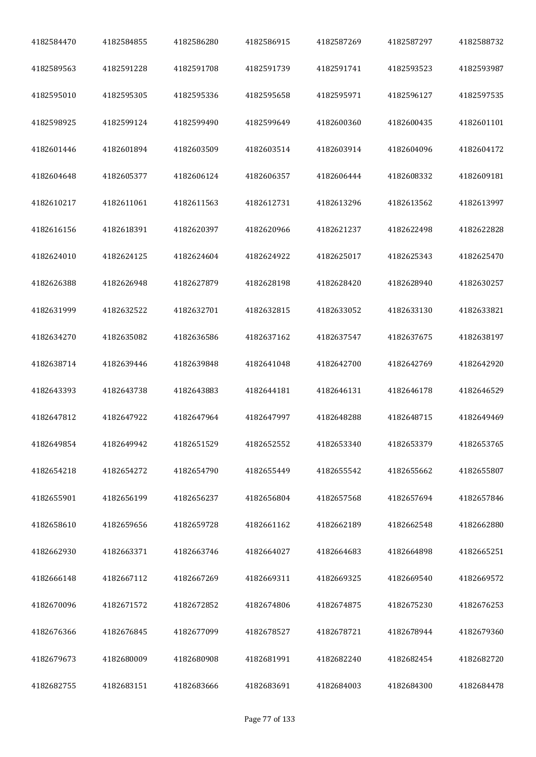| | | | | | | |
|---|---|---|---|---|---|---|
| 4182584470 | 4182584855 | 4182586280 | 4182586915 | 4182587269 | 4182587297 | 4182588732 |
| 4182589563 | 4182591228 | 4182591708 | 4182591739 | 4182591741 | 4182593523 | 4182593987 |
| 4182595010 | 4182595305 | 4182595336 | 4182595658 | 4182595971 | 4182596127 | 4182597535 |
| 4182598925 | 4182599124 | 4182599490 | 4182599649 | 4182600360 | 4182600435 | 4182601101 |
| 4182601446 | 4182601894 | 4182603509 | 4182603514 | 4182603914 | 4182604096 | 4182604172 |
| 4182604648 | 4182605377 | 4182606124 | 4182606357 | 4182606444 | 4182608332 | 4182609181 |
| 4182610217 | 4182611061 | 4182611563 | 4182612731 | 4182613296 | 4182613562 | 4182613997 |
| 4182616156 | 4182618391 | 4182620397 | 4182620966 | 4182621237 | 4182622498 | 4182622828 |
| 4182624010 | 4182624125 | 4182624604 | 4182624922 | 4182625017 | 4182625343 | 4182625470 |
| 4182626388 | 4182626948 | 4182627879 | 4182628198 | 4182628420 | 4182628940 | 4182630257 |
| 4182631999 | 4182632522 | 4182632701 | 4182632815 | 4182633052 | 4182633130 | 4182633821 |
| 4182634270 | 4182635082 | 4182636586 | 4182637162 | 4182637547 | 4182637675 | 4182638197 |
| 4182638714 | 4182639446 | 4182639848 | 4182641048 | 4182642700 | 4182642769 | 4182642920 |
| 4182643393 | 4182643738 | 4182643883 | 4182644181 | 4182646131 | 4182646178 | 4182646529 |
| 4182647812 | 4182647922 | 4182647964 | 4182647997 | 4182648288 | 4182648715 | 4182649469 |
| 4182649854 | 4182649942 | 4182651529 | 4182652552 | 4182653340 | 4182653379 | 4182653765 |
| 4182654218 | 4182654272 | 4182654790 | 4182655449 | 4182655542 | 4182655662 | 4182655807 |
| 4182655901 | 4182656199 | 4182656237 | 4182656804 | 4182657568 | 4182657694 | 4182657846 |
| 4182658610 | 4182659656 | 4182659728 | 4182661162 | 4182662189 | 4182662548 | 4182662880 |
| 4182662930 | 4182663371 | 4182663746 | 4182664027 | 4182664683 | 4182664898 | 4182665251 |
| 4182666148 | 4182667112 | 4182667269 | 4182669311 | 4182669325 | 4182669540 | 4182669572 |
| 4182670096 | 4182671572 | 4182672852 | 4182674806 | 4182674875 | 4182675230 | 4182676253 |
| 4182676366 | 4182676845 | 4182677099 | 4182678527 | 4182678721 | 4182678944 | 4182679360 |
| 4182679673 | 4182680009 | 4182680908 | 4182681991 | 4182682240 | 4182682454 | 4182682720 |
| 4182682755 | 4182683151 | 4182683666 | 4182683691 | 4182684003 | 4182684300 | 4182684478 |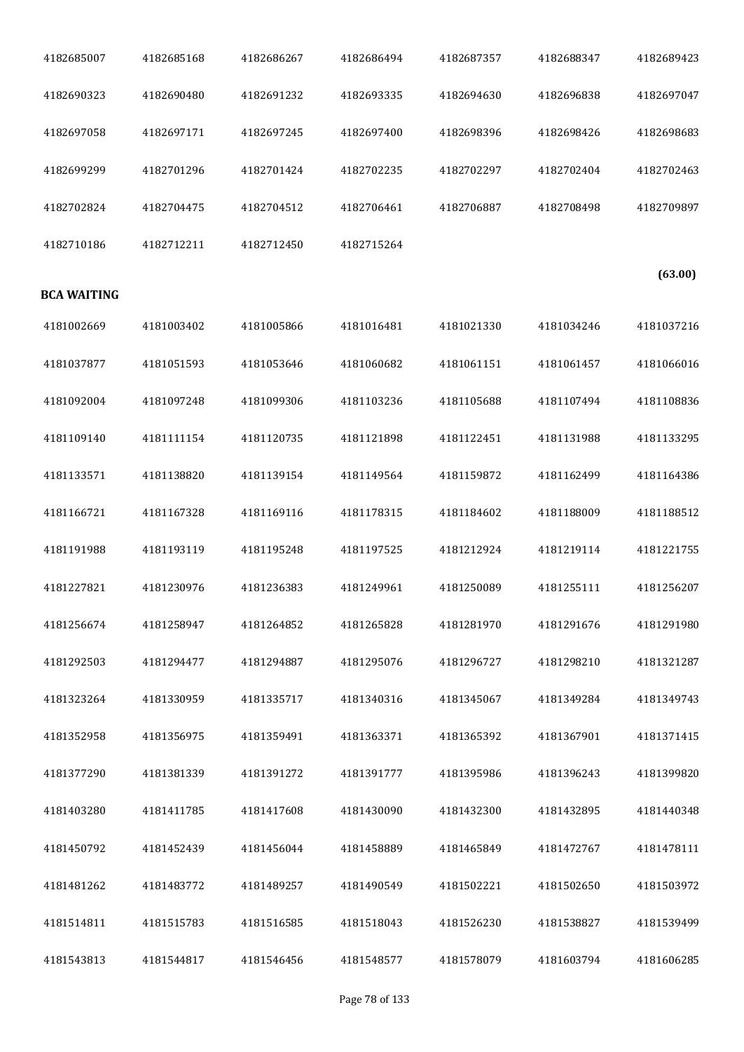| | | | | | | |
|---|---|---|---|---|---|---|
| 4182685007 | 4182685168 | 4182686267 | 4182686494 | 4182687357 | 4182688347 | 4182689423 |
| 4182690323 | 4182690480 | 4182691232 | 4182693335 | 4182694630 | 4182696838 | 4182697047 |
| 4182697058 | 4182697171 | 4182697245 | 4182697400 | 4182698396 | 4182698426 | 4182698683 |
| 4182699299 | 4182701296 | 4182701424 | 4182702235 | 4182702297 | 4182702404 | 4182702463 |
| 4182702824 | 4182704475 | 4182704512 | 4182706461 | 4182706887 | 4182708498 | 4182709897 |
| 4182710186 | 4182712211 | 4182712450 | 4182715264 | | | |

**(63.00)**

**BCA WAITING**

| | | | | | | |
|---|---|---|---|---|---|---|
| 4181002669 | 4181003402 | 4181005866 | 4181016481 | 4181021330 | 4181034246 | 4181037216 |
| 4181037877 | 4181051593 | 4181053646 | 4181060682 | 4181061151 | 4181061457 | 4181066016 |
| 4181092004 | 4181097248 | 4181099306 | 4181103236 | 4181105688 | 4181107494 | 4181108836 |
| 4181109140 | 4181111154 | 4181120735 | 4181121898 | 4181122451 | 4181131988 | 4181133295 |
| 4181133571 | 4181138820 | 4181139154 | 4181149564 | 4181159872 | 4181162499 | 4181164386 |
| 4181166721 | 4181167328 | 4181169116 | 4181178315 | 4181184602 | 4181188009 | 4181188512 |
| 4181191988 | 4181193119 | 4181195248 | 4181197525 | 4181212924 | 4181219114 | 4181221755 |
| 4181227821 | 4181230976 | 4181236383 | 4181249961 | 4181250089 | 4181255111 | 4181256207 |
| 4181256674 | 4181258947 | 4181264852 | 4181265828 | 4181281970 | 4181291676 | 4181291980 |
| 4181292503 | 4181294477 | 4181294887 | 4181295076 | 4181296727 | 4181298210 | 4181321287 |
| 4181323264 | 4181330959 | 4181335717 | 4181340316 | 4181345067 | 4181349284 | 4181349743 |
| 4181352958 | 4181356975 | 4181359491 | 4181363371 | 4181365392 | 4181367901 | 4181371415 |
| 4181377290 | 4181381339 | 4181391272 | 4181391777 | 4181395986 | 4181396243 | 4181399820 |
| 4181403280 | 4181411785 | 4181417608 | 4181430090 | 4181432300 | 4181432895 | 4181440348 |
| 4181450792 | 4181452439 | 4181456044 | 4181458889 | 4181465849 | 4181472767 | 4181478111 |
| 4181481262 | 4181483772 | 4181489257 | 4181490549 | 4181502221 | 4181502650 | 4181503972 |
| 4181514811 | 4181515783 | 4181516585 | 4181518043 | 4181526230 | 4181538827 | 4181539499 |
| 4181543813 | 4181544817 | 4181546456 | 4181548577 | 4181578079 | 4181603794 | 4181606285 |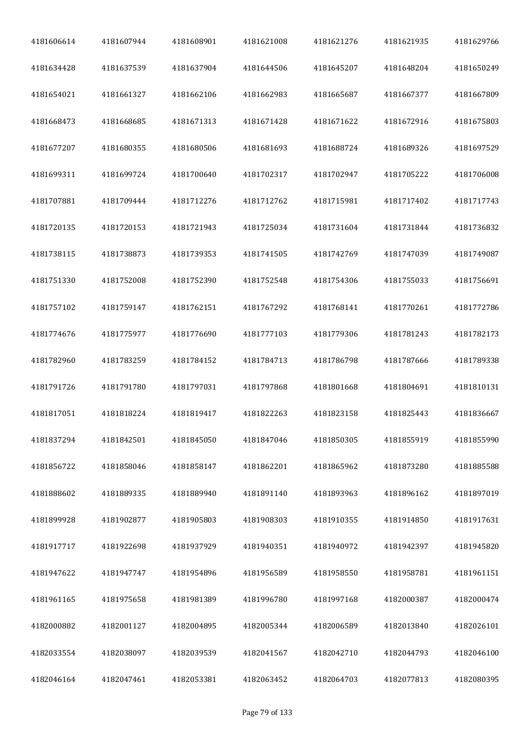| 4181606614 | 4181607944 | 4181608901 | 4181621008 | 4181621276 | 4181621935 | 4181629766 |
|---|---|---|---|---|---|---|
| 4181634428 | 4181637539 | 4181637904 | 4181644506 | 4181645207 | 4181648204 | 4181650249 |
| 4181654021 | 4181661327 | 4181662106 | 4181662983 | 4181665687 | 4181667377 | 4181667809 |
| 4181668473 | 4181668685 | 4181671313 | 4181671428 | 4181671622 | 4181672916 | 4181675803 |
| 4181677207 | 4181680355 | 4181680506 | 4181681693 | 4181688724 | 4181689326 | 4181697529 |
| 4181699311 | 4181699724 | 4181700640 | 4181702317 | 4181702947 | 4181705222 | 4181706008 |
| 4181707881 | 4181709444 | 4181712276 | 4181712762 | 4181715981 | 4181717402 | 4181717743 |
| 4181720135 | 4181720153 | 4181721943 | 4181725034 | 4181731604 | 4181731844 | 4181736832 |
| 4181738115 | 4181738873 | 4181739353 | 4181741505 | 4181742769 | 4181747039 | 4181749087 |
| 4181751330 | 4181752008 | 4181752390 | 4181752548 | 4181754306 | 4181755033 | 4181756691 |
| 4181757102 | 4181759147 | 4181762151 | 4181767292 | 4181768141 | 4181770261 | 4181772786 |
| 4181774676 | 4181775977 | 4181776690 | 4181777103 | 4181779306 | 4181781243 | 4181782173 |
| 4181782960 | 4181783259 | 4181784152 | 4181784713 | 4181786798 | 4181787666 | 4181789338 |
| 4181791726 | 4181791780 | 4181797031 | 4181797868 | 4181801668 | 4181804691 | 4181810131 |
| 4181817051 | 4181818224 | 4181819417 | 4181822263 | 4181823158 | 4181825443 | 4181836667 |
| 4181837294 | 4181842501 | 4181845050 | 4181847046 | 4181850305 | 4181855919 | 4181855990 |
| 4181856722 | 4181858046 | 4181858147 | 4181862201 | 4181865962 | 4181873280 | 4181885588 |
| 4181888602 | 4181889335 | 4181889940 | 4181891140 | 4181893963 | 4181896162 | 4181897019 |
| 4181899928 | 4181902877 | 4181905803 | 4181908303 | 4181910355 | 4181914850 | 4181917631 |
| 4181917717 | 4181922698 | 4181937929 | 4181940351 | 4181940972 | 4181942397 | 4181945820 |
| 4181947622 | 4181947747 | 4181954896 | 4181956589 | 4181958550 | 4181958781 | 4181961151 |
| 4181961165 | 4181975658 | 4181981389 | 4181996780 | 4181997168 | 4182000387 | 4182000474 |
| 4182000882 | 4182001127 | 4182004895 | 4182005344 | 4182006589 | 4182013840 | 4182026101 |
| 4182033554 | 4182038097 | 4182039539 | 4182041567 | 4182042710 | 4182044793 | 4182046100 |
| 4182046164 | 4182047461 | 4182053381 | 4182063452 | 4182064703 | 4182077813 | 4182080395 |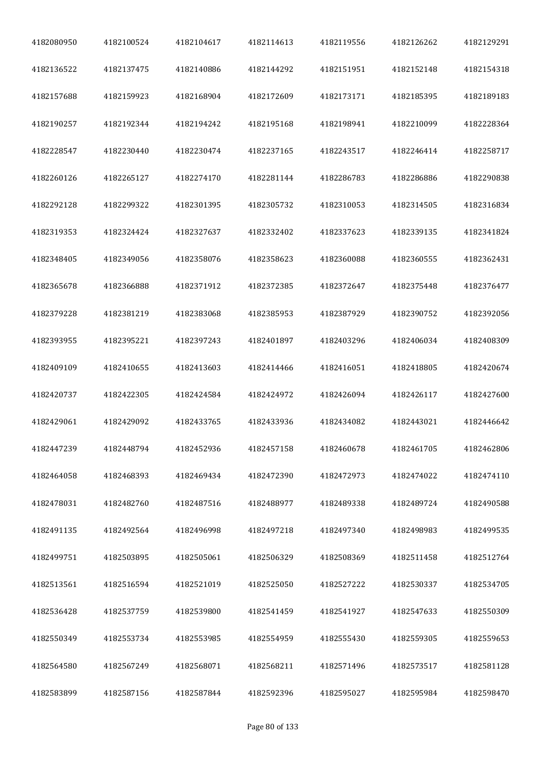| | | | | | | |
|---|---|---|---|---|---|---|
| 4182080950 | 4182100524 | 4182104617 | 4182114613 | 4182119556 | 4182126262 | 4182129291 |
| 4182136522 | 4182137475 | 4182140886 | 4182144292 | 4182151951 | 4182152148 | 4182154318 |
| 4182157688 | 4182159923 | 4182168904 | 4182172609 | 4182173171 | 4182185395 | 4182189183 |
| 4182190257 | 4182192344 | 4182194242 | 4182195168 | 4182198941 | 4182210099 | 4182228364 |
| 4182228547 | 4182230440 | 4182230474 | 4182237165 | 4182243517 | 4182246414 | 4182258717 |
| 4182260126 | 4182265127 | 4182274170 | 4182281144 | 4182286783 | 4182286886 | 4182290838 |
| 4182292128 | 4182299322 | 4182301395 | 4182305732 | 4182310053 | 4182314505 | 4182316834 |
| 4182319353 | 4182324424 | 4182327637 | 4182332402 | 4182337623 | 4182339135 | 4182341824 |
| 4182348405 | 4182349056 | 4182358076 | 4182358623 | 4182360088 | 4182360555 | 4182362431 |
| 4182365678 | 4182366888 | 4182371912 | 4182372385 | 4182372647 | 4182375448 | 4182376477 |
| 4182379228 | 4182381219 | 4182383068 | 4182385953 | 4182387929 | 4182390752 | 4182392056 |
| 4182393955 | 4182395221 | 4182397243 | 4182401897 | 4182403296 | 4182406034 | 4182408309 |
| 4182409109 | 4182410655 | 4182413603 | 4182414466 | 4182416051 | 4182418805 | 4182420674 |
| 4182420737 | 4182422305 | 4182424584 | 4182424972 | 4182426094 | 4182426117 | 4182427600 |
| 4182429061 | 4182429092 | 4182433765 | 4182433936 | 4182434082 | 4182443021 | 4182446642 |
| 4182447239 | 4182448794 | 4182452936 | 4182457158 | 4182460678 | 4182461705 | 4182462806 |
| 4182464058 | 4182468393 | 4182469434 | 4182472390 | 4182472973 | 4182474022 | 4182474110 |
| 4182478031 | 4182482760 | 4182487516 | 4182488977 | 4182489338 | 4182489724 | 4182490588 |
| 4182491135 | 4182492564 | 4182496998 | 4182497218 | 4182497340 | 4182498983 | 4182499535 |
| 4182499751 | 4182503895 | 4182505061 | 4182506329 | 4182508369 | 4182511458 | 4182512764 |
| 4182513561 | 4182516594 | 4182521019 | 4182525050 | 4182527222 | 4182530337 | 4182534705 |
| 4182536428 | 4182537759 | 4182539800 | 4182541459 | 4182541927 | 4182547633 | 4182550309 |
| 4182550349 | 4182553734 | 4182553985 | 4182554959 | 4182555430 | 4182559305 | 4182559653 |
| 4182564580 | 4182567249 | 4182568071 | 4182568211 | 4182571496 | 4182573517 | 4182581128 |
| 4182583899 | 4182587156 | 4182587844 | 4182592396 | 4182595027 | 4182595984 | 4182598470 |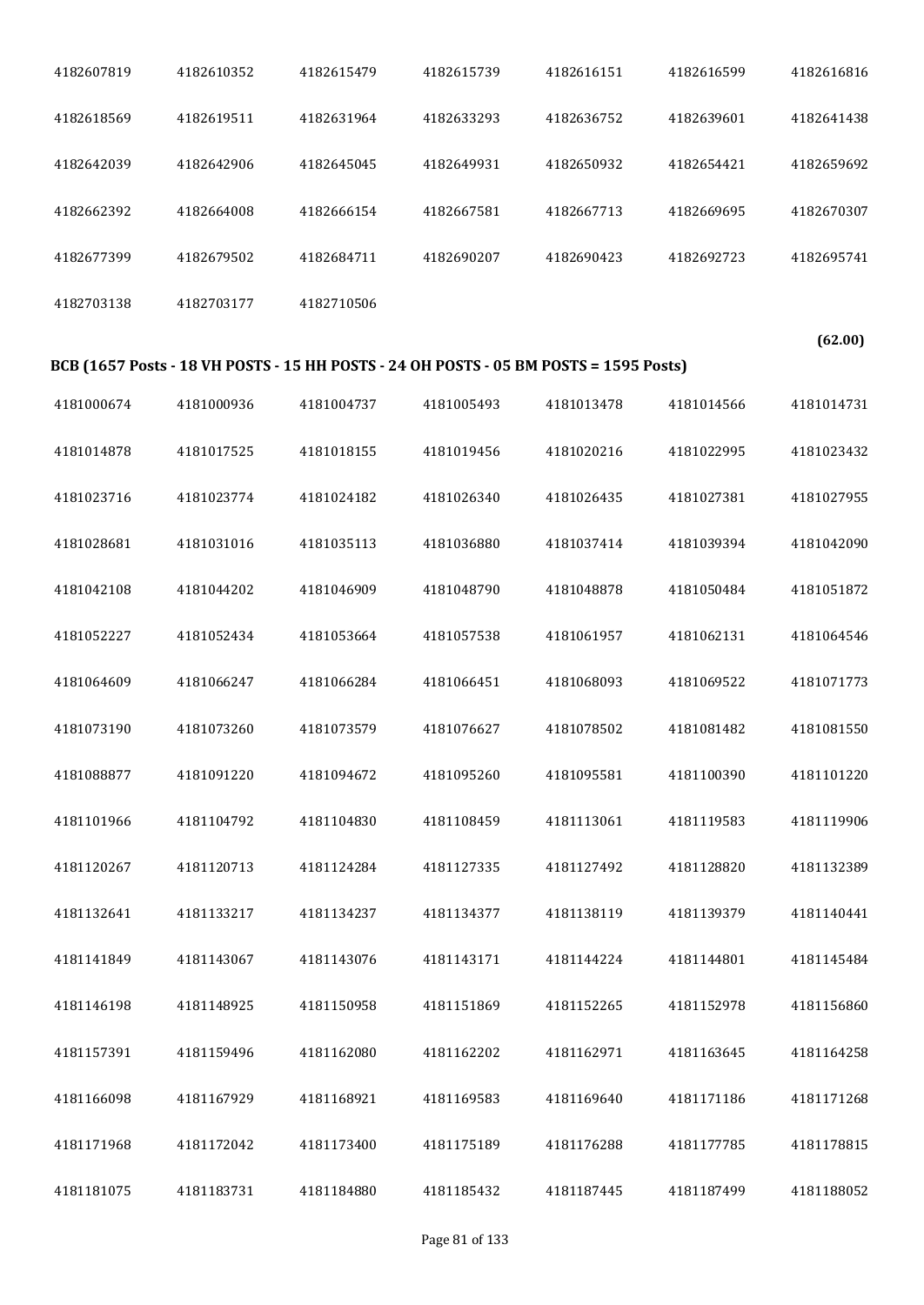| | | | | | | |
|---|---|---|---|---|---|---|
| 4182607819 | 4182610352 | 4182615479 | 4182615739 | 4182616151 | 4182616599 | 4182616816 |
| 4182618569 | 4182619511 | 4182631964 | 4182633293 | 4182636752 | 4182639601 | 4182641438 |
| 4182642039 | 4182642906 | 4182645045 | 4182649931 | 4182650932 | 4182654421 | 4182659692 |
| 4182662392 | 4182664008 | 4182666154 | 4182667581 | 4182667713 | 4182669695 | 4182670307 |
| 4182677399 | 4182679502 | 4182684711 | 4182690207 | 4182690423 | 4182692723 | 4182695741 |
| 4182703138 | 4182703177 | 4182710506 | | | | |

**(62.00)**

**BCB (1657 Posts - 18 VH POSTS - 15 HH POSTS - 24 OH POSTS - 05 BM POSTS = 1595 Posts)**

| | | | | | | |
|---|---|---|---|---|---|---|
| 4181000674 | 4181000936 | 4181004737 | 4181005493 | 4181013478 | 4181014566 | 4181014731 |
| 4181014878 | 4181017525 | 4181018155 | 4181019456 | 4181020216 | 4181022995 | 4181023432 |
| 4181023716 | 4181023774 | 4181024182 | 4181026340 | 4181026435 | 4181027381 | 4181027955 |
| 4181028681 | 4181031016 | 4181035113 | 4181036880 | 4181037414 | 4181039394 | 4181042090 |
| 4181042108 | 4181044202 | 4181046909 | 4181048790 | 4181048878 | 4181050484 | 4181051872 |
| 4181052227 | 4181052434 | 4181053664 | 4181057538 | 4181061957 | 4181062131 | 4181064546 |
| 4181064609 | 4181066247 | 4181066284 | 4181066451 | 4181068093 | 4181069522 | 4181071773 |
| 4181073190 | 4181073260 | 4181073579 | 4181076627 | 4181078502 | 4181081482 | 4181081550 |
| 4181088877 | 4181091220 | 4181094672 | 4181095260 | 4181095581 | 4181100390 | 4181101220 |
| 4181101966 | 4181104792 | 4181104830 | 4181108459 | 4181113061 | 4181119583 | 4181119906 |
| 4181120267 | 4181120713 | 4181124284 | 4181127335 | 4181127492 | 4181128820 | 4181132389 |
| 4181132641 | 4181133217 | 4181134237 | 4181134377 | 4181138119 | 4181139379 | 4181140441 |
| 4181141849 | 4181143067 | 4181143076 | 4181143171 | 4181144224 | 4181144801 | 4181145484 |
| 4181146198 | 4181148925 | 4181150958 | 4181151869 | 4181152265 | 4181152978 | 4181156860 |
| 4181157391 | 4181159496 | 4181162080 | 4181162202 | 4181162971 | 4181163645 | 4181164258 |
| 4181166098 | 4181167929 | 4181168921 | 4181169583 | 4181169640 | 4181171186 | 4181171268 |
| 4181171968 | 4181172042 | 4181173400 | 4181175189 | 4181176288 | 4181177785 | 4181178815 |
| 4181181075 | 4181183731 | 4181184880 | 4181185432 | 4181187445 | 4181187499 | 4181188052 |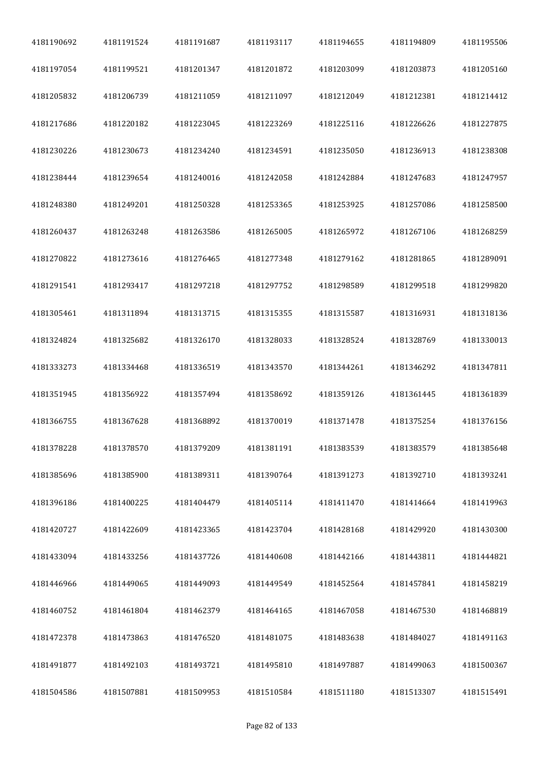| | | | | | | |
|---|---|---|---|---|---|---|
| 4181190692 | 4181191524 | 4181191687 | 4181193117 | 4181194655 | 4181194809 | 4181195506 |
| 4181197054 | 4181199521 | 4181201347 | 4181201872 | 4181203099 | 4181203873 | 4181205160 |
| 4181205832 | 4181206739 | 4181211059 | 4181211097 | 4181212049 | 4181212381 | 4181214412 |
| 4181217686 | 4181220182 | 4181223045 | 4181223269 | 4181225116 | 4181226626 | 4181227875 |
| 4181230226 | 4181230673 | 4181234240 | 4181234591 | 4181235050 | 4181236913 | 4181238308 |
| 4181238444 | 4181239654 | 4181240016 | 4181242058 | 4181242884 | 4181247683 | 4181247957 |
| 4181248380 | 4181249201 | 4181250328 | 4181253365 | 4181253925 | 4181257086 | 4181258500 |
| 4181260437 | 4181263248 | 4181263586 | 4181265005 | 4181265972 | 4181267106 | 4181268259 |
| 4181270822 | 4181273616 | 4181276465 | 4181277348 | 4181279162 | 4181281865 | 4181289091 |
| 4181291541 | 4181293417 | 4181297218 | 4181297752 | 4181298589 | 4181299518 | 4181299820 |
| 4181305461 | 4181311894 | 4181313715 | 4181315355 | 4181315587 | 4181316931 | 4181318136 |
| 4181324824 | 4181325682 | 4181326170 | 4181328033 | 4181328524 | 4181328769 | 4181330013 |
| 4181333273 | 4181334468 | 4181336519 | 4181343570 | 4181344261 | 4181346292 | 4181347811 |
| 4181351945 | 4181356922 | 4181357494 | 4181358692 | 4181359126 | 4181361445 | 4181361839 |
| 4181366755 | 4181367628 | 4181368892 | 4181370019 | 4181371478 | 4181375254 | 4181376156 |
| 4181378228 | 4181378570 | 4181379209 | 4181381191 | 4181383539 | 4181383579 | 4181385648 |
| 4181385696 | 4181385900 | 4181389311 | 4181390764 | 4181391273 | 4181392710 | 4181393241 |
| 4181396186 | 4181400225 | 4181404479 | 4181405114 | 4181411470 | 4181414664 | 4181419963 |
| 4181420727 | 4181422609 | 4181423365 | 4181423704 | 4181428168 | 4181429920 | 4181430300 |
| 4181433094 | 4181433256 | 4181437726 | 4181440608 | 4181442166 | 4181443811 | 4181444821 |
| 4181446966 | 4181449065 | 4181449093 | 4181449549 | 4181452564 | 4181457841 | 4181458219 |
| 4181460752 | 4181461804 | 4181462379 | 4181464165 | 4181467058 | 4181467530 | 4181468819 |
| 4181472378 | 4181473863 | 4181476520 | 4181481075 | 4181483638 | 4181484027 | 4181491163 |
| 4181491877 | 4181492103 | 4181493721 | 4181495810 | 4181497887 | 4181499063 | 4181500367 |
| 4181504586 | 4181507881 | 4181509953 | 4181510584 | 4181511180 | 4181513307 | 4181515491 |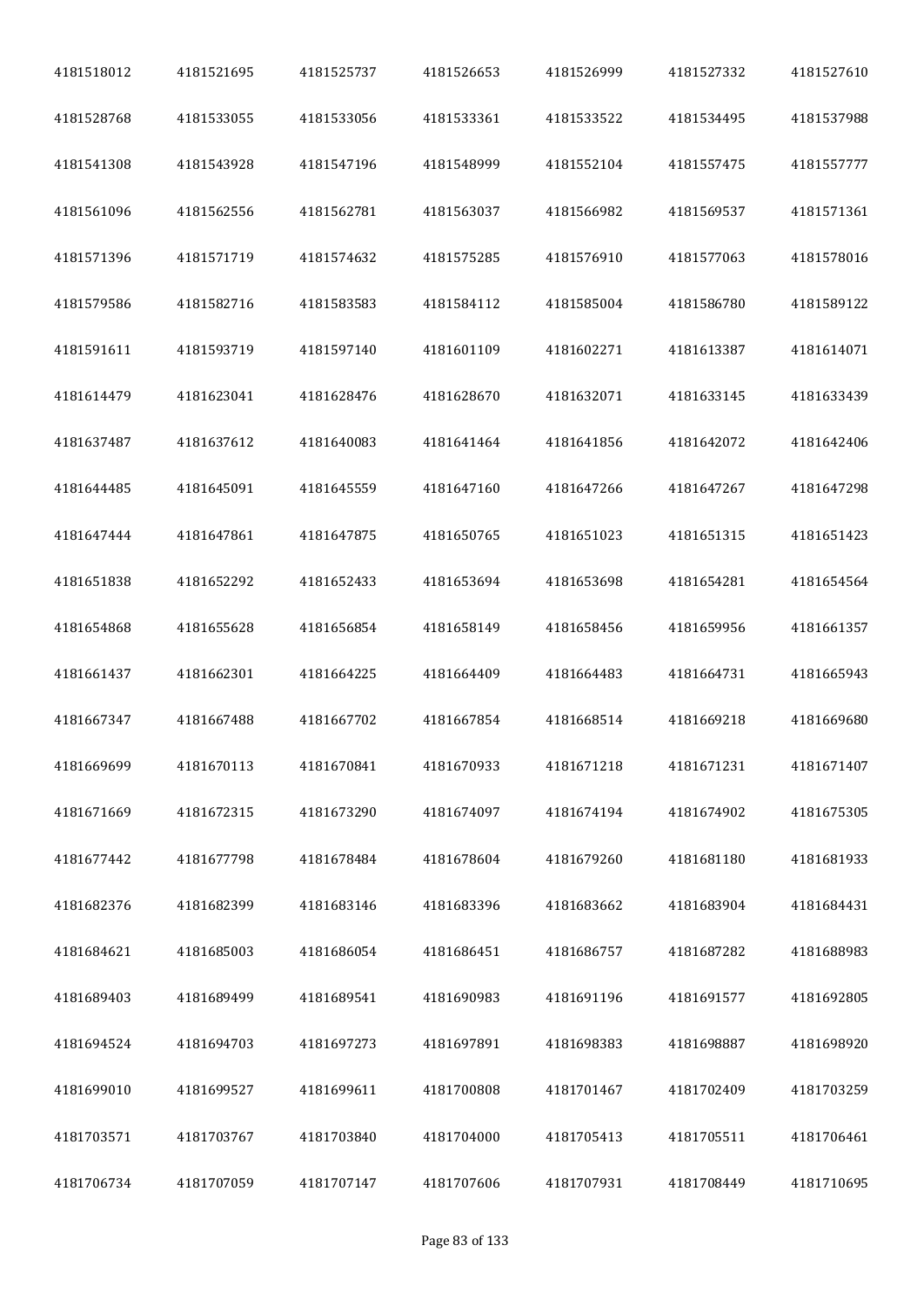| | | | | | | |
|---|---|---|---|---|---|---|
| 4181518012 | 4181521695 | 4181525737 | 4181526653 | 4181526999 | 4181527332 | 4181527610 |
| 4181528768 | 4181533055 | 4181533056 | 4181533361 | 4181533522 | 4181534495 | 4181537988 |
| 4181541308 | 4181543928 | 4181547196 | 4181548999 | 4181552104 | 4181557475 | 4181557777 |
| 4181561096 | 4181562556 | 4181562781 | 4181563037 | 4181566982 | 4181569537 | 4181571361 |
| 4181571396 | 4181571719 | 4181574632 | 4181575285 | 4181576910 | 4181577063 | 4181578016 |
| 4181579586 | 4181582716 | 4181583583 | 4181584112 | 4181585004 | 4181586780 | 4181589122 |
| 4181591611 | 4181593719 | 4181597140 | 4181601109 | 4181602271 | 4181613387 | 4181614071 |
| 4181614479 | 4181623041 | 4181628476 | 4181628670 | 4181632071 | 4181633145 | 4181633439 |
| 4181637487 | 4181637612 | 4181640083 | 4181641464 | 4181641856 | 4181642072 | 4181642406 |
| 4181644485 | 4181645091 | 4181645559 | 4181647160 | 4181647266 | 4181647267 | 4181647298 |
| 4181647444 | 4181647861 | 4181647875 | 4181650765 | 4181651023 | 4181651315 | 4181651423 |
| 4181651838 | 4181652292 | 4181652433 | 4181653694 | 4181653698 | 4181654281 | 4181654564 |
| 4181654868 | 4181655628 | 4181656854 | 4181658149 | 4181658456 | 4181659956 | 4181661357 |
| 4181661437 | 4181662301 | 4181664225 | 4181664409 | 4181664483 | 4181664731 | 4181665943 |
| 4181667347 | 4181667488 | 4181667702 | 4181667854 | 4181668514 | 4181669218 | 4181669680 |
| 4181669699 | 4181670113 | 4181670841 | 4181670933 | 4181671218 | 4181671231 | 4181671407 |
| 4181671669 | 4181672315 | 4181673290 | 4181674097 | 4181674194 | 4181674902 | 4181675305 |
| 4181677442 | 4181677798 | 4181678484 | 4181678604 | 4181679260 | 4181681180 | 4181681933 |
| 4181682376 | 4181682399 | 4181683146 | 4181683396 | 4181683662 | 4181683904 | 4181684431 |
| 4181684621 | 4181685003 | 4181686054 | 4181686451 | 4181686757 | 4181687282 | 4181688983 |
| 4181689403 | 4181689499 | 4181689541 | 4181690983 | 4181691196 | 4181691577 | 4181692805 |
| 4181694524 | 4181694703 | 4181697273 | 4181697891 | 4181698383 | 4181698887 | 4181698920 |
| 4181699010 | 4181699527 | 4181699611 | 4181700808 | 4181701467 | 4181702409 | 4181703259 |
| 4181703571 | 4181703767 | 4181703840 | 4181704000 | 4181705413 | 4181705511 | 4181706461 |
| 4181706734 | 4181707059 | 4181707147 | 4181707606 | 4181707931 | 4181708449 | 4181710695 |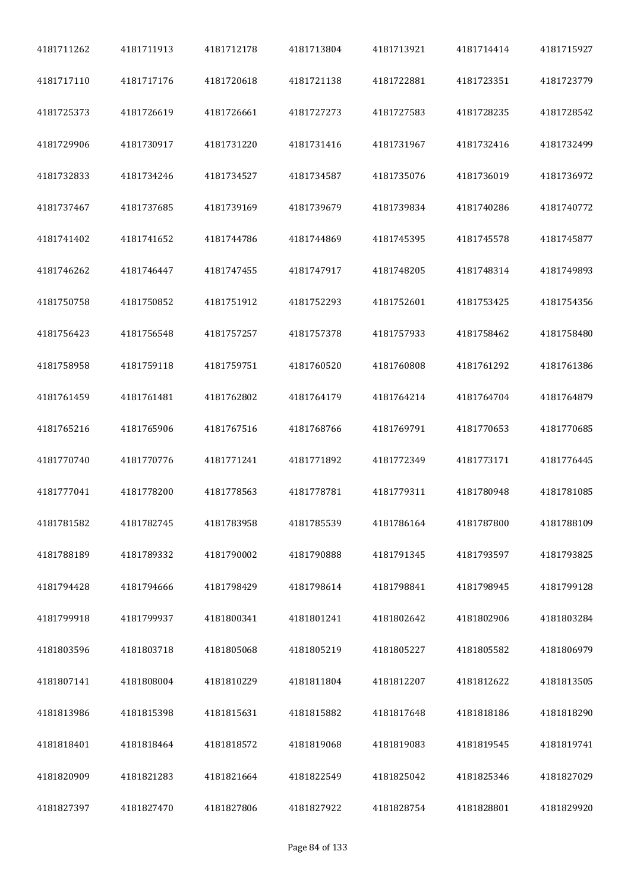| 4181711262 | 4181711913 | 4181712178 | 4181713804 | 4181713921 | 4181714414 | 4181715927 |
|---|---|---|---|---|---|---|
| 4181717110 | 4181717176 | 4181720618 | 4181721138 | 4181722881 | 4181723351 | 4181723779 |
| 4181725373 | 4181726619 | 4181726661 | 4181727273 | 4181727583 | 4181728235 | 4181728542 |
| 4181729906 | 4181730917 | 4181731220 | 4181731416 | 4181731967 | 4181732416 | 4181732499 |
| 4181732833 | 4181734246 | 4181734527 | 4181734587 | 4181735076 | 4181736019 | 4181736972 |
| 4181737467 | 4181737685 | 4181739169 | 4181739679 | 4181739834 | 4181740286 | 4181740772 |
| 4181741402 | 4181741652 | 4181744786 | 4181744869 | 4181745395 | 4181745578 | 4181745877 |
| 4181746262 | 4181746447 | 4181747455 | 4181747917 | 4181748205 | 4181748314 | 4181749893 |
| 4181750758 | 4181750852 | 4181751912 | 4181752293 | 4181752601 | 4181753425 | 4181754356 |
| 4181756423 | 4181756548 | 4181757257 | 4181757378 | 4181757933 | 4181758462 | 4181758480 |
| 4181758958 | 4181759118 | 4181759751 | 4181760520 | 4181760808 | 4181761292 | 4181761386 |
| 4181761459 | 4181761481 | 4181762802 | 4181764179 | 4181764214 | 4181764704 | 4181764879 |
| 4181765216 | 4181765906 | 4181767516 | 4181768766 | 4181769791 | 4181770653 | 4181770685 |
| 4181770740 | 4181770776 | 4181771241 | 4181771892 | 4181772349 | 4181773171 | 4181776445 |
| 4181777041 | 4181778200 | 4181778563 | 4181778781 | 4181779311 | 4181780948 | 4181781085 |
| 4181781582 | 4181782745 | 4181783958 | 4181785539 | 4181786164 | 4181787800 | 4181788109 |
| 4181788189 | 4181789332 | 4181790002 | 4181790888 | 4181791345 | 4181793597 | 4181793825 |
| 4181794428 | 4181794666 | 4181798429 | 4181798614 | 4181798841 | 4181798945 | 4181799128 |
| 4181799918 | 4181799937 | 4181800341 | 4181801241 | 4181802642 | 4181802906 | 4181803284 |
| 4181803596 | 4181803718 | 4181805068 | 4181805219 | 4181805227 | 4181805582 | 4181806979 |
| 4181807141 | 4181808004 | 4181810229 | 4181811804 | 4181812207 | 4181812622 | 4181813505 |
| 4181813986 | 4181815398 | 4181815631 | 4181815882 | 4181817648 | 4181818186 | 4181818290 |
| 4181818401 | 4181818464 | 4181818572 | 4181819068 | 4181819083 | 4181819545 | 4181819741 |
| 4181820909 | 4181821283 | 4181821664 | 4181822549 | 4181825042 | 4181825346 | 4181827029 |
| 4181827397 | 4181827470 | 4181827806 | 4181827922 | 4181828754 | 4181828801 | 4181829920 |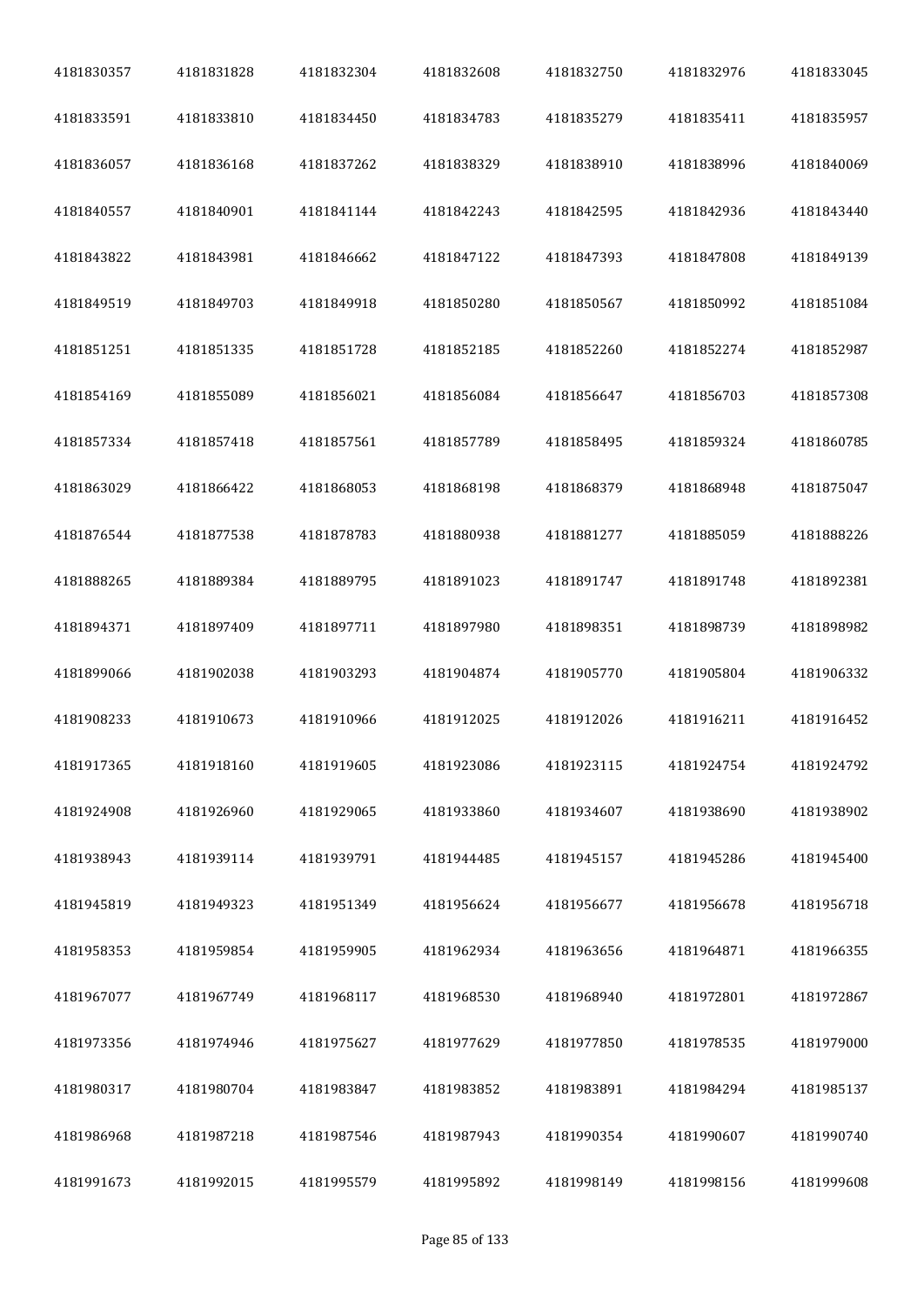| 4181830357 | 4181831828 | 4181832304 | 4181832608 | 4181832750 | 4181832976 | 4181833045 |
|---|---|---|---|---|---|---|
| 4181833591 | 4181833810 | 4181834450 | 4181834783 | 4181835279 | 4181835411 | 4181835957 |
| 4181836057 | 4181836168 | 4181837262 | 4181838329 | 4181838910 | 4181838996 | 4181840069 |
| 4181840557 | 4181840901 | 4181841144 | 4181842243 | 4181842595 | 4181842936 | 4181843440 |
| 4181843822 | 4181843981 | 4181846662 | 4181847122 | 4181847393 | 4181847808 | 4181849139 |
| 4181849519 | 4181849703 | 4181849918 | 4181850280 | 4181850567 | 4181850992 | 4181851084 |
| 4181851251 | 4181851335 | 4181851728 | 4181852185 | 4181852260 | 4181852274 | 4181852987 |
| 4181854169 | 4181855089 | 4181856021 | 4181856084 | 4181856647 | 4181856703 | 4181857308 |
| 4181857334 | 4181857418 | 4181857561 | 4181857789 | 4181858495 | 4181859324 | 4181860785 |
| 4181863029 | 4181866422 | 4181868053 | 4181868198 | 4181868379 | 4181868948 | 4181875047 |
| 4181876544 | 4181877538 | 4181878783 | 4181880938 | 4181881277 | 4181885059 | 4181888226 |
| 4181888265 | 4181889384 | 4181889795 | 4181891023 | 4181891747 | 4181891748 | 4181892381 |
| 4181894371 | 4181897409 | 4181897711 | 4181897980 | 4181898351 | 4181898739 | 4181898982 |
| 4181899066 | 4181902038 | 4181903293 | 4181904874 | 4181905770 | 4181905804 | 4181906332 |
| 4181908233 | 4181910673 | 4181910966 | 4181912025 | 4181912026 | 4181916211 | 4181916452 |
| 4181917365 | 4181918160 | 4181919605 | 4181923086 | 4181923115 | 4181924754 | 4181924792 |
| 4181924908 | 4181926960 | 4181929065 | 4181933860 | 4181934607 | 4181938690 | 4181938902 |
| 4181938943 | 4181939114 | 4181939791 | 4181944485 | 4181945157 | 4181945286 | 4181945400 |
| 4181945819 | 4181949323 | 4181951349 | 4181956624 | 4181956677 | 4181956678 | 4181956718 |
| 4181958353 | 4181959854 | 4181959905 | 4181962934 | 4181963656 | 4181964871 | 4181966355 |
| 4181967077 | 4181967749 | 4181968117 | 4181968530 | 4181968940 | 4181972801 | 4181972867 |
| 4181973356 | 4181974946 | 4181975627 | 4181977629 | 4181977850 | 4181978535 | 4181979000 |
| 4181980317 | 4181980704 | 4181983847 | 4181983852 | 4181983891 | 4181984294 | 4181985137 |
| 4181986968 | 4181987218 | 4181987546 | 4181987943 | 4181990354 | 4181990607 | 4181990740 |
| 4181991673 | 4181992015 | 4181995579 | 4181995892 | 4181998149 | 4181998156 | 4181999608 |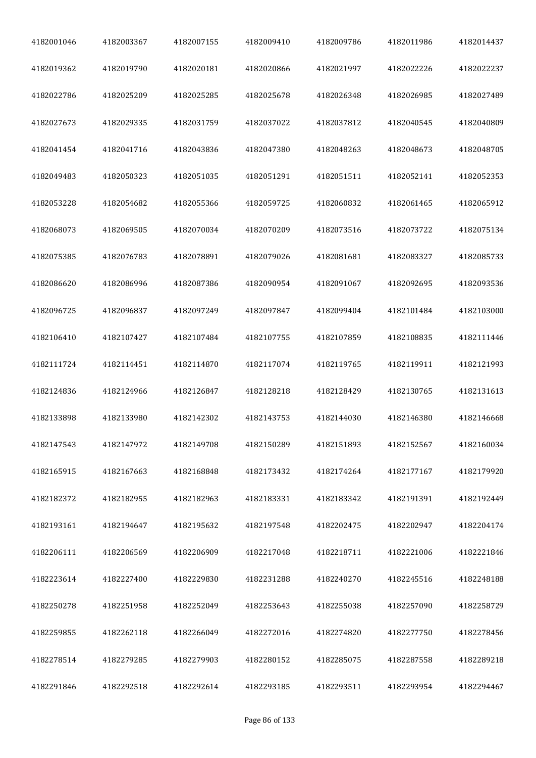| | | | | | | |
|---|---|---|---|---|---|---|
| 4182001046 | 4182003367 | 4182007155 | 4182009410 | 4182009786 | 4182011986 | 4182014437 |
| 4182019362 | 4182019790 | 4182020181 | 4182020866 | 4182021997 | 4182022226 | 4182022237 |
| 4182022786 | 4182025209 | 4182025285 | 4182025678 | 4182026348 | 4182026985 | 4182027489 |
| 4182027673 | 4182029335 | 4182031759 | 4182037022 | 4182037812 | 4182040545 | 4182040809 |
| 4182041454 | 4182041716 | 4182043836 | 4182047380 | 4182048263 | 4182048673 | 4182048705 |
| 4182049483 | 4182050323 | 4182051035 | 4182051291 | 4182051511 | 4182052141 | 4182052353 |
| 4182053228 | 4182054682 | 4182055366 | 4182059725 | 4182060832 | 4182061465 | 4182065912 |
| 4182068073 | 4182069505 | 4182070034 | 4182070209 | 4182073516 | 4182073722 | 4182075134 |
| 4182075385 | 4182076783 | 4182078891 | 4182079026 | 4182081681 | 4182083327 | 4182085733 |
| 4182086620 | 4182086996 | 4182087386 | 4182090954 | 4182091067 | 4182092695 | 4182093536 |
| 4182096725 | 4182096837 | 4182097249 | 4182097847 | 4182099404 | 4182101484 | 4182103000 |
| 4182106410 | 4182107427 | 4182107484 | 4182107755 | 4182107859 | 4182108835 | 4182111446 |
| 4182111724 | 4182114451 | 4182114870 | 4182117074 | 4182119765 | 4182119911 | 4182121993 |
| 4182124836 | 4182124966 | 4182126847 | 4182128218 | 4182128429 | 4182130765 | 4182131613 |
| 4182133898 | 4182133980 | 4182142302 | 4182143753 | 4182144030 | 4182146380 | 4182146668 |
| 4182147543 | 4182147972 | 4182149708 | 4182150289 | 4182151893 | 4182152567 | 4182160034 |
| 4182165915 | 4182167663 | 4182168848 | 4182173432 | 4182174264 | 4182177167 | 4182179920 |
| 4182182372 | 4182182955 | 4182182963 | 4182183331 | 4182183342 | 4182191391 | 4182192449 |
| 4182193161 | 4182194647 | 4182195632 | 4182197548 | 4182202475 | 4182202947 | 4182204174 |
| 4182206111 | 4182206569 | 4182206909 | 4182217048 | 4182218711 | 4182221006 | 4182221846 |
| 4182223614 | 4182227400 | 4182229830 | 4182231288 | 4182240270 | 4182245516 | 4182248188 |
| 4182250278 | 4182251958 | 4182252049 | 4182253643 | 4182255038 | 4182257090 | 4182258729 |
| 4182259855 | 4182262118 | 4182266049 | 4182272016 | 4182274820 | 4182277750 | 4182278456 |
| 4182278514 | 4182279285 | 4182279903 | 4182280152 | 4182285075 | 4182287558 | 4182289218 |
| 4182291846 | 4182292518 | 4182292614 | 4182293185 | 4182293511 | 4182293954 | 4182294467 |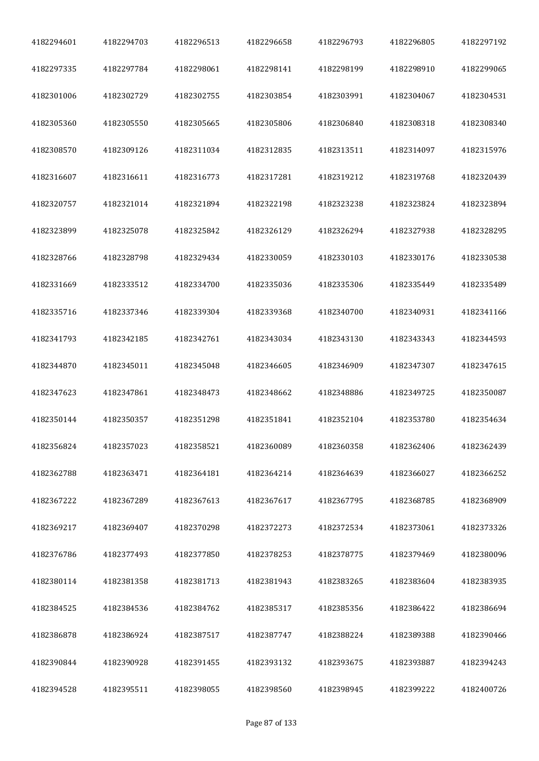| 4182294601 | 4182294703 | 4182296513 | 4182296658 | 4182296793 | 4182296805 | 4182297192 |
|---|---|---|---|---|---|---|
| 4182297335 | 4182297784 | 4182298061 | 4182298141 | 4182298199 | 4182298910 | 4182299065 |
| 4182301006 | 4182302729 | 4182302755 | 4182303854 | 4182303991 | 4182304067 | 4182304531 |
| 4182305360 | 4182305550 | 4182305665 | 4182305806 | 4182306840 | 4182308318 | 4182308340 |
| 4182308570 | 4182309126 | 4182311034 | 4182312835 | 4182313511 | 4182314097 | 4182315976 |
| 4182316607 | 4182316611 | 4182316773 | 4182317281 | 4182319212 | 4182319768 | 4182320439 |
| 4182320757 | 4182321014 | 4182321894 | 4182322198 | 4182323238 | 4182323824 | 4182323894 |
| 4182323899 | 4182325078 | 4182325842 | 4182326129 | 4182326294 | 4182327938 | 4182328295 |
| 4182328766 | 4182328798 | 4182329434 | 4182330059 | 4182330103 | 4182330176 | 4182330538 |
| 4182331669 | 4182333512 | 4182334700 | 4182335036 | 4182335306 | 4182335449 | 4182335489 |
| 4182335716 | 4182337346 | 4182339304 | 4182339368 | 4182340700 | 4182340931 | 4182341166 |
| 4182341793 | 4182342185 | 4182342761 | 4182343034 | 4182343130 | 4182343343 | 4182344593 |
| 4182344870 | 4182345011 | 4182345048 | 4182346605 | 4182346909 | 4182347307 | 4182347615 |
| 4182347623 | 4182347861 | 4182348473 | 4182348662 | 4182348886 | 4182349725 | 4182350087 |
| 4182350144 | 4182350357 | 4182351298 | 4182351841 | 4182352104 | 4182353780 | 4182354634 |
| 4182356824 | 4182357023 | 4182358521 | 4182360089 | 4182360358 | 4182362406 | 4182362439 |
| 4182362788 | 4182363471 | 4182364181 | 4182364214 | 4182364639 | 4182366027 | 4182366252 |
| 4182367222 | 4182367289 | 4182367613 | 4182367617 | 4182367795 | 4182368785 | 4182368909 |
| 4182369217 | 4182369407 | 4182370298 | 4182372273 | 4182372534 | 4182373061 | 4182373326 |
| 4182376786 | 4182377493 | 4182377850 | 4182378253 | 4182378775 | 4182379469 | 4182380096 |
| 4182380114 | 4182381358 | 4182381713 | 4182381943 | 4182383265 | 4182383604 | 4182383935 |
| 4182384525 | 4182384536 | 4182384762 | 4182385317 | 4182385356 | 4182386422 | 4182386694 |
| 4182386878 | 4182386924 | 4182387517 | 4182387747 | 4182388224 | 4182389388 | 4182390466 |
| 4182390844 | 4182390928 | 4182391455 | 4182393132 | 4182393675 | 4182393887 | 4182394243 |
| 4182394528 | 4182395511 | 4182398055 | 4182398560 | 4182398945 | 4182399222 | 4182400726 |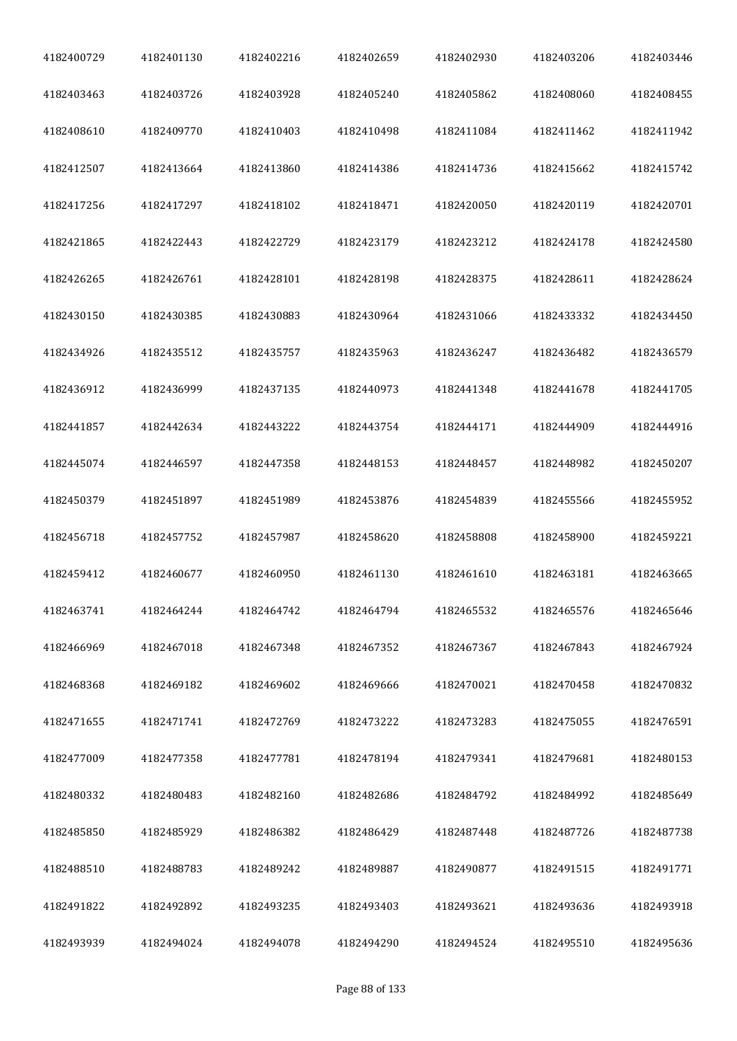| | | | | | | |
|---|---|---|---|---|---|---|
| 4182400729 | 4182401130 | 4182402216 | 4182402659 | 4182402930 | 4182403206 | 4182403446 |
| 4182403463 | 4182403726 | 4182403928 | 4182405240 | 4182405862 | 4182408060 | 4182408455 |
| 4182408610 | 4182409770 | 4182410403 | 4182410498 | 4182411084 | 4182411462 | 4182411942 |
| 4182412507 | 4182413664 | 4182413860 | 4182414386 | 4182414736 | 4182415662 | 4182415742 |
| 4182417256 | 4182417297 | 4182418102 | 4182418471 | 4182420050 | 4182420119 | 4182420701 |
| 4182421865 | 4182422443 | 4182422729 | 4182423179 | 4182423212 | 4182424178 | 4182424580 |
| 4182426265 | 4182426761 | 4182428101 | 4182428198 | 4182428375 | 4182428611 | 4182428624 |
| 4182430150 | 4182430385 | 4182430883 | 4182430964 | 4182431066 | 4182433332 | 4182434450 |
| 4182434926 | 4182435512 | 4182435757 | 4182435963 | 4182436247 | 4182436482 | 4182436579 |
| 4182436912 | 4182436999 | 4182437135 | 4182440973 | 4182441348 | 4182441678 | 4182441705 |
| 4182441857 | 4182442634 | 4182443222 | 4182443754 | 4182444171 | 4182444909 | 4182444916 |
| 4182445074 | 4182446597 | 4182447358 | 4182448153 | 4182448457 | 4182448982 | 4182450207 |
| 4182450379 | 4182451897 | 4182451989 | 4182453876 | 4182454839 | 4182455566 | 4182455952 |
| 4182456718 | 4182457752 | 4182457987 | 4182458620 | 4182458808 | 4182458900 | 4182459221 |
| 4182459412 | 4182460677 | 4182460950 | 4182461130 | 4182461610 | 4182463181 | 4182463665 |
| 4182463741 | 4182464244 | 4182464742 | 4182464794 | 4182465532 | 4182465576 | 4182465646 |
| 4182466969 | 4182467018 | 4182467348 | 4182467352 | 4182467367 | 4182467843 | 4182467924 |
| 4182468368 | 4182469182 | 4182469602 | 4182469666 | 4182470021 | 4182470458 | 4182470832 |
| 4182471655 | 4182471741 | 4182472769 | 4182473222 | 4182473283 | 4182475055 | 4182476591 |
| 4182477009 | 4182477358 | 4182477781 | 4182478194 | 4182479341 | 4182479681 | 4182480153 |
| 4182480332 | 4182480483 | 4182482160 | 4182482686 | 4182484792 | 4182484992 | 4182485649 |
| 4182485850 | 4182485929 | 4182486382 | 4182486429 | 4182487448 | 4182487726 | 4182487738 |
| 4182488510 | 4182488783 | 4182489242 | 4182489887 | 4182490877 | 4182491515 | 4182491771 |
| 4182491822 | 4182492892 | 4182493235 | 4182493403 | 4182493621 | 4182493636 | 4182493918 |
| 4182493939 | 4182494024 | 4182494078 | 4182494290 | 4182494524 | 4182495510 | 4182495636 |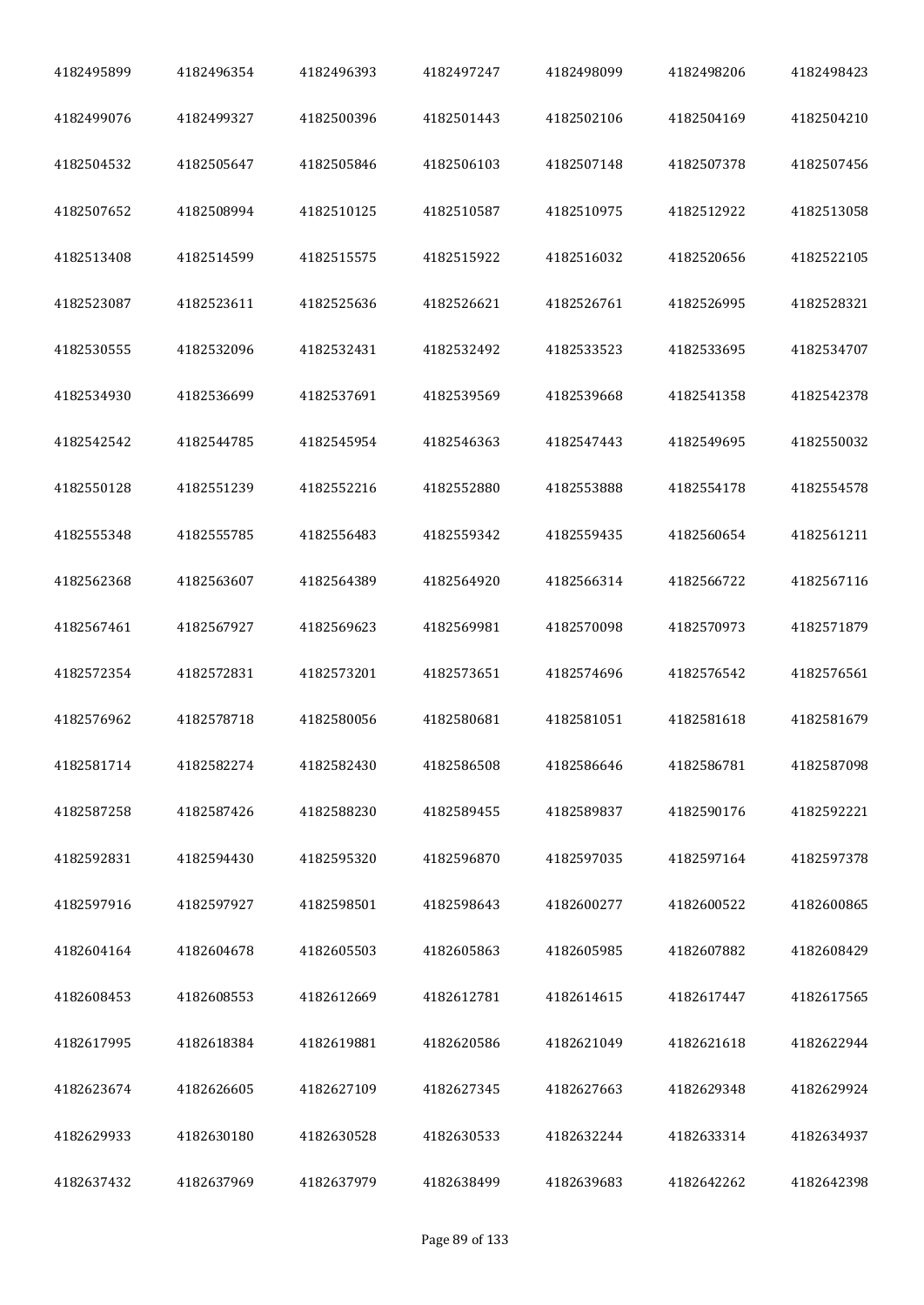| | | | | | | |
|---|---|---|---|---|---|---|
| 4182495899 | 4182496354 | 4182496393 | 4182497247 | 4182498099 | 4182498206 | 4182498423 |
| 4182499076 | 4182499327 | 4182500396 | 4182501443 | 4182502106 | 4182504169 | 4182504210 |
| 4182504532 | 4182505647 | 4182505846 | 4182506103 | 4182507148 | 4182507378 | 4182507456 |
| 4182507652 | 4182508994 | 4182510125 | 4182510587 | 4182510975 | 4182512922 | 4182513058 |
| 4182513408 | 4182514599 | 4182515575 | 4182515922 | 4182516032 | 4182520656 | 4182522105 |
| 4182523087 | 4182523611 | 4182525636 | 4182526621 | 4182526761 | 4182526995 | 4182528321 |
| 4182530555 | 4182532096 | 4182532431 | 4182532492 | 4182533523 | 4182533695 | 4182534707 |
| 4182534930 | 4182536699 | 4182537691 | 4182539569 | 4182539668 | 4182541358 | 4182542378 |
| 4182542542 | 4182544785 | 4182545954 | 4182546363 | 4182547443 | 4182549695 | 4182550032 |
| 4182550128 | 4182551239 | 4182552216 | 4182552880 | 4182553888 | 4182554178 | 4182554578 |
| 4182555348 | 4182555785 | 4182556483 | 4182559342 | 4182559435 | 4182560654 | 4182561211 |
| 4182562368 | 4182563607 | 4182564389 | 4182564920 | 4182566314 | 4182566722 | 4182567116 |
| 4182567461 | 4182567927 | 4182569623 | 4182569981 | 4182570098 | 4182570973 | 4182571879 |
| 4182572354 | 4182572831 | 4182573201 | 4182573651 | 4182574696 | 4182576542 | 4182576561 |
| 4182576962 | 4182578718 | 4182580056 | 4182580681 | 4182581051 | 4182581618 | 4182581679 |
| 4182581714 | 4182582274 | 4182582430 | 4182586508 | 4182586646 | 4182586781 | 4182587098 |
| 4182587258 | 4182587426 | 4182588230 | 4182589455 | 4182589837 | 4182590176 | 4182592221 |
| 4182592831 | 4182594430 | 4182595320 | 4182596870 | 4182597035 | 4182597164 | 4182597378 |
| 4182597916 | 4182597927 | 4182598501 | 4182598643 | 4182600277 | 4182600522 | 4182600865 |
| 4182604164 | 4182604678 | 4182605503 | 4182605863 | 4182605985 | 4182607882 | 4182608429 |
| 4182608453 | 4182608553 | 4182612669 | 4182612781 | 4182614615 | 4182617447 | 4182617565 |
| 4182617995 | 4182618384 | 4182619881 | 4182620586 | 4182621049 | 4182621618 | 4182622944 |
| 4182623674 | 4182626605 | 4182627109 | 4182627345 | 4182627663 | 4182629348 | 4182629924 |
| 4182629933 | 4182630180 | 4182630528 | 4182630533 | 4182632244 | 4182633314 | 4182634937 |
| 4182637432 | 4182637969 | 4182637979 | 4182638499 | 4182639683 | 4182642262 | 4182642398 |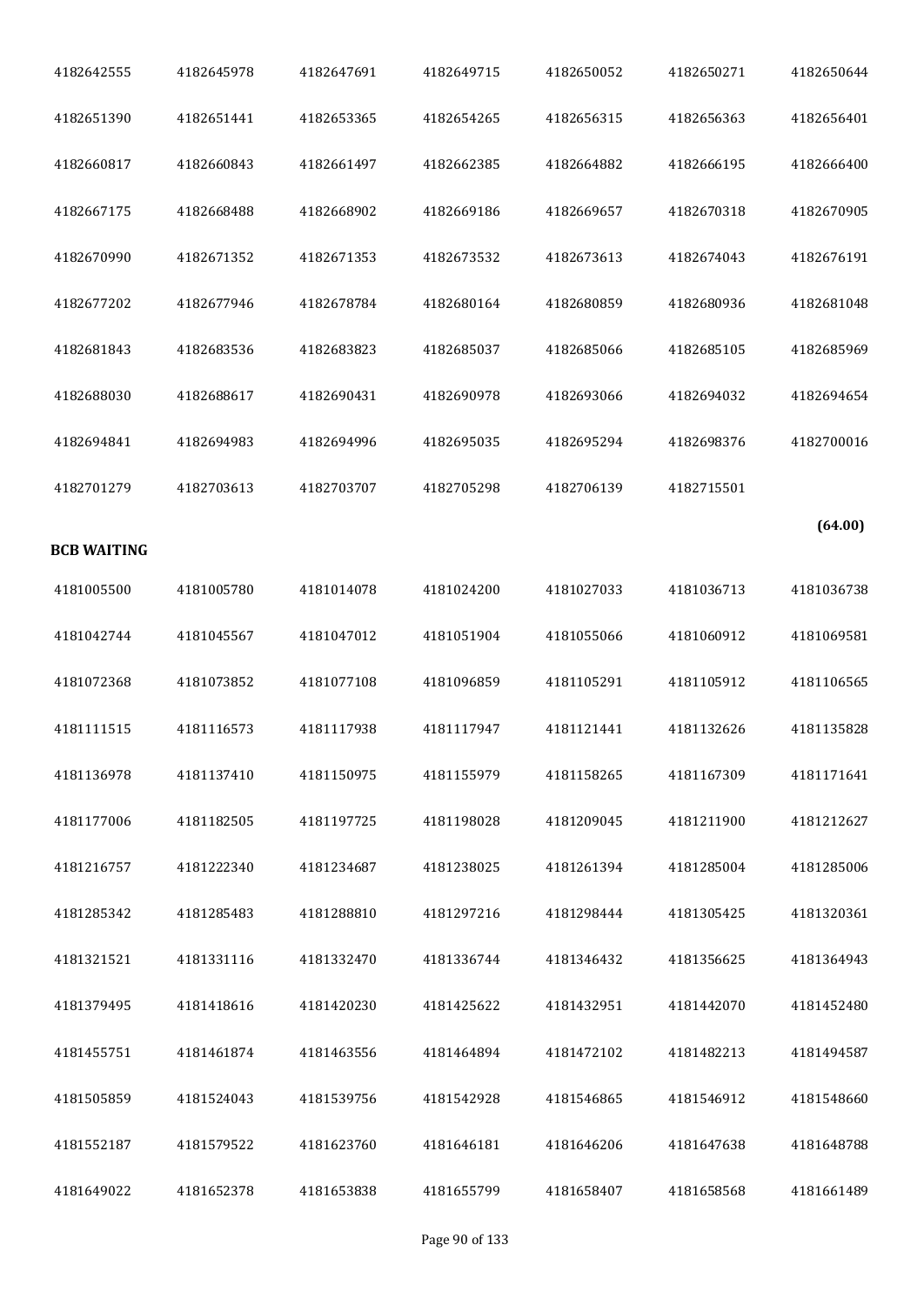| | | | | | | |
|---|---|---|---|---|---|---|
| 4182642555 | 4182645978 | 4182647691 | 4182649715 | 4182650052 | 4182650271 | 4182650644 |
| 4182651390 | 4182651441 | 4182653365 | 4182654265 | 4182656315 | 4182656363 | 4182656401 |
| 4182660817 | 4182660843 | 4182661497 | 4182662385 | 4182664882 | 4182666195 | 4182666400 |
| 4182667175 | 4182668488 | 4182668902 | 4182669186 | 4182669657 | 4182670318 | 4182670905 |
| 4182670990 | 4182671352 | 4182671353 | 4182673532 | 4182673613 | 4182674043 | 4182676191 |
| 4182677202 | 4182677946 | 4182678784 | 4182680164 | 4182680859 | 4182680936 | 4182681048 |
| 4182681843 | 4182683536 | 4182683823 | 4182685037 | 4182685066 | 4182685105 | 4182685969 |
| 4182688030 | 4182688617 | 4182690431 | 4182690978 | 4182693066 | 4182694032 | 4182694654 |
| 4182694841 | 4182694983 | 4182694996 | 4182695035 | 4182695294 | 4182698376 | 4182700016 |
| 4182701279 | 4182703613 | 4182703707 | 4182705298 | 4182706139 | 4182715501 | |

**(64.00)**

**BCB WAITING**

| | | | | | | |
|---|---|---|---|---|---|---|
| 4181005500 | 4181005780 | 4181014078 | 4181024200 | 4181027033 | 4181036713 | 4181036738 |
| 4181042744 | 4181045567 | 4181047012 | 4181051904 | 4181055066 | 4181060912 | 4181069581 |
| 4181072368 | 4181073852 | 4181077108 | 4181096859 | 4181105291 | 4181105912 | 4181106565 |
| 4181111515 | 4181116573 | 4181117938 | 4181117947 | 4181121441 | 4181132626 | 4181135828 |
| 4181136978 | 4181137410 | 4181150975 | 4181155979 | 4181158265 | 4181167309 | 4181171641 |
| 4181177006 | 4181182505 | 4181197725 | 4181198028 | 4181209045 | 4181211900 | 4181212627 |
| 4181216757 | 4181222340 | 4181234687 | 4181238025 | 4181261394 | 4181285004 | 4181285006 |
| 4181285342 | 4181285483 | 4181288810 | 4181297216 | 4181298444 | 4181305425 | 4181320361 |
| 4181321521 | 4181331116 | 4181332470 | 4181336744 | 4181346432 | 4181356625 | 4181364943 |
| 4181379495 | 4181418616 | 4181420230 | 4181425622 | 4181432951 | 4181442070 | 4181452480 |
| 4181455751 | 4181461874 | 4181463556 | 4181464894 | 4181472102 | 4181482213 | 4181494587 |
| 4181505859 | 4181524043 | 4181539756 | 4181542928 | 4181546865 | 4181546912 | 4181548660 |
| 4181552187 | 4181579522 | 4181623760 | 4181646181 | 4181646206 | 4181647638 | 4181648788 |
| 4181649022 | 4181652378 | 4181653838 | 4181655799 | 4181658407 | 4181658568 | 4181661489 |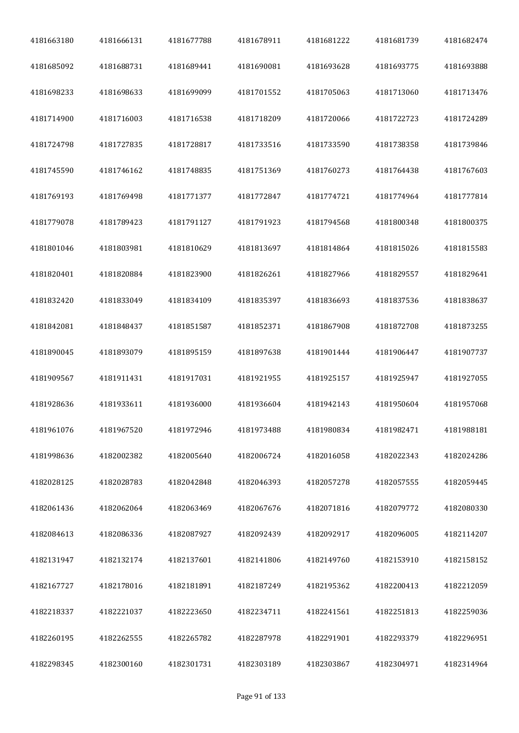| | | | | | | |
|---|---|---|---|---|---|---|
| 4181663180 | 4181666131 | 4181677788 | 4181678911 | 4181681222 | 4181681739 | 4181682474 |
| 4181685092 | 4181688731 | 4181689441 | 4181690081 | 4181693628 | 4181693775 | 4181693888 |
| 4181698233 | 4181698633 | 4181699099 | 4181701552 | 4181705063 | 4181713060 | 4181713476 |
| 4181714900 | 4181716003 | 4181716538 | 4181718209 | 4181720066 | 4181722723 | 4181724289 |
| 4181724798 | 4181727835 | 4181728817 | 4181733516 | 4181733590 | 4181738358 | 4181739846 |
| 4181745590 | 4181746162 | 4181748835 | 4181751369 | 4181760273 | 4181764438 | 4181767603 |
| 4181769193 | 4181769498 | 4181771377 | 4181772847 | 4181774721 | 4181774964 | 4181777814 |
| 4181779078 | 4181789423 | 4181791127 | 4181791923 | 4181794568 | 4181800348 | 4181800375 |
| 4181801046 | 4181803981 | 4181810629 | 4181813697 | 4181814864 | 4181815026 | 4181815583 |
| 4181820401 | 4181820884 | 4181823900 | 4181826261 | 4181827966 | 4181829557 | 4181829641 |
| 4181832420 | 4181833049 | 4181834109 | 4181835397 | 4181836693 | 4181837536 | 4181838637 |
| 4181842081 | 4181848437 | 4181851587 | 4181852371 | 4181867908 | 4181872708 | 4181873255 |
| 4181890045 | 4181893079 | 4181895159 | 4181897638 | 4181901444 | 4181906447 | 4181907737 |
| 4181909567 | 4181911431 | 4181917031 | 4181921955 | 4181925157 | 4181925947 | 4181927055 |
| 4181928636 | 4181933611 | 4181936000 | 4181936604 | 4181942143 | 4181950604 | 4181957068 |
| 4181961076 | 4181967520 | 4181972946 | 4181973488 | 4181980834 | 4181982471 | 4181988181 |
| 4181998636 | 4182002382 | 4182005640 | 4182006724 | 4182016058 | 4182022343 | 4182024286 |
| 4182028125 | 4182028783 | 4182042848 | 4182046393 | 4182057278 | 4182057555 | 4182059445 |
| 4182061436 | 4182062064 | 4182063469 | 4182067676 | 4182071816 | 4182079772 | 4182080330 |
| 4182084613 | 4182086336 | 4182087927 | 4182092439 | 4182092917 | 4182096005 | 4182114207 |
| 4182131947 | 4182132174 | 4182137601 | 4182141806 | 4182149760 | 4182153910 | 4182158152 |
| 4182167727 | 4182178016 | 4182181891 | 4182187249 | 4182195362 | 4182200413 | 4182212059 |
| 4182218337 | 4182221037 | 4182223650 | 4182234711 | 4182241561 | 4182251813 | 4182259036 |
| 4182260195 | 4182262555 | 4182265782 | 4182287978 | 4182291901 | 4182293379 | 4182296951 |
| 4182298345 | 4182300160 | 4182301731 | 4182303189 | 4182303867 | 4182304971 | 4182314964 |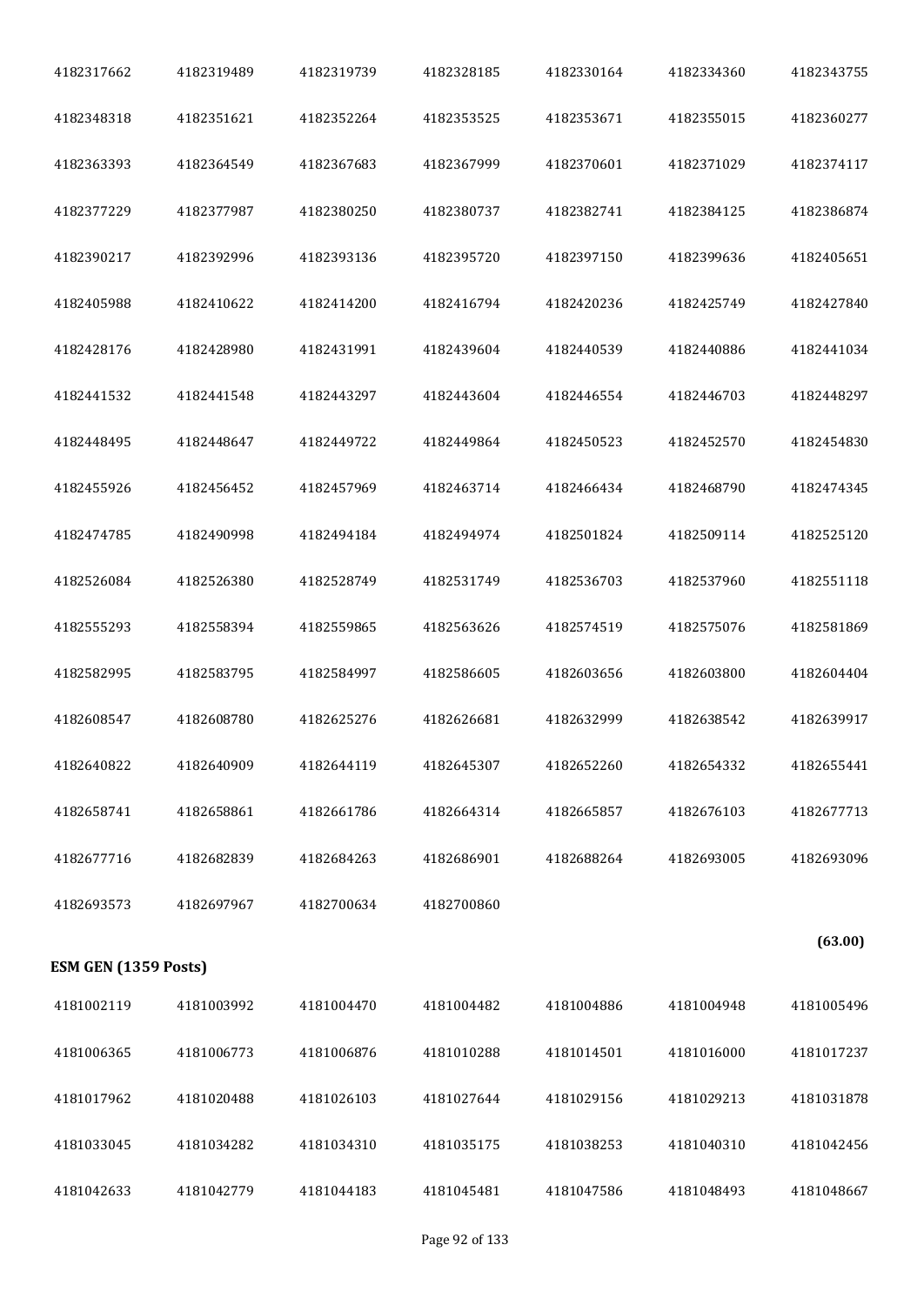| | | | | | | |
|---|---|---|---|---|---|---|
| 4182317662 | 4182319489 | 4182319739 | 4182328185 | 4182330164 | 4182334360 | 4182343755 |
| 4182348318 | 4182351621 | 4182352264 | 4182353525 | 4182353671 | 4182355015 | 4182360277 |
| 4182363393 | 4182364549 | 4182367683 | 4182367999 | 4182370601 | 4182371029 | 4182374117 |
| 4182377229 | 4182377987 | 4182380250 | 4182380737 | 4182382741 | 4182384125 | 4182386874 |
| 4182390217 | 4182392996 | 4182393136 | 4182395720 | 4182397150 | 4182399636 | 4182405651 |
| 4182405988 | 4182410622 | 4182414200 | 4182416794 | 4182420236 | 4182425749 | 4182427840 |
| 4182428176 | 4182428980 | 4182431991 | 4182439604 | 4182440539 | 4182440886 | 4182441034 |
| 4182441532 | 4182441548 | 4182443297 | 4182443604 | 4182446554 | 4182446703 | 4182448297 |
| 4182448495 | 4182448647 | 4182449722 | 4182449864 | 4182450523 | 4182452570 | 4182454830 |
| 4182455926 | 4182456452 | 4182457969 | 4182463714 | 4182466434 | 4182468790 | 4182474345 |
| 4182474785 | 4182490998 | 4182494184 | 4182494974 | 4182501824 | 4182509114 | 4182525120 |
| 4182526084 | 4182526380 | 4182528749 | 4182531749 | 4182536703 | 4182537960 | 4182551118 |
| 4182555293 | 4182558394 | 4182559865 | 4182563626 | 4182574519 | 4182575076 | 4182581869 |
| 4182582995 | 4182583795 | 4182584997 | 4182586605 | 4182603656 | 4182603800 | 4182604404 |
| 4182608547 | 4182608780 | 4182625276 | 4182626681 | 4182632999 | 4182638542 | 4182639917 |
| 4182640822 | 4182640909 | 4182644119 | 4182645307 | 4182652260 | 4182654332 | 4182655441 |
| 4182658741 | 4182658861 | 4182661786 | 4182664314 | 4182665857 | 4182676103 | 4182677713 |
| 4182677716 | 4182682839 | 4182684263 | 4182686901 | 4182688264 | 4182693005 | 4182693096 |
| 4182693573 | 4182697967 | 4182700634 | 4182700860 | | | |

**(63.00)**

**ESM GEN (1359 Posts)**

| | | | | | | |
|---|---|---|---|---|---|---|
| 4181002119 | 4181003992 | 4181004470 | 4181004482 | 4181004886 | 4181004948 | 4181005496 |
| 4181006365 | 4181006773 | 4181006876 | 4181010288 | 4181014501 | 4181016000 | 4181017237 |
| 4181017962 | 4181020488 | 4181026103 | 4181027644 | 4181029156 | 4181029213 | 4181031878 |
| 4181033045 | 4181034282 | 4181034310 | 4181035175 | 4181038253 | 4181040310 | 4181042456 |
| 4181042633 | 4181042779 | 4181044183 | 4181045481 | 4181047586 | 4181048493 | 4181048667 |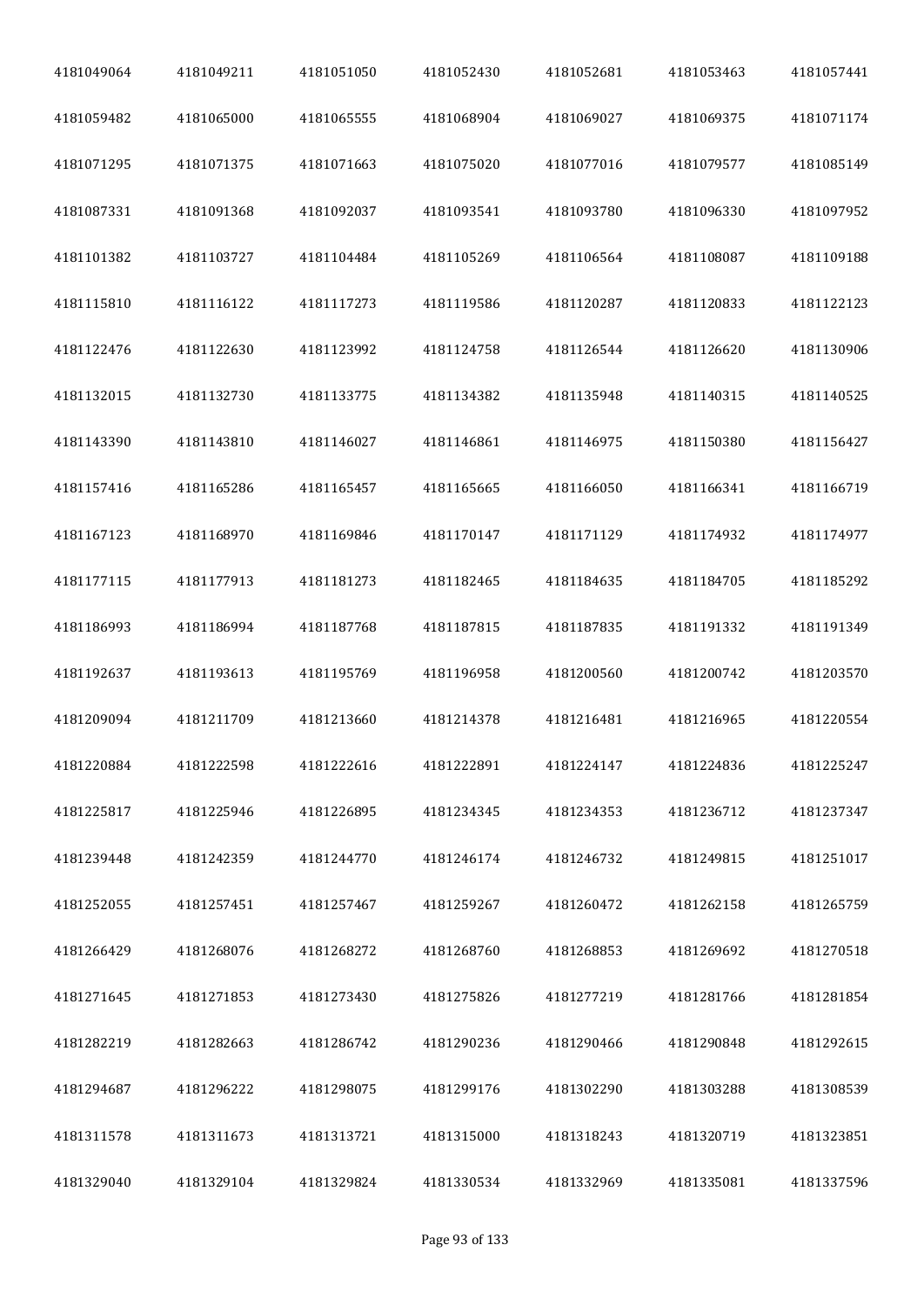| | | | | | | |
|---|---|---|---|---|---|---|
| 4181049064 | 4181049211 | 4181051050 | 4181052430 | 4181052681 | 4181053463 | 4181057441 |
| 4181059482 | 4181065000 | 4181065555 | 4181068904 | 4181069027 | 4181069375 | 4181071174 |
| 4181071295 | 4181071375 | 4181071663 | 4181075020 | 4181077016 | 4181079577 | 4181085149 |
| 4181087331 | 4181091368 | 4181092037 | 4181093541 | 4181093780 | 4181096330 | 4181097952 |
| 4181101382 | 4181103727 | 4181104484 | 4181105269 | 4181106564 | 4181108087 | 4181109188 |
| 4181115810 | 4181116122 | 4181117273 | 4181119586 | 4181120287 | 4181120833 | 4181122123 |
| 4181122476 | 4181122630 | 4181123992 | 4181124758 | 4181126544 | 4181126620 | 4181130906 |
| 4181132015 | 4181132730 | 4181133775 | 4181134382 | 4181135948 | 4181140315 | 4181140525 |
| 4181143390 | 4181143810 | 4181146027 | 4181146861 | 4181146975 | 4181150380 | 4181156427 |
| 4181157416 | 4181165286 | 4181165457 | 4181165665 | 4181166050 | 4181166341 | 4181166719 |
| 4181167123 | 4181168970 | 4181169846 | 4181170147 | 4181171129 | 4181174932 | 4181174977 |
| 4181177115 | 4181177913 | 4181181273 | 4181182465 | 4181184635 | 4181184705 | 4181185292 |
| 4181186993 | 4181186994 | 4181187768 | 4181187815 | 4181187835 | 4181191332 | 4181191349 |
| 4181192637 | 4181193613 | 4181195769 | 4181196958 | 4181200560 | 4181200742 | 4181203570 |
| 4181209094 | 4181211709 | 4181213660 | 4181214378 | 4181216481 | 4181216965 | 4181220554 |
| 4181220884 | 4181222598 | 4181222616 | 4181222891 | 4181224147 | 4181224836 | 4181225247 |
| 4181225817 | 4181225946 | 4181226895 | 4181234345 | 4181234353 | 4181236712 | 4181237347 |
| 4181239448 | 4181242359 | 4181244770 | 4181246174 | 4181246732 | 4181249815 | 4181251017 |
| 4181252055 | 4181257451 | 4181257467 | 4181259267 | 4181260472 | 4181262158 | 4181265759 |
| 4181266429 | 4181268076 | 4181268272 | 4181268760 | 4181268853 | 4181269692 | 4181270518 |
| 4181271645 | 4181271853 | 4181273430 | 4181275826 | 4181277219 | 4181281766 | 4181281854 |
| 4181282219 | 4181282663 | 4181286742 | 4181290236 | 4181290466 | 4181290848 | 4181292615 |
| 4181294687 | 4181296222 | 4181298075 | 4181299176 | 4181302290 | 4181303288 | 4181308539 |
| 4181311578 | 4181311673 | 4181313721 | 4181315000 | 4181318243 | 4181320719 | 4181323851 |
| 4181329040 | 4181329104 | 4181329824 | 4181330534 | 4181332969 | 4181335081 | 4181337596 |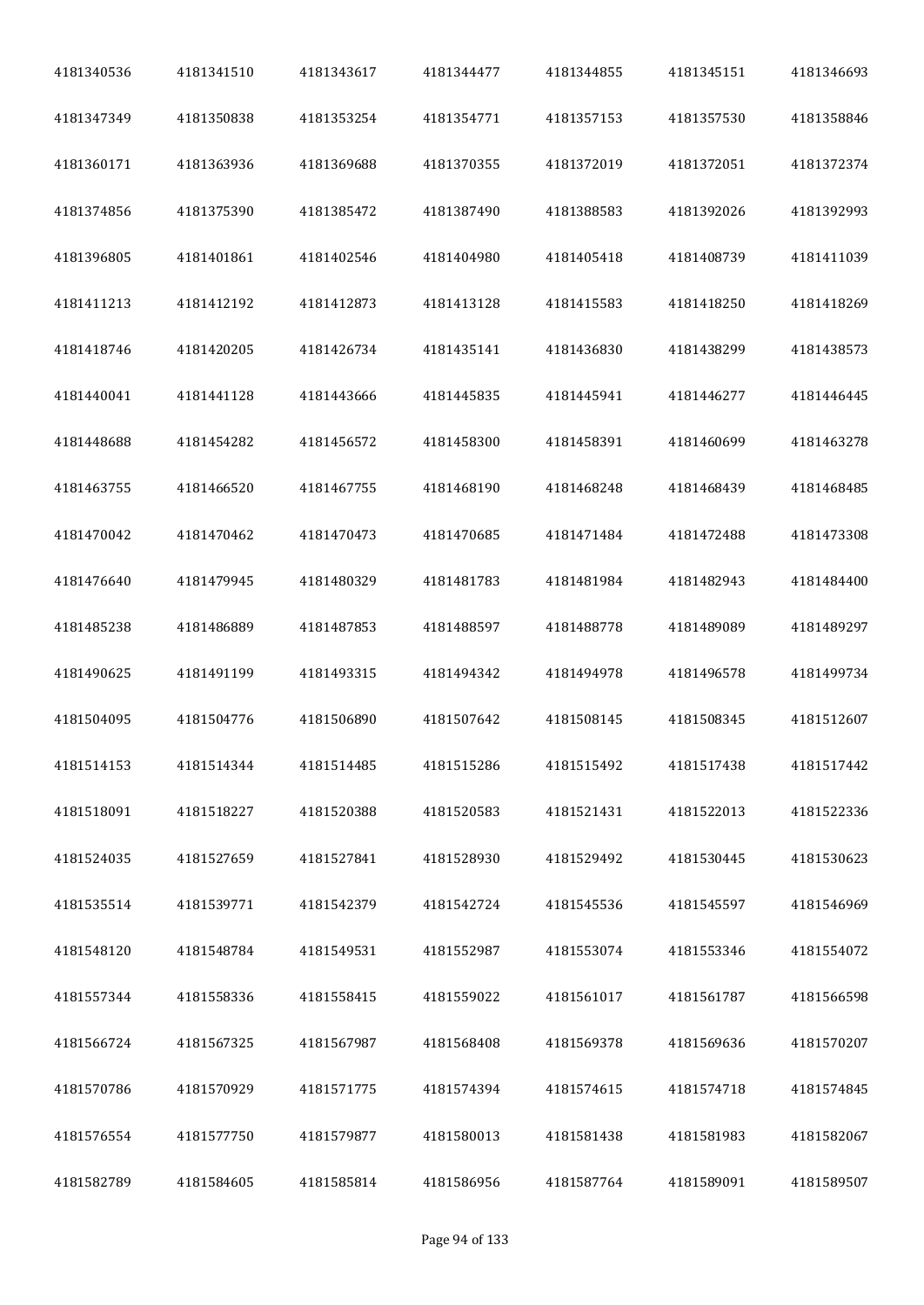| | | | | | | |
|---|---|---|---|---|---|---|
| 4181340536 | 4181341510 | 4181343617 | 4181344477 | 4181344855 | 4181345151 | 4181346693 |
| 4181347349 | 4181350838 | 4181353254 | 4181354771 | 4181357153 | 4181357530 | 4181358846 |
| 4181360171 | 4181363936 | 4181369688 | 4181370355 | 4181372019 | 4181372051 | 4181372374 |
| 4181374856 | 4181375390 | 4181385472 | 4181387490 | 4181388583 | 4181392026 | 4181392993 |
| 4181396805 | 4181401861 | 4181402546 | 4181404980 | 4181405418 | 4181408739 | 4181411039 |
| 4181411213 | 4181412192 | 4181412873 | 4181413128 | 4181415583 | 4181418250 | 4181418269 |
| 4181418746 | 4181420205 | 4181426734 | 4181435141 | 4181436830 | 4181438299 | 4181438573 |
| 4181440041 | 4181441128 | 4181443666 | 4181445835 | 4181445941 | 4181446277 | 4181446445 |
| 4181448688 | 4181454282 | 4181456572 | 4181458300 | 4181458391 | 4181460699 | 4181463278 |
| 4181463755 | 4181466520 | 4181467755 | 4181468190 | 4181468248 | 4181468439 | 4181468485 |
| 4181470042 | 4181470462 | 4181470473 | 4181470685 | 4181471484 | 4181472488 | 4181473308 |
| 4181476640 | 4181479945 | 4181480329 | 4181481783 | 4181481984 | 4181482943 | 4181484400 |
| 4181485238 | 4181486889 | 4181487853 | 4181488597 | 4181488778 | 4181489089 | 4181489297 |
| 4181490625 | 4181491199 | 4181493315 | 4181494342 | 4181494978 | 4181496578 | 4181499734 |
| 4181504095 | 4181504776 | 4181506890 | 4181507642 | 4181508145 | 4181508345 | 4181512607 |
| 4181514153 | 4181514344 | 4181514485 | 4181515286 | 4181515492 | 4181517438 | 4181517442 |
| 4181518091 | 4181518227 | 4181520388 | 4181520583 | 4181521431 | 4181522013 | 4181522336 |
| 4181524035 | 4181527659 | 4181527841 | 4181528930 | 4181529492 | 4181530445 | 4181530623 |
| 4181535514 | 4181539771 | 4181542379 | 4181542724 | 4181545536 | 4181545597 | 4181546969 |
| 4181548120 | 4181548784 | 4181549531 | 4181552987 | 4181553074 | 4181553346 | 4181554072 |
| 4181557344 | 4181558336 | 4181558415 | 4181559022 | 4181561017 | 4181561787 | 4181566598 |
| 4181566724 | 4181567325 | 4181567987 | 4181568408 | 4181569378 | 4181569636 | 4181570207 |
| 4181570786 | 4181570929 | 4181571775 | 4181574394 | 4181574615 | 4181574718 | 4181574845 |
| 4181576554 | 4181577750 | 4181579877 | 4181580013 | 4181581438 | 4181581983 | 4181582067 |
| 4181582789 | 4181584605 | 4181585814 | 4181586956 | 4181587764 | 4181589091 | 4181589507 |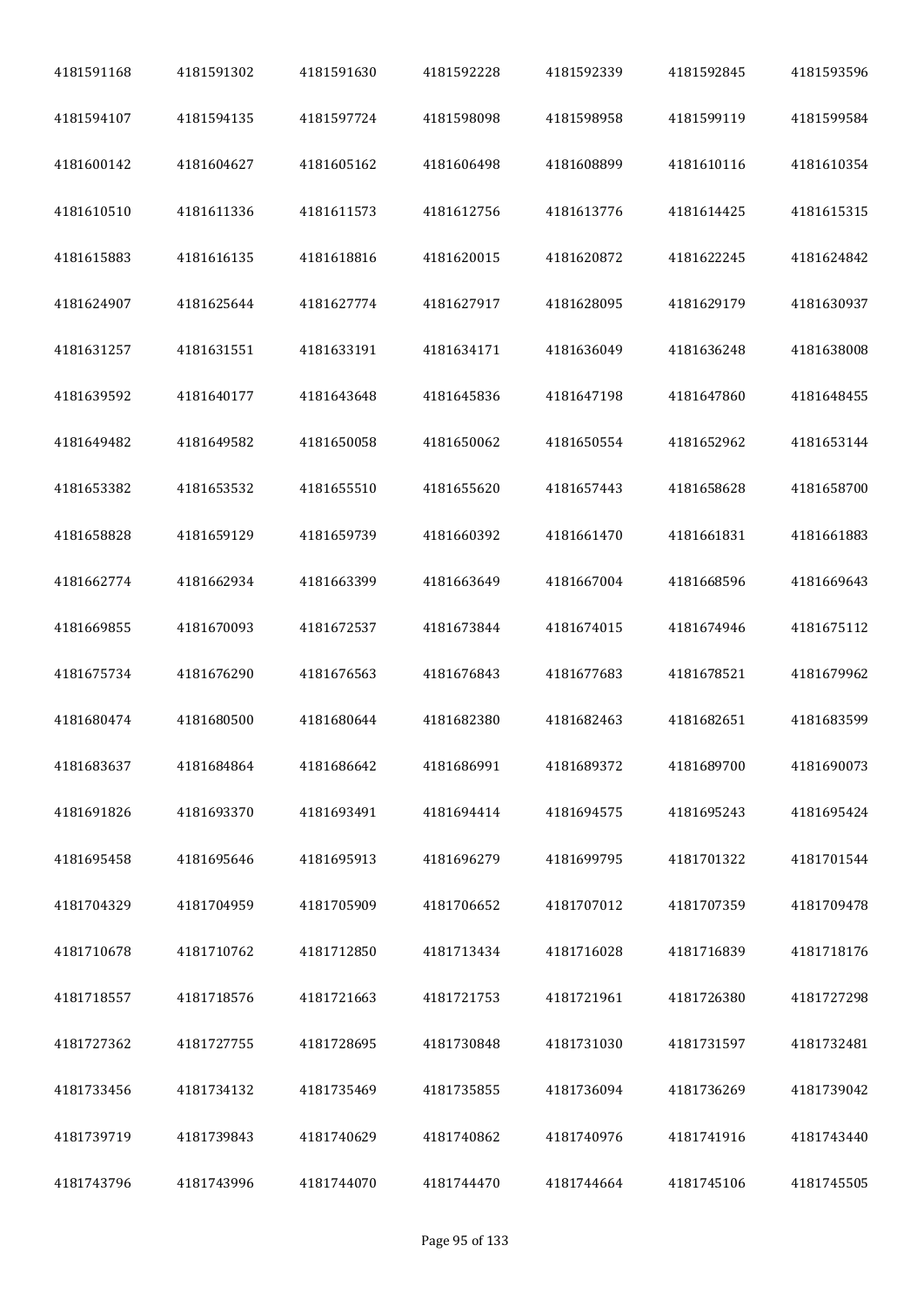| | | | | | | |
|---|---|---|---|---|---|---|
| 4181591168 | 4181591302 | 4181591630 | 4181592228 | 4181592339 | 4181592845 | 4181593596 |
| 4181594107 | 4181594135 | 4181597724 | 4181598098 | 4181598958 | 4181599119 | 4181599584 |
| 4181600142 | 4181604627 | 4181605162 | 4181606498 | 4181608899 | 4181610116 | 4181610354 |
| 4181610510 | 4181611336 | 4181611573 | 4181612756 | 4181613776 | 4181614425 | 4181615315 |
| 4181615883 | 4181616135 | 4181618816 | 4181620015 | 4181620872 | 4181622245 | 4181624842 |
| 4181624907 | 4181625644 | 4181627774 | 4181627917 | 4181628095 | 4181629179 | 4181630937 |
| 4181631257 | 4181631551 | 4181633191 | 4181634171 | 4181636049 | 4181636248 | 4181638008 |
| 4181639592 | 4181640177 | 4181643648 | 4181645836 | 4181647198 | 4181647860 | 4181648455 |
| 4181649482 | 4181649582 | 4181650058 | 4181650062 | 4181650554 | 4181652962 | 4181653144 |
| 4181653382 | 4181653532 | 4181655510 | 4181655620 | 4181657443 | 4181658628 | 4181658700 |
| 4181658828 | 4181659129 | 4181659739 | 4181660392 | 4181661470 | 4181661831 | 4181661883 |
| 4181662774 | 4181662934 | 4181663399 | 4181663649 | 4181667004 | 4181668596 | 4181669643 |
| 4181669855 | 4181670093 | 4181672537 | 4181673844 | 4181674015 | 4181674946 | 4181675112 |
| 4181675734 | 4181676290 | 4181676563 | 4181676843 | 4181677683 | 4181678521 | 4181679962 |
| 4181680474 | 4181680500 | 4181680644 | 4181682380 | 4181682463 | 4181682651 | 4181683599 |
| 4181683637 | 4181684864 | 4181686642 | 4181686991 | 4181689372 | 4181689700 | 4181690073 |
| 4181691826 | 4181693370 | 4181693491 | 4181694414 | 4181694575 | 4181695243 | 4181695424 |
| 4181695458 | 4181695646 | 4181695913 | 4181696279 | 4181699795 | 4181701322 | 4181701544 |
| 4181704329 | 4181704959 | 4181705909 | 4181706652 | 4181707012 | 4181707359 | 4181709478 |
| 4181710678 | 4181710762 | 4181712850 | 4181713434 | 4181716028 | 4181716839 | 4181718176 |
| 4181718557 | 4181718576 | 4181721663 | 4181721753 | 4181721961 | 4181726380 | 4181727298 |
| 4181727362 | 4181727755 | 4181728695 | 4181730848 | 4181731030 | 4181731597 | 4181732481 |
| 4181733456 | 4181734132 | 4181735469 | 4181735855 | 4181736094 | 4181736269 | 4181739042 |
| 4181739719 | 4181739843 | 4181740629 | 4181740862 | 4181740976 | 4181741916 | 4181743440 |
| 4181743796 | 4181743996 | 4181744070 | 4181744470 | 4181744664 | 4181745106 | 4181745505 |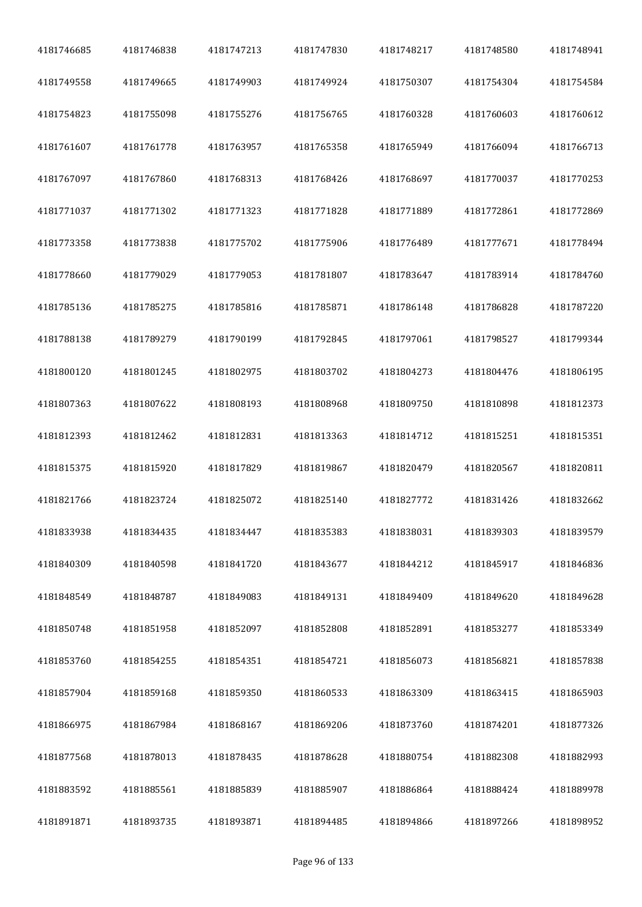| | | | | | | |
|---|---|---|---|---|---|---|
| 4181746685 | 4181746838 | 4181747213 | 4181747830 | 4181748217 | 4181748580 | 4181748941 |
| 4181749558 | 4181749665 | 4181749903 | 4181749924 | 4181750307 | 4181754304 | 4181754584 |
| 4181754823 | 4181755098 | 4181755276 | 4181756765 | 4181760328 | 4181760603 | 4181760612 |
| 4181761607 | 4181761778 | 4181763957 | 4181765358 | 4181765949 | 4181766094 | 4181766713 |
| 4181767097 | 4181767860 | 4181768313 | 4181768426 | 4181768697 | 4181770037 | 4181770253 |
| 4181771037 | 4181771302 | 4181771323 | 4181771828 | 4181771889 | 4181772861 | 4181772869 |
| 4181773358 | 4181773838 | 4181775702 | 4181775906 | 4181776489 | 4181777671 | 4181778494 |
| 4181778660 | 4181779029 | 4181779053 | 4181781807 | 4181783647 | 4181783914 | 4181784760 |
| 4181785136 | 4181785275 | 4181785816 | 4181785871 | 4181786148 | 4181786828 | 4181787220 |
| 4181788138 | 4181789279 | 4181790199 | 4181792845 | 4181797061 | 4181798527 | 4181799344 |
| 4181800120 | 4181801245 | 4181802975 | 4181803702 | 4181804273 | 4181804476 | 4181806195 |
| 4181807363 | 4181807622 | 4181808193 | 4181808968 | 4181809750 | 4181810898 | 4181812373 |
| 4181812393 | 4181812462 | 4181812831 | 4181813363 | 4181814712 | 4181815251 | 4181815351 |
| 4181815375 | 4181815920 | 4181817829 | 4181819867 | 4181820479 | 4181820567 | 4181820811 |
| 4181821766 | 4181823724 | 4181825072 | 4181825140 | 4181827772 | 4181831426 | 4181832662 |
| 4181833938 | 4181834435 | 4181834447 | 4181835383 | 4181838031 | 4181839303 | 4181839579 |
| 4181840309 | 4181840598 | 4181841720 | 4181843677 | 4181844212 | 4181845917 | 4181846836 |
| 4181848549 | 4181848787 | 4181849083 | 4181849131 | 4181849409 | 4181849620 | 4181849628 |
| 4181850748 | 4181851958 | 4181852097 | 4181852808 | 4181852891 | 4181853277 | 4181853349 |
| 4181853760 | 4181854255 | 4181854351 | 4181854721 | 4181856073 | 4181856821 | 4181857838 |
| 4181857904 | 4181859168 | 4181859350 | 4181860533 | 4181863309 | 4181863415 | 4181865903 |
| 4181866975 | 4181867984 | 4181868167 | 4181869206 | 4181873760 | 4181874201 | 4181877326 |
| 4181877568 | 4181878013 | 4181878435 | 4181878628 | 4181880754 | 4181882308 | 4181882993 |
| 4181883592 | 4181885561 | 4181885839 | 4181885907 | 4181886864 | 4181888424 | 4181889978 |
| 4181891871 | 4181893735 | 4181893871 | 4181894485 | 4181894866 | 4181897266 | 4181898952 |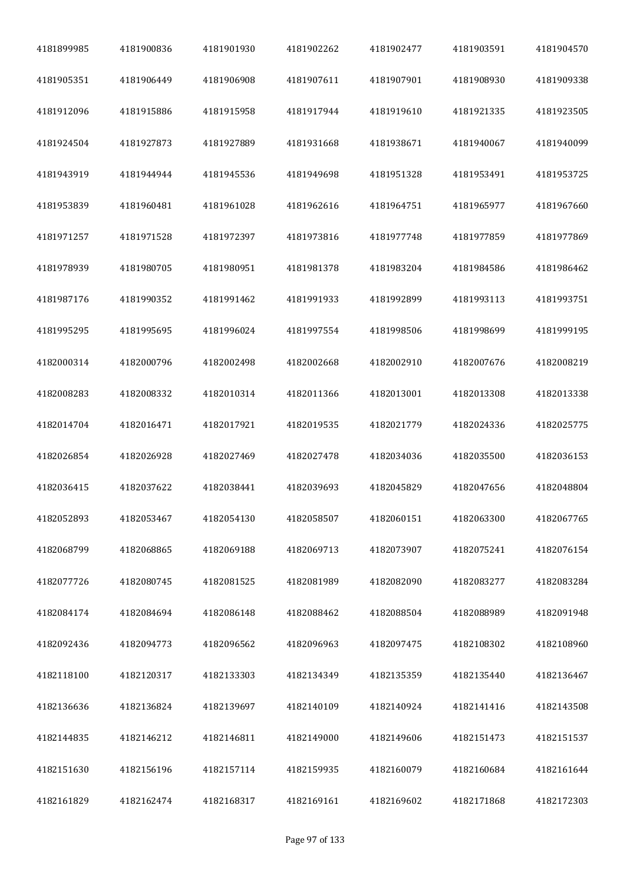| | | | | | | |
|---|---|---|---|---|---|---|
| 4181899985 | 4181900836 | 4181901930 | 4181902262 | 4181902477 | 4181903591 | 4181904570 |
| 4181905351 | 4181906449 | 4181906908 | 4181907611 | 4181907901 | 4181908930 | 4181909338 |
| 4181912096 | 4181915886 | 4181915958 | 4181917944 | 4181919610 | 4181921335 | 4181923505 |
| 4181924504 | 4181927873 | 4181927889 | 4181931668 | 4181938671 | 4181940067 | 4181940099 |
| 4181943919 | 4181944944 | 4181945536 | 4181949698 | 4181951328 | 4181953491 | 4181953725 |
| 4181953839 | 4181960481 | 4181961028 | 4181962616 | 4181964751 | 4181965977 | 4181967660 |
| 4181971257 | 4181971528 | 4181972397 | 4181973816 | 4181977748 | 4181977859 | 4181977869 |
| 4181978939 | 4181980705 | 4181980951 | 4181981378 | 4181983204 | 4181984586 | 4181986462 |
| 4181987176 | 4181990352 | 4181991462 | 4181991933 | 4181992899 | 4181993113 | 4181993751 |
| 4181995295 | 4181995695 | 4181996024 | 4181997554 | 4181998506 | 4181998699 | 4181999195 |
| 4182000314 | 4182000796 | 4182002498 | 4182002668 | 4182002910 | 4182007676 | 4182008219 |
| 4182008283 | 4182008332 | 4182010314 | 4182011366 | 4182013001 | 4182013308 | 4182013338 |
| 4182014704 | 4182016471 | 4182017921 | 4182019535 | 4182021779 | 4182024336 | 4182025775 |
| 4182026854 | 4182026928 | 4182027469 | 4182027478 | 4182034036 | 4182035500 | 4182036153 |
| 4182036415 | 4182037622 | 4182038441 | 4182039693 | 4182045829 | 4182047656 | 4182048804 |
| 4182052893 | 4182053467 | 4182054130 | 4182058507 | 4182060151 | 4182063300 | 4182067765 |
| 4182068799 | 4182068865 | 4182069188 | 4182069713 | 4182073907 | 4182075241 | 4182076154 |
| 4182077726 | 4182080745 | 4182081525 | 4182081989 | 4182082090 | 4182083277 | 4182083284 |
| 4182084174 | 4182084694 | 4182086148 | 4182088462 | 4182088504 | 4182088989 | 4182091948 |
| 4182092436 | 4182094773 | 4182096562 | 4182096963 | 4182097475 | 4182108302 | 4182108960 |
| 4182118100 | 4182120317 | 4182133303 | 4182134349 | 4182135359 | 4182135440 | 4182136467 |
| 4182136636 | 4182136824 | 4182139697 | 4182140109 | 4182140924 | 4182141416 | 4182143508 |
| 4182144835 | 4182146212 | 4182146811 | 4182149000 | 4182149606 | 4182151473 | 4182151537 |
| 4182151630 | 4182156196 | 4182157114 | 4182159935 | 4182160079 | 4182160684 | 4182161644 |
| 4182161829 | 4182162474 | 4182168317 | 4182169161 | 4182169602 | 4182171868 | 4182172303 |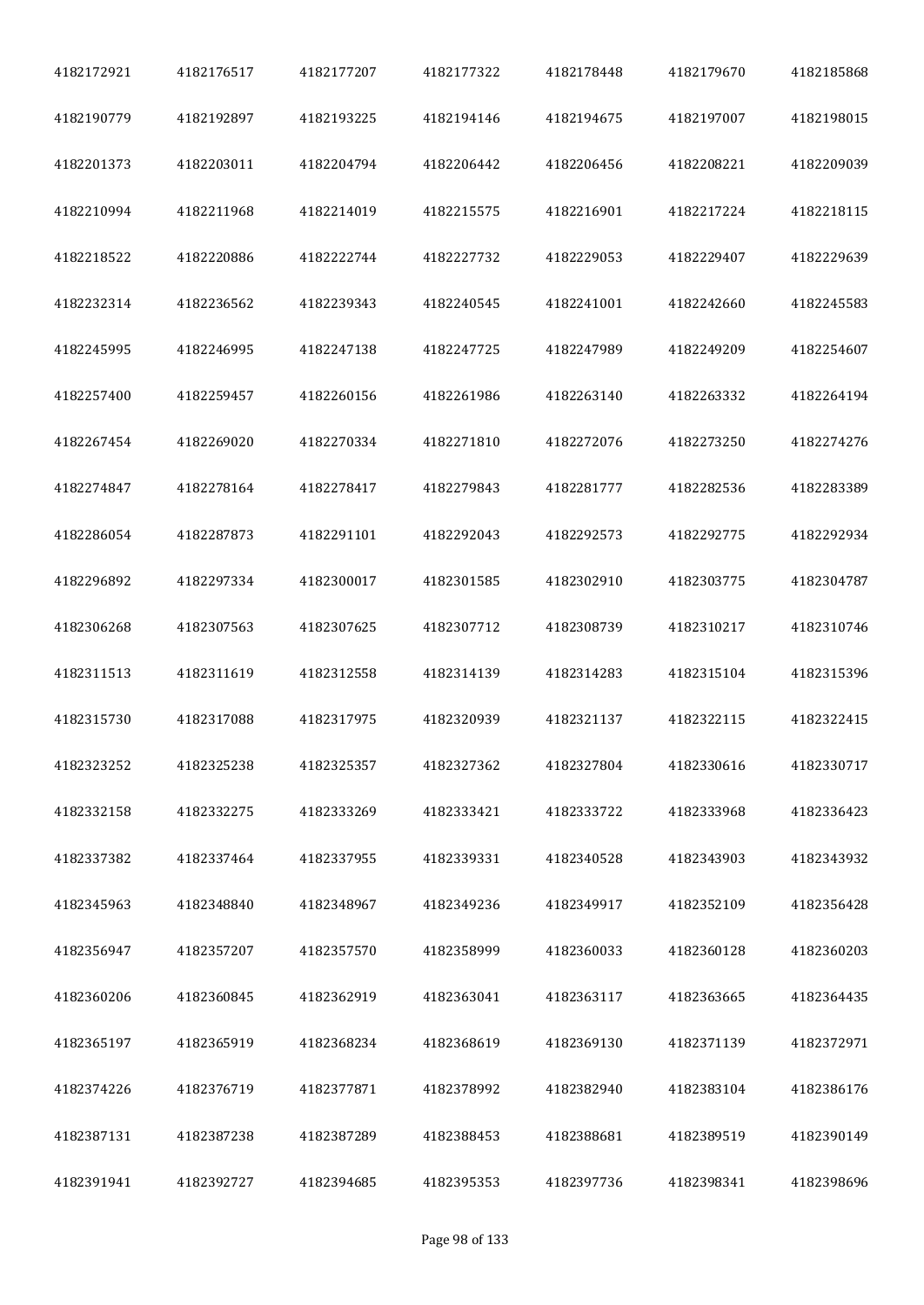| 4182172921 | 4182176517 | 4182177207 | 4182177322 | 4182178448 | 4182179670 | 4182185868 |
|---|---|---|---|---|---|---|
| 4182190779 | 4182192897 | 4182193225 | 4182194146 | 4182194675 | 4182197007 | 4182198015 |
| 4182201373 | 4182203011 | 4182204794 | 4182206442 | 4182206456 | 4182208221 | 4182209039 |
| 4182210994 | 4182211968 | 4182214019 | 4182215575 | 4182216901 | 4182217224 | 4182218115 |
| 4182218522 | 4182220886 | 4182222744 | 4182227732 | 4182229053 | 4182229407 | 4182229639 |
| 4182232314 | 4182236562 | 4182239343 | 4182240545 | 4182241001 | 4182242660 | 4182245583 |
| 4182245995 | 4182246995 | 4182247138 | 4182247725 | 4182247989 | 4182249209 | 4182254607 |
| 4182257400 | 4182259457 | 4182260156 | 4182261986 | 4182263140 | 4182263332 | 4182264194 |
| 4182267454 | 4182269020 | 4182270334 | 4182271810 | 4182272076 | 4182273250 | 4182274276 |
| 4182274847 | 4182278164 | 4182278417 | 4182279843 | 4182281777 | 4182282536 | 4182283389 |
| 4182286054 | 4182287873 | 4182291101 | 4182292043 | 4182292573 | 4182292775 | 4182292934 |
| 4182296892 | 4182297334 | 4182300017 | 4182301585 | 4182302910 | 4182303775 | 4182304787 |
| 4182306268 | 4182307563 | 4182307625 | 4182307712 | 4182308739 | 4182310217 | 4182310746 |
| 4182311513 | 4182311619 | 4182312558 | 4182314139 | 4182314283 | 4182315104 | 4182315396 |
| 4182315730 | 4182317088 | 4182317975 | 4182320939 | 4182321137 | 4182322115 | 4182322415 |
| 4182323252 | 4182325238 | 4182325357 | 4182327362 | 4182327804 | 4182330616 | 4182330717 |
| 4182332158 | 4182332275 | 4182333269 | 4182333421 | 4182333722 | 4182333968 | 4182336423 |
| 4182337382 | 4182337464 | 4182337955 | 4182339331 | 4182340528 | 4182343903 | 4182343932 |
| 4182345963 | 4182348840 | 4182348967 | 4182349236 | 4182349917 | 4182352109 | 4182356428 |
| 4182356947 | 4182357207 | 4182357570 | 4182358999 | 4182360033 | 4182360128 | 4182360203 |
| 4182360206 | 4182360845 | 4182362919 | 4182363041 | 4182363117 | 4182363665 | 4182364435 |
| 4182365197 | 4182365919 | 4182368234 | 4182368619 | 4182369130 | 4182371139 | 4182372971 |
| 4182374226 | 4182376719 | 4182377871 | 4182378992 | 4182382940 | 4182383104 | 4182386176 |
| 4182387131 | 4182387238 | 4182387289 | 4182388453 | 4182388681 | 4182389519 | 4182390149 |
| 4182391941 | 4182392727 | 4182394685 | 4182395353 | 4182397736 | 4182398341 | 4182398696 |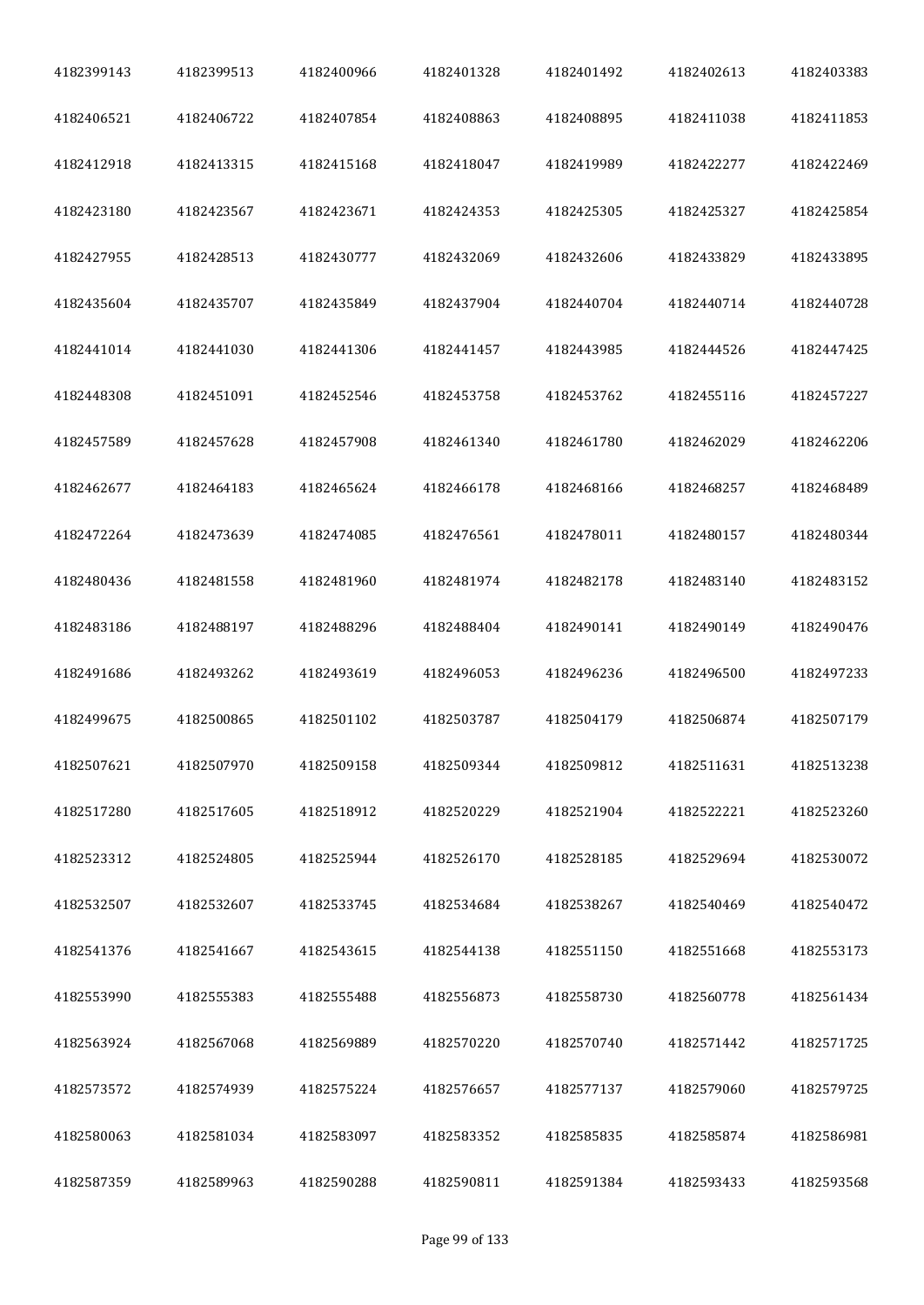| | | | | | | |
|---|---|---|---|---|---|---|
| 4182399143 | 4182399513 | 4182400966 | 4182401328 | 4182401492 | 4182402613 | 4182403383 |
| 4182406521 | 4182406722 | 4182407854 | 4182408863 | 4182408895 | 4182411038 | 4182411853 |
| 4182412918 | 4182413315 | 4182415168 | 4182418047 | 4182419989 | 4182422277 | 4182422469 |
| 4182423180 | 4182423567 | 4182423671 | 4182424353 | 4182425305 | 4182425327 | 4182425854 |
| 4182427955 | 4182428513 | 4182430777 | 4182432069 | 4182432606 | 4182433829 | 4182433895 |
| 4182435604 | 4182435707 | 4182435849 | 4182437904 | 4182440704 | 4182440714 | 4182440728 |
| 4182441014 | 4182441030 | 4182441306 | 4182441457 | 4182443985 | 4182444526 | 4182447425 |
| 4182448308 | 4182451091 | 4182452546 | 4182453758 | 4182453762 | 4182455116 | 4182457227 |
| 4182457589 | 4182457628 | 4182457908 | 4182461340 | 4182461780 | 4182462029 | 4182462206 |
| 4182462677 | 4182464183 | 4182465624 | 4182466178 | 4182468166 | 4182468257 | 4182468489 |
| 4182472264 | 4182473639 | 4182474085 | 4182476561 | 4182478011 | 4182480157 | 4182480344 |
| 4182480436 | 4182481558 | 4182481960 | 4182481974 | 4182482178 | 4182483140 | 4182483152 |
| 4182483186 | 4182488197 | 4182488296 | 4182488404 | 4182490141 | 4182490149 | 4182490476 |
| 4182491686 | 4182493262 | 4182493619 | 4182496053 | 4182496236 | 4182496500 | 4182497233 |
| 4182499675 | 4182500865 | 4182501102 | 4182503787 | 4182504179 | 4182506874 | 4182507179 |
| 4182507621 | 4182507970 | 4182509158 | 4182509344 | 4182509812 | 4182511631 | 4182513238 |
| 4182517280 | 4182517605 | 4182518912 | 4182520229 | 4182521904 | 4182522221 | 4182523260 |
| 4182523312 | 4182524805 | 4182525944 | 4182526170 | 4182528185 | 4182529694 | 4182530072 |
| 4182532507 | 4182532607 | 4182533745 | 4182534684 | 4182538267 | 4182540469 | 4182540472 |
| 4182541376 | 4182541667 | 4182543615 | 4182544138 | 4182551150 | 4182551668 | 4182553173 |
| 4182553990 | 4182555383 | 4182555488 | 4182556873 | 4182558730 | 4182560778 | 4182561434 |
| 4182563924 | 4182567068 | 4182569889 | 4182570220 | 4182570740 | 4182571442 | 4182571725 |
| 4182573572 | 4182574939 | 4182575224 | 4182576657 | 4182577137 | 4182579060 | 4182579725 |
| 4182580063 | 4182581034 | 4182583097 | 4182583352 | 4182585835 | 4182585874 | 4182586981 |
| 4182587359 | 4182589963 | 4182590288 | 4182590811 | 4182591384 | 4182593433 | 4182593568 |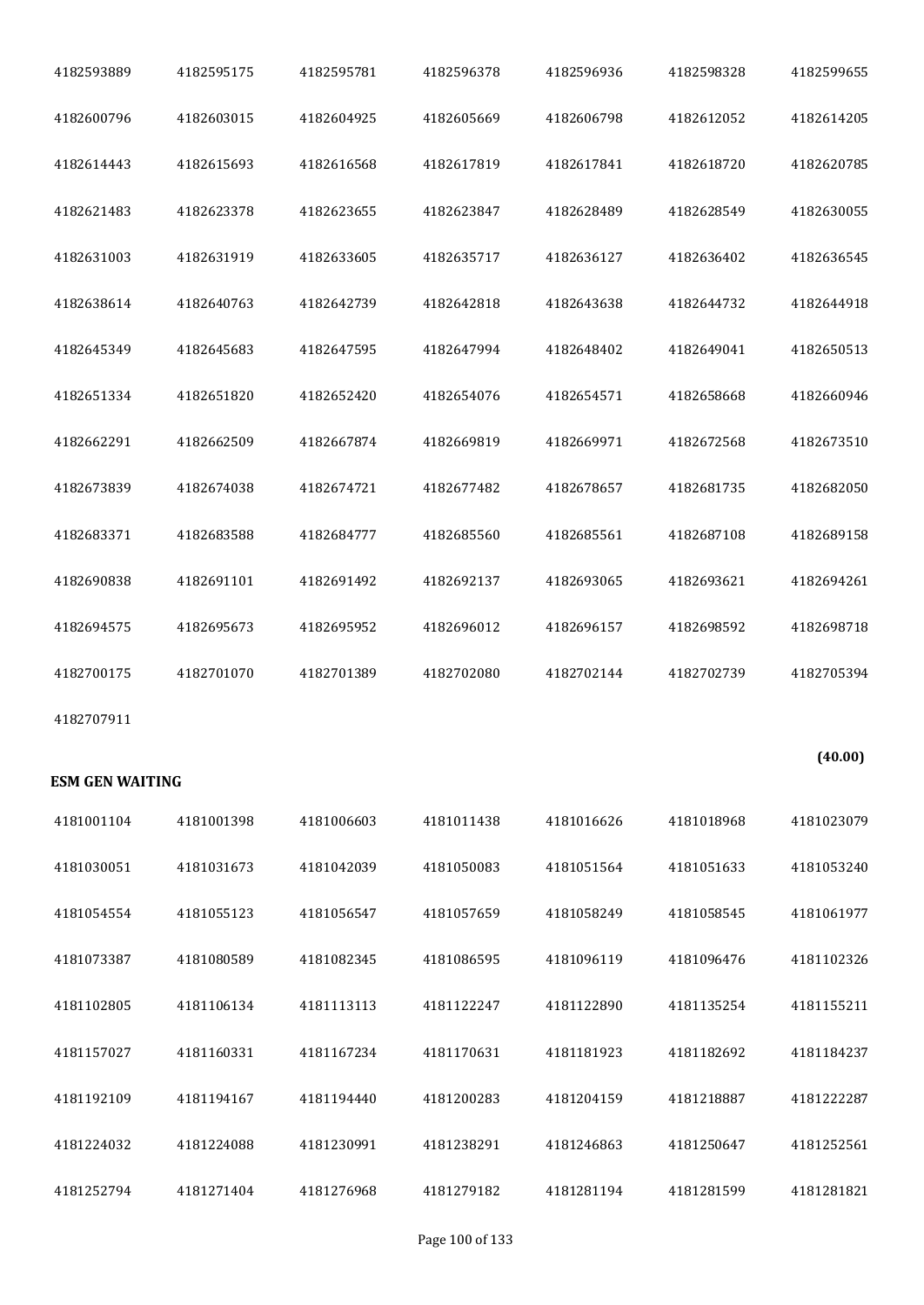| | | | | | | |
|---|---|---|---|---|---|---|
| 4182593889 | 4182595175 | 4182595781 | 4182596378 | 4182596936 | 4182598328 | 4182599655 |
| 4182600796 | 4182603015 | 4182604925 | 4182605669 | 4182606798 | 4182612052 | 4182614205 |
| 4182614443 | 4182615693 | 4182616568 | 4182617819 | 4182617841 | 4182618720 | 4182620785 |
| 4182621483 | 4182623378 | 4182623655 | 4182623847 | 4182628489 | 4182628549 | 4182630055 |
| 4182631003 | 4182631919 | 4182633605 | 4182635717 | 4182636127 | 4182636402 | 4182636545 |
| 4182638614 | 4182640763 | 4182642739 | 4182642818 | 4182643638 | 4182644732 | 4182644918 |
| 4182645349 | 4182645683 | 4182647595 | 4182647994 | 4182648402 | 4182649041 | 4182650513 |
| 4182651334 | 4182651820 | 4182652420 | 4182654076 | 4182654571 | 4182658668 | 4182660946 |
| 4182662291 | 4182662509 | 4182667874 | 4182669819 | 4182669971 | 4182672568 | 4182673510 |
| 4182673839 | 4182674038 | 4182674721 | 4182677482 | 4182678657 | 4182681735 | 4182682050 |
| 4182683371 | 4182683588 | 4182684777 | 4182685560 | 4182685561 | 4182687108 | 4182689158 |
| 4182690838 | 4182691101 | 4182691492 | 4182692137 | 4182693065 | 4182693621 | 4182694261 |
| 4182694575 | 4182695673 | 4182695952 | 4182696012 | 4182696157 | 4182698592 | 4182698718 |
| 4182700175 | 4182701070 | 4182701389 | 4182702080 | 4182702144 | 4182702739 | 4182705394 |
| 4182707911 | | | | | | |

**(40.00)**

**ESM GEN WAITING**

| | | | | | | |
|---|---|---|---|---|---|---|
| 4181001104 | 4181001398 | 4181006603 | 4181011438 | 4181016626 | 4181018968 | 4181023079 |
| 4181030051 | 4181031673 | 4181042039 | 4181050083 | 4181051564 | 4181051633 | 4181053240 |
| 4181054554 | 4181055123 | 4181056547 | 4181057659 | 4181058249 | 4181058545 | 4181061977 |
| 4181073387 | 4181080589 | 4181082345 | 4181086595 | 4181096119 | 4181096476 | 4181102326 |
| 4181102805 | 4181106134 | 4181113113 | 4181122247 | 4181122890 | 4181135254 | 4181155211 |
| 4181157027 | 4181160331 | 4181167234 | 4181170631 | 4181181923 | 4181182692 | 4181184237 |
| 4181192109 | 4181194167 | 4181194440 | 4181200283 | 4181204159 | 4181218887 | 4181222287 |
| 4181224032 | 4181224088 | 4181230991 | 4181238291 | 4181246863 | 4181250647 | 4181252561 |
| 4181252794 | 4181271404 | 4181276968 | 4181279182 | 4181281194 | 4181281599 | 4181281821 |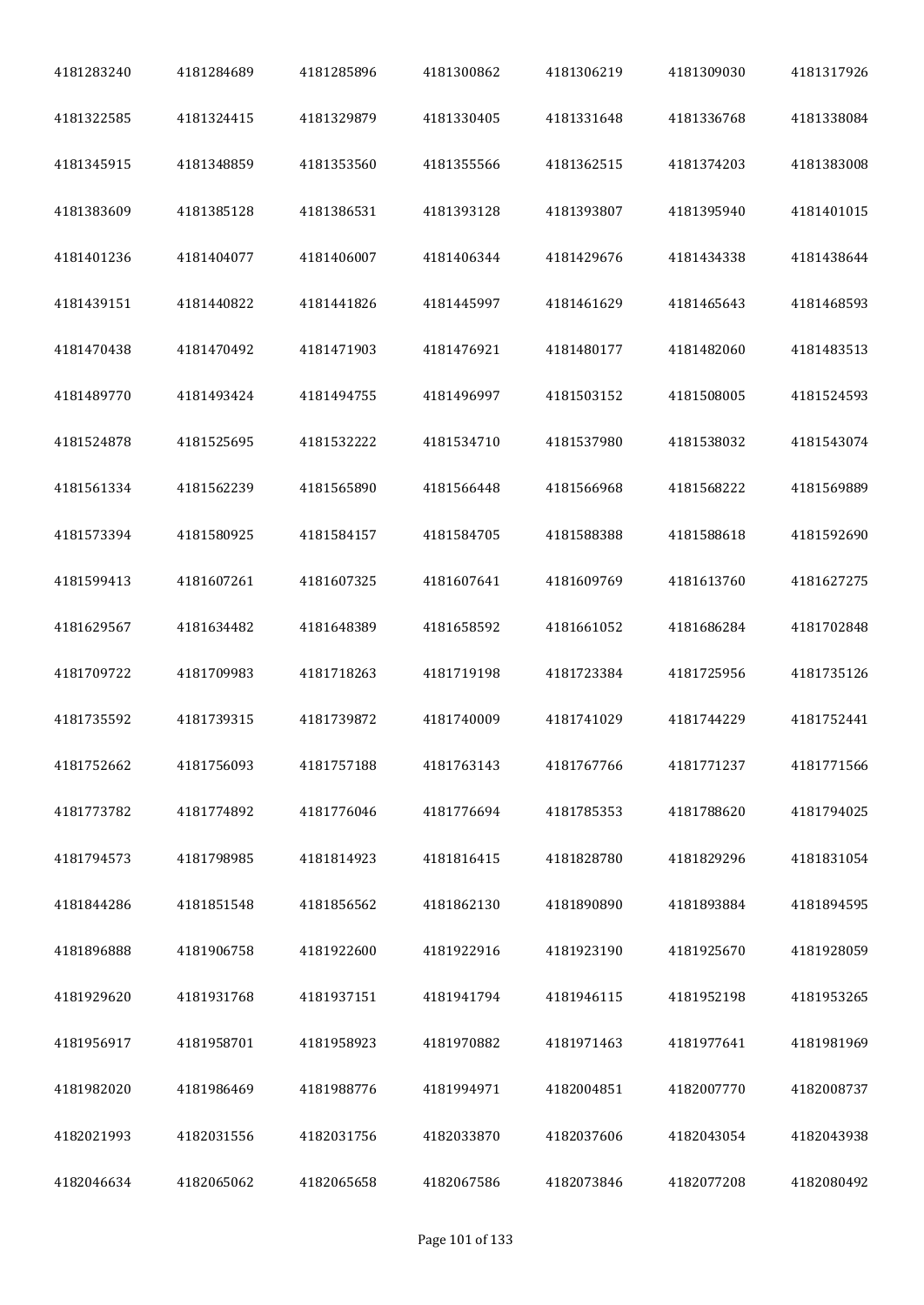| | | | | | | |
|---|---|---|---|---|---|---|
| 4181283240 | 4181284689 | 4181285896 | 4181300862 | 4181306219 | 4181309030 | 4181317926 |
| 4181322585 | 4181324415 | 4181329879 | 4181330405 | 4181331648 | 4181336768 | 4181338084 |
| 4181345915 | 4181348859 | 4181353560 | 4181355566 | 4181362515 | 4181374203 | 4181383008 |
| 4181383609 | 4181385128 | 4181386531 | 4181393128 | 4181393807 | 4181395940 | 4181401015 |
| 4181401236 | 4181404077 | 4181406007 | 4181406344 | 4181429676 | 4181434338 | 4181438644 |
| 4181439151 | 4181440822 | 4181441826 | 4181445997 | 4181461629 | 4181465643 | 4181468593 |
| 4181470438 | 4181470492 | 4181471903 | 4181476921 | 4181480177 | 4181482060 | 4181483513 |
| 4181489770 | 4181493424 | 4181494755 | 4181496997 | 4181503152 | 4181508005 | 4181524593 |
| 4181524878 | 4181525695 | 4181532222 | 4181534710 | 4181537980 | 4181538032 | 4181543074 |
| 4181561334 | 4181562239 | 4181565890 | 4181566448 | 4181566968 | 4181568222 | 4181569889 |
| 4181573394 | 4181580925 | 4181584157 | 4181584705 | 4181588388 | 4181588618 | 4181592690 |
| 4181599413 | 4181607261 | 4181607325 | 4181607641 | 4181609769 | 4181613760 | 4181627275 |
| 4181629567 | 4181634482 | 4181648389 | 4181658592 | 4181661052 | 4181686284 | 4181702848 |
| 4181709722 | 4181709983 | 4181718263 | 4181719198 | 4181723384 | 4181725956 | 4181735126 |
| 4181735592 | 4181739315 | 4181739872 | 4181740009 | 4181741029 | 4181744229 | 4181752441 |
| 4181752662 | 4181756093 | 4181757188 | 4181763143 | 4181767766 | 4181771237 | 4181771566 |
| 4181773782 | 4181774892 | 4181776046 | 4181776694 | 4181785353 | 4181788620 | 4181794025 |
| 4181794573 | 4181798985 | 4181814923 | 4181816415 | 4181828780 | 4181829296 | 4181831054 |
| 4181844286 | 4181851548 | 4181856562 | 4181862130 | 4181890890 | 4181893884 | 4181894595 |
| 4181896888 | 4181906758 | 4181922600 | 4181922916 | 4181923190 | 4181925670 | 4181928059 |
| 4181929620 | 4181931768 | 4181937151 | 4181941794 | 4181946115 | 4181952198 | 4181953265 |
| 4181956917 | 4181958701 | 4181958923 | 4181970882 | 4181971463 | 4181977641 | 4181981969 |
| 4181982020 | 4181986469 | 4181988776 | 4181994971 | 4182004851 | 4182007770 | 4182008737 |
| 4182021993 | 4182031556 | 4182031756 | 4182033870 | 4182037606 | 4182043054 | 4182043938 |
| 4182046634 | 4182065062 | 4182065658 | 4182067586 | 4182073846 | 4182077208 | 4182080492 |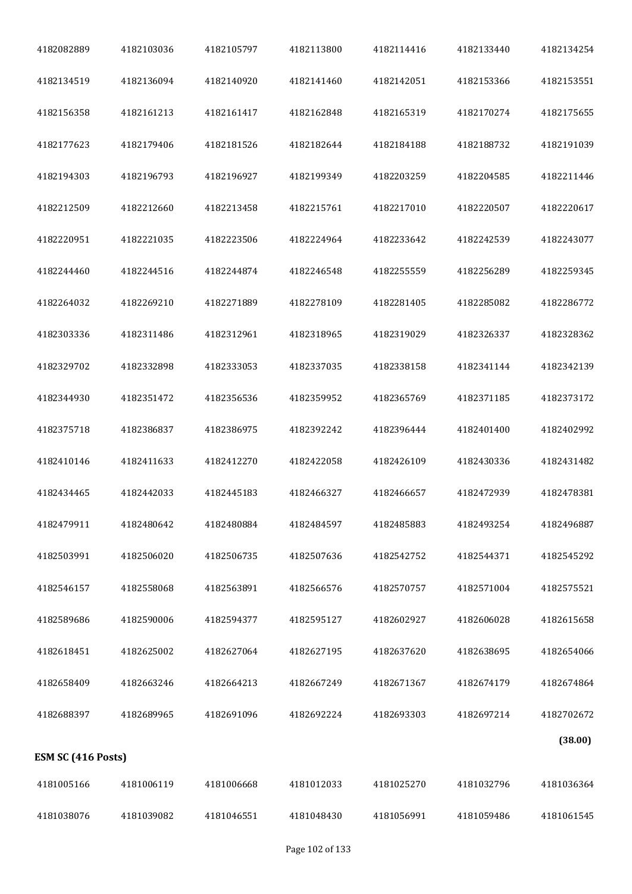| | | | | | | |
|---|---|---|---|---|---|---|
| 4182082889 | 4182103036 | 4182105797 | 4182113800 | 4182114416 | 4182133440 | 4182134254 |
| 4182134519 | 4182136094 | 4182140920 | 4182141460 | 4182142051 | 4182153366 | 4182153551 |
| 4182156358 | 4182161213 | 4182161417 | 4182162848 | 4182165319 | 4182170274 | 4182175655 |
| 4182177623 | 4182179406 | 4182181526 | 4182182644 | 4182184188 | 4182188732 | 4182191039 |
| 4182194303 | 4182196793 | 4182196927 | 4182199349 | 4182203259 | 4182204585 | 4182211446 |
| 4182212509 | 4182212660 | 4182213458 | 4182215761 | 4182217010 | 4182220507 | 4182220617 |
| 4182220951 | 4182221035 | 4182223506 | 4182224964 | 4182233642 | 4182242539 | 4182243077 |
| 4182244460 | 4182244516 | 4182244874 | 4182246548 | 4182255559 | 4182256289 | 4182259345 |
| 4182264032 | 4182269210 | 4182271889 | 4182278109 | 4182281405 | 4182285082 | 4182286772 |
| 4182303336 | 4182311486 | 4182312961 | 4182318965 | 4182319029 | 4182326337 | 4182328362 |
| 4182329702 | 4182332898 | 4182333053 | 4182337035 | 4182338158 | 4182341144 | 4182342139 |
| 4182344930 | 4182351472 | 4182356536 | 4182359952 | 4182365769 | 4182371185 | 4182373172 |
| 4182375718 | 4182386837 | 4182386975 | 4182392242 | 4182396444 | 4182401400 | 4182402992 |
| 4182410146 | 4182411633 | 4182412270 | 4182422058 | 4182426109 | 4182430336 | 4182431482 |
| 4182434465 | 4182442033 | 4182445183 | 4182466327 | 4182466657 | 4182472939 | 4182478381 |
| 4182479911 | 4182480642 | 4182480884 | 4182484597 | 4182485883 | 4182493254 | 4182496887 |
| 4182503991 | 4182506020 | 4182506735 | 4182507636 | 4182542752 | 4182544371 | 4182545292 |
| 4182546157 | 4182558068 | 4182563891 | 4182566576 | 4182570757 | 4182571004 | 4182575521 |
| 4182589686 | 4182590006 | 4182594377 | 4182595127 | 4182602927 | 4182606028 | 4182615658 |
| 4182618451 | 4182625002 | 4182627064 | 4182627195 | 4182637620 | 4182638695 | 4182654066 |
| 4182658409 | 4182663246 | 4182664213 | 4182667249 | 4182671367 | 4182674179 | 4182674864 |
| 4182688397 | 4182689965 | 4182691096 | 4182692224 | 4182693303 | 4182697214 | 4182702672 |

**(38.00)**

**ESM SC (416 Posts)**

| | | | | | | |
|---|---|---|---|---|---|---|
| 4181005166 | 4181006119 | 4181006668 | 4181012033 | 4181025270 | 4181032796 | 4181036364 |
| 4181038076 | 4181039082 | 4181046551 | 4181048430 | 4181056991 | 4181059486 | 4181061545 |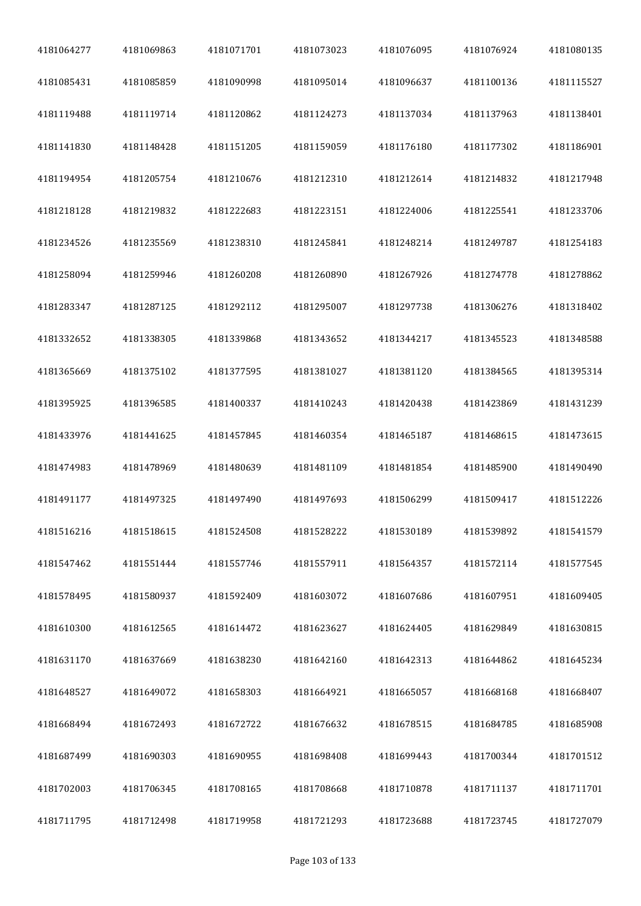| 4181064277 | 4181069863 | 4181071701 | 4181073023 | 4181076095 | 4181076924 | 4181080135 |
|---|---|---|---|---|---|---|
| 4181085431 | 4181085859 | 4181090998 | 4181095014 | 4181096637 | 4181100136 | 4181115527 |
| 4181119488 | 4181119714 | 4181120862 | 4181124273 | 4181137034 | 4181137963 | 4181138401 |
| 4181141830 | 4181148428 | 4181151205 | 4181159059 | 4181176180 | 4181177302 | 4181186901 |
| 4181194954 | 4181205754 | 4181210676 | 4181212310 | 4181212614 | 4181214832 | 4181217948 |
| 4181218128 | 4181219832 | 4181222683 | 4181223151 | 4181224006 | 4181225541 | 4181233706 |
| 4181234526 | 4181235569 | 4181238310 | 4181245841 | 4181248214 | 4181249787 | 4181254183 |
| 4181258094 | 4181259946 | 4181260208 | 4181260890 | 4181267926 | 4181274778 | 4181278862 |
| 4181283347 | 4181287125 | 4181292112 | 4181295007 | 4181297738 | 4181306276 | 4181318402 |
| 4181332652 | 4181338305 | 4181339868 | 4181343652 | 4181344217 | 4181345523 | 4181348588 |
| 4181365669 | 4181375102 | 4181377595 | 4181381027 | 4181381120 | 4181384565 | 4181395314 |
| 4181395925 | 4181396585 | 4181400337 | 4181410243 | 4181420438 | 4181423869 | 4181431239 |
| 4181433976 | 4181441625 | 4181457845 | 4181460354 | 4181465187 | 4181468615 | 4181473615 |
| 4181474983 | 4181478969 | 4181480639 | 4181481109 | 4181481854 | 4181485900 | 4181490490 |
| 4181491177 | 4181497325 | 4181497490 | 4181497693 | 4181506299 | 4181509417 | 4181512226 |
| 4181516216 | 4181518615 | 4181524508 | 4181528222 | 4181530189 | 4181539892 | 4181541579 |
| 4181547462 | 4181551444 | 4181557746 | 4181557911 | 4181564357 | 4181572114 | 4181577545 |
| 4181578495 | 4181580937 | 4181592409 | 4181603072 | 4181607686 | 4181607951 | 4181609405 |
| 4181610300 | 4181612565 | 4181614472 | 4181623627 | 4181624405 | 4181629849 | 4181630815 |
| 4181631170 | 4181637669 | 4181638230 | 4181642160 | 4181642313 | 4181644862 | 4181645234 |
| 4181648527 | 4181649072 | 4181658303 | 4181664921 | 4181665057 | 4181668168 | 4181668407 |
| 4181668494 | 4181672493 | 4181672722 | 4181676632 | 4181678515 | 4181684785 | 4181685908 |
| 4181687499 | 4181690303 | 4181690955 | 4181698408 | 4181699443 | 4181700344 | 4181701512 |
| 4181702003 | 4181706345 | 4181708165 | 4181708668 | 4181710878 | 4181711137 | 4181711701 |
| 4181711795 | 4181712498 | 4181719958 | 4181721293 | 4181723688 | 4181723745 | 4181727079 |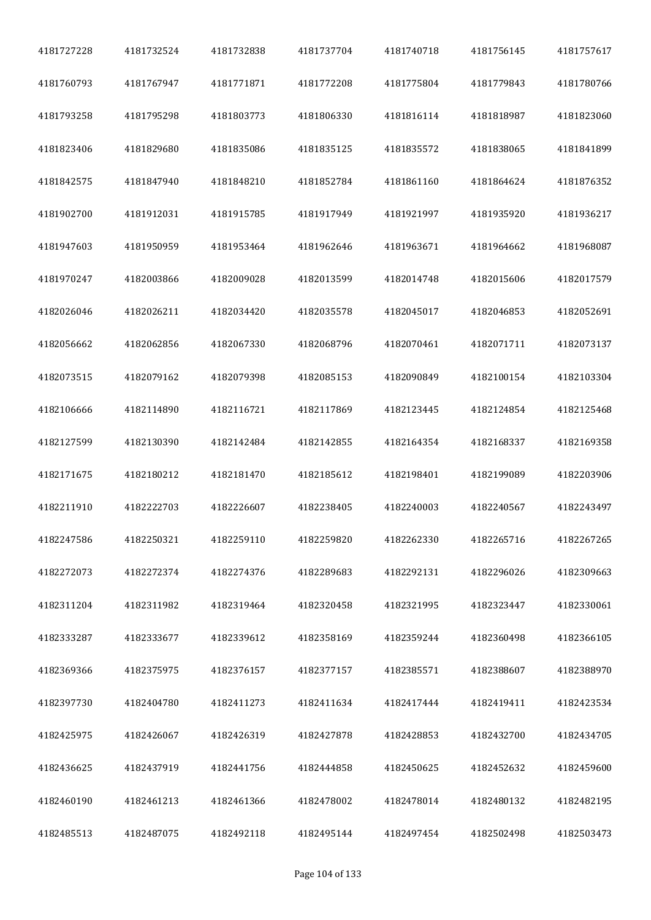| | | | | | | |
|---|---|---|---|---|---|---|
| 4181727228 | 4181732524 | 4181732838 | 4181737704 | 4181740718 | 4181756145 | 4181757617 |
| 4181760793 | 4181767947 | 4181771871 | 4181772208 | 4181775804 | 4181779843 | 4181780766 |
| 4181793258 | 4181795298 | 4181803773 | 4181806330 | 4181816114 | 4181818987 | 4181823060 |
| 4181823406 | 4181829680 | 4181835086 | 4181835125 | 4181835572 | 4181838065 | 4181841899 |
| 4181842575 | 4181847940 | 4181848210 | 4181852784 | 4181861160 | 4181864624 | 4181876352 |
| 4181902700 | 4181912031 | 4181915785 | 4181917949 | 4181921997 | 4181935920 | 4181936217 |
| 4181947603 | 4181950959 | 4181953464 | 4181962646 | 4181963671 | 4181964662 | 4181968087 |
| 4181970247 | 4182003866 | 4182009028 | 4182013599 | 4182014748 | 4182015606 | 4182017579 |
| 4182026046 | 4182026211 | 4182034420 | 4182035578 | 4182045017 | 4182046853 | 4182052691 |
| 4182056662 | 4182062856 | 4182067330 | 4182068796 | 4182070461 | 4182071711 | 4182073137 |
| 4182073515 | 4182079162 | 4182079398 | 4182085153 | 4182090849 | 4182100154 | 4182103304 |
| 4182106666 | 4182114890 | 4182116721 | 4182117869 | 4182123445 | 4182124854 | 4182125468 |
| 4182127599 | 4182130390 | 4182142484 | 4182142855 | 4182164354 | 4182168337 | 4182169358 |
| 4182171675 | 4182180212 | 4182181470 | 4182185612 | 4182198401 | 4182199089 | 4182203906 |
| 4182211910 | 4182222703 | 4182226607 | 4182238405 | 4182240003 | 4182240567 | 4182243497 |
| 4182247586 | 4182250321 | 4182259110 | 4182259820 | 4182262330 | 4182265716 | 4182267265 |
| 4182272073 | 4182272374 | 4182274376 | 4182289683 | 4182292131 | 4182296026 | 4182309663 |
| 4182311204 | 4182311982 | 4182319464 | 4182320458 | 4182321995 | 4182323447 | 4182330061 |
| 4182333287 | 4182333677 | 4182339612 | 4182358169 | 4182359244 | 4182360498 | 4182366105 |
| 4182369366 | 4182375975 | 4182376157 | 4182377157 | 4182385571 | 4182388607 | 4182388970 |
| 4182397730 | 4182404780 | 4182411273 | 4182411634 | 4182417444 | 4182419411 | 4182423534 |
| 4182425975 | 4182426067 | 4182426319 | 4182427878 | 4182428853 | 4182432700 | 4182434705 |
| 4182436625 | 4182437919 | 4182441756 | 4182444858 | 4182450625 | 4182452632 | 4182459600 |
| 4182460190 | 4182461213 | 4182461366 | 4182478002 | 4182478014 | 4182480132 | 4182482195 |
| 4182485513 | 4182487075 | 4182492118 | 4182495144 | 4182497454 | 4182502498 | 4182503473 |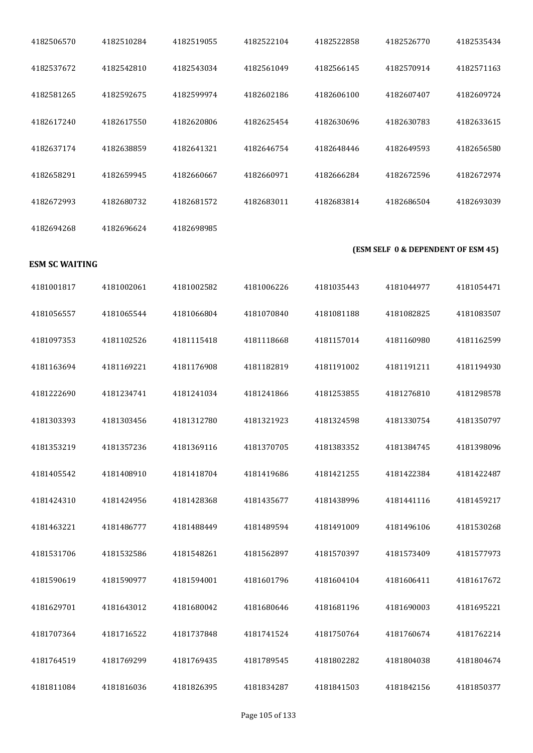| | | | | | | |
|---|---|---|---|---|---|---|
| 4182506570 | 4182510284 | 4182519055 | 4182522104 | 4182522858 | 4182526770 | 4182535434 |
| 4182537672 | 4182542810 | 4182543034 | 4182561049 | 4182566145 | 4182570914 | 4182571163 |
| 4182581265 | 4182592675 | 4182599974 | 4182602186 | 4182606100 | 4182607407 | 4182609724 |
| 4182617240 | 4182617550 | 4182620806 | 4182625454 | 4182630696 | 4182630783 | 4182633615 |
| 4182637174 | 4182638859 | 4182641321 | 4182646754 | 4182648446 | 4182649593 | 4182656580 |
| 4182658291 | 4182659945 | 4182660667 | 4182660971 | 4182666284 | 4182672596 | 4182672974 |
| 4182672993 | 4182680732 | 4182681572 | 4182683011 | 4182683814 | 4182686504 | 4182693039 |
| 4182694268 | 4182696624 | 4182698985 | | | | |

**(ESM SELF 0 & DEPENDENT OF ESM 45)**

**ESM SC WAITING**

| | | | | | | |
|---|---|---|---|---|---|---|
| 4181001817 | 4181002061 | 4181002582 | 4181006226 | 4181035443 | 4181044977 | 4181054471 |
| 4181056557 | 4181065544 | 4181066804 | 4181070840 | 4181081188 | 4181082825 | 4181083507 |
| 4181097353 | 4181102526 | 4181115418 | 4181118668 | 4181157014 | 4181160980 | 4181162599 |
| 4181163694 | 4181169221 | 4181176908 | 4181182819 | 4181191002 | 4181191211 | 4181194930 |
| 4181222690 | 4181234741 | 4181241034 | 4181241866 | 4181253855 | 4181276810 | 4181298578 |
| 4181303393 | 4181303456 | 4181312780 | 4181321923 | 4181324598 | 4181330754 | 4181350797 |
| 4181353219 | 4181357236 | 4181369116 | 4181370705 | 4181383352 | 4181384745 | 4181398096 |
| 4181405542 | 4181408910 | 4181418704 | 4181419686 | 4181421255 | 4181422384 | 4181422487 |
| 4181424310 | 4181424956 | 4181428368 | 4181435677 | 4181438996 | 4181441116 | 4181459217 |
| 4181463221 | 4181486777 | 4181488449 | 4181489594 | 4181491009 | 4181496106 | 4181530268 |
| 4181531706 | 4181532586 | 4181548261 | 4181562897 | 4181570397 | 4181573409 | 4181577973 |
| 4181590619 | 4181590977 | 4181594001 | 4181601796 | 4181604104 | 4181606411 | 4181617672 |
| 4181629701 | 4181643012 | 4181680042 | 4181680646 | 4181681196 | 4181690003 | 4181695221 |
| 4181707364 | 4181716522 | 4181737848 | 4181741524 | 4181750764 | 4181760674 | 4181762214 |
| 4181764519 | 4181769299 | 4181769435 | 4181789545 | 4181802282 | 4181804038 | 4181804674 |
| 4181811084 | 4181816036 | 4181826395 | 4181834287 | 4181841503 | 4181842156 | 4181850377 |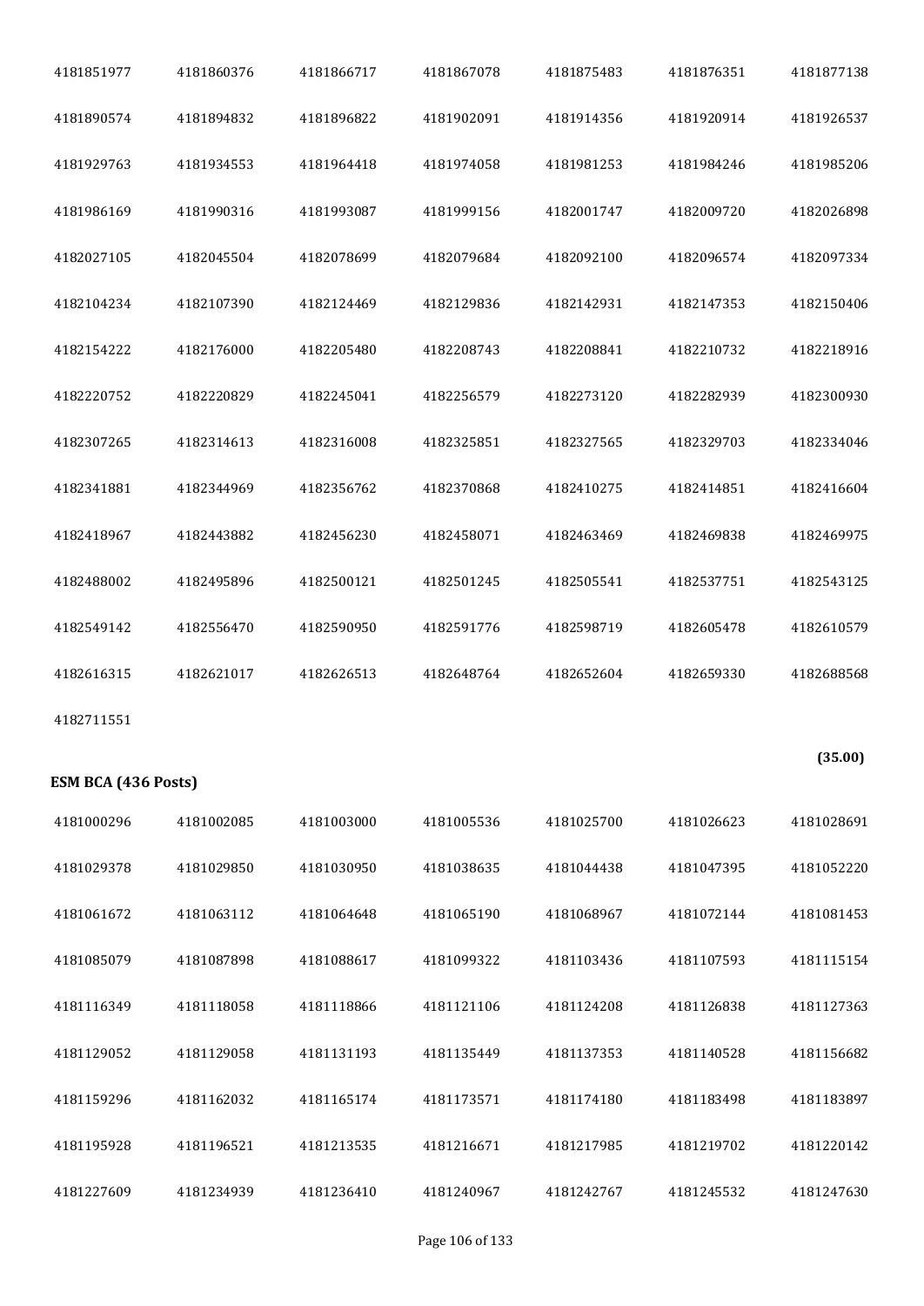| | | | | | | |
|---|---|---|---|---|---|---|
| 4181851977 | 4181860376 | 4181866717 | 4181867078 | 4181875483 | 4181876351 | 4181877138 |
| 4181890574 | 4181894832 | 4181896822 | 4181902091 | 4181914356 | 4181920914 | 4181926537 |
| 4181929763 | 4181934553 | 4181964418 | 4181974058 | 4181981253 | 4181984246 | 4181985206 |
| 4181986169 | 4181990316 | 4181993087 | 4181999156 | 4182001747 | 4182009720 | 4182026898 |
| 4182027105 | 4182045504 | 4182078699 | 4182079684 | 4182092100 | 4182096574 | 4182097334 |
| 4182104234 | 4182107390 | 4182124469 | 4182129836 | 4182142931 | 4182147353 | 4182150406 |
| 4182154222 | 4182176000 | 4182205480 | 4182208743 | 4182208841 | 4182210732 | 4182218916 |
| 4182220752 | 4182220829 | 4182245041 | 4182256579 | 4182273120 | 4182282939 | 4182300930 |
| 4182307265 | 4182314613 | 4182316008 | 4182325851 | 4182327565 | 4182329703 | 4182334046 |
| 4182341881 | 4182344969 | 4182356762 | 4182370868 | 4182410275 | 4182414851 | 4182416604 |
| 4182418967 | 4182443882 | 4182456230 | 4182458071 | 4182463469 | 4182469838 | 4182469975 |
| 4182488002 | 4182495896 | 4182500121 | 4182501245 | 4182505541 | 4182537751 | 4182543125 |
| 4182549142 | 4182556470 | 4182590950 | 4182591776 | 4182598719 | 4182605478 | 4182610579 |
| 4182616315 | 4182621017 | 4182626513 | 4182648764 | 4182652604 | 4182659330 | 4182688568 |
| 4182711551 | | | | | | |

**(35.00)**

**ESM BCA (436 Posts)**

| | | | | | | |
|---|---|---|---|---|---|---|
| 4181000296 | 4181002085 | 4181003000 | 4181005536 | 4181025700 | 4181026623 | 4181028691 |
| 4181029378 | 4181029850 | 4181030950 | 4181038635 | 4181044438 | 4181047395 | 4181052220 |
| 4181061672 | 4181063112 | 4181064648 | 4181065190 | 4181068967 | 4181072144 | 4181081453 |
| 4181085079 | 4181087898 | 4181088617 | 4181099322 | 4181103436 | 4181107593 | 4181115154 |
| 4181116349 | 4181118058 | 4181118866 | 4181121106 | 4181124208 | 4181126838 | 4181127363 |
| 4181129052 | 4181129058 | 4181131193 | 4181135449 | 4181137353 | 4181140528 | 4181156682 |
| 4181159296 | 4181162032 | 4181165174 | 4181173571 | 4181174180 | 4181183498 | 4181183897 |
| 4181195928 | 4181196521 | 4181213535 | 4181216671 | 4181217985 | 4181219702 | 4181220142 |
| 4181227609 | 4181234939 | 4181236410 | 4181240967 | 4181242767 | 4181245532 | 4181247630 |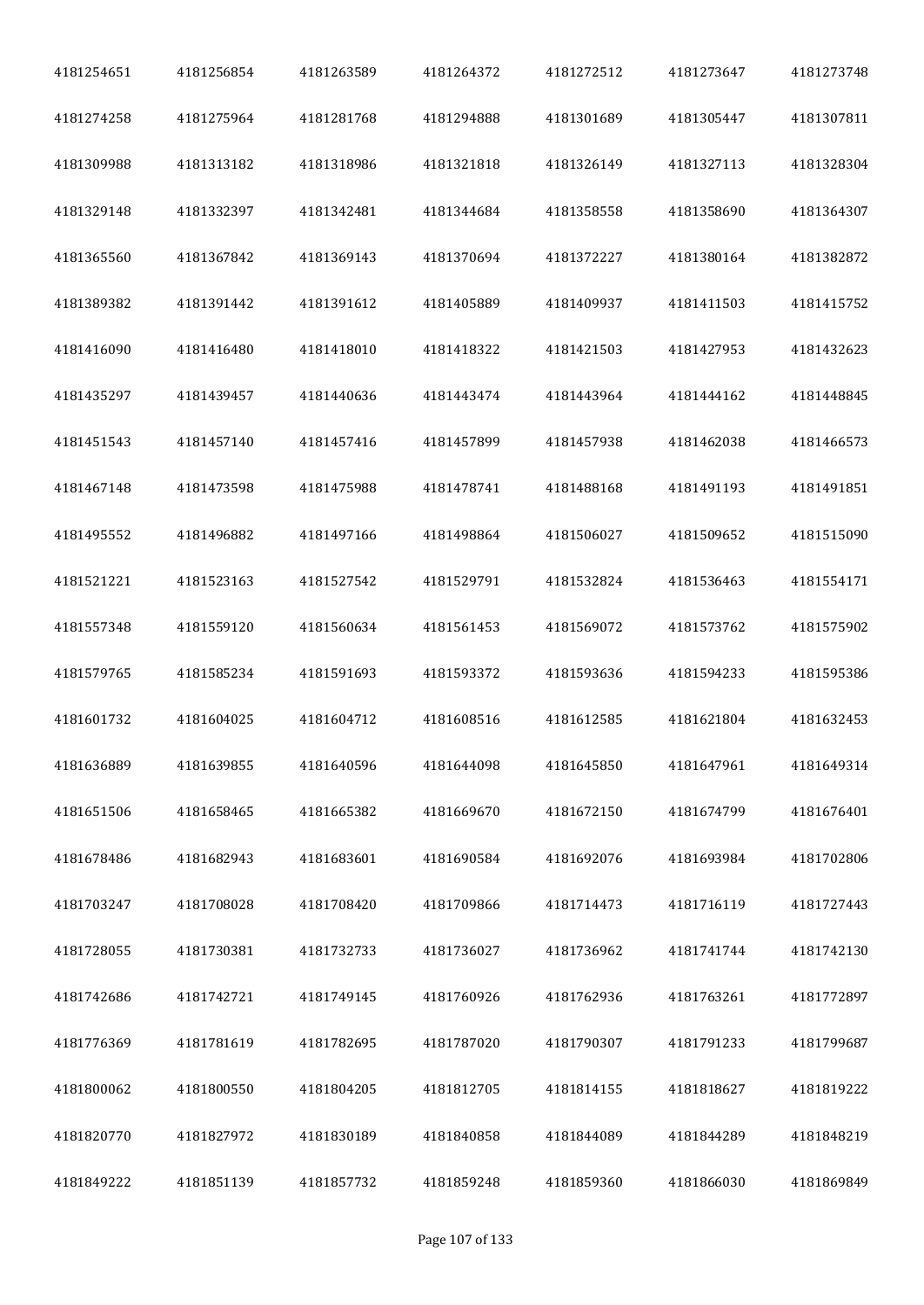| | | | | | | |
|---|---|---|---|---|---|---|
| 4181254651 | 4181256854 | 4181263589 | 4181264372 | 4181272512 | 4181273647 | 4181273748 |
| 4181274258 | 4181275964 | 4181281768 | 4181294888 | 4181301689 | 4181305447 | 4181307811 |
| 4181309988 | 4181313182 | 4181318986 | 4181321818 | 4181326149 | 4181327113 | 4181328304 |
| 4181329148 | 4181332397 | 4181342481 | 4181344684 | 4181358558 | 4181358690 | 4181364307 |
| 4181365560 | 4181367842 | 4181369143 | 4181370694 | 4181372227 | 4181380164 | 4181382872 |
| 4181389382 | 4181391442 | 4181391612 | 4181405889 | 4181409937 | 4181411503 | 4181415752 |
| 4181416090 | 4181416480 | 4181418010 | 4181418322 | 4181421503 | 4181427953 | 4181432623 |
| 4181435297 | 4181439457 | 4181440636 | 4181443474 | 4181443964 | 4181444162 | 4181448845 |
| 4181451543 | 4181457140 | 4181457416 | 4181457899 | 4181457938 | 4181462038 | 4181466573 |
| 4181467148 | 4181473598 | 4181475988 | 4181478741 | 4181488168 | 4181491193 | 4181491851 |
| 4181495552 | 4181496882 | 4181497166 | 4181498864 | 4181506027 | 4181509652 | 4181515090 |
| 4181521221 | 4181523163 | 4181527542 | 4181529791 | 4181532824 | 4181536463 | 4181554171 |
| 4181557348 | 4181559120 | 4181560634 | 4181561453 | 4181569072 | 4181573762 | 4181575902 |
| 4181579765 | 4181585234 | 4181591693 | 4181593372 | 4181593636 | 4181594233 | 4181595386 |
| 4181601732 | 4181604025 | 4181604712 | 4181608516 | 4181612585 | 4181621804 | 4181632453 |
| 4181636889 | 4181639855 | 4181640596 | 4181644098 | 4181645850 | 4181647961 | 4181649314 |
| 4181651506 | 4181658465 | 4181665382 | 4181669670 | 4181672150 | 4181674799 | 4181676401 |
| 4181678486 | 4181682943 | 4181683601 | 4181690584 | 4181692076 | 4181693984 | 4181702806 |
| 4181703247 | 4181708028 | 4181708420 | 4181709866 | 4181714473 | 4181716119 | 4181727443 |
| 4181728055 | 4181730381 | 4181732733 | 4181736027 | 4181736962 | 4181741744 | 4181742130 |
| 4181742686 | 4181742721 | 4181749145 | 4181760926 | 4181762936 | 4181763261 | 4181772897 |
| 4181776369 | 4181781619 | 4181782695 | 4181787020 | 4181790307 | 4181791233 | 4181799687 |
| 4181800062 | 4181800550 | 4181804205 | 4181812705 | 4181814155 | 4181818627 | 4181819222 |
| 4181820770 | 4181827972 | 4181830189 | 4181840858 | 4181844089 | 4181844289 | 4181848219 |
| 4181849222 | 4181851139 | 4181857732 | 4181859248 | 4181859360 | 4181866030 | 4181869849 |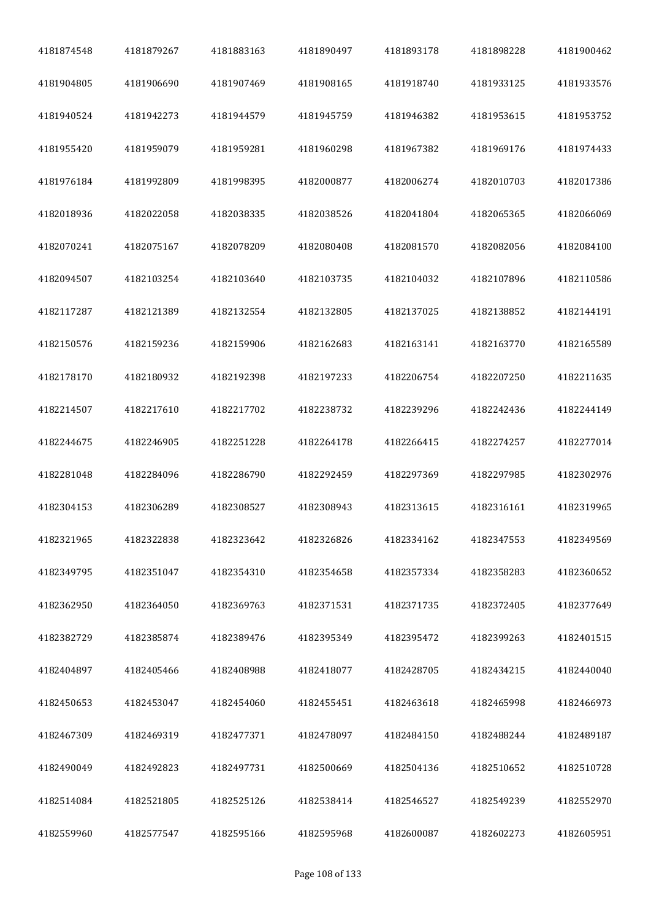| 4181874548 | 4181879267 | 4181883163 | 4181890497 | 4181893178 | 4181898228 | 4181900462 |
|---|---|---|---|---|---|---|
| 4181904805 | 4181906690 | 4181907469 | 4181908165 | 4181918740 | 4181933125 | 4181933576 |
| 4181940524 | 4181942273 | 4181944579 | 4181945759 | 4181946382 | 4181953615 | 4181953752 |
| 4181955420 | 4181959079 | 4181959281 | 4181960298 | 4181967382 | 4181969176 | 4181974433 |
| 4181976184 | 4181992809 | 4181998395 | 4182000877 | 4182006274 | 4182010703 | 4182017386 |
| 4182018936 | 4182022058 | 4182038335 | 4182038526 | 4182041804 | 4182065365 | 4182066069 |
| 4182070241 | 4182075167 | 4182078209 | 4182080408 | 4182081570 | 4182082056 | 4182084100 |
| 4182094507 | 4182103254 | 4182103640 | 4182103735 | 4182104032 | 4182107896 | 4182110586 |
| 4182117287 | 4182121389 | 4182132554 | 4182132805 | 4182137025 | 4182138852 | 4182144191 |
| 4182150576 | 4182159236 | 4182159906 | 4182162683 | 4182163141 | 4182163770 | 4182165589 |
| 4182178170 | 4182180932 | 4182192398 | 4182197233 | 4182206754 | 4182207250 | 4182211635 |
| 4182214507 | 4182217610 | 4182217702 | 4182238732 | 4182239296 | 4182242436 | 4182244149 |
| 4182244675 | 4182246905 | 4182251228 | 4182264178 | 4182266415 | 4182274257 | 4182277014 |
| 4182281048 | 4182284096 | 4182286790 | 4182292459 | 4182297369 | 4182297985 | 4182302976 |
| 4182304153 | 4182306289 | 4182308527 | 4182308943 | 4182313615 | 4182316161 | 4182319965 |
| 4182321965 | 4182322838 | 4182323642 | 4182326826 | 4182334162 | 4182347553 | 4182349569 |
| 4182349795 | 4182351047 | 4182354310 | 4182354658 | 4182357334 | 4182358283 | 4182360652 |
| 4182362950 | 4182364050 | 4182369763 | 4182371531 | 4182371735 | 4182372405 | 4182377649 |
| 4182382729 | 4182385874 | 4182389476 | 4182395349 | 4182395472 | 4182399263 | 4182401515 |
| 4182404897 | 4182405466 | 4182408988 | 4182418077 | 4182428705 | 4182434215 | 4182440040 |
| 4182450653 | 4182453047 | 4182454060 | 4182455451 | 4182463618 | 4182465998 | 4182466973 |
| 4182467309 | 4182469319 | 4182477371 | 4182478097 | 4182484150 | 4182488244 | 4182489187 |
| 4182490049 | 4182492823 | 4182497731 | 4182500669 | 4182504136 | 4182510652 | 4182510728 |
| 4182514084 | 4182521805 | 4182525126 | 4182538414 | 4182546527 | 4182549239 | 4182552970 |
| 4182559960 | 4182577547 | 4182595166 | 4182595968 | 4182600087 | 4182602273 | 4182605951 |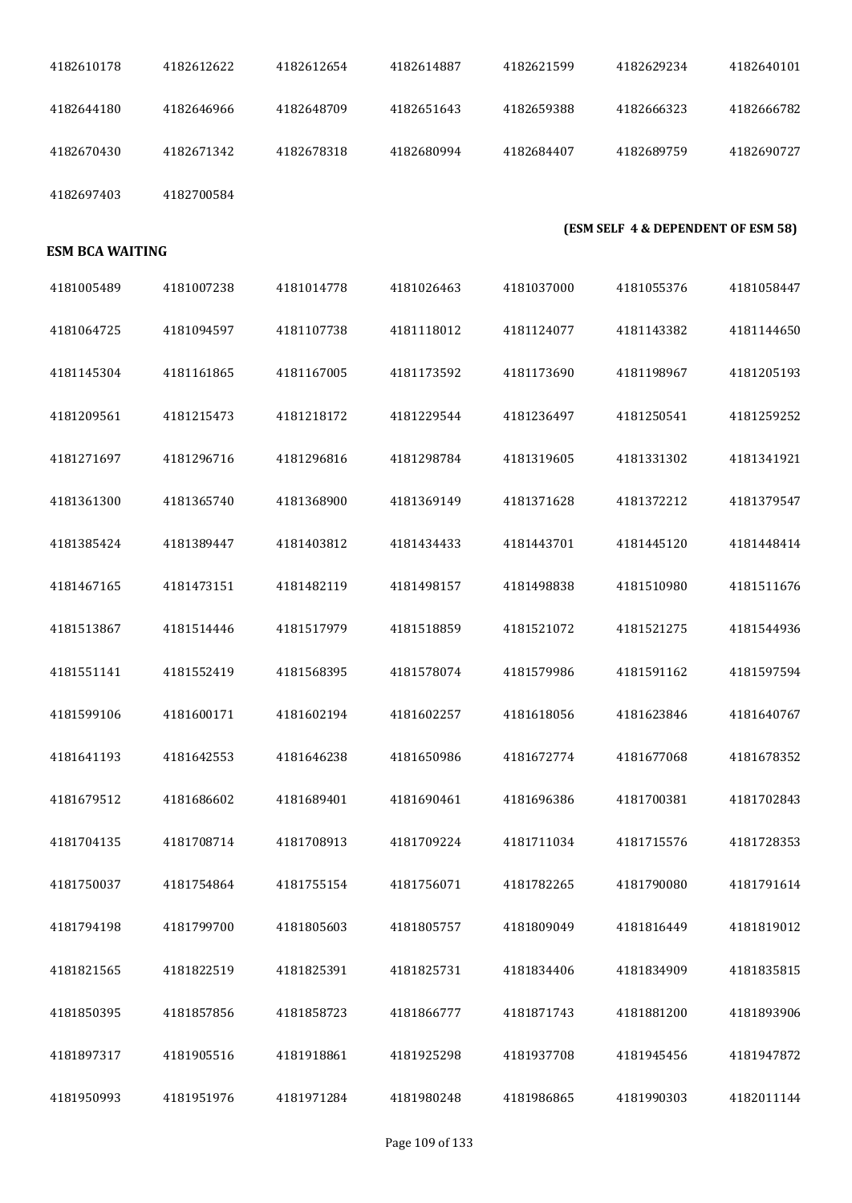| | | | | | | |
|---|---|---|---|---|---|---|
| 4182610178 | 4182612622 | 4182612654 | 4182614887 | 4182621599 | 4182629234 | 4182640101 |
| 4182644180 | 4182646966 | 4182648709 | 4182651643 | 4182659388 | 4182666323 | 4182666782 |
| 4182670430 | 4182671342 | 4182678318 | 4182680994 | 4182684407 | 4182689759 | 4182690727 |
| 4182697403 | 4182700584 | | | | | |

**(ESM SELF 4 & DEPENDENT OF ESM 58)**

**ESM BCA WAITING**

| | | | | | | |
|---|---|---|---|---|---|---|
| 4181005489 | 4181007238 | 4181014778 | 4181026463 | 4181037000 | 4181055376 | 4181058447 |
| 4181064725 | 4181094597 | 4181107738 | 4181118012 | 4181124077 | 4181143382 | 4181144650 |
| 4181145304 | 4181161865 | 4181167005 | 4181173592 | 4181173690 | 4181198967 | 4181205193 |
| 4181209561 | 4181215473 | 4181218172 | 4181229544 | 4181236497 | 4181250541 | 4181259252 |
| 4181271697 | 4181296716 | 4181296816 | 4181298784 | 4181319605 | 4181331302 | 4181341921 |
| 4181361300 | 4181365740 | 4181368900 | 4181369149 | 4181371628 | 4181372212 | 4181379547 |
| 4181385424 | 4181389447 | 4181403812 | 4181434433 | 4181443701 | 4181445120 | 4181448414 |
| 4181467165 | 4181473151 | 4181482119 | 4181498157 | 4181498838 | 4181510980 | 4181511676 |
| 4181513867 | 4181514446 | 4181517979 | 4181518859 | 4181521072 | 4181521275 | 4181544936 |
| 4181551141 | 4181552419 | 4181568395 | 4181578074 | 4181579986 | 4181591162 | 4181597594 |
| 4181599106 | 4181600171 | 4181602194 | 4181602257 | 4181618056 | 4181623846 | 4181640767 |
| 4181641193 | 4181642553 | 4181646238 | 4181650986 | 4181672774 | 4181677068 | 4181678352 |
| 4181679512 | 4181686602 | 4181689401 | 4181690461 | 4181696386 | 4181700381 | 4181702843 |
| 4181704135 | 4181708714 | 4181708913 | 4181709224 | 4181711034 | 4181715576 | 4181728353 |
| 4181750037 | 4181754864 | 4181755154 | 4181756071 | 4181782265 | 4181790080 | 4181791614 |
| 4181794198 | 4181799700 | 4181805603 | 4181805757 | 4181809049 | 4181816449 | 4181819012 |
| 4181821565 | 4181822519 | 4181825391 | 4181825731 | 4181834406 | 4181834909 | 4181835815 |
| 4181850395 | 4181857856 | 4181858723 | 4181866777 | 4181871743 | 4181881200 | 4181893906 |
| 4181897317 | 4181905516 | 4181918861 | 4181925298 | 4181937708 | 4181945456 | 4181947872 |
| 4181950993 | 4181951976 | 4181971284 | 4181980248 | 4181986865 | 4181990303 | 4182011144 |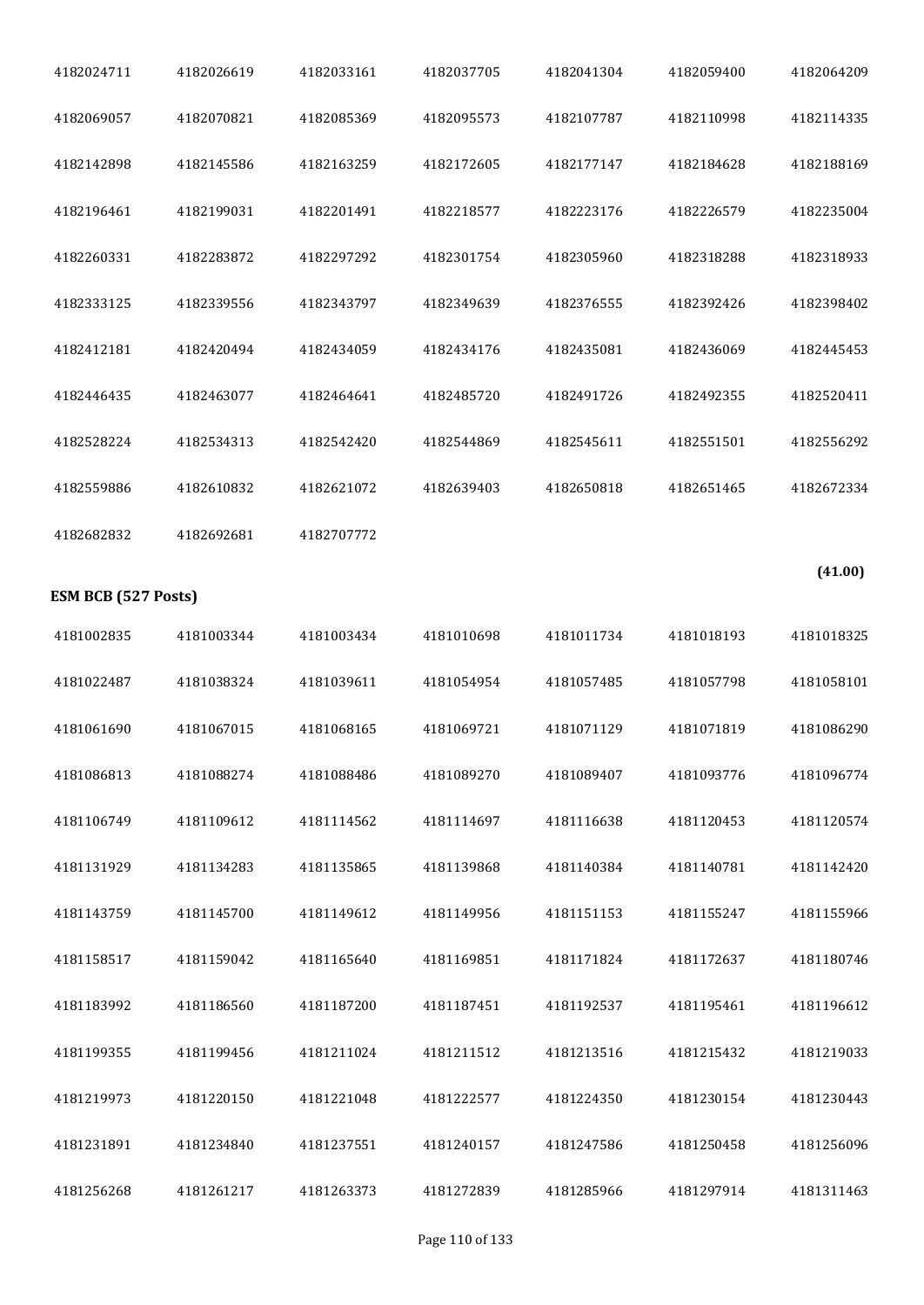| | | | | | | |
|---|---|---|---|---|---|---|
| 4182024711 | 4182026619 | 4182033161 | 4182037705 | 4182041304 | 4182059400 | 4182064209 |
| 4182069057 | 4182070821 | 4182085369 | 4182095573 | 4182107787 | 4182110998 | 4182114335 |
| 4182142898 | 4182145586 | 4182163259 | 4182172605 | 4182177147 | 4182184628 | 4182188169 |
| 4182196461 | 4182199031 | 4182201491 | 4182218577 | 4182223176 | 4182226579 | 4182235004 |
| 4182260331 | 4182283872 | 4182297292 | 4182301754 | 4182305960 | 4182318288 | 4182318933 |
| 4182333125 | 4182339556 | 4182343797 | 4182349639 | 4182376555 | 4182392426 | 4182398402 |
| 4182412181 | 4182420494 | 4182434059 | 4182434176 | 4182435081 | 4182436069 | 4182445453 |
| 4182446435 | 4182463077 | 4182464641 | 4182485720 | 4182491726 | 4182492355 | 4182520411 |
| 4182528224 | 4182534313 | 4182542420 | 4182544869 | 4182545611 | 4182551501 | 4182556292 |
| 4182559886 | 4182610832 | 4182621072 | 4182639403 | 4182650818 | 4182651465 | 4182672334 |
| 4182682832 | 4182692681 | 4182707772 | | | | |

**(41.00)**

**ESM BCB (527 Posts)**

| | | | | | | |
|---|---|---|---|---|---|---|
| 4181002835 | 4181003344 | 4181003434 | 4181010698 | 4181011734 | 4181018193 | 4181018325 |
| 4181022487 | 4181038324 | 4181039611 | 4181054954 | 4181057485 | 4181057798 | 4181058101 |
| 4181061690 | 4181067015 | 4181068165 | 4181069721 | 4181071129 | 4181071819 | 4181086290 |
| 4181086813 | 4181088274 | 4181088486 | 4181089270 | 4181089407 | 4181093776 | 4181096774 |
| 4181106749 | 4181109612 | 4181114562 | 4181114697 | 4181116638 | 4181120453 | 4181120574 |
| 4181131929 | 4181134283 | 4181135865 | 4181139868 | 4181140384 | 4181140781 | 4181142420 |
| 4181143759 | 4181145700 | 4181149612 | 4181149956 | 4181151153 | 4181155247 | 4181155966 |
| 4181158517 | 4181159042 | 4181165640 | 4181169851 | 4181171824 | 4181172637 | 4181180746 |
| 4181183992 | 4181186560 | 4181187200 | 4181187451 | 4181192537 | 4181195461 | 4181196612 |
| 4181199355 | 4181199456 | 4181211024 | 4181211512 | 4181213516 | 4181215432 | 4181219033 |
| 4181219973 | 4181220150 | 4181221048 | 4181222577 | 4181224350 | 4181230154 | 4181230443 |
| 4181231891 | 4181234840 | 4181237551 | 4181240157 | 4181247586 | 4181250458 | 4181256096 |
| 4181256268 | 4181261217 | 4181263373 | 4181272839 | 4181285966 | 4181297914 | 4181311463 |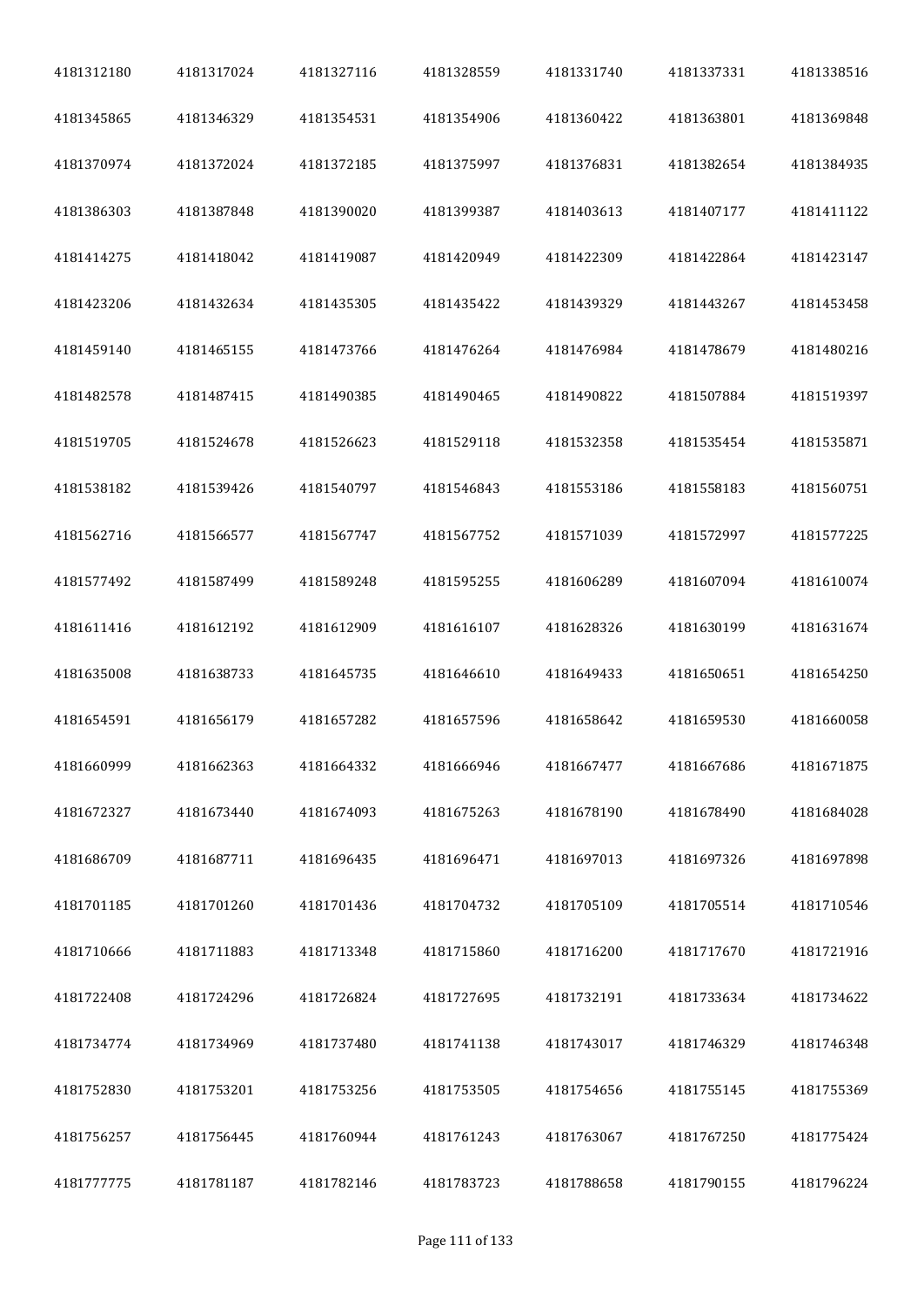| | | | | | | |
|---|---|---|---|---|---|---|
| 4181312180 | 4181317024 | 4181327116 | 4181328559 | 4181331740 | 4181337331 | 4181338516 |
| 4181345865 | 4181346329 | 4181354531 | 4181354906 | 4181360422 | 4181363801 | 4181369848 |
| 4181370974 | 4181372024 | 4181372185 | 4181375997 | 4181376831 | 4181382654 | 4181384935 |
| 4181386303 | 4181387848 | 4181390020 | 4181399387 | 4181403613 | 4181407177 | 4181411122 |
| 4181414275 | 4181418042 | 4181419087 | 4181420949 | 4181422309 | 4181422864 | 4181423147 |
| 4181423206 | 4181432634 | 4181435305 | 4181435422 | 4181439329 | 4181443267 | 4181453458 |
| 4181459140 | 4181465155 | 4181473766 | 4181476264 | 4181476984 | 4181478679 | 4181480216 |
| 4181482578 | 4181487415 | 4181490385 | 4181490465 | 4181490822 | 4181507884 | 4181519397 |
| 4181519705 | 4181524678 | 4181526623 | 4181529118 | 4181532358 | 4181535454 | 4181535871 |
| 4181538182 | 4181539426 | 4181540797 | 4181546843 | 4181553186 | 4181558183 | 4181560751 |
| 4181562716 | 4181566577 | 4181567747 | 4181567752 | 4181571039 | 4181572997 | 4181577225 |
| 4181577492 | 4181587499 | 4181589248 | 4181595255 | 4181606289 | 4181607094 | 4181610074 |
| 4181611416 | 4181612192 | 4181612909 | 4181616107 | 4181628326 | 4181630199 | 4181631674 |
| 4181635008 | 4181638733 | 4181645735 | 4181646610 | 4181649433 | 4181650651 | 4181654250 |
| 4181654591 | 4181656179 | 4181657282 | 4181657596 | 4181658642 | 4181659530 | 4181660058 |
| 4181660999 | 4181662363 | 4181664332 | 4181666946 | 4181667477 | 4181667686 | 4181671875 |
| 4181672327 | 4181673440 | 4181674093 | 4181675263 | 4181678190 | 4181678490 | 4181684028 |
| 4181686709 | 4181687711 | 4181696435 | 4181696471 | 4181697013 | 4181697326 | 4181697898 |
| 4181701185 | 4181701260 | 4181701436 | 4181704732 | 4181705109 | 4181705514 | 4181710546 |
| 4181710666 | 4181711883 | 4181713348 | 4181715860 | 4181716200 | 4181717670 | 4181721916 |
| 4181722408 | 4181724296 | 4181726824 | 4181727695 | 4181732191 | 4181733634 | 4181734622 |
| 4181734774 | 4181734969 | 4181737480 | 4181741138 | 4181743017 | 4181746329 | 4181746348 |
| 4181752830 | 4181753201 | 4181753256 | 4181753505 | 4181754656 | 4181755145 | 4181755369 |
| 4181756257 | 4181756445 | 4181760944 | 4181761243 | 4181763067 | 4181767250 | 4181775424 |
| 4181777775 | 4181781187 | 4181782146 | 4181783723 | 4181788658 | 4181790155 | 4181796224 |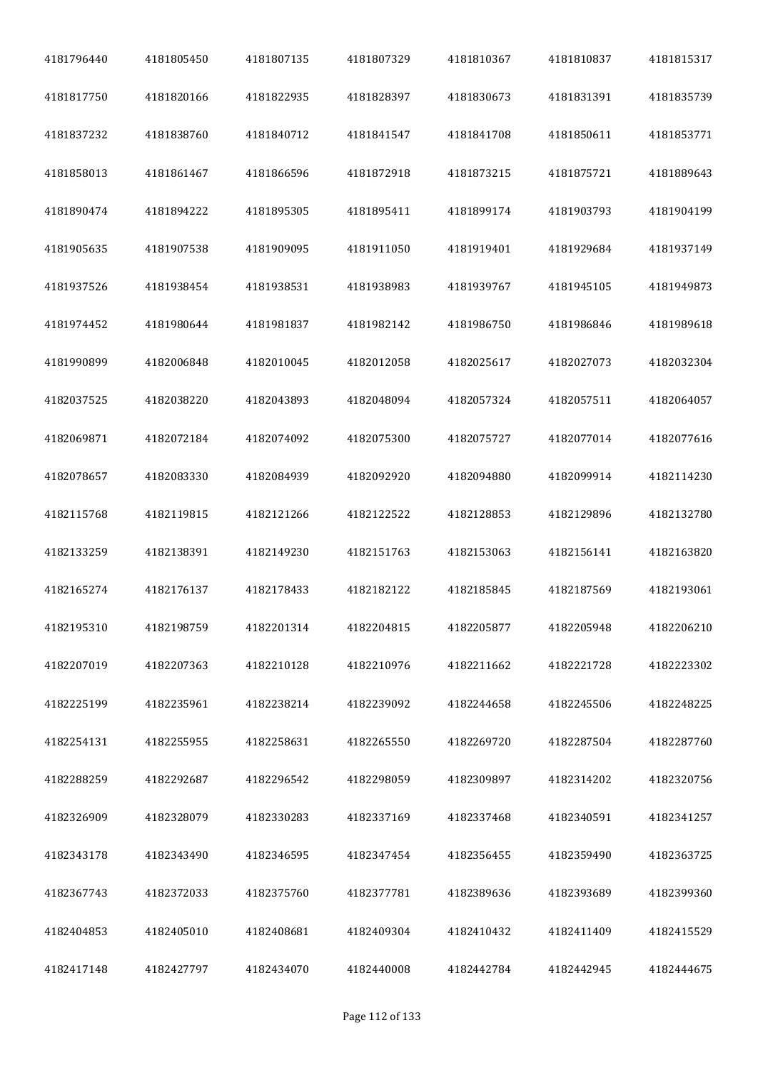| 4181796440 | 4181805450 | 4181807135 | 4181807329 | 4181810367 | 4181810837 | 4181815317 |
|---|---|---|---|---|---|---|
| 4181817750 | 4181820166 | 4181822935 | 4181828397 | 4181830673 | 4181831391 | 4181835739 |
| 4181837232 | 4181838760 | 4181840712 | 4181841547 | 4181841708 | 4181850611 | 4181853771 |
| 4181858013 | 4181861467 | 4181866596 | 4181872918 | 4181873215 | 4181875721 | 4181889643 |
| 4181890474 | 4181894222 | 4181895305 | 4181895411 | 4181899174 | 4181903793 | 4181904199 |
| 4181905635 | 4181907538 | 4181909095 | 4181911050 | 4181919401 | 4181929684 | 4181937149 |
| 4181937526 | 4181938454 | 4181938531 | 4181938983 | 4181939767 | 4181945105 | 4181949873 |
| 4181974452 | 4181980644 | 4181981837 | 4181982142 | 4181986750 | 4181986846 | 4181989618 |
| 4181990899 | 4182006848 | 4182010045 | 4182012058 | 4182025617 | 4182027073 | 4182032304 |
| 4182037525 | 4182038220 | 4182043893 | 4182048094 | 4182057324 | 4182057511 | 4182064057 |
| 4182069871 | 4182072184 | 4182074092 | 4182075300 | 4182075727 | 4182077014 | 4182077616 |
| 4182078657 | 4182083330 | 4182084939 | 4182092920 | 4182094880 | 4182099914 | 4182114230 |
| 4182115768 | 4182119815 | 4182121266 | 4182122522 | 4182128853 | 4182129896 | 4182132780 |
| 4182133259 | 4182138391 | 4182149230 | 4182151763 | 4182153063 | 4182156141 | 4182163820 |
| 4182165274 | 4182176137 | 4182178433 | 4182182122 | 4182185845 | 4182187569 | 4182193061 |
| 4182195310 | 4182198759 | 4182201314 | 4182204815 | 4182205877 | 4182205948 | 4182206210 |
| 4182207019 | 4182207363 | 4182210128 | 4182210976 | 4182211662 | 4182221728 | 4182223302 |
| 4182225199 | 4182235961 | 4182238214 | 4182239092 | 4182244658 | 4182245506 | 4182248225 |
| 4182254131 | 4182255955 | 4182258631 | 4182265550 | 4182269720 | 4182287504 | 4182287760 |
| 4182288259 | 4182292687 | 4182296542 | 4182298059 | 4182309897 | 4182314202 | 4182320756 |
| 4182326909 | 4182328079 | 4182330283 | 4182337169 | 4182337468 | 4182340591 | 4182341257 |
| 4182343178 | 4182343490 | 4182346595 | 4182347454 | 4182356455 | 4182359490 | 4182363725 |
| 4182367743 | 4182372033 | 4182375760 | 4182377781 | 4182389636 | 4182393689 | 4182399360 |
| 4182404853 | 4182405010 | 4182408681 | 4182409304 | 4182410432 | 4182411409 | 4182415529 |
| 4182417148 | 4182427797 | 4182434070 | 4182440008 | 4182442784 | 4182442945 | 4182444675 |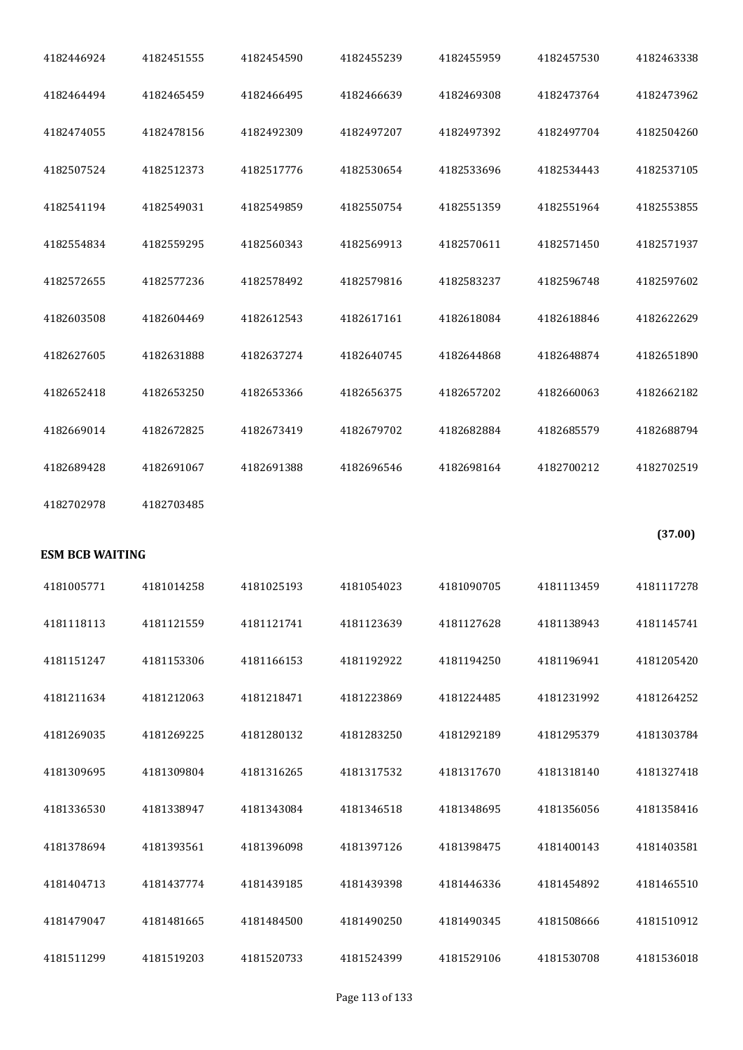| | | | | | | |
|---|---|---|---|---|---|---|
| 4182446924 | 4182451555 | 4182454590 | 4182455239 | 4182455959 | 4182457530 | 4182463338 |
| 4182464494 | 4182465459 | 4182466495 | 4182466639 | 4182469308 | 4182473764 | 4182473962 |
| 4182474055 | 4182478156 | 4182492309 | 4182497207 | 4182497392 | 4182497704 | 4182504260 |
| 4182507524 | 4182512373 | 4182517776 | 4182530654 | 4182533696 | 4182534443 | 4182537105 |
| 4182541194 | 4182549031 | 4182549859 | 4182550754 | 4182551359 | 4182551964 | 4182553855 |
| 4182554834 | 4182559295 | 4182560343 | 4182569913 | 4182570611 | 4182571450 | 4182571937 |
| 4182572655 | 4182577236 | 4182578492 | 4182579816 | 4182583237 | 4182596748 | 4182597602 |
| 4182603508 | 4182604469 | 4182612543 | 4182617161 | 4182618084 | 4182618846 | 4182622629 |
| 4182627605 | 4182631888 | 4182637274 | 4182640745 | 4182644868 | 4182648874 | 4182651890 |
| 4182652418 | 4182653250 | 4182653366 | 4182656375 | 4182657202 | 4182660063 | 4182662182 |
| 4182669014 | 4182672825 | 4182673419 | 4182679702 | 4182682884 | 4182685579 | 4182688794 |
| 4182689428 | 4182691067 | 4182691388 | 4182696546 | 4182698164 | 4182700212 | 4182702519 |
| 4182702978 | 4182703485 | | | | | |

**(37.00)**

**ESM BCB WAITING**

| | | | | | | |
|---|---|---|---|---|---|---|
| 4181005771 | 4181014258 | 4181025193 | 4181054023 | 4181090705 | 4181113459 | 4181117278 |
| 4181118113 | 4181121559 | 4181121741 | 4181123639 | 4181127628 | 4181138943 | 4181145741 |
| 4181151247 | 4181153306 | 4181166153 | 4181192922 | 4181194250 | 4181196941 | 4181205420 |
| 4181211634 | 4181212063 | 4181218471 | 4181223869 | 4181224485 | 4181231992 | 4181264252 |
| 4181269035 | 4181269225 | 4181280132 | 4181283250 | 4181292189 | 4181295379 | 4181303784 |
| 4181309695 | 4181309804 | 4181316265 | 4181317532 | 4181317670 | 4181318140 | 4181327418 |
| 4181336530 | 4181338947 | 4181343084 | 4181346518 | 4181348695 | 4181356056 | 4181358416 |
| 4181378694 | 4181393561 | 4181396098 | 4181397126 | 4181398475 | 4181400143 | 4181403581 |
| 4181404713 | 4181437774 | 4181439185 | 4181439398 | 4181446336 | 4181454892 | 4181465510 |
| 4181479047 | 4181481665 | 4181484500 | 4181490250 | 4181490345 | 4181508666 | 4181510912 |
| 4181511299 | 4181519203 | 4181520733 | 4181524399 | 4181529106 | 4181530708 | 4181536018 |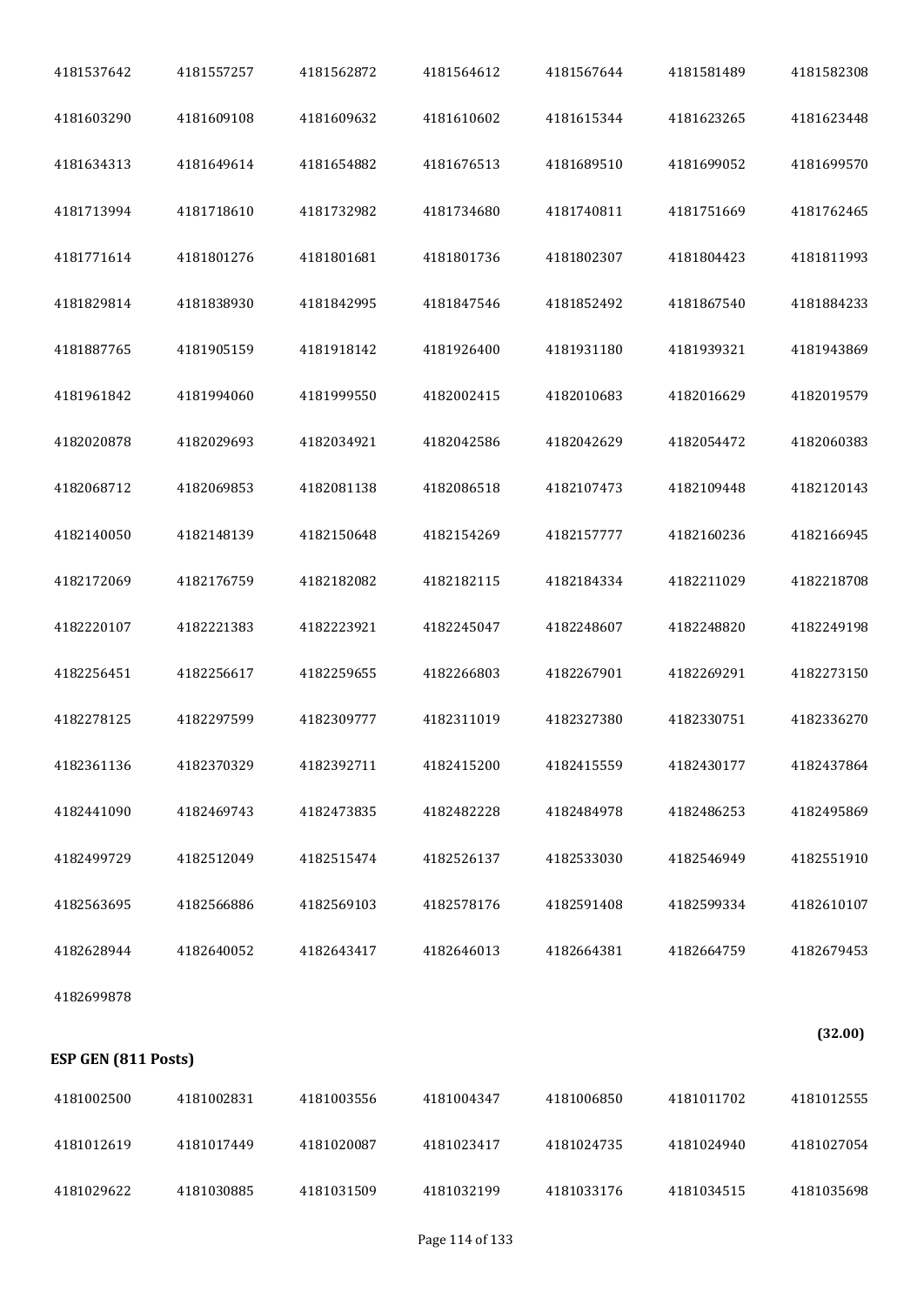4181537642 4181557257 4181562872 4181564612 4181567644 4181581489 4181582308

4181603290 4181609108 4181609632 4181610602 4181615344 4181623265 4181623448

4181634313 4181649614 4181654882 4181676513 4181689510 4181699052 4181699570

4181713994 4181718610 4181732982 4181734680 4181740811 4181751669 4181762465

4181771614 4181801276 4181801681 4181801736 4181802307 4181804423 4181811993

4181829814 4181838930 4181842995 4181847546 4181852492 4181867540 4181884233

4181887765 4181905159 4181918142 4181926400 4181931180 4181939321 4181943869

4181961842 4181994060 4181999550 4182002415 4182010683 4182016629 4182019579

4182020878 4182029693 4182034921 4182042586 4182042629 4182054472 4182060383

4182068712 4182069853 4182081138 4182086518 4182107473 4182109448 4182120143

4182140050 4182148139 4182150648 4182154269 4182157777 4182160236 4182166945

4182172069 4182176759 4182182082 4182182115 4182184334 4182211029 4182218708

4182220107 4182221383 4182223921 4182245047 4182248607 4182248820 4182249198

4182256451 4182256617 4182259655 4182266803 4182267901 4182269291 4182273150

4182278125 4182297599 4182309777 4182311019 4182327380 4182330751 4182336270

4182361136 4182370329 4182392711 4182415200 4182415559 4182430177 4182437864

4182441090 4182469743 4182473835 4182482228 4182484978 4182486253 4182495869

4182499729 4182512049 4182515474 4182526137 4182533030 4182546949 4182551910

4182563695 4182566886 4182569103 4182578176 4182591408 4182599334 4182610107

4182628944 4182640052 4182643417 4182646013 4182664381 4182664759 4182679453

4182699878

**(32.00)**

**ESP GEN (811 Posts)**

4181002500 4181002831 4181003556 4181004347 4181006850 4181011702 4181012555

4181012619 4181017449 4181020087 4181023417 4181024735 4181024940 4181027054

4181029622 4181030885 4181031509 4181032199 4181033176 4181034515 4181035698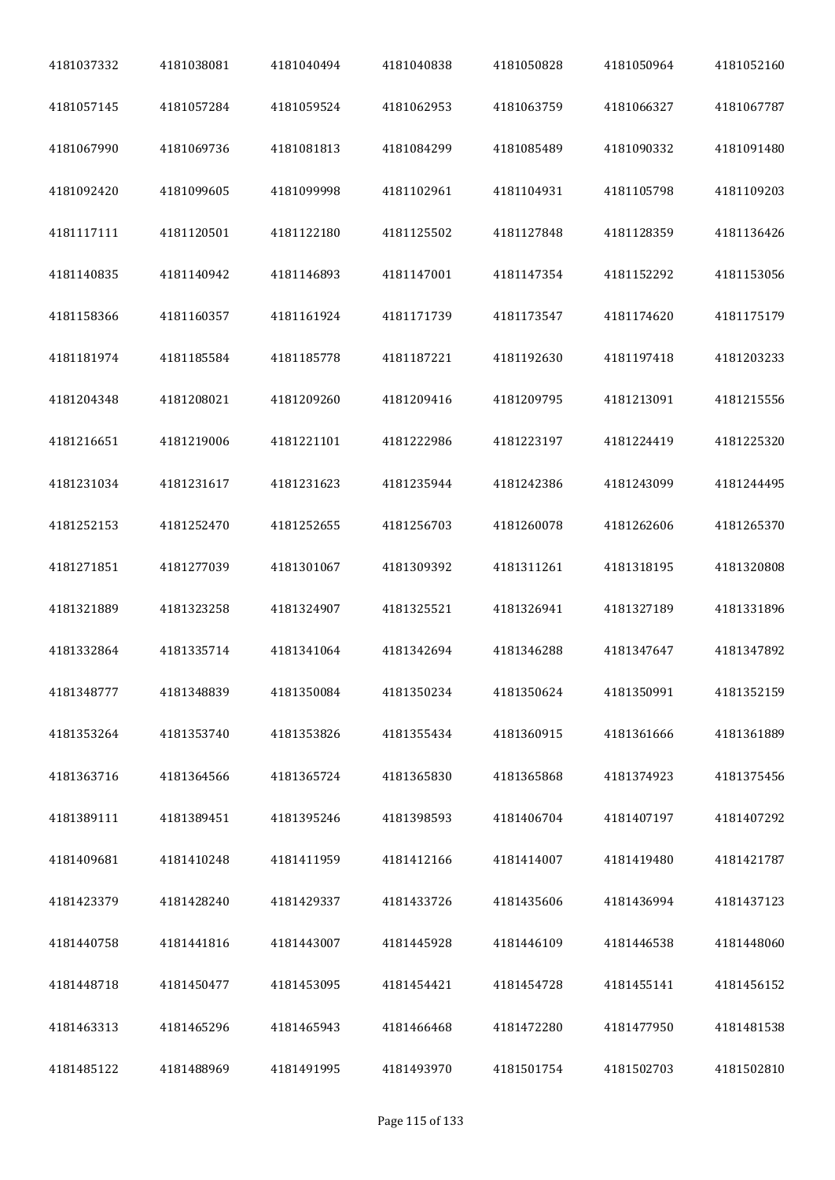| 4181037332 | 4181038081 | 4181040494 | 4181040838 | 4181050828 | 4181050964 | 4181052160 |
|---|---|---|---|---|---|---|
| 4181057145 | 4181057284 | 4181059524 | 4181062953 | 4181063759 | 4181066327 | 4181067787 |
| 4181067990 | 4181069736 | 4181081813 | 4181084299 | 4181085489 | 4181090332 | 4181091480 |
| 4181092420 | 4181099605 | 4181099998 | 4181102961 | 4181104931 | 4181105798 | 4181109203 |
| 4181117111 | 4181120501 | 4181122180 | 4181125502 | 4181127848 | 4181128359 | 4181136426 |
| 4181140835 | 4181140942 | 4181146893 | 4181147001 | 4181147354 | 4181152292 | 4181153056 |
| 4181158366 | 4181160357 | 4181161924 | 4181171739 | 4181173547 | 4181174620 | 4181175179 |
| 4181181974 | 4181185584 | 4181185778 | 4181187221 | 4181192630 | 4181197418 | 4181203233 |
| 4181204348 | 4181208021 | 4181209260 | 4181209416 | 4181209795 | 4181213091 | 4181215556 |
| 4181216651 | 4181219006 | 4181221101 | 4181222986 | 4181223197 | 4181224419 | 4181225320 |
| 4181231034 | 4181231617 | 4181231623 | 4181235944 | 4181242386 | 4181243099 | 4181244495 |
| 4181252153 | 4181252470 | 4181252655 | 4181256703 | 4181260078 | 4181262606 | 4181265370 |
| 4181271851 | 4181277039 | 4181301067 | 4181309392 | 4181311261 | 4181318195 | 4181320808 |
| 4181321889 | 4181323258 | 4181324907 | 4181325521 | 4181326941 | 4181327189 | 4181331896 |
| 4181332864 | 4181335714 | 4181341064 | 4181342694 | 4181346288 | 4181347647 | 4181347892 |
| 4181348777 | 4181348839 | 4181350084 | 4181350234 | 4181350624 | 4181350991 | 4181352159 |
| 4181353264 | 4181353740 | 4181353826 | 4181355434 | 4181360915 | 4181361666 | 4181361889 |
| 4181363716 | 4181364566 | 4181365724 | 4181365830 | 4181365868 | 4181374923 | 4181375456 |
| 4181389111 | 4181389451 | 4181395246 | 4181398593 | 4181406704 | 4181407197 | 4181407292 |
| 4181409681 | 4181410248 | 4181411959 | 4181412166 | 4181414007 | 4181419480 | 4181421787 |
| 4181423379 | 4181428240 | 4181429337 | 4181433726 | 4181435606 | 4181436994 | 4181437123 |
| 4181440758 | 4181441816 | 4181443007 | 4181445928 | 4181446109 | 4181446538 | 4181448060 |
| 4181448718 | 4181450477 | 4181453095 | 4181454421 | 4181454728 | 4181455141 | 4181456152 |
| 4181463313 | 4181465296 | 4181465943 | 4181466468 | 4181472280 | 4181477950 | 4181481538 |
| 4181485122 | 4181488969 | 4181491995 | 4181493970 | 4181501754 | 4181502703 | 4181502810 |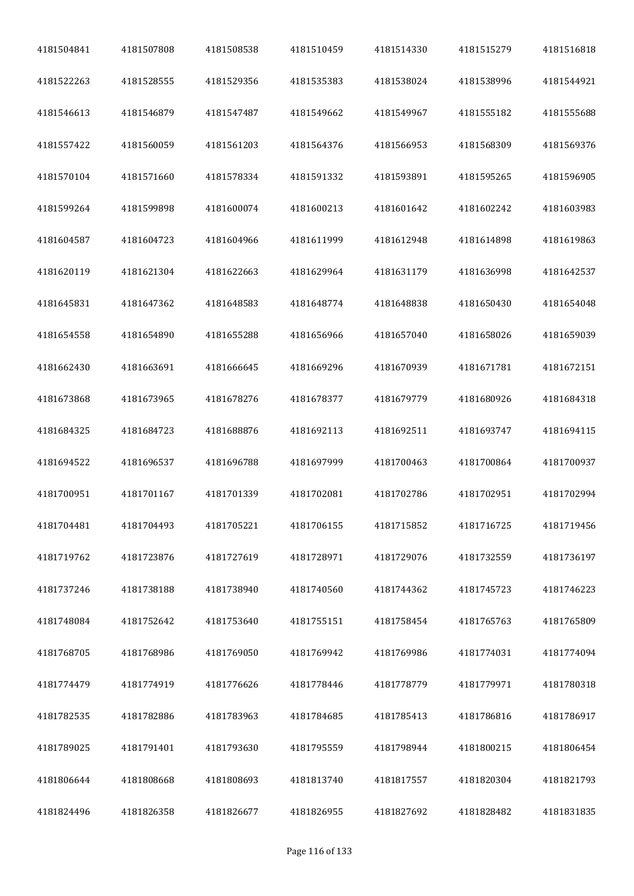| 4181504841 | 4181507808 | 4181508538 | 4181510459 | 4181514330 | 4181515279 | 4181516818 |
|---|---|---|---|---|---|---|
| 4181522263 | 4181528555 | 4181529356 | 4181535383 | 4181538024 | 4181538996 | 4181544921 |
| 4181546613 | 4181546879 | 4181547487 | 4181549662 | 4181549967 | 4181555182 | 4181555688 |
| 4181557422 | 4181560059 | 4181561203 | 4181564376 | 4181566953 | 4181568309 | 4181569376 |
| 4181570104 | 4181571660 | 4181578334 | 4181591332 | 4181593891 | 4181595265 | 4181596905 |
| 4181599264 | 4181599898 | 4181600074 | 4181600213 | 4181601642 | 4181602242 | 4181603983 |
| 4181604587 | 4181604723 | 4181604966 | 4181611999 | 4181612948 | 4181614898 | 4181619863 |
| 4181620119 | 4181621304 | 4181622663 | 4181629964 | 4181631179 | 4181636998 | 4181642537 |
| 4181645831 | 4181647362 | 4181648583 | 4181648774 | 4181648838 | 4181650430 | 4181654048 |
| 4181654558 | 4181654890 | 4181655288 | 4181656966 | 4181657040 | 4181658026 | 4181659039 |
| 4181662430 | 4181663691 | 4181666645 | 4181669296 | 4181670939 | 4181671781 | 4181672151 |
| 4181673868 | 4181673965 | 4181678276 | 4181678377 | 4181679779 | 4181680926 | 4181684318 |
| 4181684325 | 4181684723 | 4181688876 | 4181692113 | 4181692511 | 4181693747 | 4181694115 |
| 4181694522 | 4181696537 | 4181696788 | 4181697999 | 4181700463 | 4181700864 | 4181700937 |
| 4181700951 | 4181701167 | 4181701339 | 4181702081 | 4181702786 | 4181702951 | 4181702994 |
| 4181704481 | 4181704493 | 4181705221 | 4181706155 | 4181715852 | 4181716725 | 4181719456 |
| 4181719762 | 4181723876 | 4181727619 | 4181728971 | 4181729076 | 4181732559 | 4181736197 |
| 4181737246 | 4181738188 | 4181738940 | 4181740560 | 4181744362 | 4181745723 | 4181746223 |
| 4181748084 | 4181752642 | 4181753640 | 4181755151 | 4181758454 | 4181765763 | 4181765809 |
| 4181768705 | 4181768986 | 4181769050 | 4181769942 | 4181769986 | 4181774031 | 4181774094 |
| 4181774479 | 4181774919 | 4181776626 | 4181778446 | 4181778779 | 4181779971 | 4181780318 |
| 4181782535 | 4181782886 | 4181783963 | 4181784685 | 4181785413 | 4181786816 | 4181786917 |
| 4181789025 | 4181791401 | 4181793630 | 4181795559 | 4181798944 | 4181800215 | 4181806454 |
| 4181806644 | 4181808668 | 4181808693 | 4181813740 | 4181817557 | 4181820304 | 4181821793 |
| 4181824496 | 4181826358 | 4181826677 | 4181826955 | 4181827692 | 4181828482 | 4181831835 |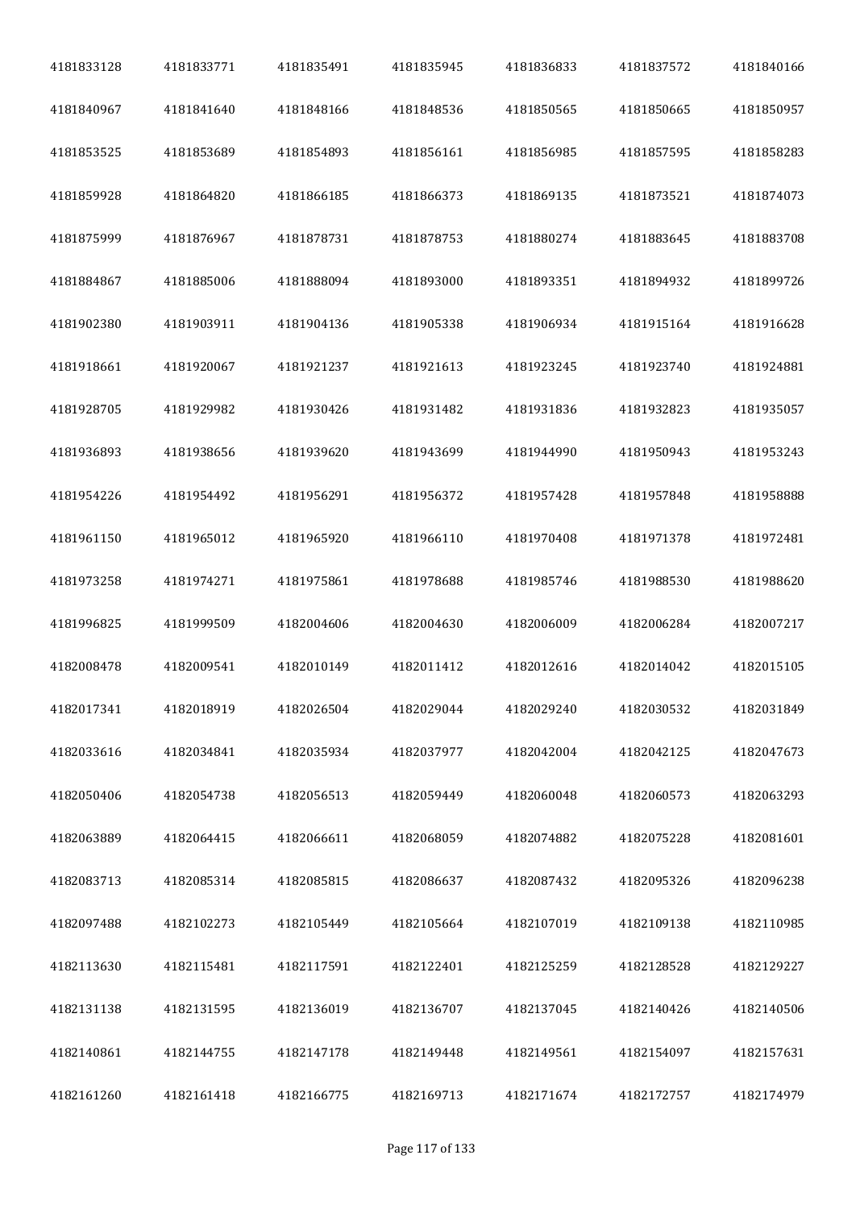| 4181833128 | 4181833771 | 4181835491 | 4181835945 | 4181836833 | 4181837572 | 4181840166 |
|---|---|---|---|---|---|---|
| 4181840967 | 4181841640 | 4181848166 | 4181848536 | 4181850565 | 4181850665 | 4181850957 |
| 4181853525 | 4181853689 | 4181854893 | 4181856161 | 4181856985 | 4181857595 | 4181858283 |
| 4181859928 | 4181864820 | 4181866185 | 4181866373 | 4181869135 | 4181873521 | 4181874073 |
| 4181875999 | 4181876967 | 4181878731 | 4181878753 | 4181880274 | 4181883645 | 4181883708 |
| 4181884867 | 4181885006 | 4181888094 | 4181893000 | 4181893351 | 4181894932 | 4181899726 |
| 4181902380 | 4181903911 | 4181904136 | 4181905338 | 4181906934 | 4181915164 | 4181916628 |
| 4181918661 | 4181920067 | 4181921237 | 4181921613 | 4181923245 | 4181923740 | 4181924881 |
| 4181928705 | 4181929982 | 4181930426 | 4181931482 | 4181931836 | 4181932823 | 4181935057 |
| 4181936893 | 4181938656 | 4181939620 | 4181943699 | 4181944990 | 4181950943 | 4181953243 |
| 4181954226 | 4181954492 | 4181956291 | 4181956372 | 4181957428 | 4181957848 | 4181958888 |
| 4181961150 | 4181965012 | 4181965920 | 4181966110 | 4181970408 | 4181971378 | 4181972481 |
| 4181973258 | 4181974271 | 4181975861 | 4181978688 | 4181985746 | 4181988530 | 4181988620 |
| 4181996825 | 4181999509 | 4182004606 | 4182004630 | 4182006009 | 4182006284 | 4182007217 |
| 4182008478 | 4182009541 | 4182010149 | 4182011412 | 4182012616 | 4182014042 | 4182015105 |
| 4182017341 | 4182018919 | 4182026504 | 4182029044 | 4182029240 | 4182030532 | 4182031849 |
| 4182033616 | 4182034841 | 4182035934 | 4182037977 | 4182042004 | 4182042125 | 4182047673 |
| 4182050406 | 4182054738 | 4182056513 | 4182059449 | 4182060048 | 4182060573 | 4182063293 |
| 4182063889 | 4182064415 | 4182066611 | 4182068059 | 4182074882 | 4182075228 | 4182081601 |
| 4182083713 | 4182085314 | 4182085815 | 4182086637 | 4182087432 | 4182095326 | 4182096238 |
| 4182097488 | 4182102273 | 4182105449 | 4182105664 | 4182107019 | 4182109138 | 4182110985 |
| 4182113630 | 4182115481 | 4182117591 | 4182122401 | 4182125259 | 4182128528 | 4182129227 |
| 4182131138 | 4182131595 | 4182136019 | 4182136707 | 4182137045 | 4182140426 | 4182140506 |
| 4182140861 | 4182144755 | 4182147178 | 4182149448 | 4182149561 | 4182154097 | 4182157631 |
| 4182161260 | 4182161418 | 4182166775 | 4182169713 | 4182171674 | 4182172757 | 4182174979 |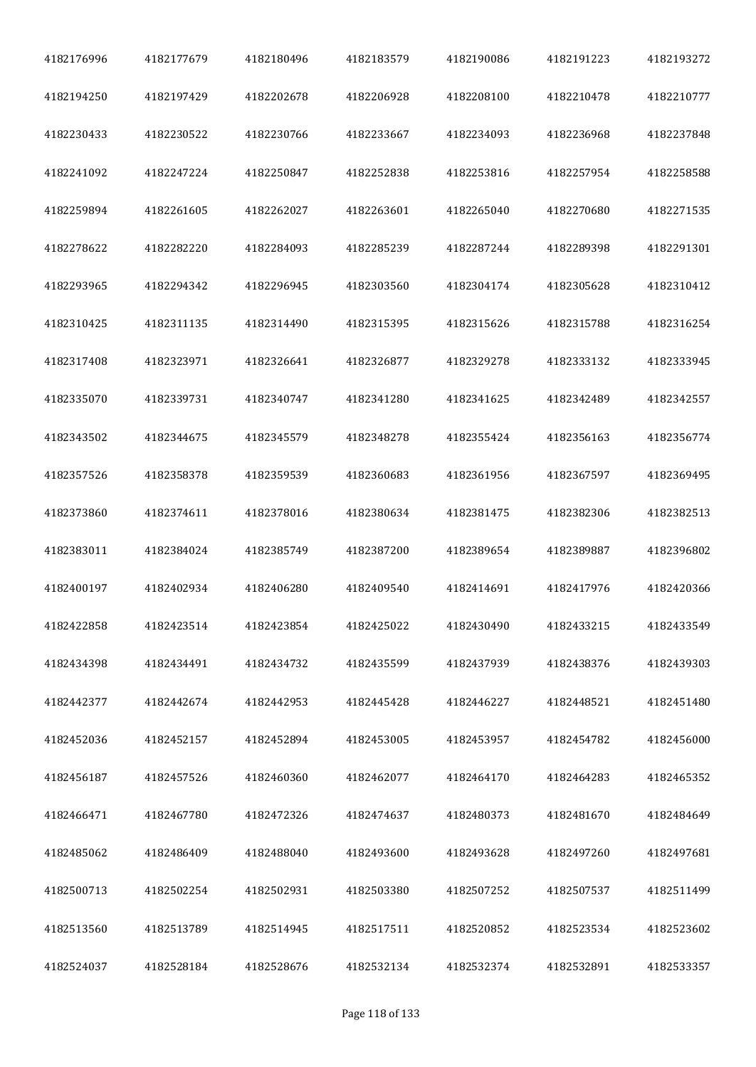| | | | | | | |
|---|---|---|---|---|---|---|
| 4182176996 | 4182177679 | 4182180496 | 4182183579 | 4182190086 | 4182191223 | 4182193272 |
| 4182194250 | 4182197429 | 4182202678 | 4182206928 | 4182208100 | 4182210478 | 4182210777 |
| 4182230433 | 4182230522 | 4182230766 | 4182233667 | 4182234093 | 4182236968 | 4182237848 |
| 4182241092 | 4182247224 | 4182250847 | 4182252838 | 4182253816 | 4182257954 | 4182258588 |
| 4182259894 | 4182261605 | 4182262027 | 4182263601 | 4182265040 | 4182270680 | 4182271535 |
| 4182278622 | 4182282220 | 4182284093 | 4182285239 | 4182287244 | 4182289398 | 4182291301 |
| 4182293965 | 4182294342 | 4182296945 | 4182303560 | 4182304174 | 4182305628 | 4182310412 |
| 4182310425 | 4182311135 | 4182314490 | 4182315395 | 4182315626 | 4182315788 | 4182316254 |
| 4182317408 | 4182323971 | 4182326641 | 4182326877 | 4182329278 | 4182333132 | 4182333945 |
| 4182335070 | 4182339731 | 4182340747 | 4182341280 | 4182341625 | 4182342489 | 4182342557 |
| 4182343502 | 4182344675 | 4182345579 | 4182348278 | 4182355424 | 4182356163 | 4182356774 |
| 4182357526 | 4182358378 | 4182359539 | 4182360683 | 4182361956 | 4182367597 | 4182369495 |
| 4182373860 | 4182374611 | 4182378016 | 4182380634 | 4182381475 | 4182382306 | 4182382513 |
| 4182383011 | 4182384024 | 4182385749 | 4182387200 | 4182389654 | 4182389887 | 4182396802 |
| 4182400197 | 4182402934 | 4182406280 | 4182409540 | 4182414691 | 4182417976 | 4182420366 |
| 4182422858 | 4182423514 | 4182423854 | 4182425022 | 4182430490 | 4182433215 | 4182433549 |
| 4182434398 | 4182434491 | 4182434732 | 4182435599 | 4182437939 | 4182438376 | 4182439303 |
| 4182442377 | 4182442674 | 4182442953 | 4182445428 | 4182446227 | 4182448521 | 4182451480 |
| 4182452036 | 4182452157 | 4182452894 | 4182453005 | 4182453957 | 4182454782 | 4182456000 |
| 4182456187 | 4182457526 | 4182460360 | 4182462077 | 4182464170 | 4182464283 | 4182465352 |
| 4182466471 | 4182467780 | 4182472326 | 4182474637 | 4182480373 | 4182481670 | 4182484649 |
| 4182485062 | 4182486409 | 4182488040 | 4182493600 | 4182493628 | 4182497260 | 4182497681 |
| 4182500713 | 4182502254 | 4182502931 | 4182503380 | 4182507252 | 4182507537 | 4182511499 |
| 4182513560 | 4182513789 | 4182514945 | 4182517511 | 4182520852 | 4182523534 | 4182523602 |
| 4182524037 | 4182528184 | 4182528676 | 4182532134 | 4182532374 | 4182532891 | 4182533357 |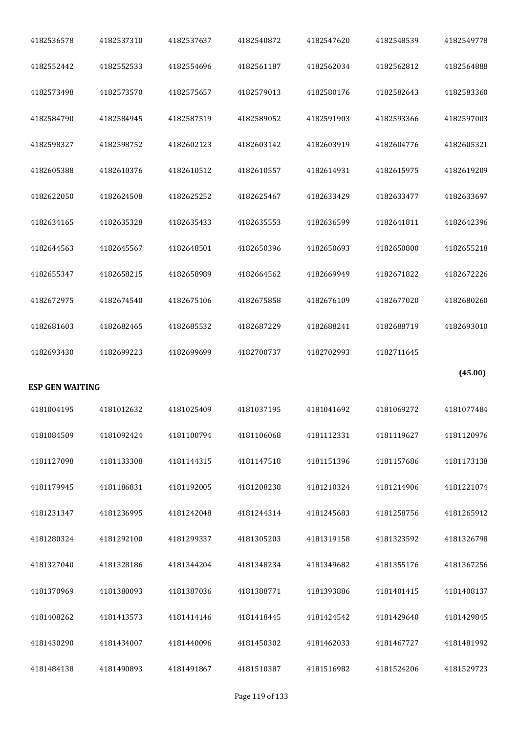| | | | | | | |
|---|---|---|---|---|---|---|
| 4182536578 | 4182537310 | 4182537637 | 4182540872 | 4182547620 | 4182548539 | 4182549778 |
| 4182552442 | 4182552533 | 4182554696 | 4182561187 | 4182562034 | 4182562812 | 4182564888 |
| 4182573498 | 4182573570 | 4182575657 | 4182579013 | 4182580176 | 4182582643 | 4182583360 |
| 4182584790 | 4182584945 | 4182587519 | 4182589052 | 4182591903 | 4182593366 | 4182597003 |
| 4182598327 | 4182598752 | 4182602123 | 4182603142 | 4182603919 | 4182604776 | 4182605321 |
| 4182605388 | 4182610376 | 4182610512 | 4182610557 | 4182614931 | 4182615975 | 4182619209 |
| 4182622050 | 4182624508 | 4182625252 | 4182625467 | 4182633429 | 4182633477 | 4182633697 |
| 4182634165 | 4182635328 | 4182635433 | 4182635553 | 4182636599 | 4182641811 | 4182642396 |
| 4182644563 | 4182645567 | 4182648501 | 4182650396 | 4182650693 | 4182650800 | 4182655218 |
| 4182655347 | 4182658215 | 4182658989 | 4182664562 | 4182669949 | 4182671822 | 4182672226 |
| 4182672975 | 4182674540 | 4182675106 | 4182675858 | 4182676109 | 4182677020 | 4182680260 |
| 4182681603 | 4182682465 | 4182685532 | 4182687229 | 4182688241 | 4182688719 | 4182693010 |
| 4182693430 | 4182699223 | 4182699699 | 4182700737 | 4182702993 | 4182711645 | |

**(45.00)**

**ESP GEN WAITING**

| | | | | | | |
|---|---|---|---|---|---|---|
| 4181004195 | 4181012632 | 4181025409 | 4181037195 | 4181041692 | 4181069272 | 4181077484 |
| 4181084509 | 4181092424 | 4181100794 | 4181106068 | 4181112331 | 4181119627 | 4181120976 |
| 4181127098 | 4181133308 | 4181144315 | 4181147518 | 4181151396 | 4181157686 | 4181173138 |
| 4181179945 | 4181186831 | 4181192005 | 4181208238 | 4181210324 | 4181214906 | 4181221074 |
| 4181231347 | 4181236995 | 4181242048 | 4181244314 | 4181245683 | 4181258756 | 4181265912 |
| 4181280324 | 4181292100 | 4181299337 | 4181305203 | 4181319158 | 4181323592 | 4181326798 |
| 4181327040 | 4181328186 | 4181344204 | 4181348234 | 4181349682 | 4181355176 | 4181367256 |
| 4181370969 | 4181380093 | 4181387036 | 4181388771 | 4181393886 | 4181401415 | 4181408137 |
| 4181408262 | 4181413573 | 4181414146 | 4181418445 | 4181424542 | 4181429640 | 4181429845 |
| 4181430290 | 4181434007 | 4181440096 | 4181450302 | 4181462033 | 4181467727 | 4181481992 |
| 4181484138 | 4181490893 | 4181491867 | 4181510387 | 4181516982 | 4181524206 | 4181529723 |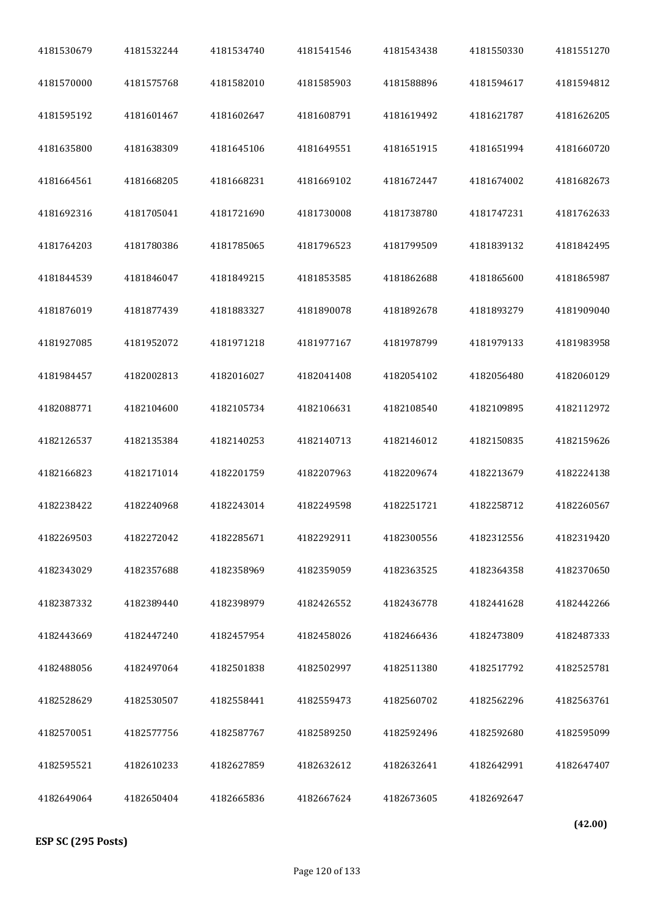| | | | | | | |
|---|---|---|---|---|---|---|
| 4181530679 | 4181532244 | 4181534740 | 4181541546 | 4181543438 | 4181550330 | 4181551270 |
| 4181570000 | 4181575768 | 4181582010 | 4181585903 | 4181588896 | 4181594617 | 4181594812 |
| 4181595192 | 4181601467 | 4181602647 | 4181608791 | 4181619492 | 4181621787 | 4181626205 |
| 4181635800 | 4181638309 | 4181645106 | 4181649551 | 4181651915 | 4181651994 | 4181660720 |
| 4181664561 | 4181668205 | 4181668231 | 4181669102 | 4181672447 | 4181674002 | 4181682673 |
| 4181692316 | 4181705041 | 4181721690 | 4181730008 | 4181738780 | 4181747231 | 4181762633 |
| 4181764203 | 4181780386 | 4181785065 | 4181796523 | 4181799509 | 4181839132 | 4181842495 |
| 4181844539 | 4181846047 | 4181849215 | 4181853585 | 4181862688 | 4181865600 | 4181865987 |
| 4181876019 | 4181877439 | 4181883327 | 4181890078 | 4181892678 | 4181893279 | 4181909040 |
| 4181927085 | 4181952072 | 4181971218 | 4181977167 | 4181978799 | 4181979133 | 4181983958 |
| 4181984457 | 4182002813 | 4182016027 | 4182041408 | 4182054102 | 4182056480 | 4182060129 |
| 4182088771 | 4182104600 | 4182105734 | 4182106631 | 4182108540 | 4182109895 | 4182112972 |
| 4182126537 | 4182135384 | 4182140253 | 4182140713 | 4182146012 | 4182150835 | 4182159626 |
| 4182166823 | 4182171014 | 4182201759 | 4182207963 | 4182209674 | 4182213679 | 4182224138 |
| 4182238422 | 4182240968 | 4182243014 | 4182249598 | 4182251721 | 4182258712 | 4182260567 |
| 4182269503 | 4182272042 | 4182285671 | 4182292911 | 4182300556 | 4182312556 | 4182319420 |
| 4182343029 | 4182357688 | 4182358969 | 4182359059 | 4182363525 | 4182364358 | 4182370650 |
| 4182387332 | 4182389440 | 4182398979 | 4182426552 | 4182436778 | 4182441628 | 4182442266 |
| 4182443669 | 4182447240 | 4182457954 | 4182458026 | 4182466436 | 4182473809 | 4182487333 |
| 4182488056 | 4182497064 | 4182501838 | 4182502997 | 4182511380 | 4182517792 | 4182525781 |
| 4182528629 | 4182530507 | 4182558441 | 4182559473 | 4182560702 | 4182562296 | 4182563761 |
| 4182570051 | 4182577756 | 4182587767 | 4182589250 | 4182592496 | 4182592680 | 4182595099 |
| 4182595521 | 4182610233 | 4182627859 | 4182632612 | 4182632641 | 4182642991 | 4182647407 |
| 4182649064 | 4182650404 | 4182665836 | 4182667624 | 4182673605 | 4182692647 | |

**(42.00)**

**ESP SC (295 Posts)**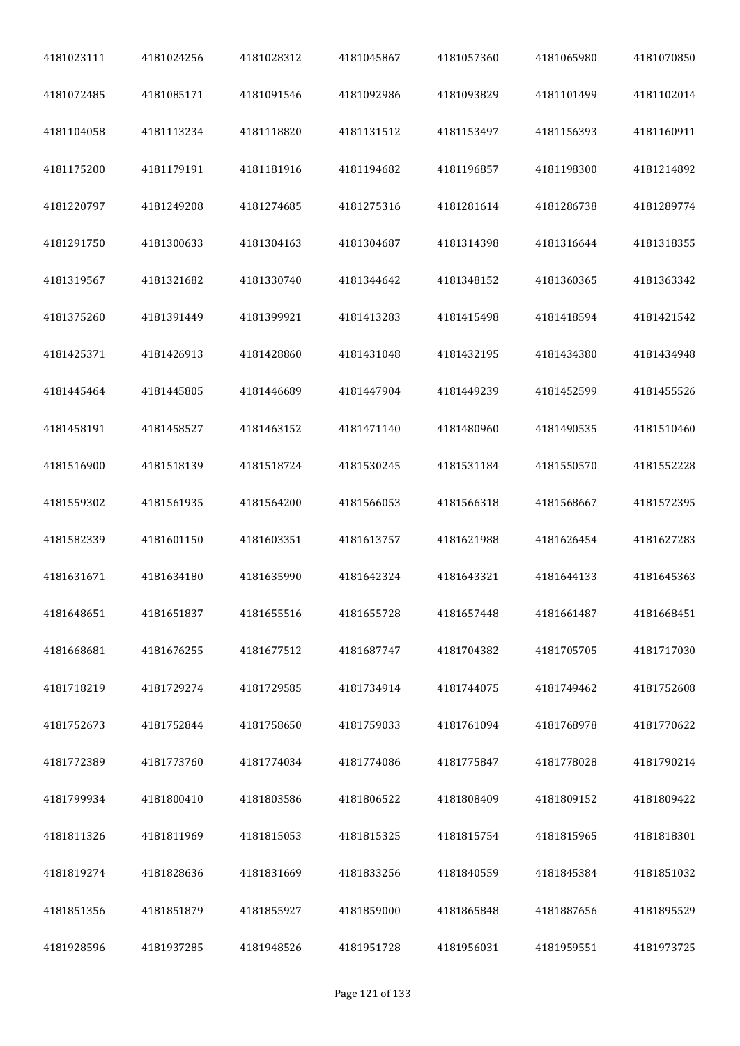| | | | | | | |
|---|---|---|---|---|---|---|
| 4181023111 | 4181024256 | 4181028312 | 4181045867 | 4181057360 | 4181065980 | 4181070850 |
| 4181072485 | 4181085171 | 4181091546 | 4181092986 | 4181093829 | 4181101499 | 4181102014 |
| 4181104058 | 4181113234 | 4181118820 | 4181131512 | 4181153497 | 4181156393 | 4181160911 |
| 4181175200 | 4181179191 | 4181181916 | 4181194682 | 4181196857 | 4181198300 | 4181214892 |
| 4181220797 | 4181249208 | 4181274685 | 4181275316 | 4181281614 | 4181286738 | 4181289774 |
| 4181291750 | 4181300633 | 4181304163 | 4181304687 | 4181314398 | 4181316644 | 4181318355 |
| 4181319567 | 4181321682 | 4181330740 | 4181344642 | 4181348152 | 4181360365 | 4181363342 |
| 4181375260 | 4181391449 | 4181399921 | 4181413283 | 4181415498 | 4181418594 | 4181421542 |
| 4181425371 | 4181426913 | 4181428860 | 4181431048 | 4181432195 | 4181434380 | 4181434948 |
| 4181445464 | 4181445805 | 4181446689 | 4181447904 | 4181449239 | 4181452599 | 4181455526 |
| 4181458191 | 4181458527 | 4181463152 | 4181471140 | 4181480960 | 4181490535 | 4181510460 |
| 4181516900 | 4181518139 | 4181518724 | 4181530245 | 4181531184 | 4181550570 | 4181552228 |
| 4181559302 | 4181561935 | 4181564200 | 4181566053 | 4181566318 | 4181568667 | 4181572395 |
| 4181582339 | 4181601150 | 4181603351 | 4181613757 | 4181621988 | 4181626454 | 4181627283 |
| 4181631671 | 4181634180 | 4181635990 | 4181642324 | 4181643321 | 4181644133 | 4181645363 |
| 4181648651 | 4181651837 | 4181655516 | 4181655728 | 4181657448 | 4181661487 | 4181668451 |
| 4181668681 | 4181676255 | 4181677512 | 4181687747 | 4181704382 | 4181705705 | 4181717030 |
| 4181718219 | 4181729274 | 4181729585 | 4181734914 | 4181744075 | 4181749462 | 4181752608 |
| 4181752673 | 4181752844 | 4181758650 | 4181759033 | 4181761094 | 4181768978 | 4181770622 |
| 4181772389 | 4181773760 | 4181774034 | 4181774086 | 4181775847 | 4181778028 | 4181790214 |
| 4181799934 | 4181800410 | 4181803586 | 4181806522 | 4181808409 | 4181809152 | 4181809422 |
| 4181811326 | 4181811969 | 4181815053 | 4181815325 | 4181815754 | 4181815965 | 4181818301 |
| 4181819274 | 4181828636 | 4181831669 | 4181833256 | 4181840559 | 4181845384 | 4181851032 |
| 4181851356 | 4181851879 | 4181855927 | 4181859000 | 4181865848 | 4181887656 | 4181895529 |
| 4181928596 | 4181937285 | 4181948526 | 4181951728 | 4181956031 | 4181959551 | 4181973725 |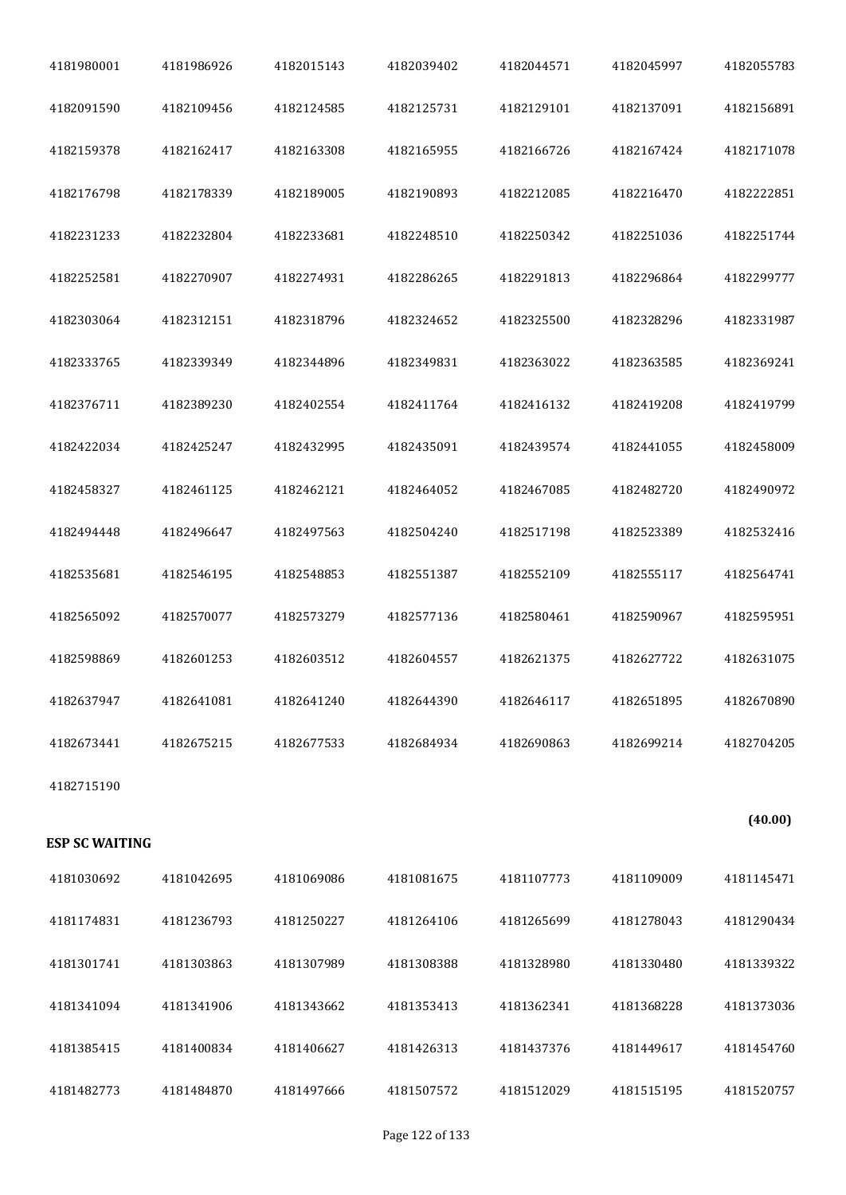| | | | | | | |
|---|---|---|---|---|---|---|
| 4181980001 | 4181986926 | 4182015143 | 4182039402 | 4182044571 | 4182045997 | 4182055783 |
| 4182091590 | 4182109456 | 4182124585 | 4182125731 | 4182129101 | 4182137091 | 4182156891 |
| 4182159378 | 4182162417 | 4182163308 | 4182165955 | 4182166726 | 4182167424 | 4182171078 |
| 4182176798 | 4182178339 | 4182189005 | 4182190893 | 4182212085 | 4182216470 | 4182222851 |
| 4182231233 | 4182232804 | 4182233681 | 4182248510 | 4182250342 | 4182251036 | 4182251744 |
| 4182252581 | 4182270907 | 4182274931 | 4182286265 | 4182291813 | 4182296864 | 4182299777 |
| 4182303064 | 4182312151 | 4182318796 | 4182324652 | 4182325500 | 4182328296 | 4182331987 |
| 4182333765 | 4182339349 | 4182344896 | 4182349831 | 4182363022 | 4182363585 | 4182369241 |
| 4182376711 | 4182389230 | 4182402554 | 4182411764 | 4182416132 | 4182419208 | 4182419799 |
| 4182422034 | 4182425247 | 4182432995 | 4182435091 | 4182439574 | 4182441055 | 4182458009 |
| 4182458327 | 4182461125 | 4182462121 | 4182464052 | 4182467085 | 4182482720 | 4182490972 |
| 4182494448 | 4182496647 | 4182497563 | 4182504240 | 4182517198 | 4182523389 | 4182532416 |
| 4182535681 | 4182546195 | 4182548853 | 4182551387 | 4182552109 | 4182555117 | 4182564741 |
| 4182565092 | 4182570077 | 4182573279 | 4182577136 | 4182580461 | 4182590967 | 4182595951 |
| 4182598869 | 4182601253 | 4182603512 | 4182604557 | 4182621375 | 4182627722 | 4182631075 |
| 4182637947 | 4182641081 | 4182641240 | 4182644390 | 4182646117 | 4182651895 | 4182670890 |
| 4182673441 | 4182675215 | 4182677533 | 4182684934 | 4182690863 | 4182699214 | 4182704205 |
| 4182715190 | | | | | | |

**(40.00)**

**ESP SC WAITING**

| | | | | | | |
|---|---|---|---|---|---|---|
| 4181030692 | 4181042695 | 4181069086 | 4181081675 | 4181107773 | 4181109009 | 4181145471 |
| 4181174831 | 4181236793 | 4181250227 | 4181264106 | 4181265699 | 4181278043 | 4181290434 |
| 4181301741 | 4181303863 | 4181307989 | 4181308388 | 4181328980 | 4181330480 | 4181339322 |
| 4181341094 | 4181341906 | 4181343662 | 4181353413 | 4181362341 | 4181368228 | 4181373036 |
| 4181385415 | 4181400834 | 4181406627 | 4181426313 | 4181437376 | 4181449617 | 4181454760 |
| 4181482773 | 4181484870 | 4181497666 | 4181507572 | 4181512029 | 4181515195 | 4181520757 |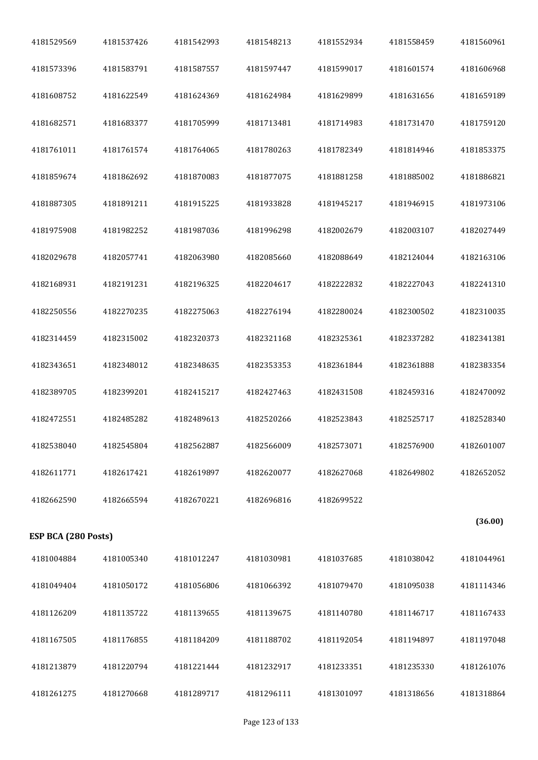| | | | | | | |
|---|---|---|---|---|---|---|
| 4181529569 | 4181537426 | 4181542993 | 4181548213 | 4181552934 | 4181558459 | 4181560961 |
| 4181573396 | 4181583791 | 4181587557 | 4181597447 | 4181599017 | 4181601574 | 4181606968 |
| 4181608752 | 4181622549 | 4181624369 | 4181624984 | 4181629899 | 4181631656 | 4181659189 |
| 4181682571 | 4181683377 | 4181705999 | 4181713481 | 4181714983 | 4181731470 | 4181759120 |
| 4181761011 | 4181761574 | 4181764065 | 4181780263 | 4181782349 | 4181814946 | 4181853375 |
| 4181859674 | 4181862692 | 4181870083 | 4181877075 | 4181881258 | 4181885002 | 4181886821 |
| 4181887305 | 4181891211 | 4181915225 | 4181933828 | 4181945217 | 4181946915 | 4181973106 |
| 4181975908 | 4181982252 | 4181987036 | 4181996298 | 4182002679 | 4182003107 | 4182027449 |
| 4182029678 | 4182057741 | 4182063980 | 4182085660 | 4182088649 | 4182124044 | 4182163106 |
| 4182168931 | 4182191231 | 4182196325 | 4182204617 | 4182222832 | 4182227043 | 4182241310 |
| 4182250556 | 4182270235 | 4182275063 | 4182276194 | 4182280024 | 4182300502 | 4182310035 |
| 4182314459 | 4182315002 | 4182320373 | 4182321168 | 4182325361 | 4182337282 | 4182341381 |
| 4182343651 | 4182348012 | 4182348635 | 4182353353 | 4182361844 | 4182361888 | 4182383354 |
| 4182389705 | 4182399201 | 4182415217 | 4182427463 | 4182431508 | 4182459316 | 4182470092 |
| 4182472551 | 4182485282 | 4182489613 | 4182520266 | 4182523843 | 4182525717 | 4182528340 |
| 4182538040 | 4182545804 | 4182562887 | 4182566009 | 4182573071 | 4182576900 | 4182601007 |
| 4182611771 | 4182617421 | 4182619897 | 4182620077 | 4182627068 | 4182649802 | 4182652052 |
| 4182662590 | 4182665594 | 4182670221 | 4182696816 | 4182699522 | | |

**(36.00)**

**ESP BCA (280 Posts)**

| | | | | | | |
|---|---|---|---|---|---|---|
| 4181004884 | 4181005340 | 4181012247 | 4181030981 | 4181037685 | 4181038042 | 4181044961 |
| 4181049404 | 4181050172 | 4181056806 | 4181066392 | 4181079470 | 4181095038 | 4181114346 |
| 4181126209 | 4181135722 | 4181139655 | 4181139675 | 4181140780 | 4181146717 | 4181167433 |
| 4181167505 | 4181176855 | 4181184209 | 4181188702 | 4181192054 | 4181194897 | 4181197048 |
| 4181213879 | 4181220794 | 4181221444 | 4181232917 | 4181233351 | 4181235330 | 4181261076 |
| 4181261275 | 4181270668 | 4181289717 | 4181296111 | 4181301097 | 4181318656 | 4181318864 |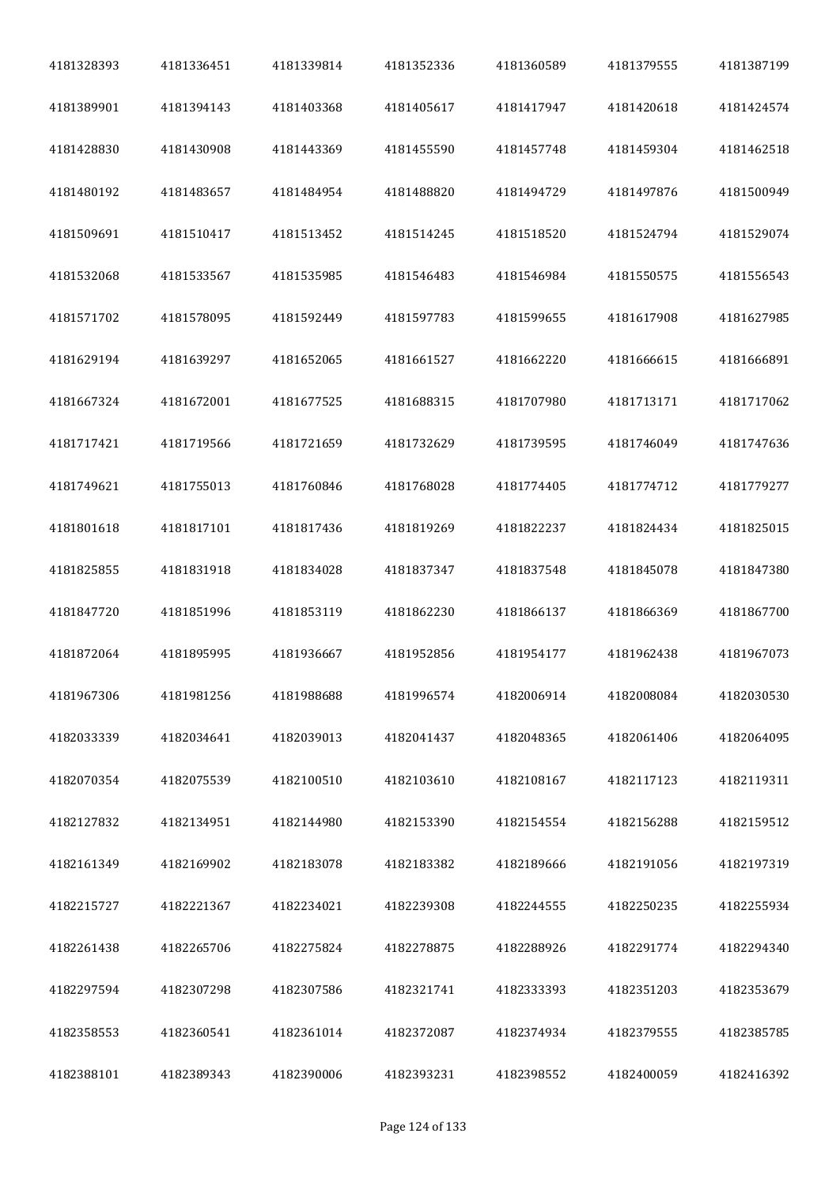| | | | | | | |
|---|---|---|---|---|---|---|
| 4181328393 | 4181336451 | 4181339814 | 4181352336 | 4181360589 | 4181379555 | 4181387199 |
| 4181389901 | 4181394143 | 4181403368 | 4181405617 | 4181417947 | 4181420618 | 4181424574 |
| 4181428830 | 4181430908 | 4181443369 | 4181455590 | 4181457748 | 4181459304 | 4181462518 |
| 4181480192 | 4181483657 | 4181484954 | 4181488820 | 4181494729 | 4181497876 | 4181500949 |
| 4181509691 | 4181510417 | 4181513452 | 4181514245 | 4181518520 | 4181524794 | 4181529074 |
| 4181532068 | 4181533567 | 4181535985 | 4181546483 | 4181546984 | 4181550575 | 4181556543 |
| 4181571702 | 4181578095 | 4181592449 | 4181597783 | 4181599655 | 4181617908 | 4181627985 |
| 4181629194 | 4181639297 | 4181652065 | 4181661527 | 4181662220 | 4181666615 | 4181666891 |
| 4181667324 | 4181672001 | 4181677525 | 4181688315 | 4181707980 | 4181713171 | 4181717062 |
| 4181717421 | 4181719566 | 4181721659 | 4181732629 | 4181739595 | 4181746049 | 4181747636 |
| 4181749621 | 4181755013 | 4181760846 | 4181768028 | 4181774405 | 4181774712 | 4181779277 |
| 4181801618 | 4181817101 | 4181817436 | 4181819269 | 4181822237 | 4181824434 | 4181825015 |
| 4181825855 | 4181831918 | 4181834028 | 4181837347 | 4181837548 | 4181845078 | 4181847380 |
| 4181847720 | 4181851996 | 4181853119 | 4181862230 | 4181866137 | 4181866369 | 4181867700 |
| 4181872064 | 4181895995 | 4181936667 | 4181952856 | 4181954177 | 4181962438 | 4181967073 |
| 4181967306 | 4181981256 | 4181988688 | 4181996574 | 4182006914 | 4182008084 | 4182030530 |
| 4182033339 | 4182034641 | 4182039013 | 4182041437 | 4182048365 | 4182061406 | 4182064095 |
| 4182070354 | 4182075539 | 4182100510 | 4182103610 | 4182108167 | 4182117123 | 4182119311 |
| 4182127832 | 4182134951 | 4182144980 | 4182153390 | 4182154554 | 4182156288 | 4182159512 |
| 4182161349 | 4182169902 | 4182183078 | 4182183382 | 4182189666 | 4182191056 | 4182197319 |
| 4182215727 | 4182221367 | 4182234021 | 4182239308 | 4182244555 | 4182250235 | 4182255934 |
| 4182261438 | 4182265706 | 4182275824 | 4182278875 | 4182288926 | 4182291774 | 4182294340 |
| 4182297594 | 4182307298 | 4182307586 | 4182321741 | 4182333393 | 4182351203 | 4182353679 |
| 4182358553 | 4182360541 | 4182361014 | 4182372087 | 4182374934 | 4182379555 | 4182385785 |
| 4182388101 | 4182389343 | 4182390006 | 4182393231 | 4182398552 | 4182400059 | 4182416392 |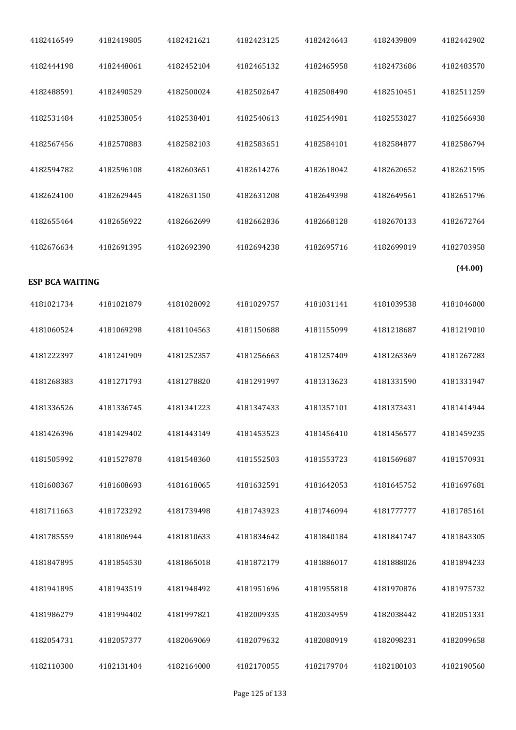| | | | | | | |
|---|---|---|---|---|---|---|
| 4182416549 | 4182419805 | 4182421621 | 4182423125 | 4182424643 | 4182439809 | 4182442902 |
| 4182444198 | 4182448061 | 4182452104 | 4182465132 | 4182465958 | 4182473686 | 4182483570 |
| 4182488591 | 4182490529 | 4182500024 | 4182502647 | 4182508490 | 4182510451 | 4182511259 |
| 4182531484 | 4182538054 | 4182538401 | 4182540613 | 4182544981 | 4182553027 | 4182566938 |
| 4182567456 | 4182570883 | 4182582103 | 4182583651 | 4182584101 | 4182584877 | 4182586794 |
| 4182594782 | 4182596108 | 4182603651 | 4182614276 | 4182618042 | 4182620652 | 4182621595 |
| 4182624100 | 4182629445 | 4182631150 | 4182631208 | 4182649398 | 4182649561 | 4182651796 |
| 4182655464 | 4182656922 | 4182662699 | 4182662836 | 4182668128 | 4182670133 | 4182672764 |
| 4182676634 | 4182691395 | 4182692390 | 4182694238 | 4182695716 | 4182699019 | 4182703958 |

**(44.00)**

**ESP BCA WAITING**

| | | | | | | |
|---|---|---|---|---|---|---|
| 4181021734 | 4181021879 | 4181028092 | 4181029757 | 4181031141 | 4181039538 | 4181046000 |
| 4181060524 | 4181069298 | 4181104563 | 4181150688 | 4181155099 | 4181218687 | 4181219010 |
| 4181222397 | 4181241909 | 4181252357 | 4181256663 | 4181257409 | 4181263369 | 4181267283 |
| 4181268383 | 4181271793 | 4181278820 | 4181291997 | 4181313623 | 4181331590 | 4181331947 |
| 4181336526 | 4181336745 | 4181341223 | 4181347433 | 4181357101 | 4181373431 | 4181414944 |
| 4181426396 | 4181429402 | 4181443149 | 4181453523 | 4181456410 | 4181456577 | 4181459235 |
| 4181505992 | 4181527878 | 4181548360 | 4181552503 | 4181553723 | 4181569687 | 4181570931 |
| 4181608367 | 4181608693 | 4181618065 | 4181632591 | 4181642053 | 4181645752 | 4181697681 |
| 4181711663 | 4181723292 | 4181739498 | 4181743923 | 4181746094 | 4181777777 | 4181785161 |
| 4181785559 | 4181806944 | 4181810633 | 4181834642 | 4181840184 | 4181841747 | 4181843305 |
| 4181847895 | 4181854530 | 4181865018 | 4181872179 | 4181886017 | 4181888026 | 4181894233 |
| 4181941895 | 4181943519 | 4181948492 | 4181951696 | 4181955818 | 4181970876 | 4181975732 |
| 4181986279 | 4181994402 | 4181997821 | 4182009335 | 4182034959 | 4182038442 | 4182051331 |
| 4182054731 | 4182057377 | 4182069069 | 4182079632 | 4182080919 | 4182098231 | 4182099658 |
| 4182110300 | 4182131404 | 4182164000 | 4182170055 | 4182179704 | 4182180103 | 4182190560 |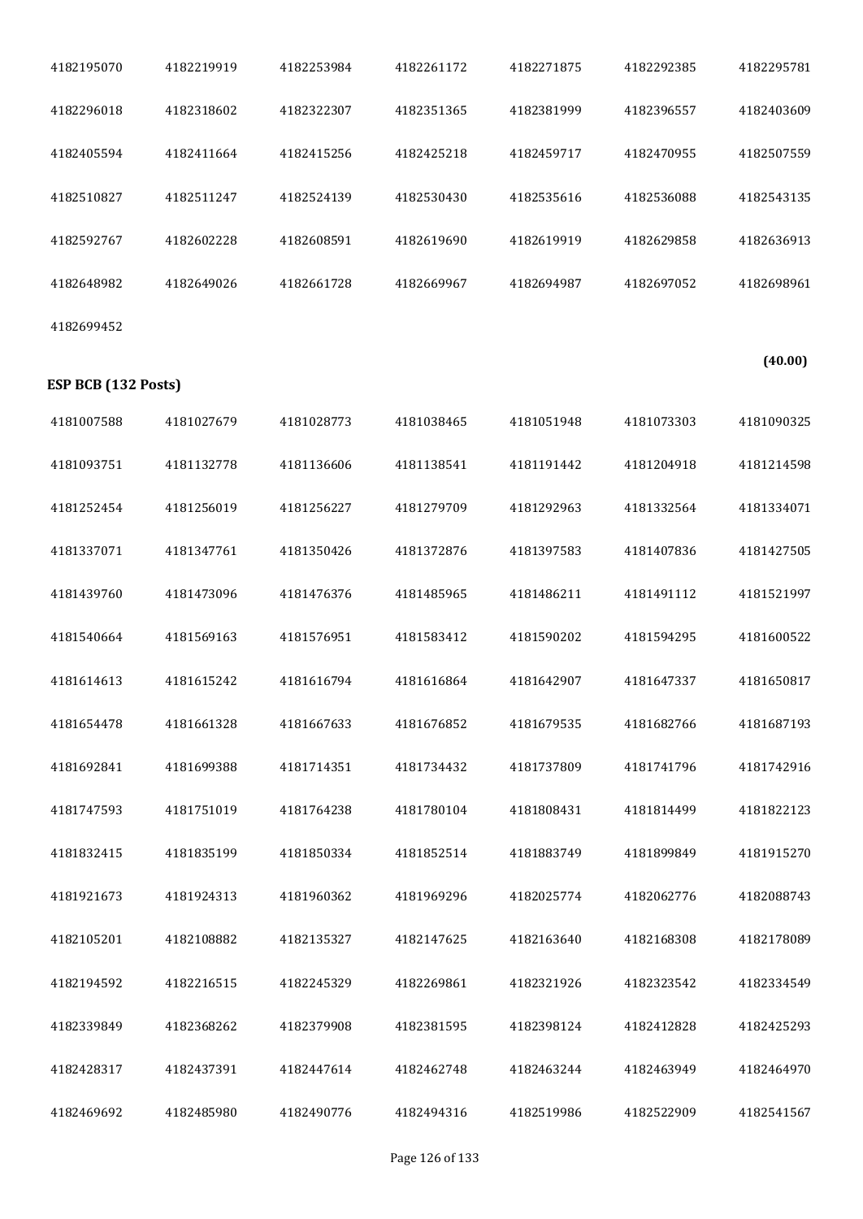| | | | | | | |
|---|---|---|---|---|---|---|
| 4182195070 | 4182219919 | 4182253984 | 4182261172 | 4182271875 | 4182292385 | 4182295781 |
| 4182296018 | 4182318602 | 4182322307 | 4182351365 | 4182381999 | 4182396557 | 4182403609 |
| 4182405594 | 4182411664 | 4182415256 | 4182425218 | 4182459717 | 4182470955 | 4182507559 |
| 4182510827 | 4182511247 | 4182524139 | 4182530430 | 4182535616 | 4182536088 | 4182543135 |
| 4182592767 | 4182602228 | 4182608591 | 4182619690 | 4182619919 | 4182629858 | 4182636913 |
| 4182648982 | 4182649026 | 4182661728 | 4182669967 | 4182694987 | 4182697052 | 4182698961 |
| 4182699452 | | | | | | |

**(40.00)**

**ESP BCB (132 Posts)**

| | | | | | | |
|---|---|---|---|---|---|---|
| 4181007588 | 4181027679 | 4181028773 | 4181038465 | 4181051948 | 4181073303 | 4181090325 |
| 4181093751 | 4181132778 | 4181136606 | 4181138541 | 4181191442 | 4181204918 | 4181214598 |
| 4181252454 | 4181256019 | 4181256227 | 4181279709 | 4181292963 | 4181332564 | 4181334071 |
| 4181337071 | 4181347761 | 4181350426 | 4181372876 | 4181397583 | 4181407836 | 4181427505 |
| 4181439760 | 4181473096 | 4181476376 | 4181485965 | 4181486211 | 4181491112 | 4181521997 |
| 4181540664 | 4181569163 | 4181576951 | 4181583412 | 4181590202 | 4181594295 | 4181600522 |
| 4181614613 | 4181615242 | 4181616794 | 4181616864 | 4181642907 | 4181647337 | 4181650817 |
| 4181654478 | 4181661328 | 4181667633 | 4181676852 | 4181679535 | 4181682766 | 4181687193 |
| 4181692841 | 4181699388 | 4181714351 | 4181734432 | 4181737809 | 4181741796 | 4181742916 |
| 4181747593 | 4181751019 | 4181764238 | 4181780104 | 4181808431 | 4181814499 | 4181822123 |
| 4181832415 | 4181835199 | 4181850334 | 4181852514 | 4181883749 | 4181899849 | 4181915270 |
| 4181921673 | 4181924313 | 4181960362 | 4181969296 | 4182025774 | 4182062776 | 4182088743 |
| 4182105201 | 4182108882 | 4182135327 | 4182147625 | 4182163640 | 4182168308 | 4182178089 |
| 4182194592 | 4182216515 | 4182245329 | 4182269861 | 4182321926 | 4182323542 | 4182334549 |
| 4182339849 | 4182368262 | 4182379908 | 4182381595 | 4182398124 | 4182412828 | 4182425293 |
| 4182428317 | 4182437391 | 4182447614 | 4182462748 | 4182463244 | 4182463949 | 4182464970 |
| 4182469692 | 4182485980 | 4182490776 | 4182494316 | 4182519986 | 4182522909 | 4182541567 |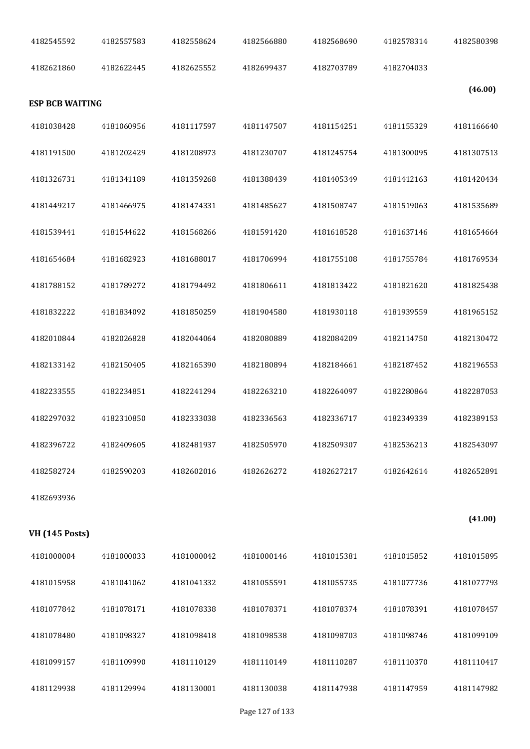| | | | | | | |
|---|---|---|---|---|---|---|
| 4182545592 | 4182557583 | 4182558624 | 4182566880 | 4182568690 | 4182578314 | 4182580398 |
| 4182621860 | 4182622445 | 4182625552 | 4182699437 | 4182703789 | 4182704033 | |

**(46.00)**

**ESP BCB WAITING**

| | | | | | | |
|---|---|---|---|---|---|---|
| 4181038428 | 4181060956 | 4181117597 | 4181147507 | 4181154251 | 4181155329 | 4181166640 |
| 4181191500 | 4181202429 | 4181208973 | 4181230707 | 4181245754 | 4181300095 | 4181307513 |
| 4181326731 | 4181341189 | 4181359268 | 4181388439 | 4181405349 | 4181412163 | 4181420434 |
| 4181449217 | 4181466975 | 4181474331 | 4181485627 | 4181508747 | 4181519063 | 4181535689 |
| 4181539441 | 4181544622 | 4181568266 | 4181591420 | 4181618528 | 4181637146 | 4181654664 |
| 4181654684 | 4181682923 | 4181688017 | 4181706994 | 4181755108 | 4181755784 | 4181769534 |
| 4181788152 | 4181789272 | 4181794492 | 4181806611 | 4181813422 | 4181821620 | 4181825438 |
| 4181832222 | 4181834092 | 4181850259 | 4181904580 | 4181930118 | 4181939559 | 4181965152 |
| 4182010844 | 4182026828 | 4182044064 | 4182080889 | 4182084209 | 4182114750 | 4182130472 |
| 4182133142 | 4182150405 | 4182165390 | 4182180894 | 4182184661 | 4182187452 | 4182196553 |
| 4182233555 | 4182234851 | 4182241294 | 4182263210 | 4182264097 | 4182280864 | 4182287053 |
| 4182297032 | 4182310850 | 4182333038 | 4182336563 | 4182336717 | 4182349339 | 4182389153 |
| 4182396722 | 4182409605 | 4182481937 | 4182505970 | 4182509307 | 4182536213 | 4182543097 |
| 4182582724 | 4182590203 | 4182602016 | 4182626272 | 4182627217 | 4182642614 | 4182652891 |
| 4182693936 | | | | | | |

**(41.00)**

**VH (145 Posts)**

| | | | | | | |
|---|---|---|---|---|---|---|
| 4181000004 | 4181000033 | 4181000042 | 4181000146 | 4181015381 | 4181015852 | 4181015895 |
| 4181015958 | 4181041062 | 4181041332 | 4181055591 | 4181055735 | 4181077736 | 4181077793 |
| 4181077842 | 4181078171 | 4181078338 | 4181078371 | 4181078374 | 4181078391 | 4181078457 |
| 4181078480 | 4181098327 | 4181098418 | 4181098538 | 4181098703 | 4181098746 | 4181099109 |
| 4181099157 | 4181109990 | 4181110129 | 4181110149 | 4181110287 | 4181110370 | 4181110417 |
| 4181129938 | 4181129994 | 4181130001 | 4181130038 | 4181147938 | 4181147959 | 4181147982 |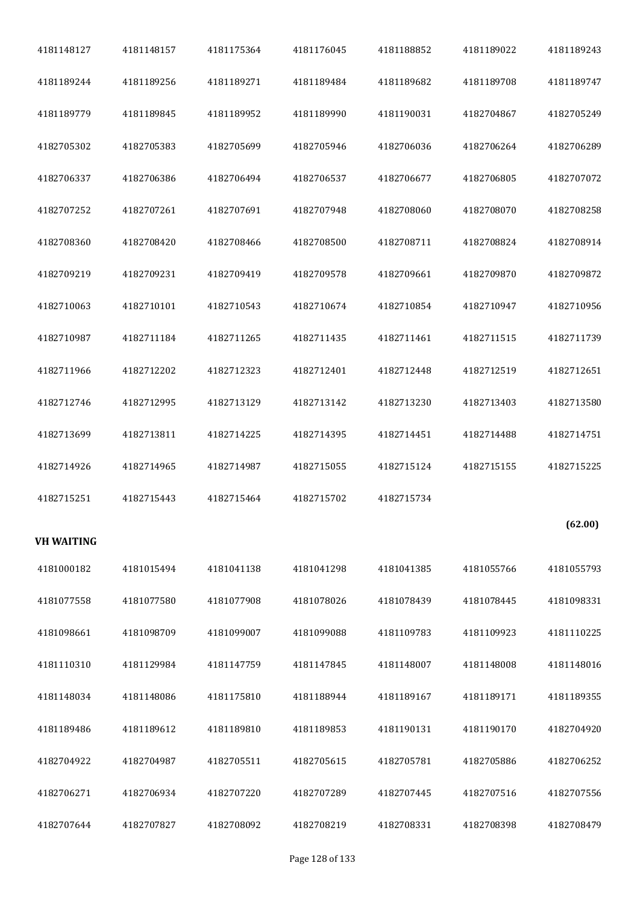| | | | | | | |
|---|---|---|---|---|---|---|
| 4181148127 | 4181148157 | 4181175364 | 4181176045 | 4181188852 | 4181189022 | 4181189243 |
| 4181189244 | 4181189256 | 4181189271 | 4181189484 | 4181189682 | 4181189708 | 4181189747 |
| 4181189779 | 4181189845 | 4181189952 | 4181189990 | 4181190031 | 4182704867 | 4182705249 |
| 4182705302 | 4182705383 | 4182705699 | 4182705946 | 4182706036 | 4182706264 | 4182706289 |
| 4182706337 | 4182706386 | 4182706494 | 4182706537 | 4182706677 | 4182706805 | 4182707072 |
| 4182707252 | 4182707261 | 4182707691 | 4182707948 | 4182708060 | 4182708070 | 4182708258 |
| 4182708360 | 4182708420 | 4182708466 | 4182708500 | 4182708711 | 4182708824 | 4182708914 |
| 4182709219 | 4182709231 | 4182709419 | 4182709578 | 4182709661 | 4182709870 | 4182709872 |
| 4182710063 | 4182710101 | 4182710543 | 4182710674 | 4182710854 | 4182710947 | 4182710956 |
| 4182710987 | 4182711184 | 4182711265 | 4182711435 | 4182711461 | 4182711515 | 4182711739 |
| 4182711966 | 4182712202 | 4182712323 | 4182712401 | 4182712448 | 4182712519 | 4182712651 |
| 4182712746 | 4182712995 | 4182713129 | 4182713142 | 4182713230 | 4182713403 | 4182713580 |
| 4182713699 | 4182713811 | 4182714225 | 4182714395 | 4182714451 | 4182714488 | 4182714751 |
| 4182714926 | 4182714965 | 4182714987 | 4182715055 | 4182715124 | 4182715155 | 4182715225 |
| 4182715251 | 4182715443 | 4182715464 | 4182715702 | 4182715734 | | |

**(62.00)**

**VH WAITING**

| | | | | | | |
|---|---|---|---|---|---|---|
| 4181000182 | 4181015494 | 4181041138 | 4181041298 | 4181041385 | 4181055766 | 4181055793 |
| 4181077558 | 4181077580 | 4181077908 | 4181078026 | 4181078439 | 4181078445 | 4181098331 |
| 4181098661 | 4181098709 | 4181099007 | 4181099088 | 4181109783 | 4181109923 | 4181110225 |
| 4181110310 | 4181129984 | 4181147759 | 4181147845 | 4181148007 | 4181148008 | 4181148016 |
| 4181148034 | 4181148086 | 4181175810 | 4181188944 | 4181189167 | 4181189171 | 4181189355 |
| 4181189486 | 4181189612 | 4181189810 | 4181189853 | 4181190131 | 4181190170 | 4182704920 |
| 4182704922 | 4182704987 | 4182705511 | 4182705615 | 4182705781 | 4182705886 | 4182706252 |
| 4182706271 | 4182706934 | 4182707220 | 4182707289 | 4182707445 | 4182707516 | 4182707556 |
| 4182707644 | 4182707827 | 4182708092 | 4182708219 | 4182708331 | 4182708398 | 4182708479 |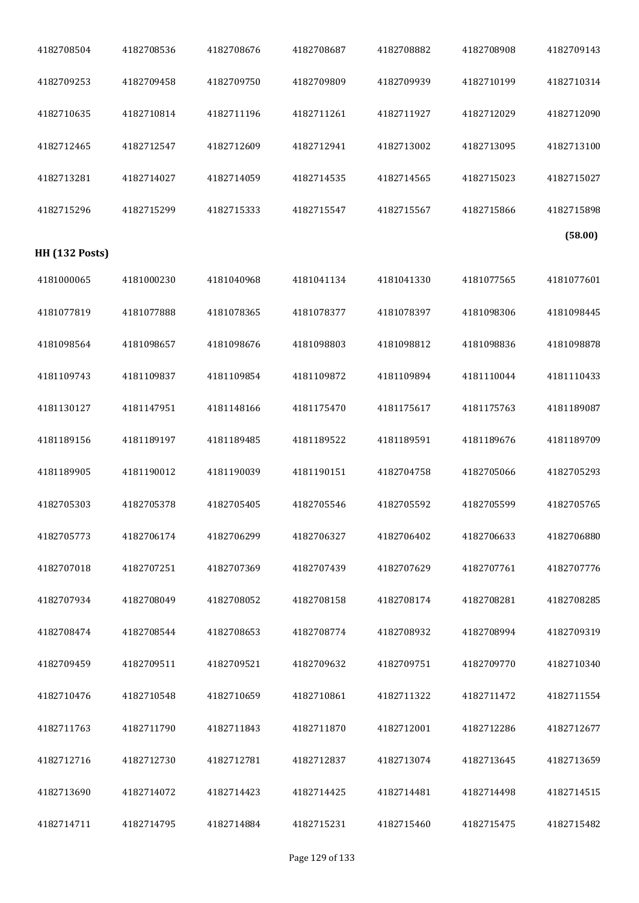| | | | | | | |
|---|---|---|---|---|---|---|
| 4182708504 | 4182708536 | 4182708676 | 4182708687 | 4182708882 | 4182708908 | 4182709143 |
| 4182709253 | 4182709458 | 4182709750 | 4182709809 | 4182709939 | 4182710199 | 4182710314 |
| 4182710635 | 4182710814 | 4182711196 | 4182711261 | 4182711927 | 4182712029 | 4182712090 |
| 4182712465 | 4182712547 | 4182712609 | 4182712941 | 4182713002 | 4182713095 | 4182713100 |
| 4182713281 | 4182714027 | 4182714059 | 4182714535 | 4182714565 | 4182715023 | 4182715027 |
| 4182715296 | 4182715299 | 4182715333 | 4182715547 | 4182715567 | 4182715866 | 4182715898 |

**(58.00)**

**HH (132 Posts)**

| | | | | | | |
|---|---|---|---|---|---|---|
| 4181000065 | 4181000230 | 4181040968 | 4181041134 | 4181041330 | 4181077565 | 4181077601 |
| 4181077819 | 4181077888 | 4181078365 | 4181078377 | 4181078397 | 4181098306 | 4181098445 |
| 4181098564 | 4181098657 | 4181098676 | 4181098803 | 4181098812 | 4181098836 | 4181098878 |
| 4181109743 | 4181109837 | 4181109854 | 4181109872 | 4181109894 | 4181110044 | 4181110433 |
| 4181130127 | 4181147951 | 4181148166 | 4181175470 | 4181175617 | 4181175763 | 4181189087 |
| 4181189156 | 4181189197 | 4181189485 | 4181189522 | 4181189591 | 4181189676 | 4181189709 |
| 4181189905 | 4181190012 | 4181190039 | 4181190151 | 4182704758 | 4182705066 | 4182705293 |
| 4182705303 | 4182705378 | 4182705405 | 4182705546 | 4182705592 | 4182705599 | 4182705765 |
| 4182705773 | 4182706174 | 4182706299 | 4182706327 | 4182706402 | 4182706633 | 4182706880 |
| 4182707018 | 4182707251 | 4182707369 | 4182707439 | 4182707629 | 4182707761 | 4182707776 |
| 4182707934 | 4182708049 | 4182708052 | 4182708158 | 4182708174 | 4182708281 | 4182708285 |
| 4182708474 | 4182708544 | 4182708653 | 4182708774 | 4182708932 | 4182708994 | 4182709319 |
| 4182709459 | 4182709511 | 4182709521 | 4182709632 | 4182709751 | 4182709770 | 4182710340 |
| 4182710476 | 4182710548 | 4182710659 | 4182710861 | 4182711322 | 4182711472 | 4182711554 |
| 4182711763 | 4182711790 | 4182711843 | 4182711870 | 4182712001 | 4182712286 | 4182712677 |
| 4182712716 | 4182712730 | 4182712781 | 4182712837 | 4182713074 | 4182713645 | 4182713659 |
| 4182713690 | 4182714072 | 4182714423 | 4182714425 | 4182714481 | 4182714498 | 4182714515 |
| 4182714711 | 4182714795 | 4182714884 | 4182715231 | 4182715460 | 4182715475 | 4182715482 |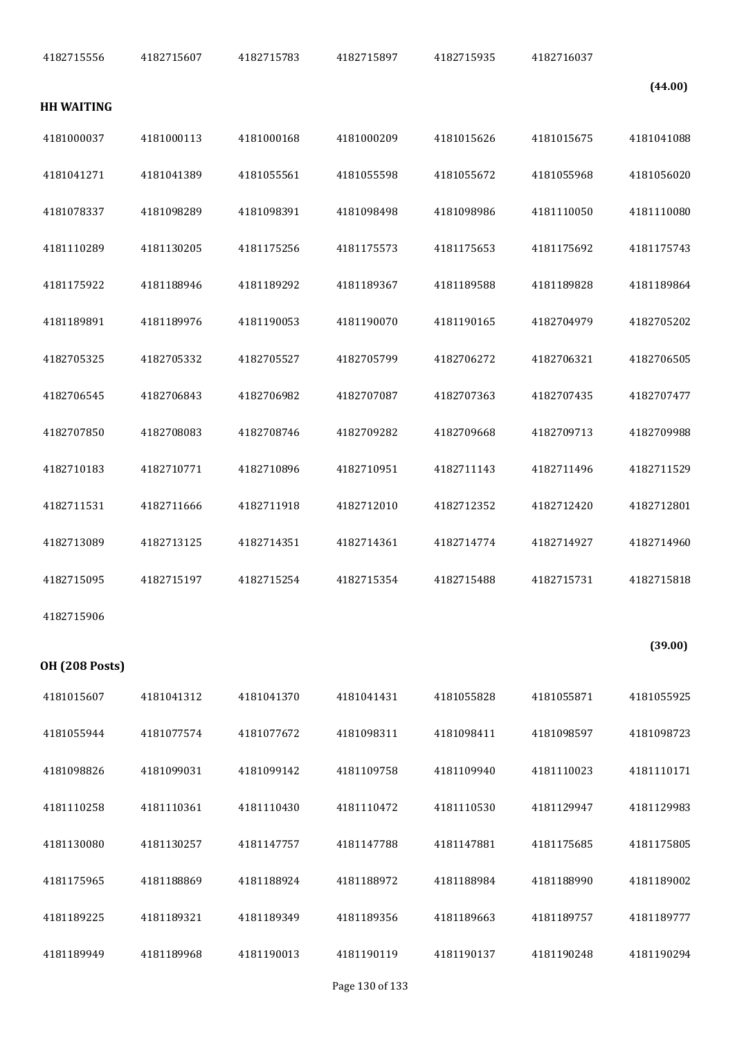| | | | | | | |
|---|---|---|---|---|---|---|
| 4182715556 | 4182715607 | 4182715783 | 4182715897 | 4182715935 | 4182716037 | |

**(44.00)**

**HH WAITING**

| | | | | | | |
|---|---|---|---|---|---|---|
| 4181000037 | 4181000113 | 4181000168 | 4181000209 | 4181015626 | 4181015675 | 4181041088 |
| 4181041271 | 4181041389 | 4181055561 | 4181055598 | 4181055672 | 4181055968 | 4181056020 |
| 4181078337 | 4181098289 | 4181098391 | 4181098498 | 4181098986 | 4181110050 | 4181110080 |
| 4181110289 | 4181130205 | 4181175256 | 4181175573 | 4181175653 | 4181175692 | 4181175743 |
| 4181175922 | 4181188946 | 4181189292 | 4181189367 | 4181189588 | 4181189828 | 4181189864 |
| 4181189891 | 4181189976 | 4181190053 | 4181190070 | 4181190165 | 4182704979 | 4182705202 |
| 4182705325 | 4182705332 | 4182705527 | 4182705799 | 4182706272 | 4182706321 | 4182706505 |
| 4182706545 | 4182706843 | 4182706982 | 4182707087 | 4182707363 | 4182707435 | 4182707477 |
| 4182707850 | 4182708083 | 4182708746 | 4182709282 | 4182709668 | 4182709713 | 4182709988 |
| 4182710183 | 4182710771 | 4182710896 | 4182710951 | 4182711143 | 4182711496 | 4182711529 |
| 4182711531 | 4182711666 | 4182711918 | 4182712010 | 4182712352 | 4182712420 | 4182712801 |
| 4182713089 | 4182713125 | 4182714351 | 4182714361 | 4182714774 | 4182714927 | 4182714960 |
| 4182715095 | 4182715197 | 4182715254 | 4182715354 | 4182715488 | 4182715731 | 4182715818 |
| 4182715906 | | | | | | |

**(39.00)**

**OH (208 Posts)**

| | | | | | | |
|---|---|---|---|---|---|---|
| 4181015607 | 4181041312 | 4181041370 | 4181041431 | 4181055828 | 4181055871 | 4181055925 |
| 4181055944 | 4181077574 | 4181077672 | 4181098311 | 4181098411 | 4181098597 | 4181098723 |
| 4181098826 | 4181099031 | 4181099142 | 4181109758 | 4181109940 | 4181110023 | 4181110171 |
| 4181110258 | 4181110361 | 4181110430 | 4181110472 | 4181110530 | 4181129947 | 4181129983 |
| 4181130080 | 4181130257 | 4181147757 | 4181147788 | 4181147881 | 4181175685 | 4181175805 |
| 4181175965 | 4181188869 | 4181188924 | 4181188972 | 4181188984 | 4181188990 | 4181189002 |
| 4181189225 | 4181189321 | 4181189349 | 4181189356 | 4181189663 | 4181189757 | 4181189777 |
| 4181189949 | 4181189968 | 4181190013 | 4181190119 | 4181190137 | 4181190248 | 4181190294 |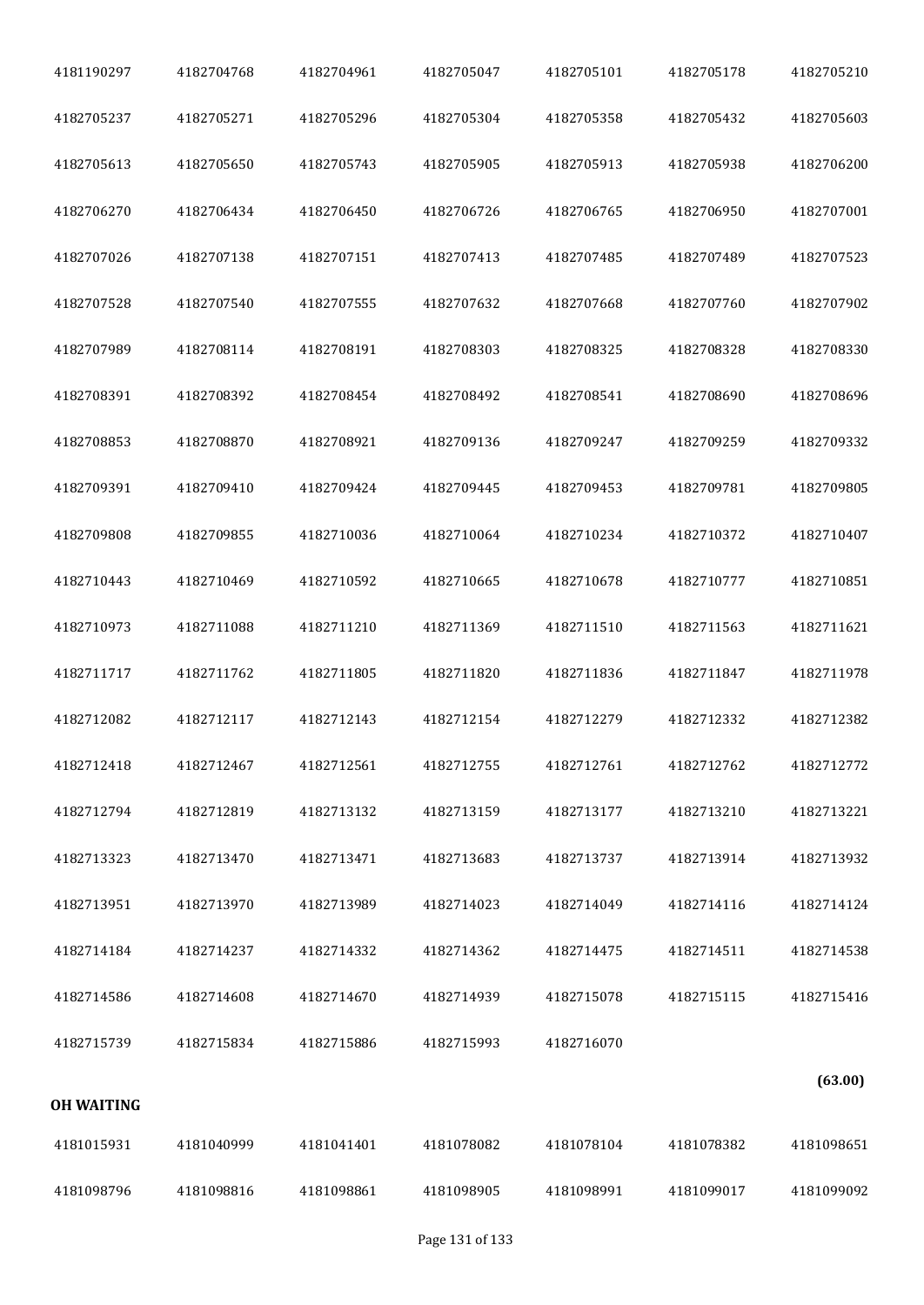| | | | | | | |
|---|---|---|---|---|---|---|
| 4181190297 | 4182704768 | 4182704961 | 4182705047 | 4182705101 | 4182705178 | 4182705210 |
| 4182705237 | 4182705271 | 4182705296 | 4182705304 | 4182705358 | 4182705432 | 4182705603 |
| 4182705613 | 4182705650 | 4182705743 | 4182705905 | 4182705913 | 4182705938 | 4182706200 |
| 4182706270 | 4182706434 | 4182706450 | 4182706726 | 4182706765 | 4182706950 | 4182707001 |
| 4182707026 | 4182707138 | 4182707151 | 4182707413 | 4182707485 | 4182707489 | 4182707523 |
| 4182707528 | 4182707540 | 4182707555 | 4182707632 | 4182707668 | 4182707760 | 4182707902 |
| 4182707989 | 4182708114 | 4182708191 | 4182708303 | 4182708325 | 4182708328 | 4182708330 |
| 4182708391 | 4182708392 | 4182708454 | 4182708492 | 4182708541 | 4182708690 | 4182708696 |
| 4182708853 | 4182708870 | 4182708921 | 4182709136 | 4182709247 | 4182709259 | 4182709332 |
| 4182709391 | 4182709410 | 4182709424 | 4182709445 | 4182709453 | 4182709781 | 4182709805 |
| 4182709808 | 4182709855 | 4182710036 | 4182710064 | 4182710234 | 4182710372 | 4182710407 |
| 4182710443 | 4182710469 | 4182710592 | 4182710665 | 4182710678 | 4182710777 | 4182710851 |
| 4182710973 | 4182711088 | 4182711210 | 4182711369 | 4182711510 | 4182711563 | 4182711621 |
| 4182711717 | 4182711762 | 4182711805 | 4182711820 | 4182711836 | 4182711847 | 4182711978 |
| 4182712082 | 4182712117 | 4182712143 | 4182712154 | 4182712279 | 4182712332 | 4182712382 |
| 4182712418 | 4182712467 | 4182712561 | 4182712755 | 4182712761 | 4182712762 | 4182712772 |
| 4182712794 | 4182712819 | 4182713132 | 4182713159 | 4182713177 | 4182713210 | 4182713221 |
| 4182713323 | 4182713470 | 4182713471 | 4182713683 | 4182713737 | 4182713914 | 4182713932 |
| 4182713951 | 4182713970 | 4182713989 | 4182714023 | 4182714049 | 4182714116 | 4182714124 |
| 4182714184 | 4182714237 | 4182714332 | 4182714362 | 4182714475 | 4182714511 | 4182714538 |
| 4182714586 | 4182714608 | 4182714670 | 4182714939 | 4182715078 | 4182715115 | 4182715416 |
| 4182715739 | 4182715834 | 4182715886 | 4182715993 | 4182716070 | | |

**(63.00)**

**OH WAITING**

| | | | | | | |
|---|---|---|---|---|---|---|
| 4181015931 | 4181040999 | 4181041401 | 4181078082 | 4181078104 | 4181078382 | 4181098651 |
| 4181098796 | 4181098816 | 4181098861 | 4181098905 | 4181098991 | 4181099017 | 4181099092 |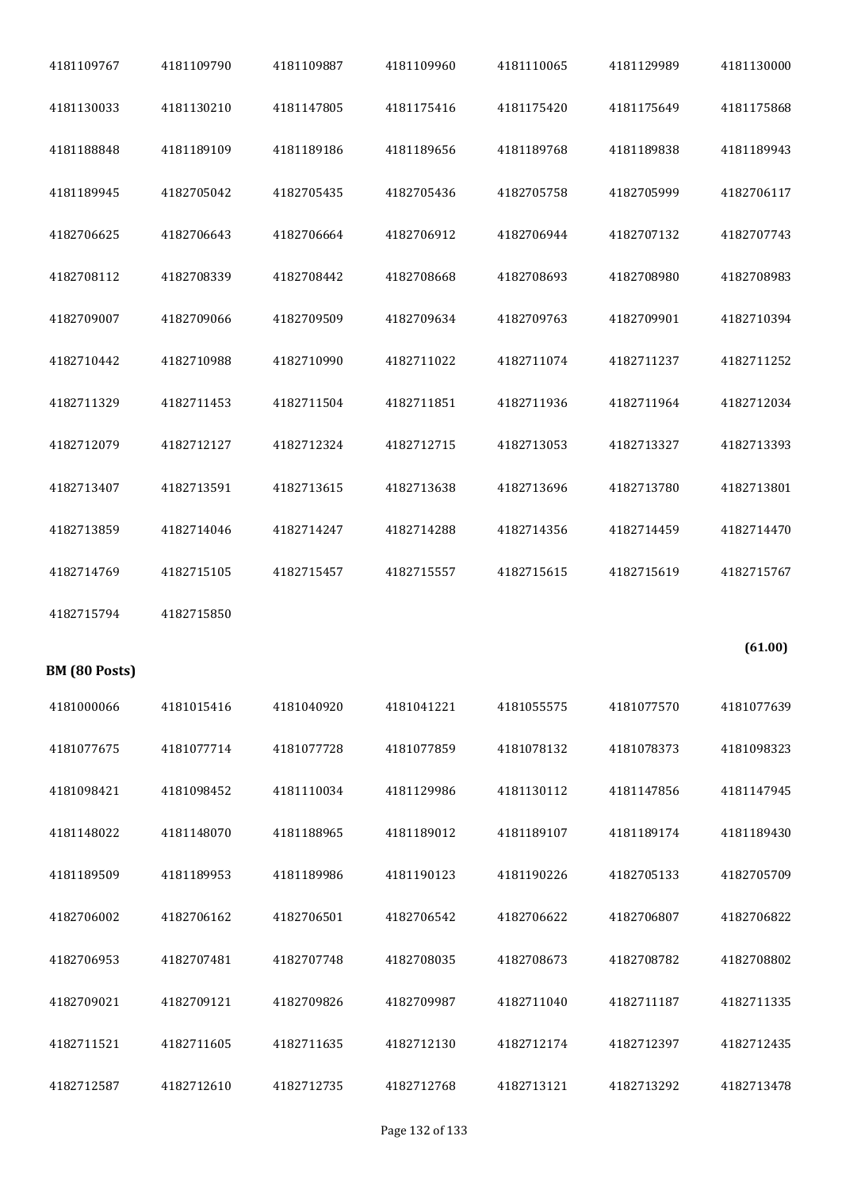| | | | | | | |
|---|---|---|---|---|---|---|
| 4181109767 | 4181109790 | 4181109887 | 4181109960 | 4181110065 | 4181129989 | 4181130000 |
| 4181130033 | 4181130210 | 4181147805 | 4181175416 | 4181175420 | 4181175649 | 4181175868 |
| 4181188848 | 4181189109 | 4181189186 | 4181189656 | 4181189768 | 4181189838 | 4181189943 |
| 4181189945 | 4182705042 | 4182705435 | 4182705436 | 4182705758 | 4182705999 | 4182706117 |
| 4182706625 | 4182706643 | 4182706664 | 4182706912 | 4182706944 | 4182707132 | 4182707743 |
| 4182708112 | 4182708339 | 4182708442 | 4182708668 | 4182708693 | 4182708980 | 4182708983 |
| 4182709007 | 4182709066 | 4182709509 | 4182709634 | 4182709763 | 4182709901 | 4182710394 |
| 4182710442 | 4182710988 | 4182710990 | 4182711022 | 4182711074 | 4182711237 | 4182711252 |
| 4182711329 | 4182711453 | 4182711504 | 4182711851 | 4182711936 | 4182711964 | 4182712034 |
| 4182712079 | 4182712127 | 4182712324 | 4182712715 | 4182713053 | 4182713327 | 4182713393 |
| 4182713407 | 4182713591 | 4182713615 | 4182713638 | 4182713696 | 4182713780 | 4182713801 |
| 4182713859 | 4182714046 | 4182714247 | 4182714288 | 4182714356 | 4182714459 | 4182714470 |
| 4182714769 | 4182715105 | 4182715457 | 4182715557 | 4182715615 | 4182715619 | 4182715767 |
| 4182715794 | 4182715850 | | | | | |

**(61.00)**

**BM (80 Posts)**

| | | | | | | |
|---|---|---|---|---|---|---|
| 4181000066 | 4181015416 | 4181040920 | 4181041221 | 4181055575 | 4181077570 | 4181077639 |
| 4181077675 | 4181077714 | 4181077728 | 4181077859 | 4181078132 | 4181078373 | 4181098323 |
| 4181098421 | 4181098452 | 4181110034 | 4181129986 | 4181130112 | 4181147856 | 4181147945 |
| 4181148022 | 4181148070 | 4181188965 | 4181189012 | 4181189107 | 4181189174 | 4181189430 |
| 4181189509 | 4181189953 | 4181189986 | 4181190123 | 4181190226 | 4182705133 | 4182705709 |
| 4182706002 | 4182706162 | 4182706501 | 4182706542 | 4182706622 | 4182706807 | 4182706822 |
| 4182706953 | 4182707481 | 4182707748 | 4182708035 | 4182708673 | 4182708782 | 4182708802 |
| 4182709021 | 4182709121 | 4182709826 | 4182709987 | 4182711040 | 4182711187 | 4182711335 |
| 4182711521 | 4182711605 | 4182711635 | 4182712130 | 4182712174 | 4182712397 | 4182712435 |
| 4182712587 | 4182712610 | 4182712735 | 4182712768 | 4182713121 | 4182713292 | 4182713478 |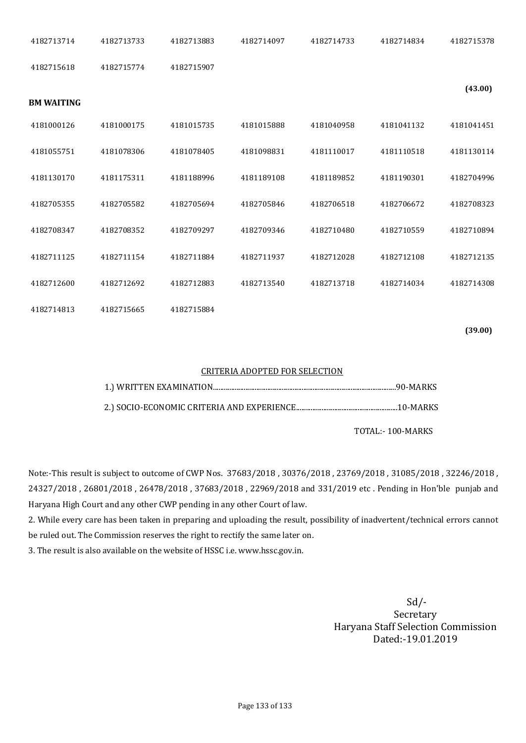| | | | | | | |
|---|---|---|---|---|---|---|
| 4182713714 | 4182713733 | 4182713883 | 4182714097 | 4182714733 | 4182714834 | 4182715378 |
| 4182715618 | 4182715774 | 4182715907 | | | | |

**(43.00)**

**BM WAITING**

| | | | | | | |
|---|---|---|---|---|---|---|
| 4181000126 | 4181000175 | 4181015735 | 4181015888 | 4181040958 | 4181041132 | 4181041451 |
| 4181055751 | 4181078306 | 4181078405 | 4181098831 | 4181110017 | 4181110518 | 4181130114 |
| 4181130170 | 4181175311 | 4181188996 | 4181189108 | 4181189852 | 4181190301 | 4182704996 |
| 4182705355 | 4182705582 | 4182705694 | 4182705846 | 4182706518 | 4182706672 | 4182708323 |
| 4182708347 | 4182708352 | 4182709297 | 4182709346 | 4182710480 | 4182710559 | 4182710894 |
| 4182711125 | 4182711154 | 4182711884 | 4182711937 | 4182712028 | 4182712108 | 4182712135 |
| 4182712600 | 4182712692 | 4182712883 | 4182713540 | 4182713718 | 4182714034 | 4182714308 |
| 4182714813 | 4182715665 | 4182715884 | | | | |

**(39.00)**

CRITERIA ADOPTED FOR SELECTION

1.) WRITTEN EXAMINATION.......................................................................................................90-MARKS

2.) SOCIO-ECONOMIC CRITERIA AND EXPERIENCE.........................................................10-MARKS

TOTAL:- 100-MARKS

Note:-This result is subject to outcome of CWP Nos. 37683/2018 , 30376/2018 , 23769/2018 , 31085/2018 , 32246/2018 , 24327/2018 , 26801/2018 , 26478/2018 , 37683/2018 , 22969/2018 and 331/2019 etc . Pending in Hon'ble punjab and Haryana High Court and any other CWP pending in any other Court of law.

2. While every care has been taken in preparing and uploading the result, possibility of inadvertent/technical errors cannot be ruled out. The Commission reserves the right to rectify the same later on.

3. The result is also available on the website of HSSC i.e. www.hssc.gov.in.

Sd/-
Secretary
Haryana Staff Selection Commission
Dated:-19.01.2019